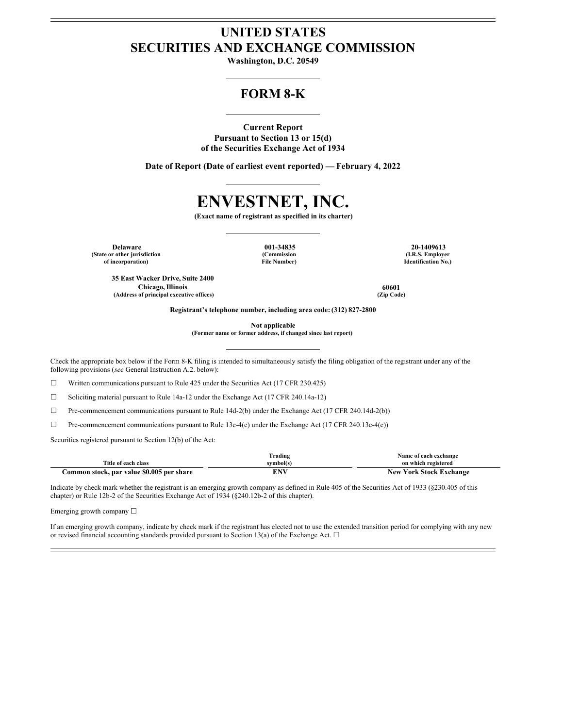# UNITED STATES
# SECURITIES AND EXCHANGE COMMISSION

**Washington, D.C. 20549**

## FORM 8-K

**Current Report**
**Pursuant to Section 13 or 15(d)**
**of the Securities Exchange Act of 1934**

**Date of Report (Date of earliest event reported) — February 4, 2022**

# ENVESTNET, INC.

**(Exact name of registrant as specified in its charter)**

| Delaware | 001-34835 | 20-1409613 |
|---|---|---|
| (State or other jurisdiction of incorporation) | (Commission File Number) | (I.R.S. Employer Identification No.) |

| 35 East Wacker Drive, Suite 2400 Chicago, Illinois | 60601 |
|---|---|
| (Address of principal executive offices) | (Zip Code) |

**Registrant's telephone number, including area code: (312) 827-2800**

**Not applicable**
**(Former name or former address, if changed since last report)**

Check the appropriate box below if the Form 8-K filing is intended to simultaneously satisfy the filing obligation of the registrant under any of the following provisions (*see* General Instruction A.2. below):

☐ Written communications pursuant to Rule 425 under the Securities Act (17 CFR 230.425)

☐ Soliciting material pursuant to Rule 14a-12 under the Exchange Act (17 CFR 240.14a-12)

☐ Pre-commencement communications pursuant to Rule 14d-2(b) under the Exchange Act (17 CFR 240.14d-2(b))

☐ Pre-commencement communications pursuant to Rule 13e-4(c) under the Exchange Act (17 CFR 240.13e-4(c))

Securities registered pursuant to Section 12(b) of the Act:

| Title of each class | Trading symbol(s) | Name of each exchange on which registered |
|---|---|---|
| **Common stock, par value $0.005 per share** | **ENV** | **New York Stock Exchange** |

Indicate by check mark whether the registrant is an emerging growth company as defined in Rule 405 of the Securities Act of 1933 (§230.405 of this chapter) or Rule 12b-2 of the Securities Exchange Act of 1934 (§240.12b-2 of this chapter).

Emerging growth company ☐

If an emerging growth company, indicate by check mark if the registrant has elected not to use the extended transition period for complying with any new or revised financial accounting standards provided pursuant to Section 13(a) of the Exchange Act. ☐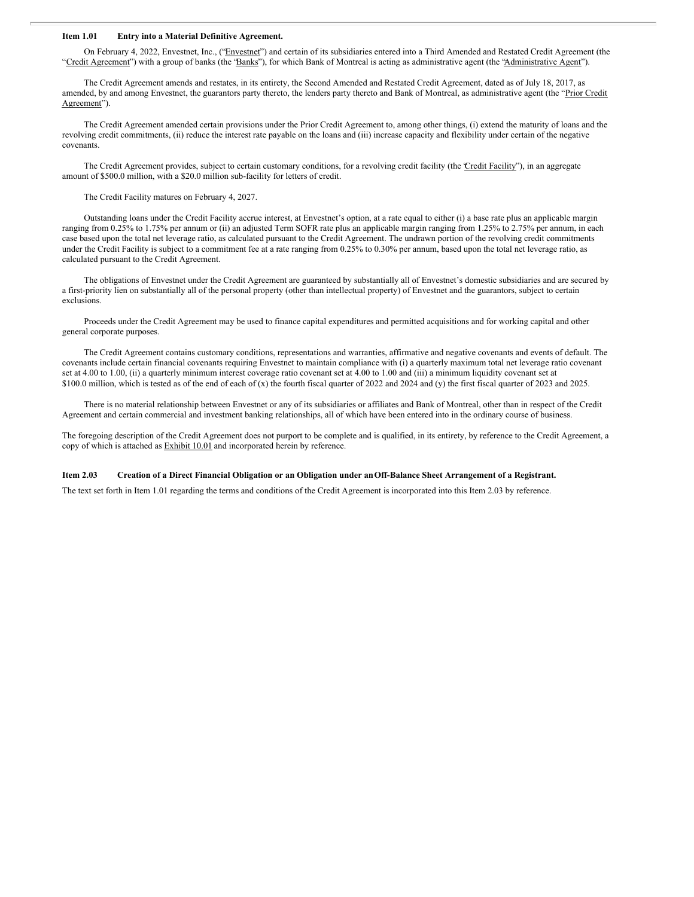**Item 1.01 Entry into a Material Definitive Agreement.**

On February 4, 2022, Envestnet, Inc., ("Envestnet") and certain of its subsidiaries entered into a Third Amended and Restated Credit Agreement (the "Credit Agreement") with a group of banks (the "Banks"), for which Bank of Montreal is acting as administrative agent (the "Administrative Agent").

The Credit Agreement amends and restates, in its entirety, the Second Amended and Restated Credit Agreement, dated as of July 18, 2017, as amended, by and among Envestnet, the guarantors party thereto, the lenders party thereto and Bank of Montreal, as administrative agent (the "Prior Credit Agreement").

The Credit Agreement amended certain provisions under the Prior Credit Agreement to, among other things, (i) extend the maturity of loans and the revolving credit commitments, (ii) reduce the interest rate payable on the loans and (iii) increase capacity and flexibility under certain of the negative covenants.

The Credit Agreement provides, subject to certain customary conditions, for a revolving credit facility (the "Credit Facility"), in an aggregate amount of $500.0 million, with a $20.0 million sub-facility for letters of credit.

The Credit Facility matures on February 4, 2027.

Outstanding loans under the Credit Facility accrue interest, at Envestnet's option, at a rate equal to either (i) a base rate plus an applicable margin ranging from 0.25% to 1.75% per annum or (ii) an adjusted Term SOFR rate plus an applicable margin ranging from 1.25% to 2.75% per annum, in each case based upon the total net leverage ratio, as calculated pursuant to the Credit Agreement. The undrawn portion of the revolving credit commitments under the Credit Facility is subject to a commitment fee at a rate ranging from 0.25% to 0.30% per annum, based upon the total net leverage ratio, as calculated pursuant to the Credit Agreement.

The obligations of Envestnet under the Credit Agreement are guaranteed by substantially all of Envestnet's domestic subsidiaries and are secured by a first-priority lien on substantially all of the personal property (other than intellectual property) of Envestnet and the guarantors, subject to certain exclusions.

Proceeds under the Credit Agreement may be used to finance capital expenditures and permitted acquisitions and for working capital and other general corporate purposes.

The Credit Agreement contains customary conditions, representations and warranties, affirmative and negative covenants and events of default. The covenants include certain financial covenants requiring Envestnet to maintain compliance with (i) a quarterly maximum total net leverage ratio covenant set at 4.00 to 1.00, (ii) a quarterly minimum interest coverage ratio covenant set at 4.00 to 1.00 and (iii) a minimum liquidity covenant set at $100.0 million, which is tested as of the end of each of (x) the fourth fiscal quarter of 2022 and 2024 and (y) the first fiscal quarter of 2023 and 2025.

There is no material relationship between Envestnet or any of its subsidiaries or affiliates and Bank of Montreal, other than in respect of the Credit Agreement and certain commercial and investment banking relationships, all of which have been entered into in the ordinary course of business.

The foregoing description of the Credit Agreement does not purport to be complete and is qualified, in its entirety, by reference to the Credit Agreement, a copy of which is attached as Exhibit 10.01 and incorporated herein by reference.

**Item 2.03 Creation of a Direct Financial Obligation or an Obligation under an Off-Balance Sheet Arrangement of a Registrant.**

The text set forth in Item 1.01 regarding the terms and conditions of the Credit Agreement is incorporated into this Item 2.03 by reference.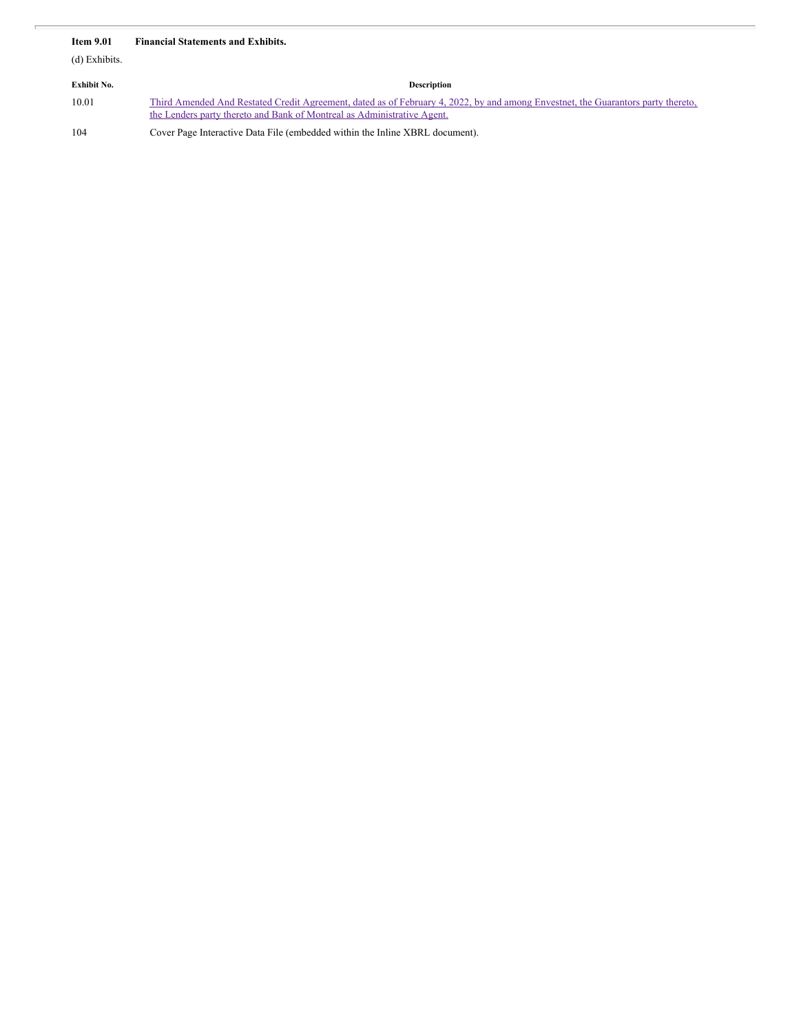**Item 9.01 Financial Statements and Exhibits.**

(d) Exhibits.

| Exhibit No. | Description |
|---|---|
| 10.01 | Third Amended And Restated Credit Agreement, dated as of February 4, 2022, by and among Envestnet, the Guarantors party thereto, the Lenders party thereto and Bank of Montreal as Administrative Agent. |
| 104 | Cover Page Interactive Data File (embedded within the Inline XBRL document). |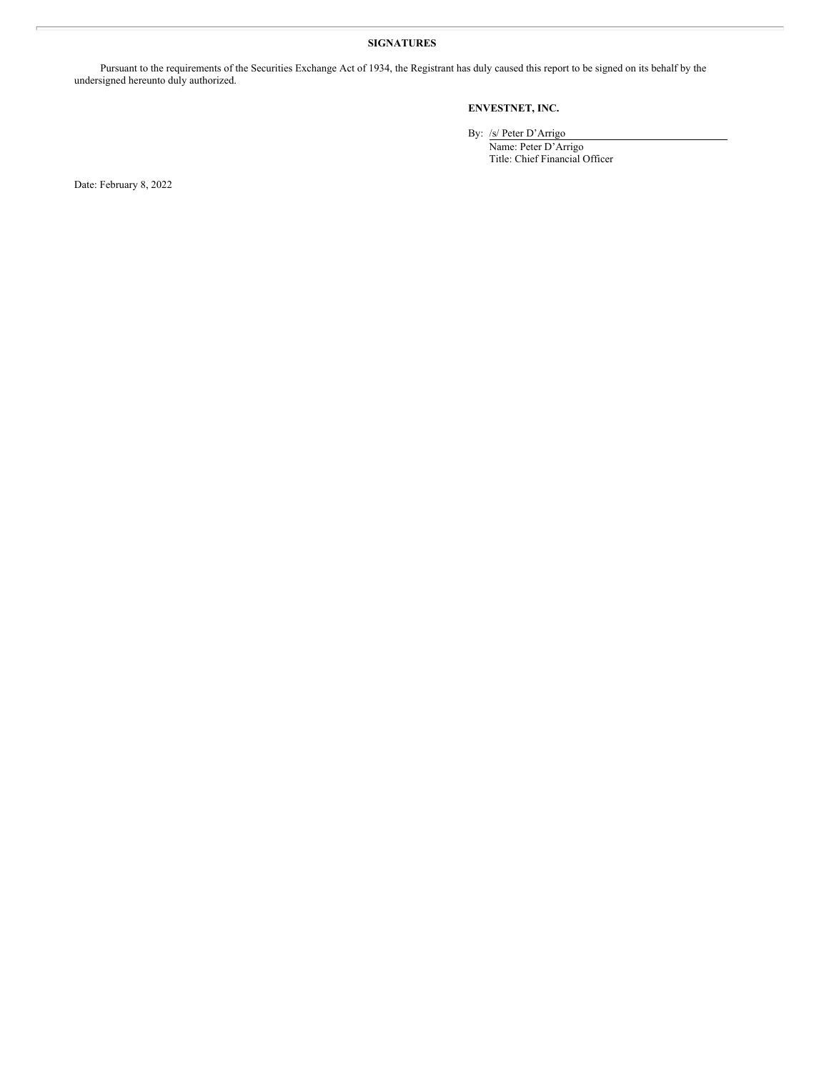**SIGNATURES**

Pursuant to the requirements of the Securities Exchange Act of 1934, the Registrant has duly caused this report to be signed on its behalf by the undersigned hereunto duly authorized.

**ENVESTNET, INC.**

By: /s/ Peter D'Arrigo
Name: Peter D'Arrigo
Title: Chief Financial Officer

Date: February 8, 2022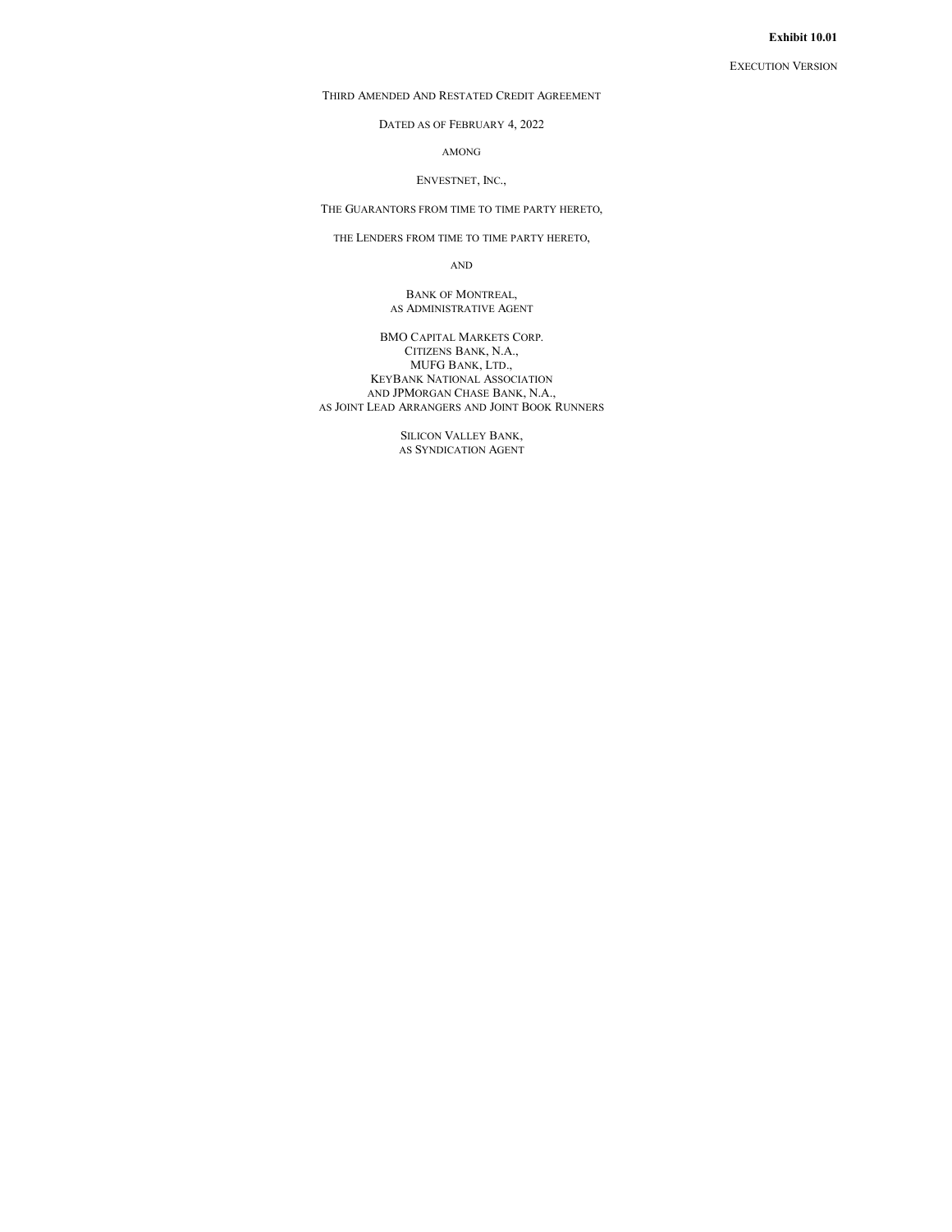**Exhibit 10.01**

EXECUTION VERSION

THIRD AMENDED AND RESTATED CREDIT AGREEMENT

DATED AS OF FEBRUARY 4, 2022

AMONG

ENVESTNET, INC.,

THE GUARANTORS FROM TIME TO TIME PARTY HERETO,

THE LENDERS FROM TIME TO TIME PARTY HERETO,

AND

BANK OF MONTREAL,
AS ADMINISTRATIVE AGENT

BMO CAPITAL MARKETS CORP.
CITIZENS BANK, N.A.,
MUFG BANK, LTD.,
KEYBANK NATIONAL ASSOCIATION
AND JPMORGAN CHASE BANK, N.A.,
AS JOINT LEAD ARRANGERS AND JOINT BOOK RUNNERS

SILICON VALLEY BANK,
AS SYNDICATION AGENT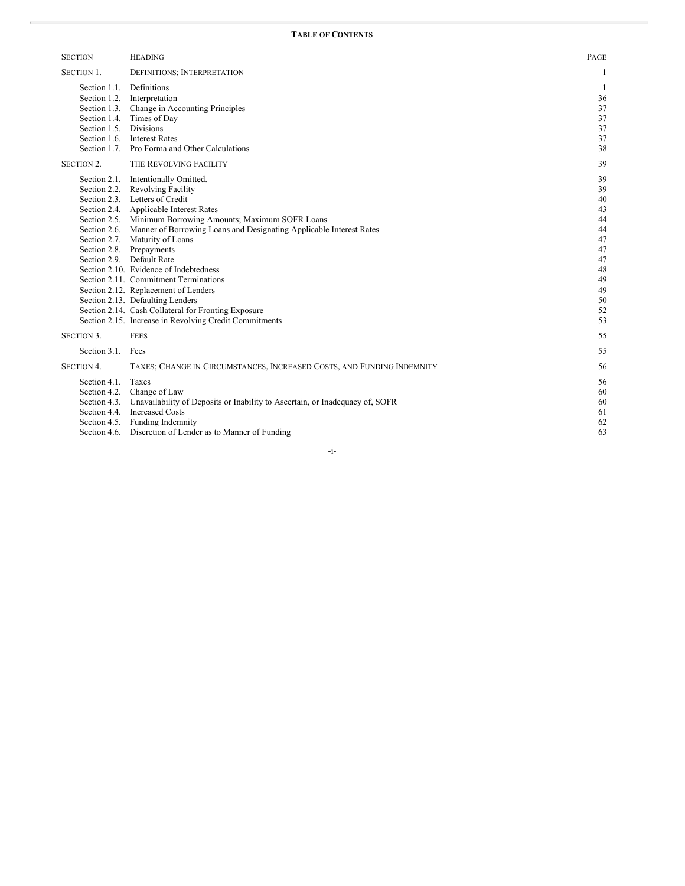**TABLE OF CONTENTS**

| SECTION | HEADING | PAGE |
| --- | --- | --- |
| SECTION 1. | DEFINITIONS; INTERPRETATION | 1 |
| Section 1.1. | Definitions | 1 |
| Section 1.2. | Interpretation | 36 |
| Section 1.3. | Change in Accounting Principles | 37 |
| Section 1.4. | Times of Day | 37 |
| Section 1.5. | Divisions | 37 |
| Section 1.6. | Interest Rates | 37 |
| Section 1.7. | Pro Forma and Other Calculations | 38 |
| SECTION 2. | THE REVOLVING FACILITY | 39 |
| Section 2.1. | Intentionally Omitted. | 39 |
| Section 2.2. | Revolving Facility | 39 |
| Section 2.3. | Letters of Credit | 40 |
| Section 2.4. | Applicable Interest Rates | 43 |
| Section 2.5. | Minimum Borrowing Amounts; Maximum SOFR Loans | 44 |
| Section 2.6. | Manner of Borrowing Loans and Designating Applicable Interest Rates | 44 |
| Section 2.7. | Maturity of Loans | 47 |
| Section 2.8. | Prepayments | 47 |
| Section 2.9. | Default Rate | 47 |
| Section 2.10. | Evidence of Indebtedness | 48 |
| Section 2.11. | Commitment Terminations | 49 |
| Section 2.12. | Replacement of Lenders | 49 |
| Section 2.13. | Defaulting Lenders | 50 |
| Section 2.14. | Cash Collateral for Fronting Exposure | 52 |
| Section 2.15. | Increase in Revolving Credit Commitments | 53 |
| SECTION 3. | FEES | 55 |
| Section 3.1. | Fees | 55 |
| SECTION 4. | TAXES; CHANGE IN CIRCUMSTANCES, INCREASED COSTS, AND FUNDING INDEMNITY | 56 |
| Section 4.1. | Taxes | 56 |
| Section 4.2. | Change of Law | 60 |
| Section 4.3. | Unavailability of Deposits or Inability to Ascertain, or Inadequacy of, SOFR | 60 |
| Section 4.4. | Increased Costs | 61 |
| Section 4.5. | Funding Indemnity | 62 |
| Section 4.6. | Discretion of Lender as to Manner of Funding | 63 |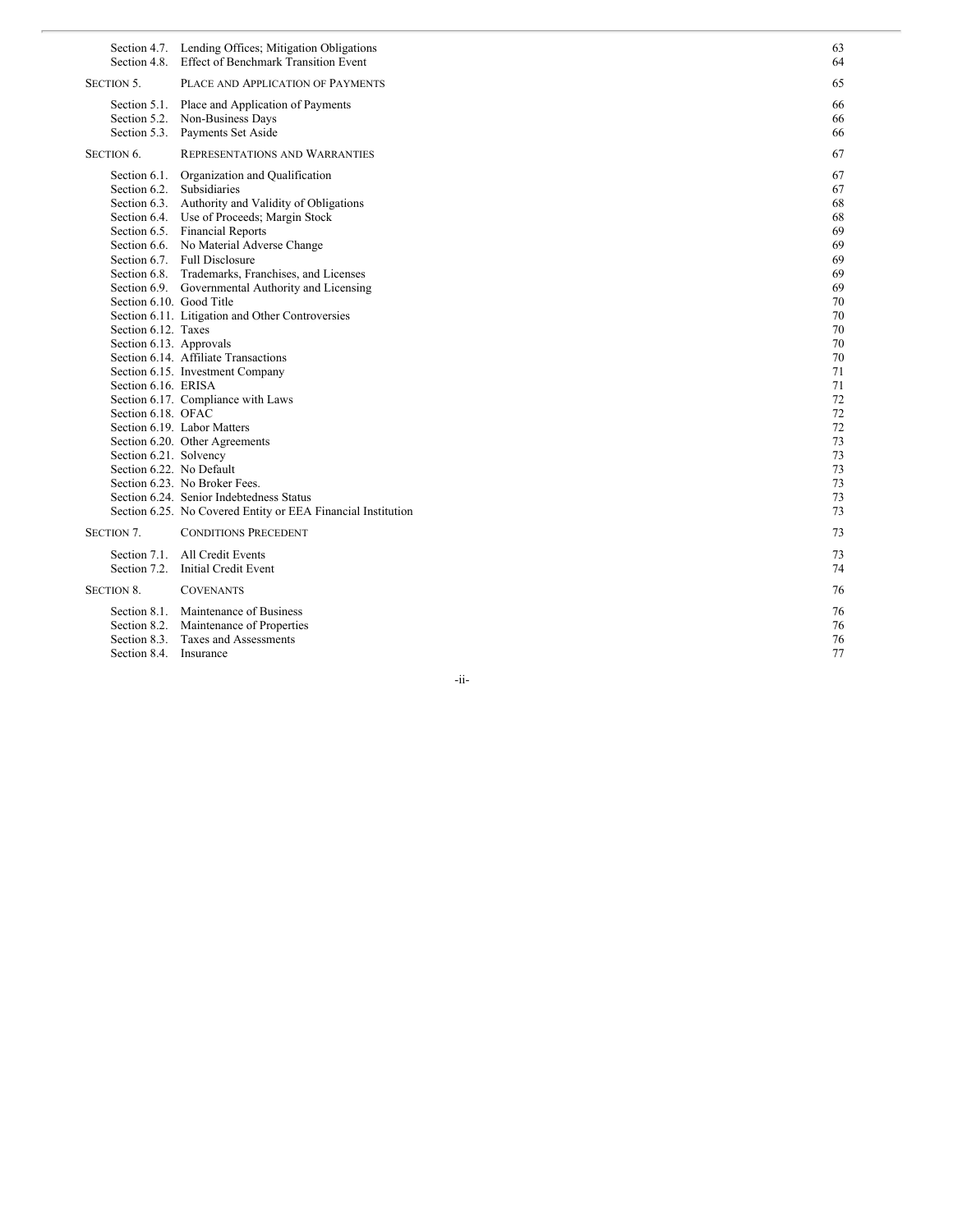| | | |
|---|---|---|
| Section 4.7. | Lending Offices; Mitigation Obligations | 63 |
| Section 4.8. | Effect of Benchmark Transition Event | 64 |
| SECTION 5. | PLACE AND APPLICATION OF PAYMENTS | 65 |
| Section 5.1. | Place and Application of Payments | 66 |
| Section 5.2. | Non-Business Days | 66 |
| Section 5.3. | Payments Set Aside | 66 |
| SECTION 6. | REPRESENTATIONS AND WARRANTIES | 67 |
| Section 6.1. | Organization and Qualification | 67 |
| Section 6.2. | Subsidiaries | 67 |
| Section 6.3. | Authority and Validity of Obligations | 68 |
| Section 6.4. | Use of Proceeds; Margin Stock | 68 |
| Section 6.5. | Financial Reports | 69 |
| Section 6.6. | No Material Adverse Change | 69 |
| Section 6.7. | Full Disclosure | 69 |
| Section 6.8. | Trademarks, Franchises, and Licenses | 69 |
| Section 6.9. | Governmental Authority and Licensing | 69 |
| Section 6.10. | Good Title | 70 |
| Section 6.11. | Litigation and Other Controversies | 70 |
| Section 6.12. | Taxes | 70 |
| Section 6.13. | Approvals | 70 |
| Section 6.14. | Affiliate Transactions | 70 |
| Section 6.15. | Investment Company | 71 |
| Section 6.16. | ERISA | 71 |
| Section 6.17. | Compliance with Laws | 72 |
| Section 6.18. | OFAC | 72 |
| Section 6.19. | Labor Matters | 72 |
| Section 6.20. | Other Agreements | 73 |
| Section 6.21. | Solvency | 73 |
| Section 6.22. | No Default | 73 |
| Section 6.23. | No Broker Fees. | 73 |
| Section 6.24. | Senior Indebtedness Status | 73 |
| Section 6.25. | No Covered Entity or EEA Financial Institution | 73 |
| SECTION 7. | CONDITIONS PRECEDENT | 73 |
| Section 7.1. | All Credit Events | 73 |
| Section 7.2. | Initial Credit Event | 74 |
| SECTION 8. | COVENANTS | 76 |
| Section 8.1. | Maintenance of Business | 76 |
| Section 8.2. | Maintenance of Properties | 76 |
| Section 8.3. | Taxes and Assessments | 76 |
| Section 8.4. | Insurance | 77 |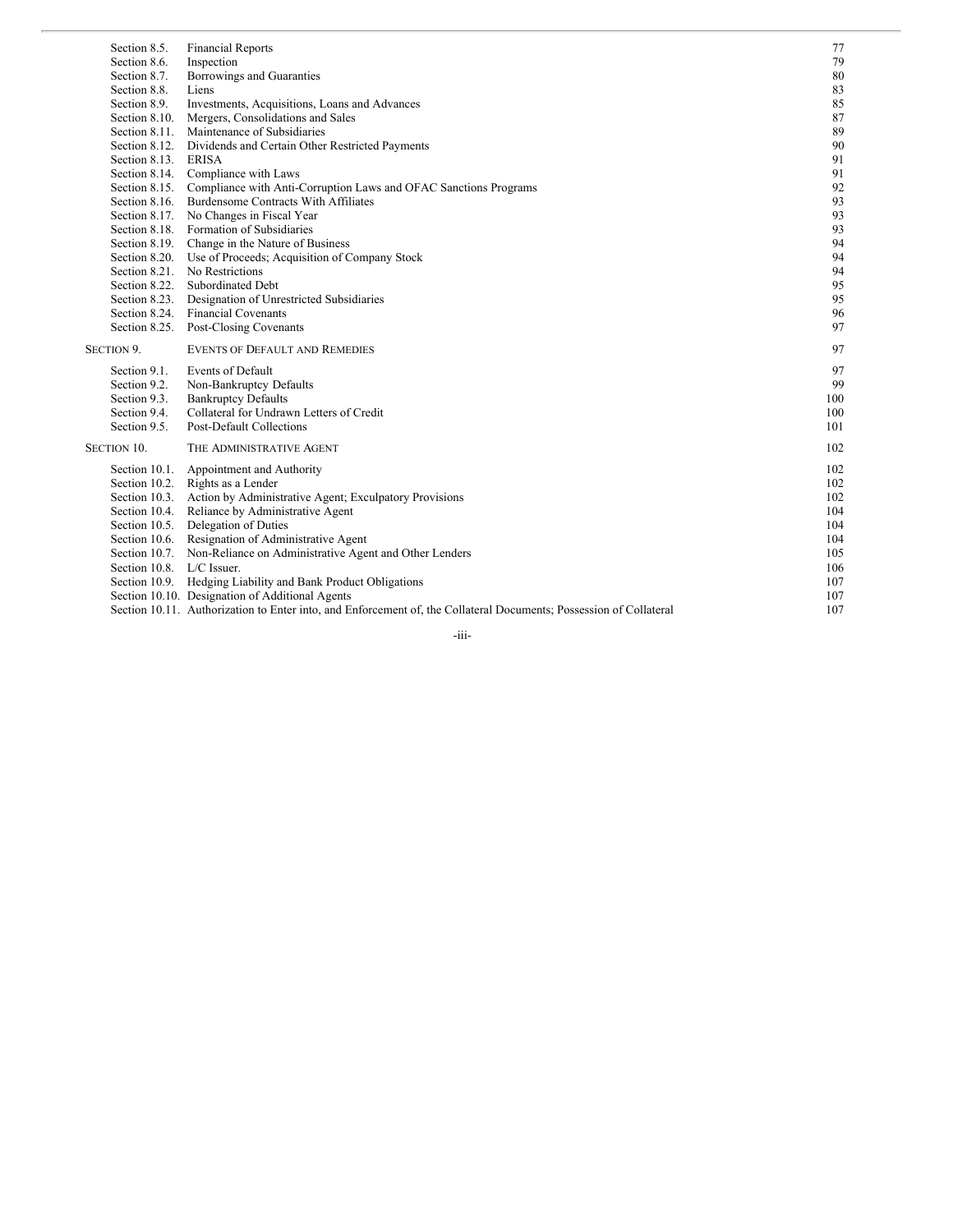| | | |
|---|---|---|
| Section 8.5. | Financial Reports | 77 |
| Section 8.6. | Inspection | 79 |
| Section 8.7. | Borrowings and Guaranties | 80 |
| Section 8.8. | Liens | 83 |
| Section 8.9. | Investments, Acquisitions, Loans and Advances | 85 |
| Section 8.10. | Mergers, Consolidations and Sales | 87 |
| Section 8.11. | Maintenance of Subsidiaries | 89 |
| Section 8.12. | Dividends and Certain Other Restricted Payments | 90 |
| Section 8.13. | ERISA | 91 |
| Section 8.14. | Compliance with Laws | 91 |
| Section 8.15. | Compliance with Anti-Corruption Laws and OFAC Sanctions Programs | 92 |
| Section 8.16. | Burdensome Contracts With Affiliates | 93 |
| Section 8.17. | No Changes in Fiscal Year | 93 |
| Section 8.18. | Formation of Subsidiaries | 93 |
| Section 8.19. | Change in the Nature of Business | 94 |
| Section 8.20. | Use of Proceeds; Acquisition of Company Stock | 94 |
| Section 8.21. | No Restrictions | 94 |
| Section 8.22. | Subordinated Debt | 95 |
| Section 8.23. | Designation of Unrestricted Subsidiaries | 95 |
| Section 8.24. | Financial Covenants | 96 |
| Section 8.25. | Post-Closing Covenants | 97 |
| SECTION 9. | EVENTS OF DEFAULT AND REMEDIES | 97 |
| Section 9.1. | Events of Default | 97 |
| Section 9.2. | Non-Bankruptcy Defaults | 99 |
| Section 9.3. | Bankruptcy Defaults | 100 |
| Section 9.4. | Collateral for Undrawn Letters of Credit | 100 |
| Section 9.5. | Post-Default Collections | 101 |
| SECTION 10. | THE ADMINISTRATIVE AGENT | 102 |
| Section 10.1. | Appointment and Authority | 102 |
| Section 10.2. | Rights as a Lender | 102 |
| Section 10.3. | Action by Administrative Agent; Exculpatory Provisions | 102 |
| Section 10.4. | Reliance by Administrative Agent | 104 |
| Section 10.5. | Delegation of Duties | 104 |
| Section 10.6. | Resignation of Administrative Agent | 104 |
| Section 10.7. | Non-Reliance on Administrative Agent and Other Lenders | 105 |
| Section 10.8. | L/C Issuer. | 106 |
| Section 10.9. | Hedging Liability and Bank Product Obligations | 107 |
| Section 10.10. | Designation of Additional Agents | 107 |
| Section 10.11. | Authorization to Enter into, and Enforcement of, the Collateral Documents; Possession of Collateral | 107 |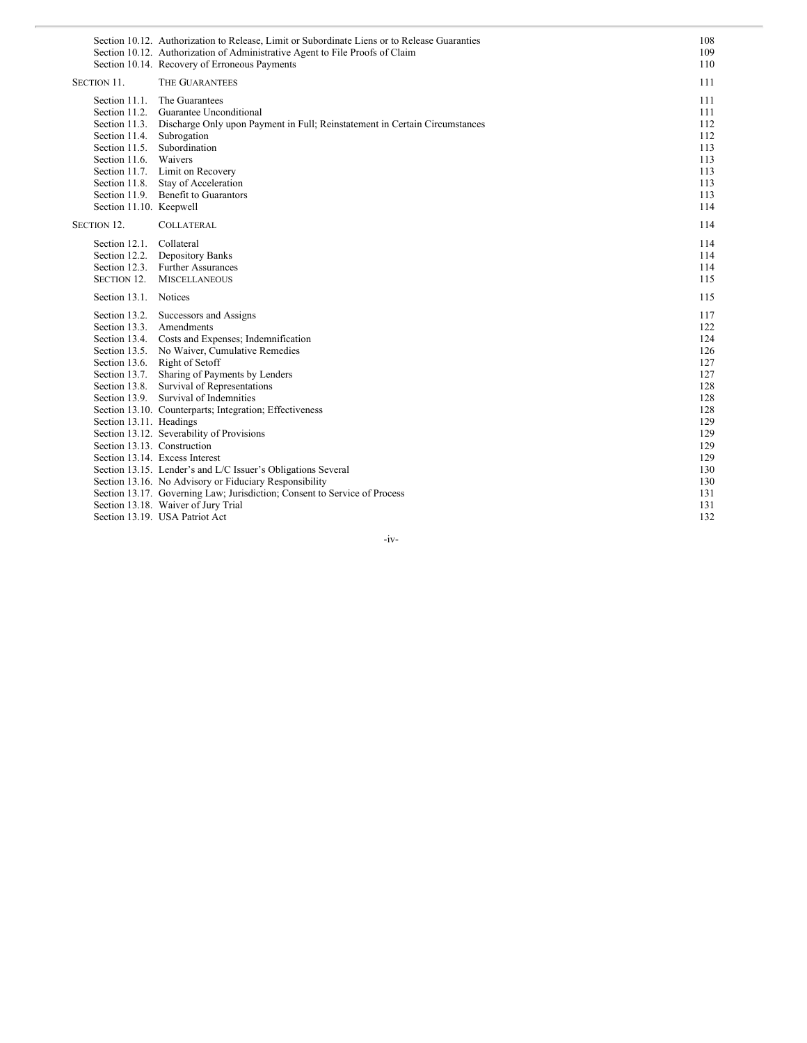| | | |
|---|---|---|
| Section 10.12. | Authorization to Release, Limit or Subordinate Liens or to Release Guaranties | 108 |
| Section 10.12. | Authorization of Administrative Agent to File Proofs of Claim | 109 |
| Section 10.14. | Recovery of Erroneous Payments | 110 |
| SECTION 11. | THE GUARANTEES | 111 |
| Section 11.1. | The Guarantees | 111 |
| Section 11.2. | Guarantee Unconditional | 111 |
| Section 11.3. | Discharge Only upon Payment in Full; Reinstatement in Certain Circumstances | 112 |
| Section 11.4. | Subrogation | 112 |
| Section 11.5. | Subordination | 113 |
| Section 11.6. | Waivers | 113 |
| Section 11.7. | Limit on Recovery | 113 |
| Section 11.8. | Stay of Acceleration | 113 |
| Section 11.9. | Benefit to Guarantors | 113 |
| Section 11.10. | Keepwell | 114 |
| SECTION 12. | COLLATERAL | 114 |
| Section 12.1. | Collateral | 114 |
| Section 12.2. | Depository Banks | 114 |
| Section 12.3. | Further Assurances | 114 |
| SECTION 12. | MISCELLANEOUS | 115 |
| Section 13.1. | Notices | 115 |
| Section 13.2. | Successors and Assigns | 117 |
| Section 13.3. | Amendments | 122 |
| Section 13.4. | Costs and Expenses; Indemnification | 124 |
| Section 13.5. | No Waiver, Cumulative Remedies | 126 |
| Section 13.6. | Right of Setoff | 127 |
| Section 13.7. | Sharing of Payments by Lenders | 127 |
| Section 13.8. | Survival of Representations | 128 |
| Section 13.9. | Survival of Indemnities | 128 |
| Section 13.10. | Counterparts; Integration; Effectiveness | 128 |
| Section 13.11. | Headings | 129 |
| Section 13.12. | Severability of Provisions | 129 |
| Section 13.13. | Construction | 129 |
| Section 13.14. | Excess Interest | 129 |
| Section 13.15. | Lender's and L/C Issuer's Obligations Several | 130 |
| Section 13.16. | No Advisory or Fiduciary Responsibility | 130 |
| Section 13.17. | Governing Law; Jurisdiction; Consent to Service of Process | 131 |
| Section 13.18. | Waiver of Jury Trial | 131 |
| Section 13.19. | USA Patriot Act | 132 |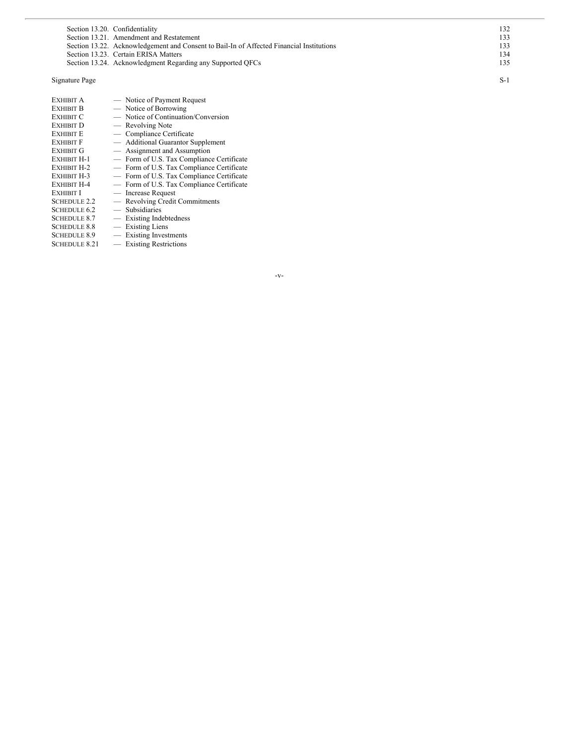| | | |
|---|---|---|
| Section 13.20. | Confidentiality | 132 |
| Section 13.21. | Amendment and Restatement | 133 |
| Section 13.22. | Acknowledgement and Consent to Bail-In of Affected Financial Institutions | 133 |
| Section 13.23. | Certain ERISA Matters | 134 |
| Section 13.24. | Acknowledgment Regarding any Supported QFCs | 135 |

Signature Page S-1

| | |
|---|---|
| EXHIBIT A | — Notice of Payment Request |
| EXHIBIT B | — Notice of Borrowing |
| EXHIBIT C | — Notice of Continuation/Conversion |
| EXHIBIT D | — Revolving Note |
| EXHIBIT E | — Compliance Certificate |
| EXHIBIT F | — Additional Guarantor Supplement |
| EXHIBIT G | — Assignment and Assumption |
| EXHIBIT H-1 | — Form of U.S. Tax Compliance Certificate |
| EXHIBIT H-2 | — Form of U.S. Tax Compliance Certificate |
| EXHIBIT H-3 | — Form of U.S. Tax Compliance Certificate |
| EXHIBIT H-4 | — Form of U.S. Tax Compliance Certificate |
| EXHIBIT I | — Increase Request |
| SCHEDULE 2.2 | — Revolving Credit Commitments |
| SCHEDULE 6.2 | — Subsidiaries |
| SCHEDULE 8.7 | — Existing Indebtedness |
| SCHEDULE 8.8 | — Existing Liens |
| SCHEDULE 8.9 | — Existing Investments |
| SCHEDULE 8.21 | — Existing Restrictions |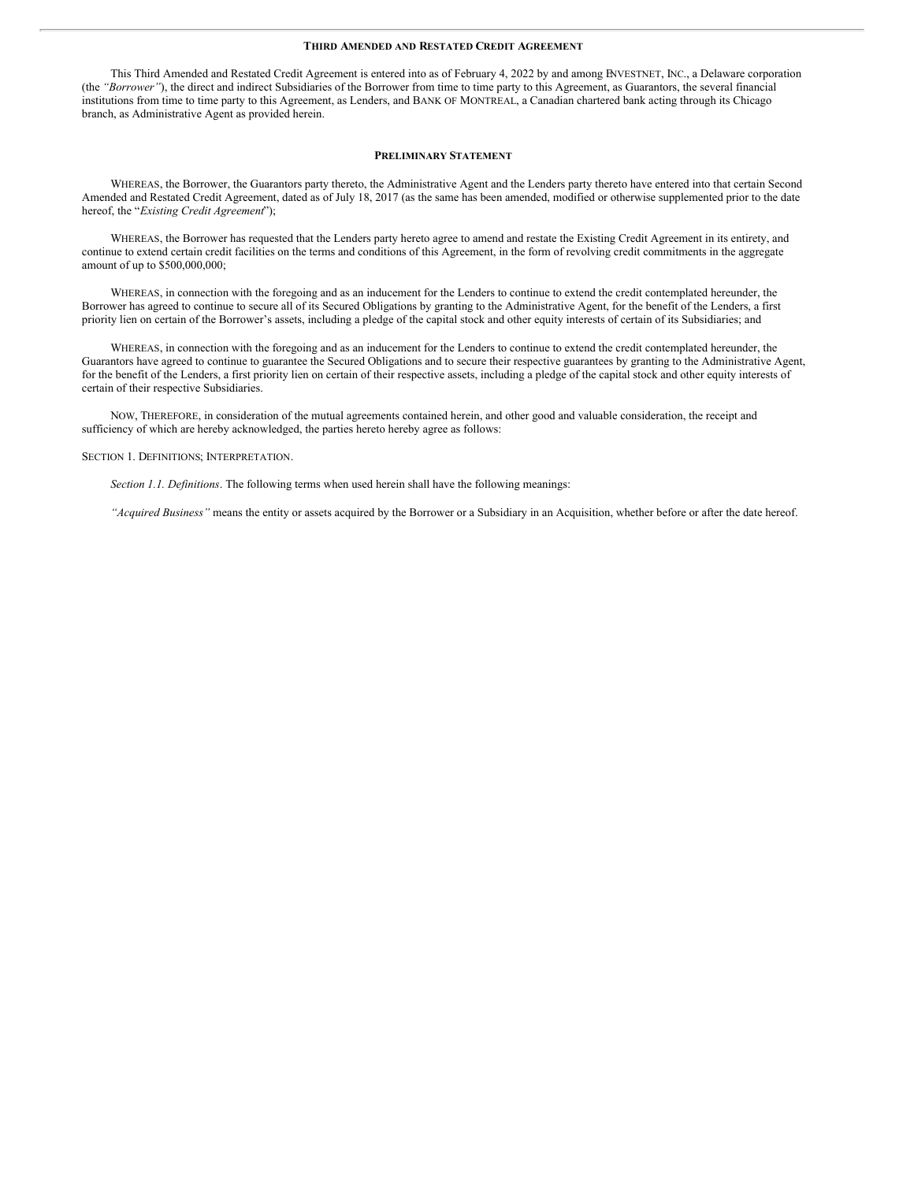## Third Amended and Restated Credit Agreement

This Third Amended and Restated Credit Agreement is entered into as of February 4, 2022 by and among ENVESTNET, INC., a Delaware corporation (the *"Borrower"*), the direct and indirect Subsidiaries of the Borrower from time to time party to this Agreement, as Guarantors, the several financial institutions from time to time party to this Agreement, as Lenders, and BANK OF MONTREAL, a Canadian chartered bank acting through its Chicago branch, as Administrative Agent as provided herein.

## Preliminary Statement

WHEREAS, the Borrower, the Guarantors party thereto, the Administrative Agent and the Lenders party thereto have entered into that certain Second Amended and Restated Credit Agreement, dated as of July 18, 2017 (as the same has been amended, modified or otherwise supplemented prior to the date hereof, the "*Existing Credit Agreement*");

WHEREAS, the Borrower has requested that the Lenders party hereto agree to amend and restate the Existing Credit Agreement in its entirety, and continue to extend certain credit facilities on the terms and conditions of this Agreement, in the form of revolving credit commitments in the aggregate amount of up to $500,000,000;

WHEREAS, in connection with the foregoing and as an inducement for the Lenders to continue to extend the credit contemplated hereunder, the Borrower has agreed to continue to secure all of its Secured Obligations by granting to the Administrative Agent, for the benefit of the Lenders, a first priority lien on certain of the Borrower's assets, including a pledge of the capital stock and other equity interests of certain of its Subsidiaries; and

WHEREAS, in connection with the foregoing and as an inducement for the Lenders to continue to extend the credit contemplated hereunder, the Guarantors have agreed to continue to guarantee the Secured Obligations and to secure their respective guarantees by granting to the Administrative Agent, for the benefit of the Lenders, a first priority lien on certain of their respective assets, including a pledge of the capital stock and other equity interests of certain of their respective Subsidiaries.

NOW, THEREFORE, in consideration of the mutual agreements contained herein, and other good and valuable consideration, the receipt and sufficiency of which are hereby acknowledged, the parties hereto hereby agree as follows:

SECTION 1. DEFINITIONS; INTERPRETATION.

*Section 1.1. Definitions*. The following terms when used herein shall have the following meanings:

*"Acquired Business"* means the entity or assets acquired by the Borrower or a Subsidiary in an Acquisition, whether before or after the date hereof.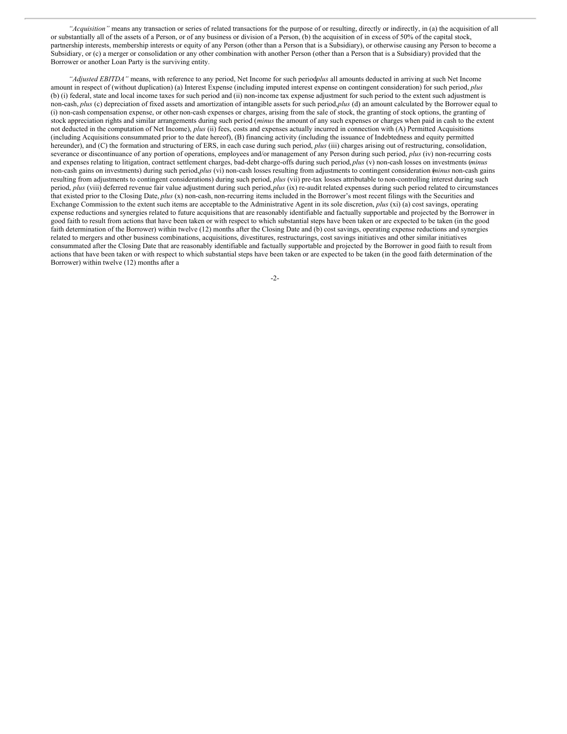*"Acquisition"* means any transaction or series of related transactions for the purpose of or resulting, directly or indirectly, in (a) the acquisition of all or substantially all of the assets of a Person, or of any business or division of a Person, (b) the acquisition of in excess of 50% of the capital stock, partnership interests, membership interests or equity of any Person (other than a Person that is a Subsidiary), or otherwise causing any Person to become a Subsidiary, or (c) a merger or consolidation or any other combination with another Person (other than a Person that is a Subsidiary) provided that the Borrower or another Loan Party is the surviving entity.

*"Adjusted EBITDA"* means, with reference to any period, Net Income for such period *plus* all amounts deducted in arriving at such Net Income amount in respect of (without duplication) (a) Interest Expense (including imputed interest expense on contingent consideration) for such period, *plus* (b) (i) federal, state and local income taxes for such period and (ii) non-income tax expense adjustment for such period to the extent such adjustment is non-cash, *plus* (c) depreciation of fixed assets and amortization of intangible assets for such period, *plus* (d) an amount calculated by the Borrower equal to (i) non-cash compensation expense, or other non-cash expenses or charges, arising from the sale of stock, the granting of stock options, the granting of stock appreciation rights and similar arrangements during such period (*minus* the amount of any such expenses or charges when paid in cash to the extent not deducted in the computation of Net Income), *plus* (ii) fees, costs and expenses actually incurred in connection with (A) Permitted Acquisitions (including Acquisitions consummated prior to the date hereof), (B) financing activity (including the issuance of Indebtedness and equity permitted hereunder), and (C) the formation and structuring of ERS, in each case during such period, *plus* (iii) charges arising out of restructuring, consolidation, severance or discontinuance of any portion of operations, employees and/or management of any Person during such period, *plus* (iv) non-recurring costs and expenses relating to litigation, contract settlement charges, bad-debt charge-offs during such period, *plus* (v) non-cash losses on investments (*minus* non-cash gains on investments) during such period, *plus* (vi) non-cash losses resulting from adjustments to contingent consideration (*minus* non-cash gains resulting from adjustments to contingent considerations) during such period, *plus* (vii) pre-tax losses attributable to non-controlling interest during such period, *plus* (viii) deferred revenue fair value adjustment during such period, *plus* (ix) re-audit related expenses during such period related to circumstances that existed prior to the Closing Date, *plus* (x) non-cash, non-recurring items included in the Borrower's most recent filings with the Securities and Exchange Commission to the extent such items are acceptable to the Administrative Agent in its sole discretion, *plus* (xi) (a) cost savings, operating expense reductions and synergies related to future acquisitions that are reasonably identifiable and factually supportable and projected by the Borrower in good faith to result from actions that have been taken or with respect to which substantial steps have been taken or are expected to be taken (in the good faith determination of the Borrower) within twelve (12) months after the Closing Date and (b) cost savings, operating expense reductions and synergies related to mergers and other business combinations, acquisitions, divestitures, restructurings, cost savings initiatives and other similar initiatives consummated after the Closing Date that are reasonably identifiable and factually supportable and projected by the Borrower in good faith to result from actions that have been taken or with respect to which substantial steps have been taken or are expected to be taken (in the good faith determination of the Borrower) within twelve (12) months after a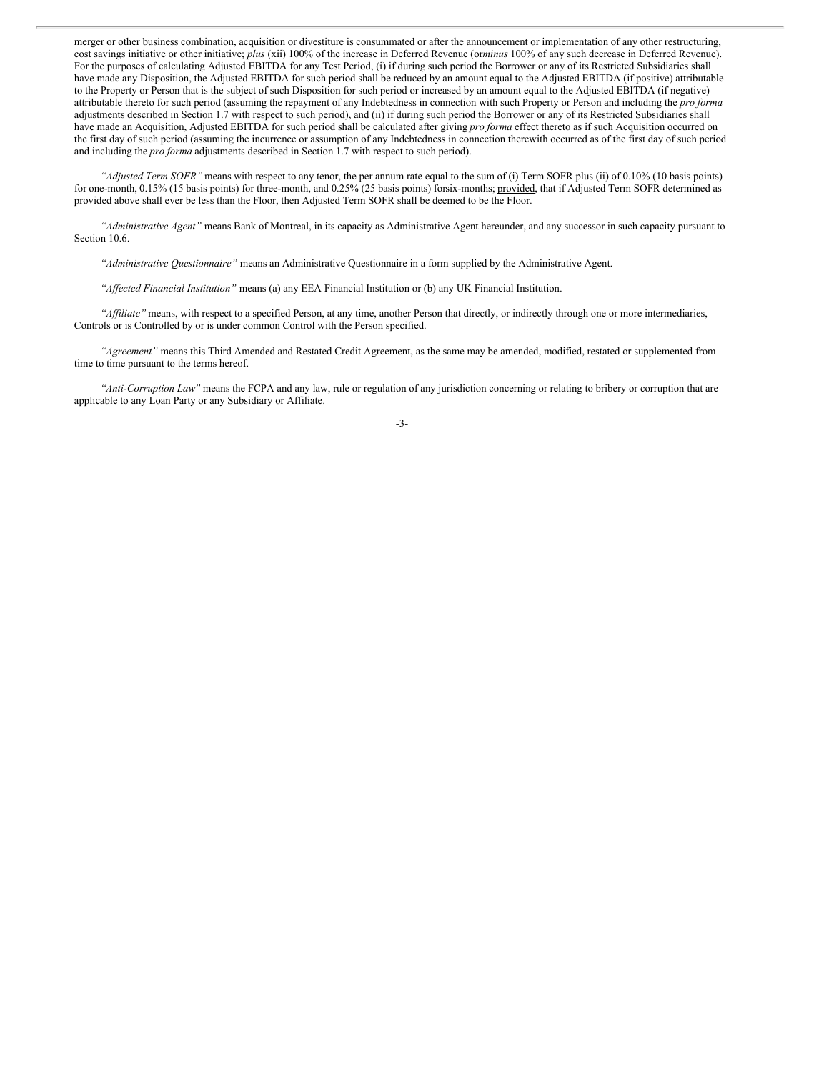merger or other business combination, acquisition or divestiture is consummated or after the announcement or implementation of any other restructuring, cost savings initiative or other initiative; *plus* (xii) 100% of the increase in Deferred Revenue (or *minus* 100% of any such decrease in Deferred Revenue). For the purposes of calculating Adjusted EBITDA for any Test Period, (i) if during such period the Borrower or any of its Restricted Subsidiaries shall have made any Disposition, the Adjusted EBITDA for such period shall be reduced by an amount equal to the Adjusted EBITDA (if positive) attributable to the Property or Person that is the subject of such Disposition for such period or increased by an amount equal to the Adjusted EBITDA (if negative) attributable thereto for such period (assuming the repayment of any Indebtedness in connection with such Property or Person and including the *pro forma* adjustments described in Section 1.7 with respect to such period), and (ii) if during such period the Borrower or any of its Restricted Subsidiaries shall have made an Acquisition, Adjusted EBITDA for such period shall be calculated after giving *pro forma* effect thereto as if such Acquisition occurred on the first day of such period (assuming the incurrence or assumption of any Indebtedness in connection therewith occurred as of the first day of such period and including the *pro forma* adjustments described in Section 1.7 with respect to such period).

*"Adjusted Term SOFR"* means with respect to any tenor, the per annum rate equal to the sum of (i) Term SOFR plus (ii) of 0.10% (10 basis points) for one-month, 0.15% (15 basis points) for three-month, and 0.25% (25 basis points) for six-months; provided, that if Adjusted Term SOFR determined as provided above shall ever be less than the Floor, then Adjusted Term SOFR shall be deemed to be the Floor.

*"Administrative Agent"* means Bank of Montreal, in its capacity as Administrative Agent hereunder, and any successor in such capacity pursuant to Section 10.6.

*"Administrative Questionnaire"* means an Administrative Questionnaire in a form supplied by the Administrative Agent.

*"Affected Financial Institution"* means (a) any EEA Financial Institution or (b) any UK Financial Institution.

*"Affiliate"* means, with respect to a specified Person, at any time, another Person that directly, or indirectly through one or more intermediaries, Controls or is Controlled by or is under common Control with the Person specified.

*"Agreement"* means this Third Amended and Restated Credit Agreement, as the same may be amended, modified, restated or supplemented from time to time pursuant to the terms hereof.

*"Anti-Corruption Law"* means the FCPA and any law, rule or regulation of any jurisdiction concerning or relating to bribery or corruption that are applicable to any Loan Party or any Subsidiary or Affiliate.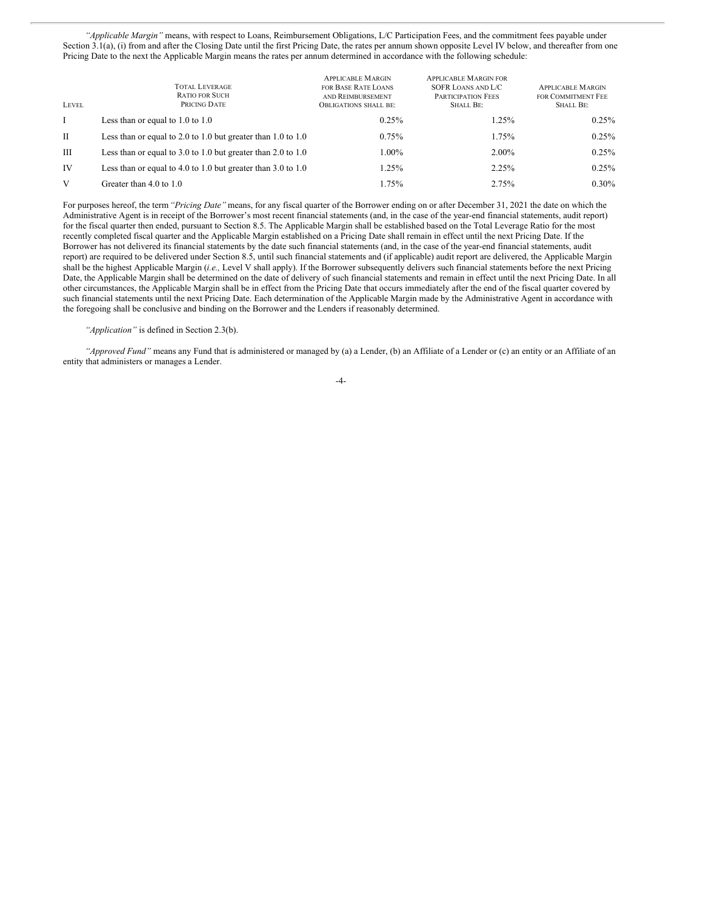*"Applicable Margin"* means, with respect to Loans, Reimbursement Obligations, L/C Participation Fees, and the commitment fees payable under Section 3.1(a), (i) from and after the Closing Date until the first Pricing Date, the rates per annum shown opposite Level IV below, and thereafter from one Pricing Date to the next the Applicable Margin means the rates per annum determined in accordance with the following schedule:

| Level | Total Leverage Ratio for Such Pricing Date | Applicable Margin for Base Rate Loans and Reimbursement Obligations shall be: | Applicable Margin for SOFR Loans and L/C Participation Fees Shall Be: | Applicable Margin for Commitment Fee Shall Be: |
|---|---|---|---|---|
| I | Less than or equal to 1.0 to 1.0 | 0.25% | 1.25% | 0.25% |
| II | Less than or equal to 2.0 to 1.0 but greater than 1.0 to 1.0 | 0.75% | 1.75% | 0.25% |
| III | Less than or equal to 3.0 to 1.0 but greater than 2.0 to 1.0 | 1.00% | 2.00% | 0.25% |
| IV | Less than or equal to 4.0 to 1.0 but greater than 3.0 to 1.0 | 1.25% | 2.25% | 0.25% |
| V | Greater than 4.0 to 1.0 | 1.75% | 2.75% | 0.30% |

For purposes hereof, the term *"Pricing Date"* means, for any fiscal quarter of the Borrower ending on or after December 31, 2021 the date on which the Administrative Agent is in receipt of the Borrower's most recent financial statements (and, in the case of the year-end financial statements, audit report) for the fiscal quarter then ended, pursuant to Section 8.5. The Applicable Margin shall be established based on the Total Leverage Ratio for the most recently completed fiscal quarter and the Applicable Margin established on a Pricing Date shall remain in effect until the next Pricing Date. If the Borrower has not delivered its financial statements by the date such financial statements (and, in the case of the year-end financial statements, audit report) are required to be delivered under Section 8.5, until such financial statements and (if applicable) audit report are delivered, the Applicable Margin shall be the highest Applicable Margin (*i.e.,* Level V shall apply). If the Borrower subsequently delivers such financial statements before the next Pricing Date, the Applicable Margin shall be determined on the date of delivery of such financial statements and remain in effect until the next Pricing Date. In all other circumstances, the Applicable Margin shall be in effect from the Pricing Date that occurs immediately after the end of the fiscal quarter covered by such financial statements until the next Pricing Date. Each determination of the Applicable Margin made by the Administrative Agent in accordance with the foregoing shall be conclusive and binding on the Borrower and the Lenders if reasonably determined.

*"Application"* is defined in Section 2.3(b).

*"Approved Fund"* means any Fund that is administered or managed by (a) a Lender, (b) an Affiliate of a Lender or (c) an entity or an Affiliate of an entity that administers or manages a Lender.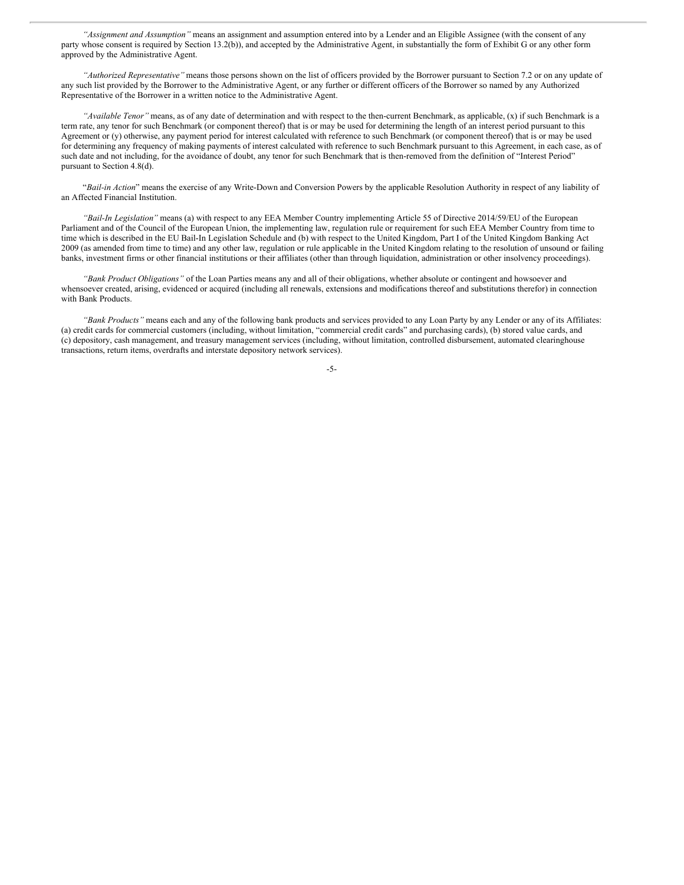*"Assignment and Assumption"* means an assignment and assumption entered into by a Lender and an Eligible Assignee (with the consent of any party whose consent is required by Section 13.2(b)), and accepted by the Administrative Agent, in substantially the form of Exhibit G or any other form approved by the Administrative Agent.

*"Authorized Representative"* means those persons shown on the list of officers provided by the Borrower pursuant to Section 7.2 or on any update of any such list provided by the Borrower to the Administrative Agent, or any further or different officers of the Borrower so named by any Authorized Representative of the Borrower in a written notice to the Administrative Agent.

*"Available Tenor"* means, as of any date of determination and with respect to the then-current Benchmark, as applicable, (x) if such Benchmark is a term rate, any tenor for such Benchmark (or component thereof) that is or may be used for determining the length of an interest period pursuant to this Agreement or (y) otherwise, any payment period for interest calculated with reference to such Benchmark (or component thereof) that is or may be used for determining any frequency of making payments of interest calculated with reference to such Benchmark pursuant to this Agreement, in each case, as of such date and not including, for the avoidance of doubt, any tenor for such Benchmark that is then-removed from the definition of "Interest Period" pursuant to Section 4.8(d).

"*Bail-in Action*" means the exercise of any Write-Down and Conversion Powers by the applicable Resolution Authority in respect of any liability of an Affected Financial Institution.

*"Bail-In Legislation"* means (a) with respect to any EEA Member Country implementing Article 55 of Directive 2014/59/EU of the European Parliament and of the Council of the European Union, the implementing law, regulation rule or requirement for such EEA Member Country from time to time which is described in the EU Bail-In Legislation Schedule and (b) with respect to the United Kingdom, Part I of the United Kingdom Banking Act 2009 (as amended from time to time) and any other law, regulation or rule applicable in the United Kingdom relating to the resolution of unsound or failing banks, investment firms or other financial institutions or their affiliates (other than through liquidation, administration or other insolvency proceedings).

*"Bank Product Obligations"* of the Loan Parties means any and all of their obligations, whether absolute or contingent and howsoever and whensoever created, arising, evidenced or acquired (including all renewals, extensions and modifications thereof and substitutions therefor) in connection with Bank Products.

*"Bank Products"* means each and any of the following bank products and services provided to any Loan Party by any Lender or any of its Affiliates: (a) credit cards for commercial customers (including, without limitation, "commercial credit cards" and purchasing cards), (b) stored value cards, and (c) depository, cash management, and treasury management services (including, without limitation, controlled disbursement, automated clearinghouse transactions, return items, overdrafts and interstate depository network services).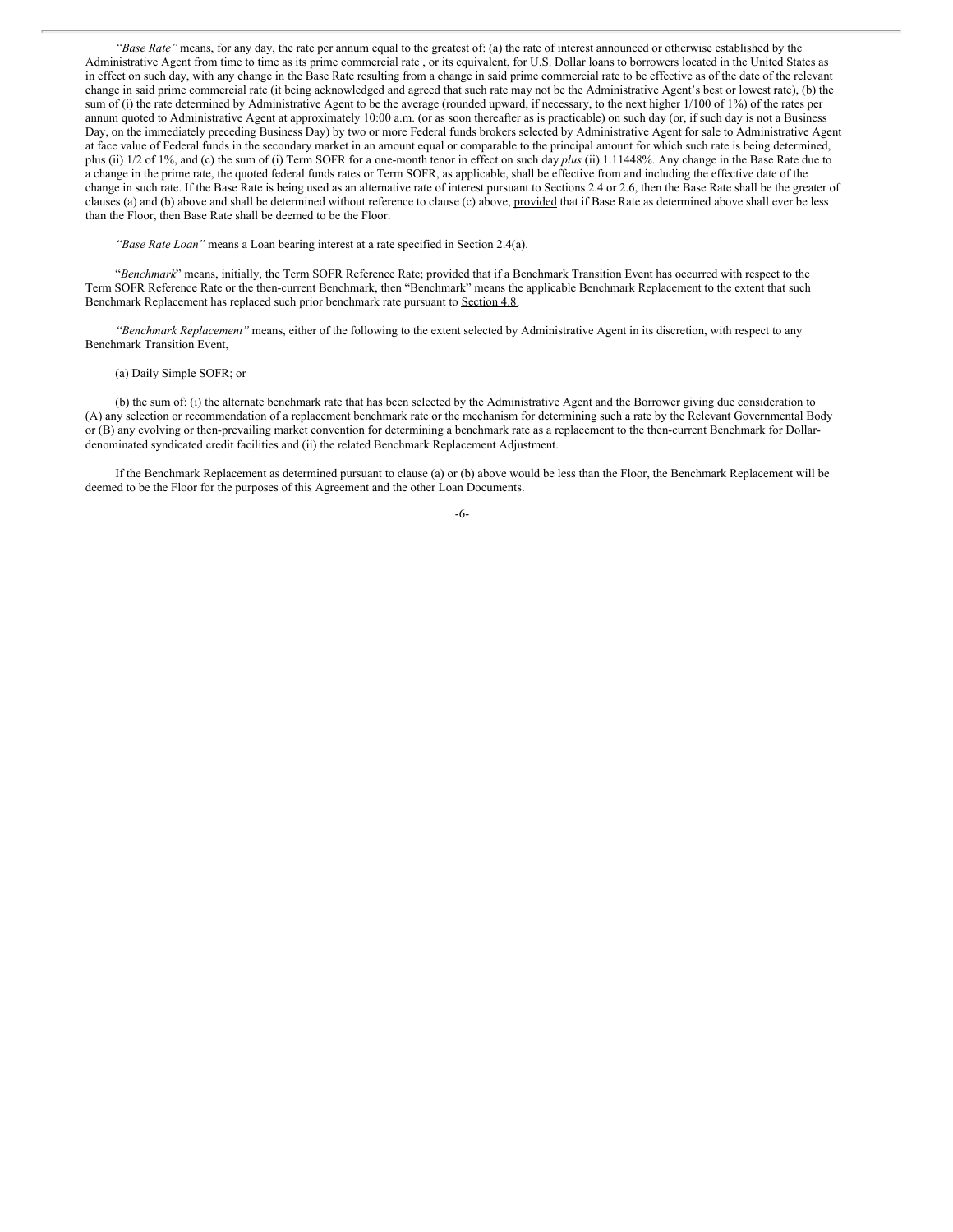*"Base Rate"* means, for any day, the rate per annum equal to the greatest of: (a) the rate of interest announced or otherwise established by the Administrative Agent from time to time as its prime commercial rate , or its equivalent, for U.S. Dollar loans to borrowers located in the United States as in effect on such day, with any change in the Base Rate resulting from a change in said prime commercial rate to be effective as of the date of the relevant change in said prime commercial rate (it being acknowledged and agreed that such rate may not be the Administrative Agent's best or lowest rate), (b) the sum of (i) the rate determined by Administrative Agent to be the average (rounded upward, if necessary, to the next higher 1/100 of 1%) of the rates per annum quoted to Administrative Agent at approximately 10:00 a.m. (or as soon thereafter as is practicable) on such day (or, if such day is not a Business Day, on the immediately preceding Business Day) by two or more Federal funds brokers selected by Administrative Agent for sale to Administrative Agent at face value of Federal funds in the secondary market in an amount equal or comparable to the principal amount for which such rate is being determined, plus (ii) 1/2 of 1%, and (c) the sum of (i) Term SOFR for a one-month tenor in effect on such day *plus* (ii) 1.11448%. Any change in the Base Rate due to a change in the prime rate, the quoted federal funds rates or Term SOFR, as applicable, shall be effective from and including the effective date of the change in such rate. If the Base Rate is being used as an alternative rate of interest pursuant to Sections 2.4 or 2.6, then the Base Rate shall be the greater of clauses (a) and (b) above and shall be determined without reference to clause (c) above, provided that if Base Rate as determined above shall ever be less than the Floor, then Base Rate shall be deemed to be the Floor.

*"Base Rate Loan"* means a Loan bearing interest at a rate specified in Section 2.4(a).

"*Benchmark*" means, initially, the Term SOFR Reference Rate; provided that if a Benchmark Transition Event has occurred with respect to the Term SOFR Reference Rate or the then-current Benchmark, then "Benchmark" means the applicable Benchmark Replacement to the extent that such Benchmark Replacement has replaced such prior benchmark rate pursuant to Section 4.8.

*"Benchmark Replacement"* means, either of the following to the extent selected by Administrative Agent in its discretion, with respect to any Benchmark Transition Event,

(a) Daily Simple SOFR; or

(b) the sum of: (i) the alternate benchmark rate that has been selected by the Administrative Agent and the Borrower giving due consideration to (A) any selection or recommendation of a replacement benchmark rate or the mechanism for determining such a rate by the Relevant Governmental Body or (B) any evolving or then-prevailing market convention for determining a benchmark rate as a replacement to the then-current Benchmark for Dollar-denominated syndicated credit facilities and (ii) the related Benchmark Replacement Adjustment.

If the Benchmark Replacement as determined pursuant to clause (a) or (b) above would be less than the Floor, the Benchmark Replacement will be deemed to be the Floor for the purposes of this Agreement and the other Loan Documents.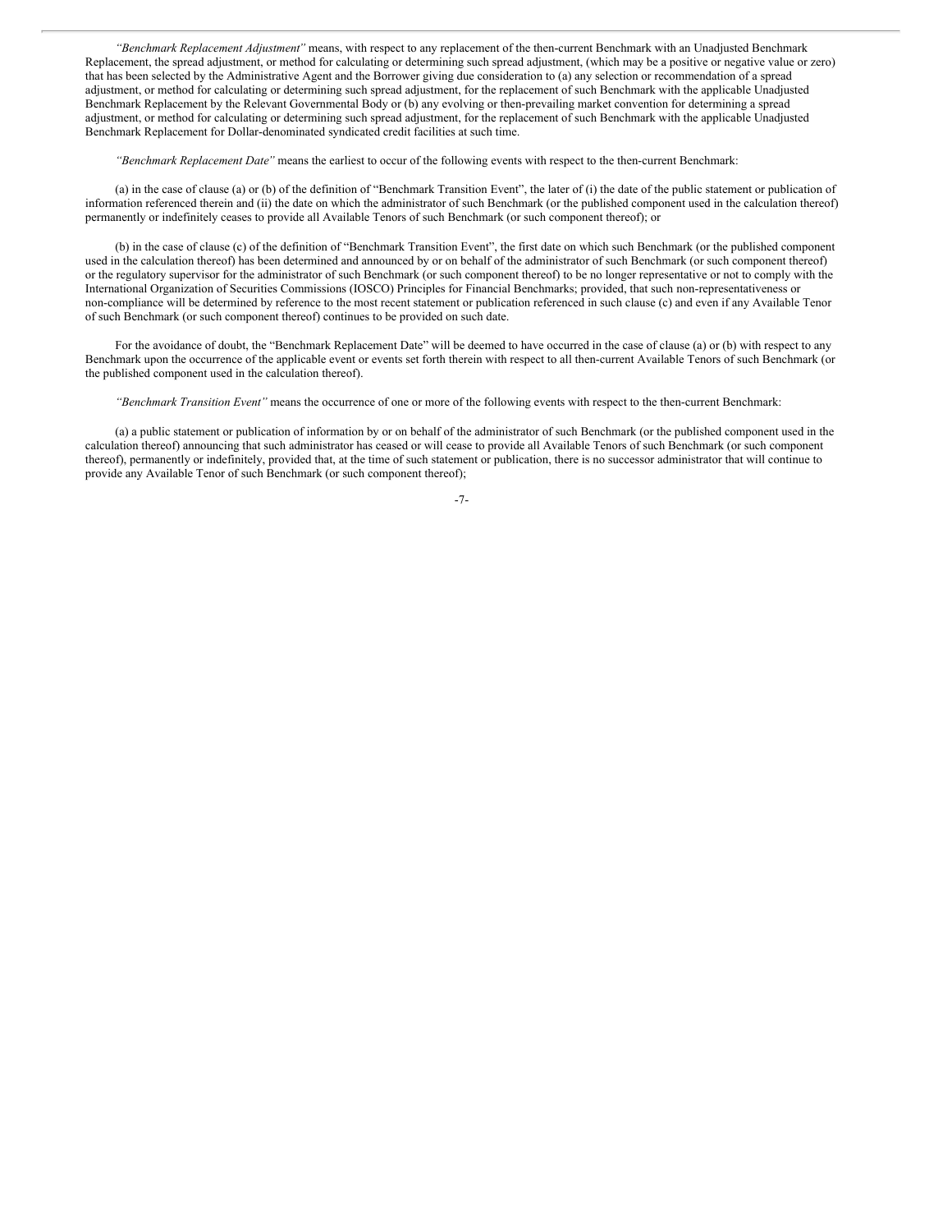*"Benchmark Replacement Adjustment"* means, with respect to any replacement of the then-current Benchmark with an Unadjusted Benchmark Replacement, the spread adjustment, or method for calculating or determining such spread adjustment, (which may be a positive or negative value or zero) that has been selected by the Administrative Agent and the Borrower giving due consideration to (a) any selection or recommendation of a spread adjustment, or method for calculating or determining such spread adjustment, for the replacement of such Benchmark with the applicable Unadjusted Benchmark Replacement by the Relevant Governmental Body or (b) any evolving or then-prevailing market convention for determining a spread adjustment, or method for calculating or determining such spread adjustment, for the replacement of such Benchmark with the applicable Unadjusted Benchmark Replacement for Dollar-denominated syndicated credit facilities at such time.

*"Benchmark Replacement Date"* means the earliest to occur of the following events with respect to the then-current Benchmark:

(a) in the case of clause (a) or (b) of the definition of "Benchmark Transition Event", the later of (i) the date of the public statement or publication of information referenced therein and (ii) the date on which the administrator of such Benchmark (or the published component used in the calculation thereof) permanently or indefinitely ceases to provide all Available Tenors of such Benchmark (or such component thereof); or

(b) in the case of clause (c) of the definition of "Benchmark Transition Event", the first date on which such Benchmark (or the published component used in the calculation thereof) has been determined and announced by or on behalf of the administrator of such Benchmark (or such component thereof) or the regulatory supervisor for the administrator of such Benchmark (or such component thereof) to be no longer representative or not to comply with the International Organization of Securities Commissions (IOSCO) Principles for Financial Benchmarks; provided, that such non-representativeness or non-compliance will be determined by reference to the most recent statement or publication referenced in such clause (c) and even if any Available Tenor of such Benchmark (or such component thereof) continues to be provided on such date.

For the avoidance of doubt, the "Benchmark Replacement Date" will be deemed to have occurred in the case of clause (a) or (b) with respect to any Benchmark upon the occurrence of the applicable event or events set forth therein with respect to all then-current Available Tenors of such Benchmark (or the published component used in the calculation thereof).

*"Benchmark Transition Event"* means the occurrence of one or more of the following events with respect to the then-current Benchmark:

(a) a public statement or publication of information by or on behalf of the administrator of such Benchmark (or the published component used in the calculation thereof) announcing that such administrator has ceased or will cease to provide all Available Tenors of such Benchmark (or such component thereof), permanently or indefinitely, provided that, at the time of such statement or publication, there is no successor administrator that will continue to provide any Available Tenor of such Benchmark (or such component thereof);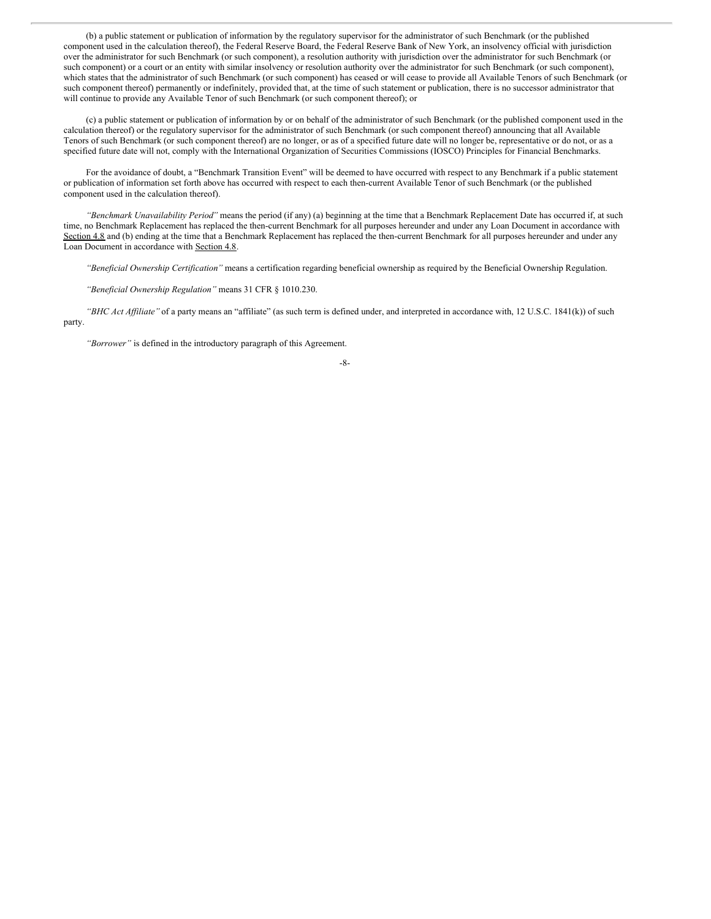(b) a public statement or publication of information by the regulatory supervisor for the administrator of such Benchmark (or the published component used in the calculation thereof), the Federal Reserve Board, the Federal Reserve Bank of New York, an insolvency official with jurisdiction over the administrator for such Benchmark (or such component), a resolution authority with jurisdiction over the administrator for such Benchmark (or such component) or a court or an entity with similar insolvency or resolution authority over the administrator for such Benchmark (or such component), which states that the administrator of such Benchmark (or such component) has ceased or will cease to provide all Available Tenors of such Benchmark (or such component thereof) permanently or indefinitely, provided that, at the time of such statement or publication, there is no successor administrator that will continue to provide any Available Tenor of such Benchmark (or such component thereof); or

(c) a public statement or publication of information by or on behalf of the administrator of such Benchmark (or the published component used in the calculation thereof) or the regulatory supervisor for the administrator of such Benchmark (or such component thereof) announcing that all Available Tenors of such Benchmark (or such component thereof) are no longer, or as of a specified future date will no longer be, representative or do not, or as a specified future date will not, comply with the International Organization of Securities Commissions (IOSCO) Principles for Financial Benchmarks.

For the avoidance of doubt, a "Benchmark Transition Event" will be deemed to have occurred with respect to any Benchmark if a public statement or publication of information set forth above has occurred with respect to each then-current Available Tenor of such Benchmark (or the published component used in the calculation thereof).

*"Benchmark Unavailability Period"* means the period (if any) (a) beginning at the time that a Benchmark Replacement Date has occurred if, at such time, no Benchmark Replacement has replaced the then-current Benchmark for all purposes hereunder and under any Loan Document in accordance with Section 4.8 and (b) ending at the time that a Benchmark Replacement has replaced the then-current Benchmark for all purposes hereunder and under any Loan Document in accordance with Section 4.8.

*"Beneficial Ownership Certification"* means a certification regarding beneficial ownership as required by the Beneficial Ownership Regulation.

*"Beneficial Ownership Regulation"* means 31 CFR § 1010.230.

*"BHC Act Affiliate"* of a party means an "affiliate" (as such term is defined under, and interpreted in accordance with, 12 U.S.C. 1841(k)) of such party.

*"Borrower"* is defined in the introductory paragraph of this Agreement.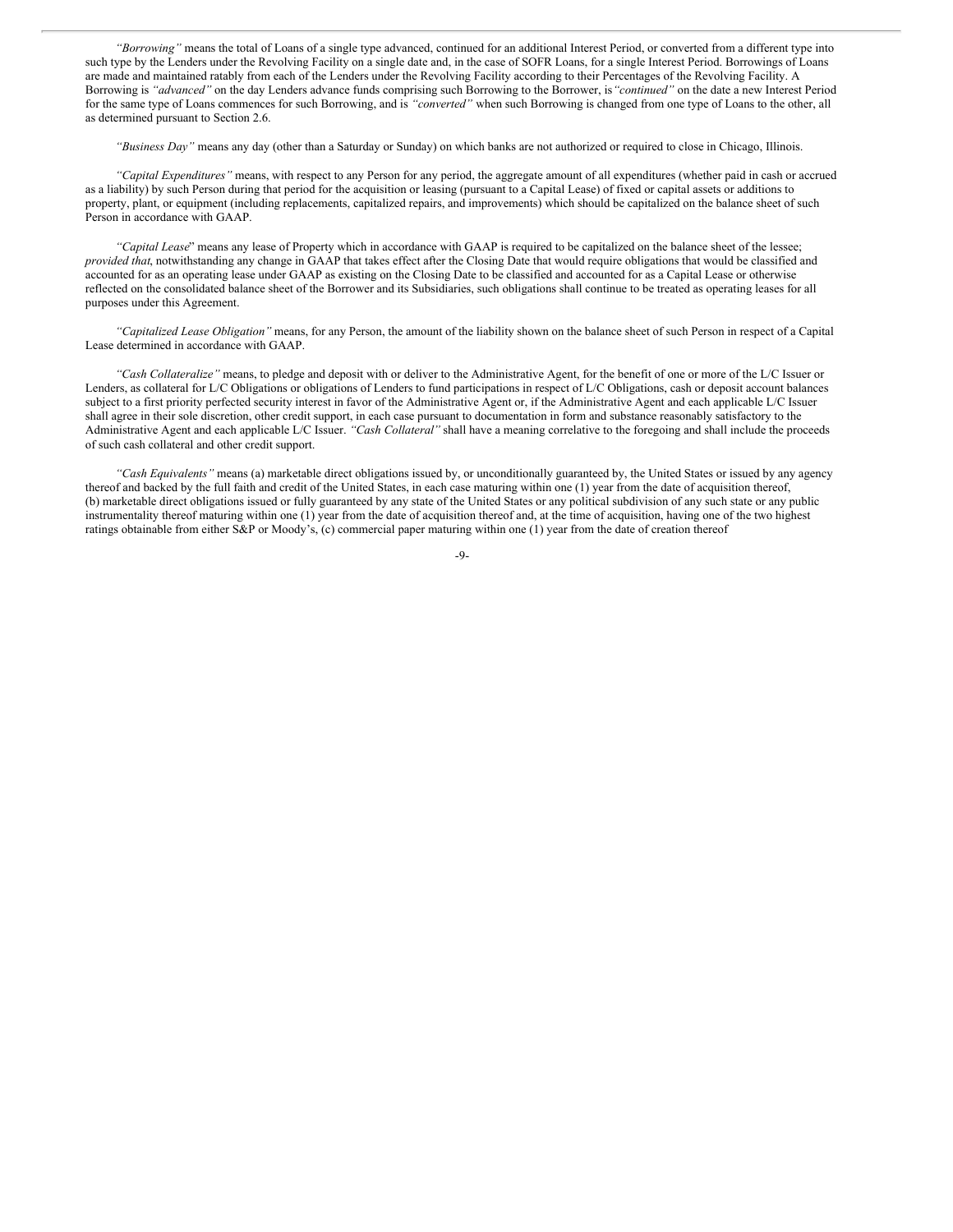*"Borrowing"* means the total of Loans of a single type advanced, continued for an additional Interest Period, or converted from a different type into such type by the Lenders under the Revolving Facility on a single date and, in the case of SOFR Loans, for a single Interest Period. Borrowings of Loans are made and maintained ratably from each of the Lenders under the Revolving Facility according to their Percentages of the Revolving Facility. A Borrowing is *"advanced"* on the day Lenders advance funds comprising such Borrowing to the Borrower, is *"continued"* on the date a new Interest Period for the same type of Loans commences for such Borrowing, and is *"converted"* when such Borrowing is changed from one type of Loans to the other, all as determined pursuant to Section 2.6.

*"Business Day"* means any day (other than a Saturday or Sunday) on which banks are not authorized or required to close in Chicago, Illinois.

*"Capital Expenditures"* means, with respect to any Person for any period, the aggregate amount of all expenditures (whether paid in cash or accrued as a liability) by such Person during that period for the acquisition or leasing (pursuant to a Capital Lease) of fixed or capital assets or additions to property, plant, or equipment (including replacements, capitalized repairs, and improvements) which should be capitalized on the balance sheet of such Person in accordance with GAAP.

*"Capital Lease*" means any lease of Property which in accordance with GAAP is required to be capitalized on the balance sheet of the lessee; *provided that*, notwithstanding any change in GAAP that takes effect after the Closing Date that would require obligations that would be classified and accounted for as an operating lease under GAAP as existing on the Closing Date to be classified and accounted for as a Capital Lease or otherwise reflected on the consolidated balance sheet of the Borrower and its Subsidiaries, such obligations shall continue to be treated as operating leases for all purposes under this Agreement.

*"Capitalized Lease Obligation"* means, for any Person, the amount of the liability shown on the balance sheet of such Person in respect of a Capital Lease determined in accordance with GAAP.

*"Cash Collateralize"* means, to pledge and deposit with or deliver to the Administrative Agent, for the benefit of one or more of the L/C Issuer or Lenders, as collateral for L/C Obligations or obligations of Lenders to fund participations in respect of L/C Obligations, cash or deposit account balances subject to a first priority perfected security interest in favor of the Administrative Agent or, if the Administrative Agent and each applicable L/C Issuer shall agree in their sole discretion, other credit support, in each case pursuant to documentation in form and substance reasonably satisfactory to the Administrative Agent and each applicable L/C Issuer. *"Cash Collateral"* shall have a meaning correlative to the foregoing and shall include the proceeds of such cash collateral and other credit support.

*"Cash Equivalents"* means (a) marketable direct obligations issued by, or unconditionally guaranteed by, the United States or issued by any agency thereof and backed by the full faith and credit of the United States, in each case maturing within one (1) year from the date of acquisition thereof, (b) marketable direct obligations issued or fully guaranteed by any state of the United States or any political subdivision of any such state or any public instrumentality thereof maturing within one (1) year from the date of acquisition thereof and, at the time of acquisition, having one of the two highest ratings obtainable from either S&P or Moody's, (c) commercial paper maturing within one (1) year from the date of creation thereof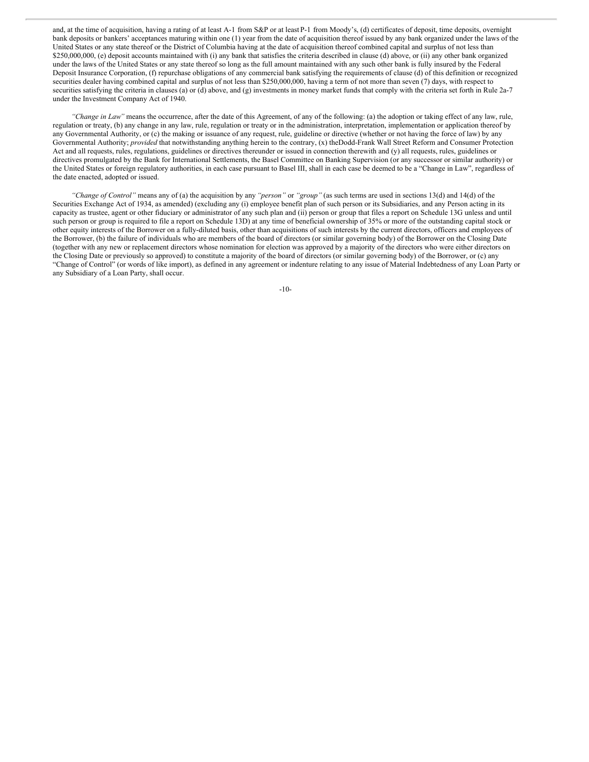and, at the time of acquisition, having a rating of at least A-1 from S&P or at least P-1 from Moody's, (d) certificates of deposit, time deposits, overnight bank deposits or bankers' acceptances maturing within one (1) year from the date of acquisition thereof issued by any bank organized under the laws of the United States or any state thereof or the District of Columbia having at the date of acquisition thereof combined capital and surplus of not less than $250,000,000, (e) deposit accounts maintained with (i) any bank that satisfies the criteria described in clause (d) above, or (ii) any other bank organized under the laws of the United States or any state thereof so long as the full amount maintained with any such other bank is fully insured by the Federal Deposit Insurance Corporation, (f) repurchase obligations of any commercial bank satisfying the requirements of clause (d) of this definition or recognized securities dealer having combined capital and surplus of not less than $250,000,000, having a term of not more than seven (7) days, with respect to securities satisfying the criteria in clauses (a) or (d) above, and (g) investments in money market funds that comply with the criteria set forth in Rule 2a-7 under the Investment Company Act of 1940.

*"Change in Law"* means the occurrence, after the date of this Agreement, of any of the following: (a) the adoption or taking effect of any law, rule, regulation or treaty, (b) any change in any law, rule, regulation or treaty or in the administration, interpretation, implementation or application thereof by any Governmental Authority, or (c) the making or issuance of any request, rule, guideline or directive (whether or not having the force of law) by any Governmental Authority; *provided* that notwithstanding anything herein to the contrary, (x) the Dodd-Frank Wall Street Reform and Consumer Protection Act and all requests, rules, regulations, guidelines or directives thereunder or issued in connection therewith and (y) all requests, rules, guidelines or directives promulgated by the Bank for International Settlements, the Basel Committee on Banking Supervision (or any successor or similar authority) or the United States or foreign regulatory authorities, in each case pursuant to Basel III, shall in each case be deemed to be a "Change in Law", regardless of the date enacted, adopted or issued.

*"Change of Control"* means any of (a) the acquisition by any *"person"* or *"group"* (as such terms are used in sections 13(d) and 14(d) of the Securities Exchange Act of 1934, as amended) (excluding any (i) employee benefit plan of such person or its Subsidiaries, and any Person acting in its capacity as trustee, agent or other fiduciary or administrator of any such plan and (ii) person or group that files a report on Schedule 13G unless and until such person or group is required to file a report on Schedule 13D) at any time of beneficial ownership of 35% or more of the outstanding capital stock or other equity interests of the Borrower on a fully-diluted basis, other than acquisitions of such interests by the current directors, officers and employees of the Borrower, (b) the failure of individuals who are members of the board of directors (or similar governing body) of the Borrower on the Closing Date (together with any new or replacement directors whose nomination for election was approved by a majority of the directors who were either directors on the Closing Date or previously so approved) to constitute a majority of the board of directors (or similar governing body) of the Borrower, or (c) any "Change of Control" (or words of like import), as defined in any agreement or indenture relating to any issue of Material Indebtedness of any Loan Party or any Subsidiary of a Loan Party, shall occur.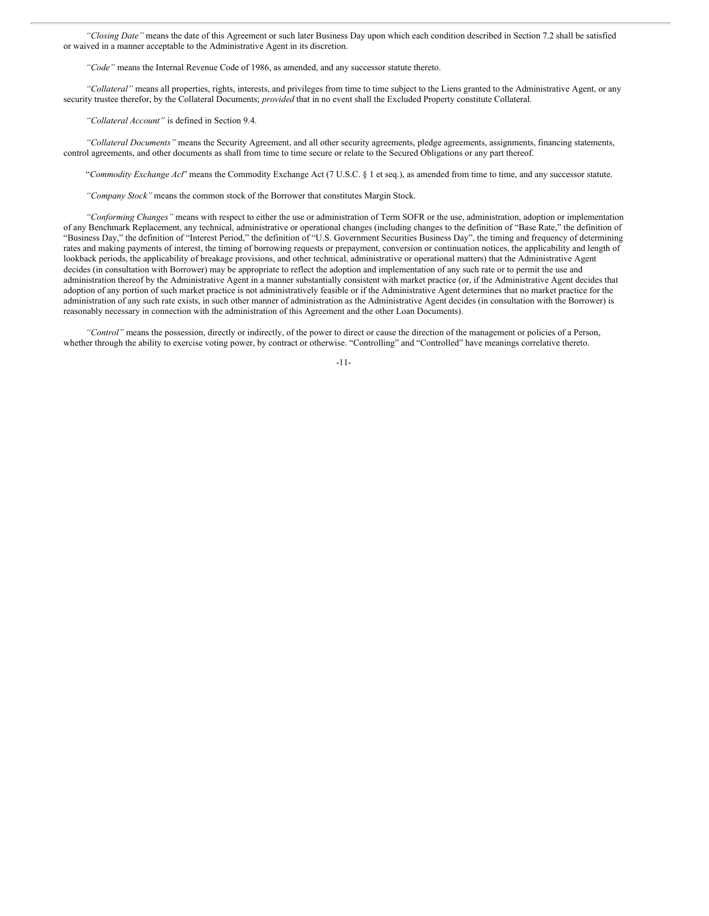*"Closing Date"* means the date of this Agreement or such later Business Day upon which each condition described in Section 7.2 shall be satisfied or waived in a manner acceptable to the Administrative Agent in its discretion.

*"Code"* means the Internal Revenue Code of 1986, as amended, and any successor statute thereto.

*"Collateral"* means all properties, rights, interests, and privileges from time to time subject to the Liens granted to the Administrative Agent, or any security trustee therefor, by the Collateral Documents; *provided* that in no event shall the Excluded Property constitute Collateral.

*"Collateral Account"* is defined in Section 9.4.

*"Collateral Documents"* means the Security Agreement, and all other security agreements, pledge agreements, assignments, financing statements, control agreements, and other documents as shall from time to time secure or relate to the Secured Obligations or any part thereof.

"*Commodity Exchange Act*" means the Commodity Exchange Act (7 U.S.C. § 1 et seq.), as amended from time to time, and any successor statute.

*"Company Stock"* means the common stock of the Borrower that constitutes Margin Stock.

*"Conforming Changes"* means with respect to either the use or administration of Term SOFR or the use, administration, adoption or implementation of any Benchmark Replacement, any technical, administrative or operational changes (including changes to the definition of "Base Rate," the definition of "Business Day," the definition of "Interest Period," the definition of "U.S. Government Securities Business Day", the timing and frequency of determining rates and making payments of interest, the timing of borrowing requests or prepayment, conversion or continuation notices, the applicability and length of lookback periods, the applicability of breakage provisions, and other technical, administrative or operational matters) that the Administrative Agent decides (in consultation with Borrower) may be appropriate to reflect the adoption and implementation of any such rate or to permit the use and administration thereof by the Administrative Agent in a manner substantially consistent with market practice (or, if the Administrative Agent decides that adoption of any portion of such market practice is not administratively feasible or if the Administrative Agent determines that no market practice for the administration of any such rate exists, in such other manner of administration as the Administrative Agent decides (in consultation with the Borrower) is reasonably necessary in connection with the administration of this Agreement and the other Loan Documents).

*"Control"* means the possession, directly or indirectly, of the power to direct or cause the direction of the management or policies of a Person, whether through the ability to exercise voting power, by contract or otherwise. "Controlling" and "Controlled" have meanings correlative thereto.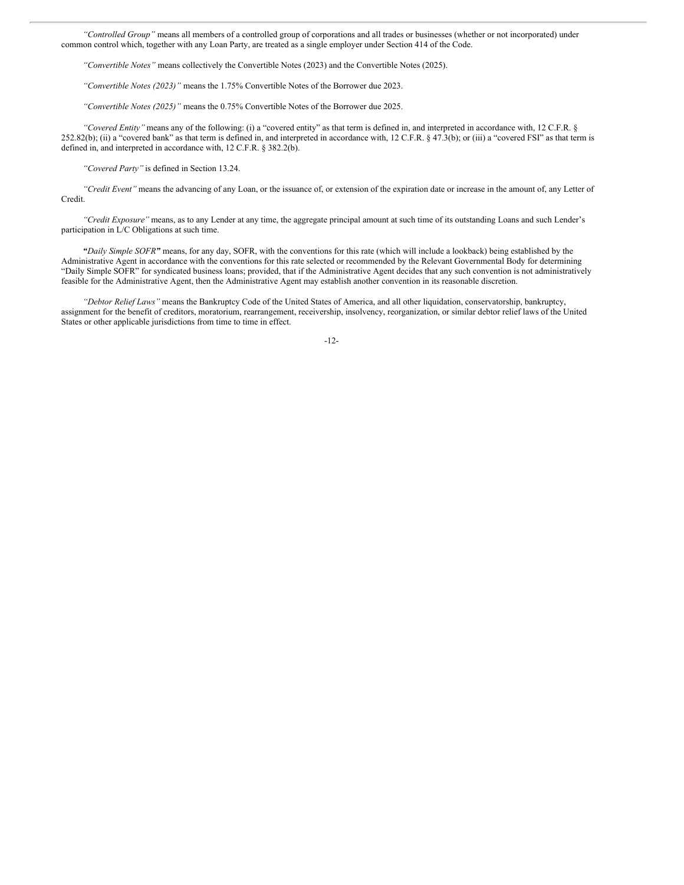*"Controlled Group"* means all members of a controlled group of corporations and all trades or businesses (whether or not incorporated) under common control which, together with any Loan Party, are treated as a single employer under Section 414 of the Code.

*"Convertible Notes"* means collectively the Convertible Notes (2023) and the Convertible Notes (2025).

*"Convertible Notes (2023)"* means the 1.75% Convertible Notes of the Borrower due 2023.

*"Convertible Notes (2025)"* means the 0.75% Convertible Notes of the Borrower due 2025.

*"Covered Entity"* means any of the following: (i) a "covered entity" as that term is defined in, and interpreted in accordance with, 12 C.F.R. § 252.82(b); (ii) a "covered bank" as that term is defined in, and interpreted in accordance with, 12 C.F.R. § 47.3(b); or (iii) a "covered FSI" as that term is defined in, and interpreted in accordance with, 12 C.F.R. § 382.2(b).

*"Covered Party"* is defined in Section 13.24.

*"Credit Event"* means the advancing of any Loan, or the issuance of, or extension of the expiration date or increase in the amount of, any Letter of Credit.

*"Credit Exposure"* means, as to any Lender at any time, the aggregate principal amount at such time of its outstanding Loans and such Lender's participation in L/C Obligations at such time.

***"Daily Simple SOFR"*** means, for any day, SOFR, with the conventions for this rate (which will include a lookback) being established by the Administrative Agent in accordance with the conventions for this rate selected or recommended by the Relevant Governmental Body for determining "Daily Simple SOFR" for syndicated business loans; provided, that if the Administrative Agent decides that any such convention is not administratively feasible for the Administrative Agent, then the Administrative Agent may establish another convention in its reasonable discretion.

*"Debtor Relief Laws"* means the Bankruptcy Code of the United States of America, and all other liquidation, conservatorship, bankruptcy, assignment for the benefit of creditors, moratorium, rearrangement, receivership, insolvency, reorganization, or similar debtor relief laws of the United States or other applicable jurisdictions from time to time in effect.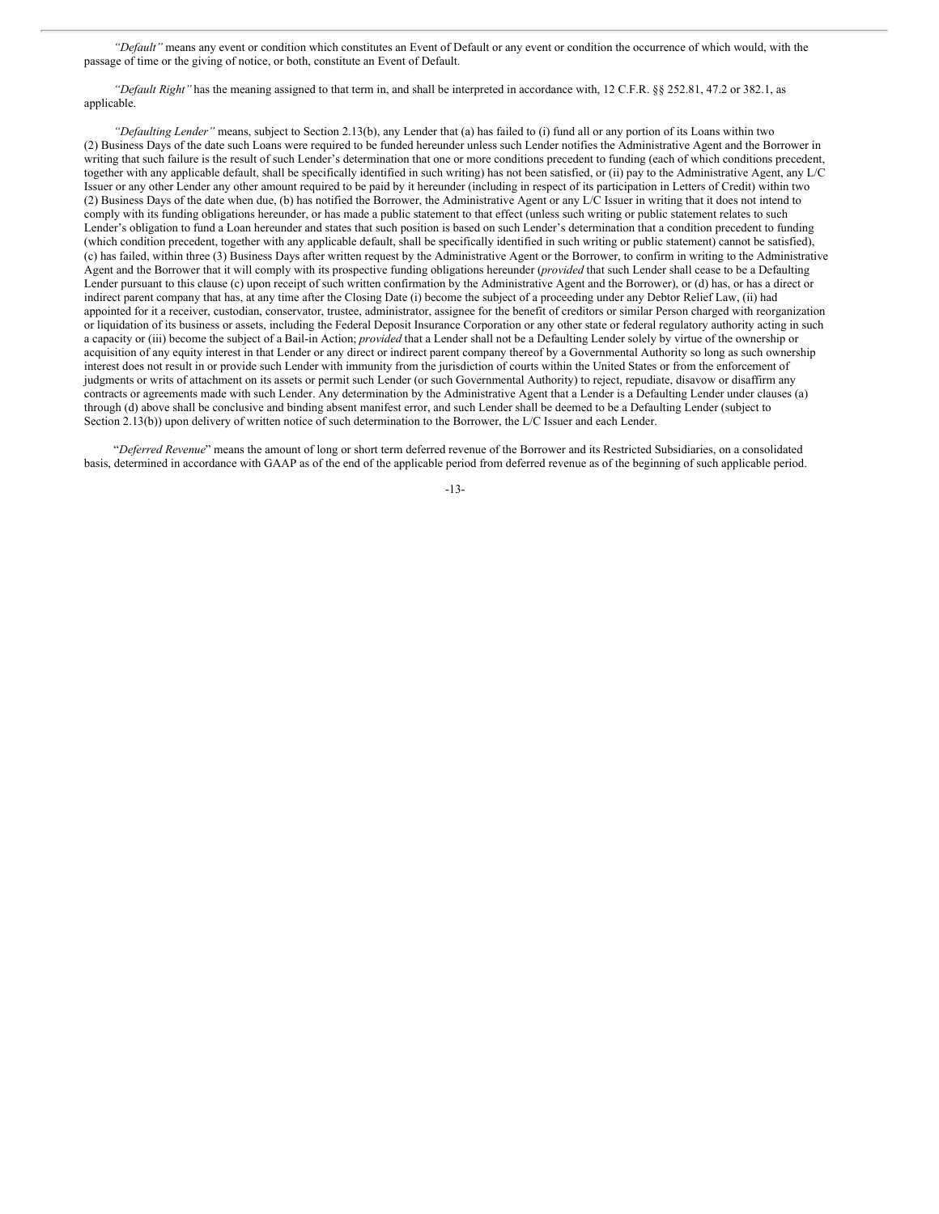*"Default"* means any event or condition which constitutes an Event of Default or any event or condition the occurrence of which would, with the passage of time or the giving of notice, or both, constitute an Event of Default.

*"Default Right"* has the meaning assigned to that term in, and shall be interpreted in accordance with, 12 C.F.R. §§ 252.81, 47.2 or 382.1, as applicable.

*"Defaulting Lender"* means, subject to Section 2.13(b), any Lender that (a) has failed to (i) fund all or any portion of its Loans within two (2) Business Days of the date such Loans were required to be funded hereunder unless such Lender notifies the Administrative Agent and the Borrower in writing that such failure is the result of such Lender's determination that one or more conditions precedent to funding (each of which conditions precedent, together with any applicable default, shall be specifically identified in such writing) has not been satisfied, or (ii) pay to the Administrative Agent, any L/C Issuer or any other Lender any other amount required to be paid by it hereunder (including in respect of its participation in Letters of Credit) within two (2) Business Days of the date when due, (b) has notified the Borrower, the Administrative Agent or any L/C Issuer in writing that it does not intend to comply with its funding obligations hereunder, or has made a public statement to that effect (unless such writing or public statement relates to such Lender's obligation to fund a Loan hereunder and states that such position is based on such Lender's determination that a condition precedent to funding (which condition precedent, together with any applicable default, shall be specifically identified in such writing or public statement) cannot be satisfied), (c) has failed, within three (3) Business Days after written request by the Administrative Agent or the Borrower, to confirm in writing to the Administrative Agent and the Borrower that it will comply with its prospective funding obligations hereunder (*provided* that such Lender shall cease to be a Defaulting Lender pursuant to this clause (c) upon receipt of such written confirmation by the Administrative Agent and the Borrower), or (d) has, or has a direct or indirect parent company that has, at any time after the Closing Date (i) become the subject of a proceeding under any Debtor Relief Law, (ii) had appointed for it a receiver, custodian, conservator, trustee, administrator, assignee for the benefit of creditors or similar Person charged with reorganization or liquidation of its business or assets, including the Federal Deposit Insurance Corporation or any other state or federal regulatory authority acting in such a capacity or (iii) become the subject of a Bail-in Action; *provided* that a Lender shall not be a Defaulting Lender solely by virtue of the ownership or acquisition of any equity interest in that Lender or any direct or indirect parent company thereof by a Governmental Authority so long as such ownership interest does not result in or provide such Lender with immunity from the jurisdiction of courts within the United States or from the enforcement of judgments or writs of attachment on its assets or permit such Lender (or such Governmental Authority) to reject, repudiate, disavow or disaffirm any contracts or agreements made with such Lender. Any determination by the Administrative Agent that a Lender is a Defaulting Lender under clauses (a) through (d) above shall be conclusive and binding absent manifest error, and such Lender shall be deemed to be a Defaulting Lender (subject to Section 2.13(b)) upon delivery of written notice of such determination to the Borrower, the L/C Issuer and each Lender.

"*Deferred Revenue*" means the amount of long or short term deferred revenue of the Borrower and its Restricted Subsidiaries, on a consolidated basis, determined in accordance with GAAP as of the end of the applicable period from deferred revenue as of the beginning of such applicable period.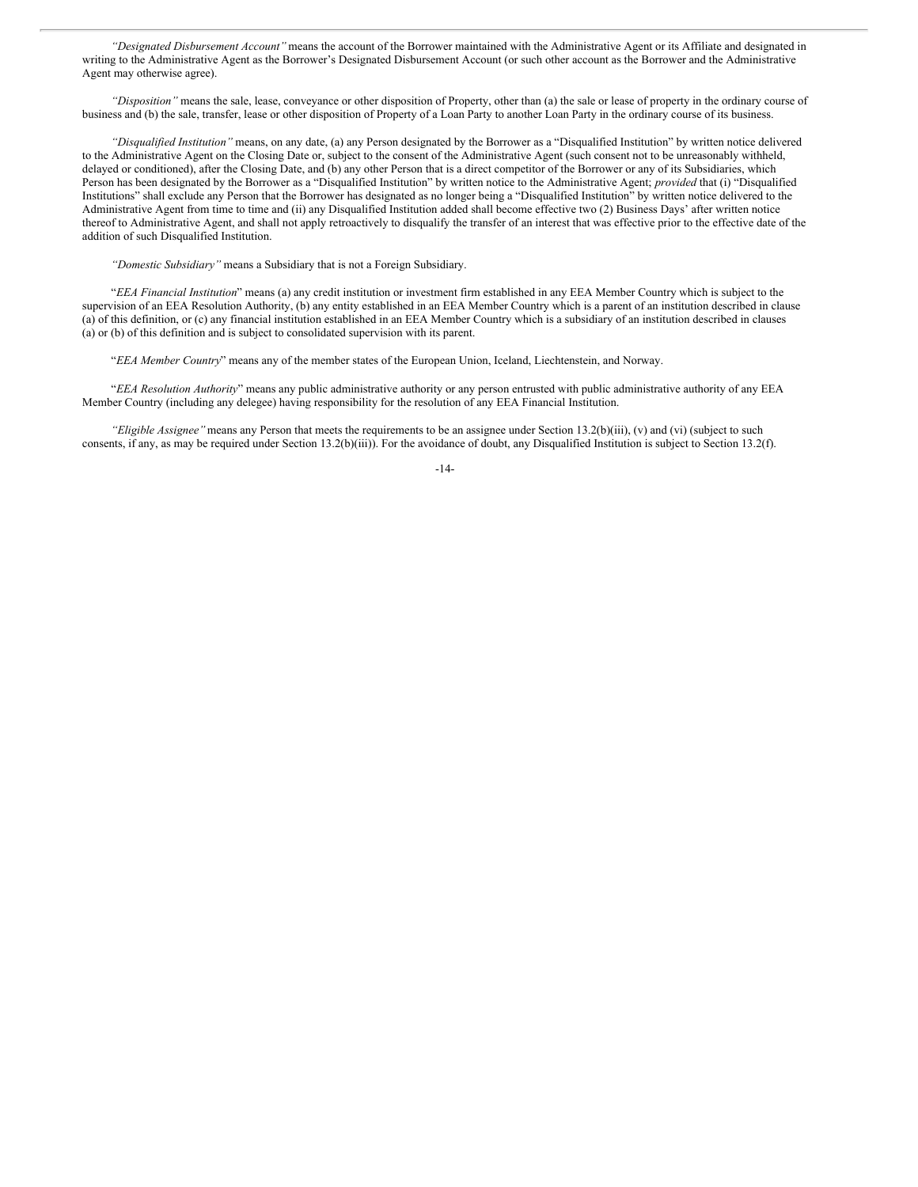*"Designated Disbursement Account"* means the account of the Borrower maintained with the Administrative Agent or its Affiliate and designated in writing to the Administrative Agent as the Borrower's Designated Disbursement Account (or such other account as the Borrower and the Administrative Agent may otherwise agree).

*"Disposition"* means the sale, lease, conveyance or other disposition of Property, other than (a) the sale or lease of property in the ordinary course of business and (b) the sale, transfer, lease or other disposition of Property of a Loan Party to another Loan Party in the ordinary course of its business.

*"Disqualified Institution"* means, on any date, (a) any Person designated by the Borrower as a "Disqualified Institution" by written notice delivered to the Administrative Agent on the Closing Date or, subject to the consent of the Administrative Agent (such consent not to be unreasonably withheld, delayed or conditioned), after the Closing Date, and (b) any other Person that is a direct competitor of the Borrower or any of its Subsidiaries, which Person has been designated by the Borrower as a "Disqualified Institution" by written notice to the Administrative Agent; *provided* that (i) "Disqualified Institutions" shall exclude any Person that the Borrower has designated as no longer being a "Disqualified Institution" by written notice delivered to the Administrative Agent from time to time and (ii) any Disqualified Institution added shall become effective two (2) Business Days' after written notice thereof to Administrative Agent, and shall not apply retroactively to disqualify the transfer of an interest that was effective prior to the effective date of the addition of such Disqualified Institution.

*"Domestic Subsidiary"* means a Subsidiary that is not a Foreign Subsidiary.

"*EEA Financial Institution*" means (a) any credit institution or investment firm established in any EEA Member Country which is subject to the supervision of an EEA Resolution Authority, (b) any entity established in an EEA Member Country which is a parent of an institution described in clause (a) of this definition, or (c) any financial institution established in an EEA Member Country which is a subsidiary of an institution described in clauses (a) or (b) of this definition and is subject to consolidated supervision with its parent.

"*EEA Member Country*" means any of the member states of the European Union, Iceland, Liechtenstein, and Norway.

"*EEA Resolution Authority*" means any public administrative authority or any person entrusted with public administrative authority of any EEA Member Country (including any delegee) having responsibility for the resolution of any EEA Financial Institution.

*"Eligible Assignee"* means any Person that meets the requirements to be an assignee under Section 13.2(b)(iii), (v) and (vi) (subject to such consents, if any, as may be required under Section 13.2(b)(iii)). For the avoidance of doubt, any Disqualified Institution is subject to Section 13.2(f).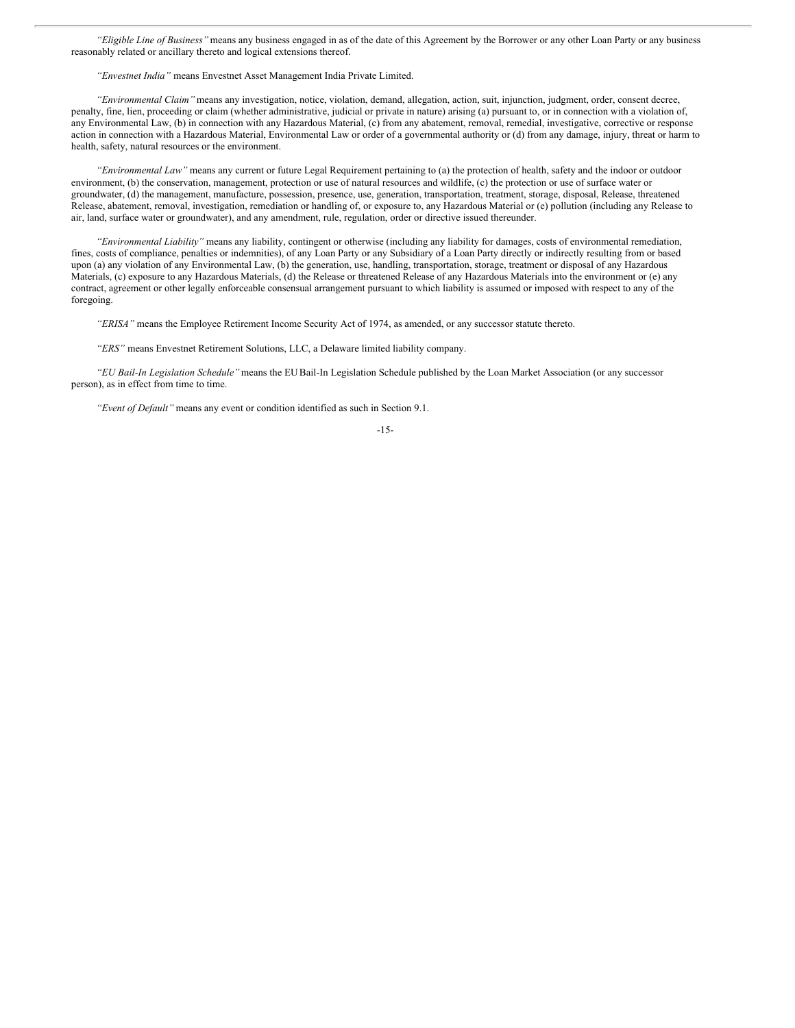*"Eligible Line of Business"* means any business engaged in as of the date of this Agreement by the Borrower or any other Loan Party or any business reasonably related or ancillary thereto and logical extensions thereof.

*"Envestnet India"* means Envestnet Asset Management India Private Limited.

*"Environmental Claim"* means any investigation, notice, violation, demand, allegation, action, suit, injunction, judgment, order, consent decree, penalty, fine, lien, proceeding or claim (whether administrative, judicial or private in nature) arising (a) pursuant to, or in connection with a violation of, any Environmental Law, (b) in connection with any Hazardous Material, (c) from any abatement, removal, remedial, investigative, corrective or response action in connection with a Hazardous Material, Environmental Law or order of a governmental authority or (d) from any damage, injury, threat or harm to health, safety, natural resources or the environment.

*"Environmental Law"* means any current or future Legal Requirement pertaining to (a) the protection of health, safety and the indoor or outdoor environment, (b) the conservation, management, protection or use of natural resources and wildlife, (c) the protection or use of surface water or groundwater, (d) the management, manufacture, possession, presence, use, generation, transportation, treatment, storage, disposal, Release, threatened Release, abatement, removal, investigation, remediation or handling of, or exposure to, any Hazardous Material or (e) pollution (including any Release to air, land, surface water or groundwater), and any amendment, rule, regulation, order or directive issued thereunder.

*"Environmental Liability"* means any liability, contingent or otherwise (including any liability for damages, costs of environmental remediation, fines, costs of compliance, penalties or indemnities), of any Loan Party or any Subsidiary of a Loan Party directly or indirectly resulting from or based upon (a) any violation of any Environmental Law, (b) the generation, use, handling, transportation, storage, treatment or disposal of any Hazardous Materials, (c) exposure to any Hazardous Materials, (d) the Release or threatened Release of any Hazardous Materials into the environment or (e) any contract, agreement or other legally enforceable consensual arrangement pursuant to which liability is assumed or imposed with respect to any of the foregoing.

*"ERISA"* means the Employee Retirement Income Security Act of 1974, as amended, or any successor statute thereto.

*"ERS"* means Envestnet Retirement Solutions, LLC, a Delaware limited liability company.

*"EU Bail-In Legislation Schedule"* means the EU Bail-In Legislation Schedule published by the Loan Market Association (or any successor person), as in effect from time to time.

*"Event of Default"* means any event or condition identified as such in Section 9.1.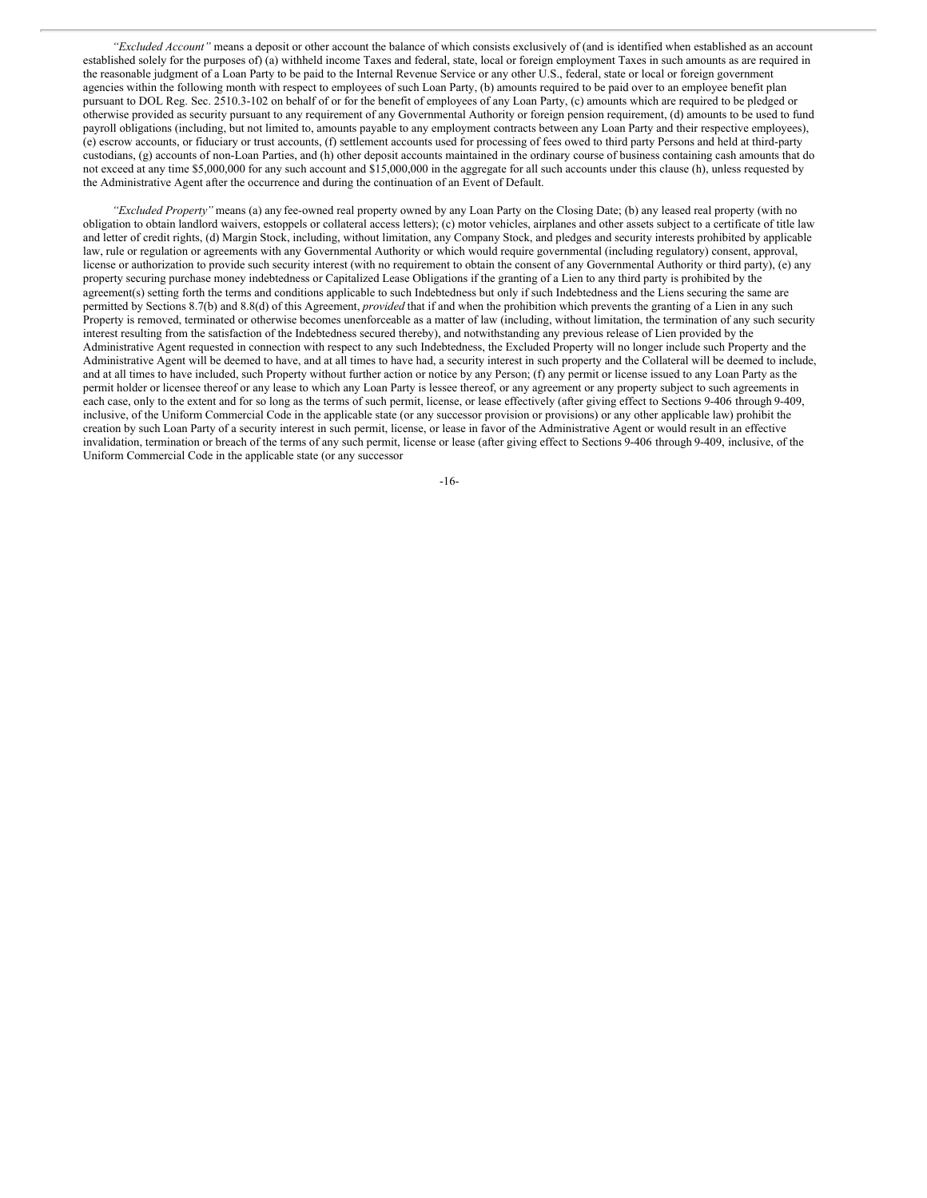*"Excluded Account"* means a deposit or other account the balance of which consists exclusively of (and is identified when established as an account established solely for the purposes of) (a) withheld income Taxes and federal, state, local or foreign employment Taxes in such amounts as are required in the reasonable judgment of a Loan Party to be paid to the Internal Revenue Service or any other U.S., federal, state or local or foreign government agencies within the following month with respect to employees of such Loan Party, (b) amounts required to be paid over to an employee benefit plan pursuant to DOL Reg. Sec. 2510.3-102 on behalf of or for the benefit of employees of any Loan Party, (c) amounts which are required to be pledged or otherwise provided as security pursuant to any requirement of any Governmental Authority or foreign pension requirement, (d) amounts to be used to fund payroll obligations (including, but not limited to, amounts payable to any employment contracts between any Loan Party and their respective employees), (e) escrow accounts, or fiduciary or trust accounts, (f) settlement accounts used for processing of fees owed to third party Persons and held at third-party custodians, (g) accounts of non-Loan Parties, and (h) other deposit accounts maintained in the ordinary course of business containing cash amounts that do not exceed at any time $5,000,000 for any such account and $15,000,000 in the aggregate for all such accounts under this clause (h), unless requested by the Administrative Agent after the occurrence and during the continuation of an Event of Default.

*"Excluded Property"* means (a) any fee-owned real property owned by any Loan Party on the Closing Date; (b) any leased real property (with no obligation to obtain landlord waivers, estoppels or collateral access letters); (c) motor vehicles, airplanes and other assets subject to a certificate of title law and letter of credit rights, (d) Margin Stock, including, without limitation, any Company Stock, and pledges and security interests prohibited by applicable law, rule or regulation or agreements with any Governmental Authority or which would require governmental (including regulatory) consent, approval, license or authorization to provide such security interest (with no requirement to obtain the consent of any Governmental Authority or third party), (e) any property securing purchase money indebtedness or Capitalized Lease Obligations if the granting of a Lien to any third party is prohibited by the agreement(s) setting forth the terms and conditions applicable to such Indebtedness but only if such Indebtedness and the Liens securing the same are permitted by Sections 8.7(b) and 8.8(d) of this Agreement, *provided* that if and when the prohibition which prevents the granting of a Lien in any such Property is removed, terminated or otherwise becomes unenforceable as a matter of law (including, without limitation, the termination of any such security interest resulting from the satisfaction of the Indebtedness secured thereby), and notwithstanding any previous release of Lien provided by the Administrative Agent requested in connection with respect to any such Indebtedness, the Excluded Property will no longer include such Property and the Administrative Agent will be deemed to have, and at all times to have had, a security interest in such property and the Collateral will be deemed to include, and at all times to have included, such Property without further action or notice by any Person; (f) any permit or license issued to any Loan Party as the permit holder or licensee thereof or any lease to which any Loan Party is lessee thereof, or any agreement or any property subject to such agreements in each case, only to the extent and for so long as the terms of such permit, license, or lease effectively (after giving effect to Sections 9-406 through 9-409, inclusive, of the Uniform Commercial Code in the applicable state (or any successor provision or provisions) or any other applicable law) prohibit the creation by such Loan Party of a security interest in such permit, license, or lease in favor of the Administrative Agent or would result in an effective invalidation, termination or breach of the terms of any such permit, license or lease (after giving effect to Sections 9-406 through 9-409, inclusive, of the Uniform Commercial Code in the applicable state (or any successor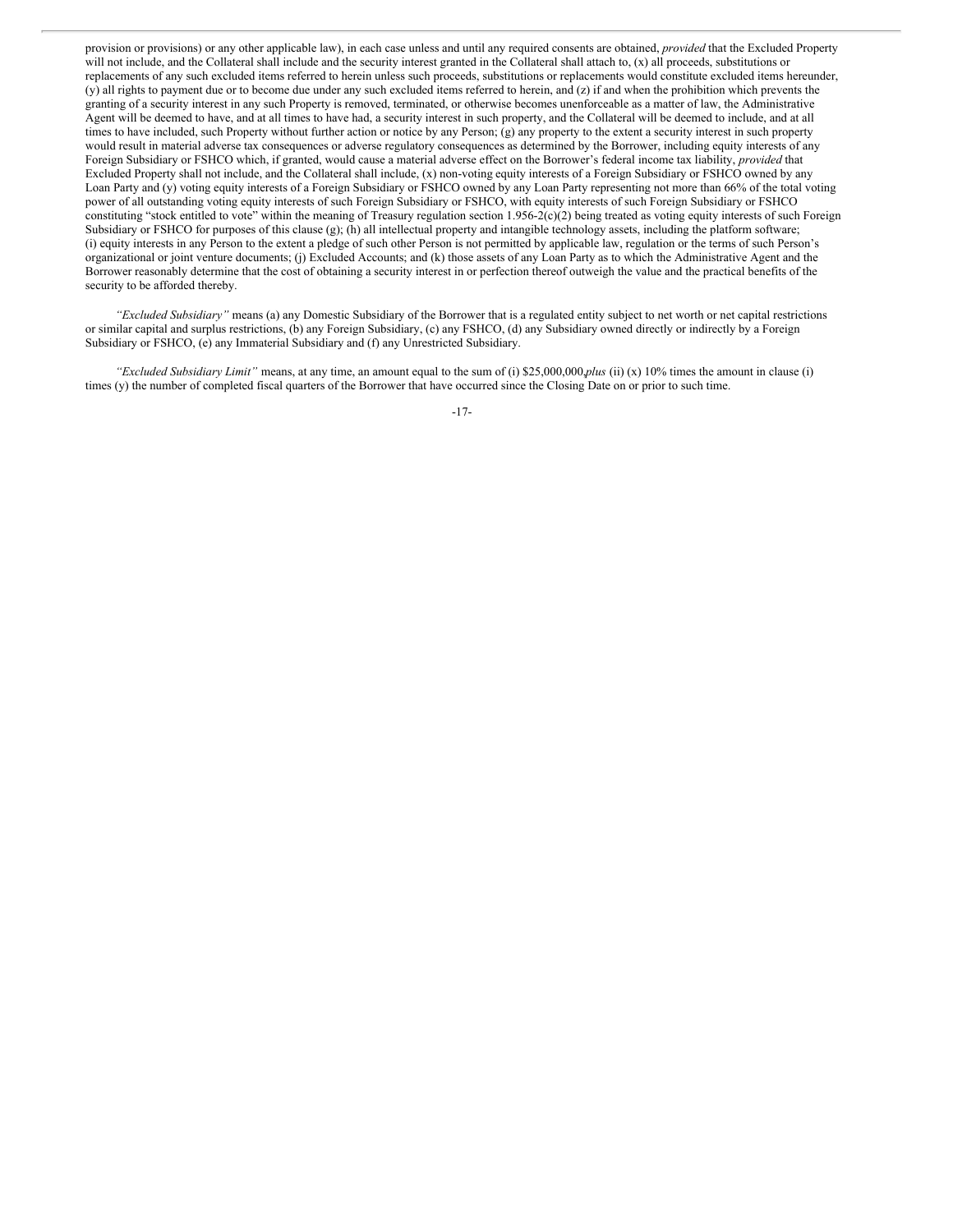provision or provisions) or any other applicable law), in each case unless and until any required consents are obtained, *provided* that the Excluded Property will not include, and the Collateral shall include and the security interest granted in the Collateral shall attach to, (x) all proceeds, substitutions or replacements of any such excluded items referred to herein unless such proceeds, substitutions or replacements would constitute excluded items hereunder, (y) all rights to payment due or to become due under any such excluded items referred to herein, and (z) if and when the prohibition which prevents the granting of a security interest in any such Property is removed, terminated, or otherwise becomes unenforceable as a matter of law, the Administrative Agent will be deemed to have, and at all times to have had, a security interest in such property, and the Collateral will be deemed to include, and at all times to have included, such Property without further action or notice by any Person; (g) any property to the extent a security interest in such property would result in material adverse tax consequences or adverse regulatory consequences as determined by the Borrower, including equity interests of any Foreign Subsidiary or FSHCO which, if granted, would cause a material adverse effect on the Borrower's federal income tax liability, *provided* that Excluded Property shall not include, and the Collateral shall include, (x) non-voting equity interests of a Foreign Subsidiary or FSHCO owned by any Loan Party and (y) voting equity interests of a Foreign Subsidiary or FSHCO owned by any Loan Party representing not more than 66% of the total voting power of all outstanding voting equity interests of such Foreign Subsidiary or FSHCO, with equity interests of such Foreign Subsidiary or FSHCO constituting "stock entitled to vote" within the meaning of Treasury regulation section 1.956-2(c)(2) being treated as voting equity interests of such Foreign Subsidiary or FSHCO for purposes of this clause (g); (h) all intellectual property and intangible technology assets, including the platform software; (i) equity interests in any Person to the extent a pledge of such other Person is not permitted by applicable law, regulation or the terms of such Person's organizational or joint venture documents; (j) Excluded Accounts; and (k) those assets of any Loan Party as to which the Administrative Agent and the Borrower reasonably determine that the cost of obtaining a security interest in or perfection thereof outweigh the value and the practical benefits of the security to be afforded thereby.

*"Excluded Subsidiary"* means (a) any Domestic Subsidiary of the Borrower that is a regulated entity subject to net worth or net capital restrictions or similar capital and surplus restrictions, (b) any Foreign Subsidiary, (c) any FSHCO, (d) any Subsidiary owned directly or indirectly by a Foreign Subsidiary or FSHCO, (e) any Immaterial Subsidiary and (f) any Unrestricted Subsidiary.

*"Excluded Subsidiary Limit"* means, at any time, an amount equal to the sum of (i) $25,000,000 *plus* (ii) (x) 10% times the amount in clause (i) times (y) the number of completed fiscal quarters of the Borrower that have occurred since the Closing Date on or prior to such time.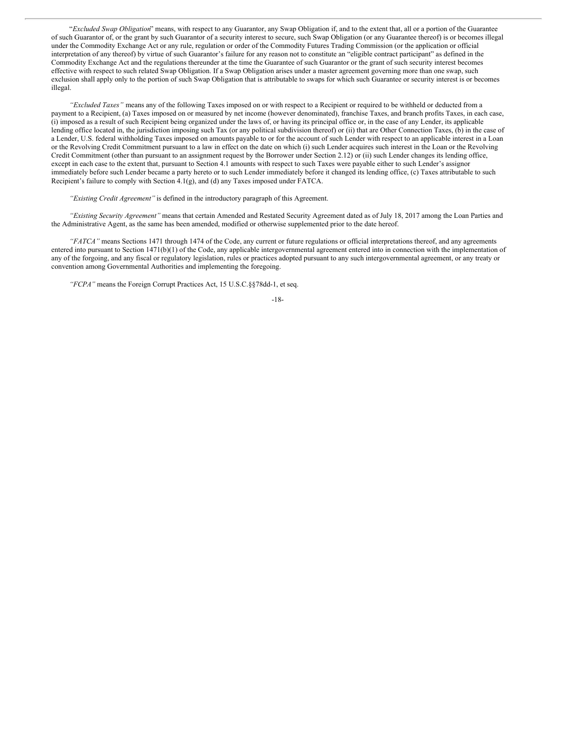"*Excluded Swap Obligation*" means, with respect to any Guarantor, any Swap Obligation if, and to the extent that, all or a portion of the Guarantee of such Guarantor of, or the grant by such Guarantor of a security interest to secure, such Swap Obligation (or any Guarantee thereof) is or becomes illegal under the Commodity Exchange Act or any rule, regulation or order of the Commodity Futures Trading Commission (or the application or official interpretation of any thereof) by virtue of such Guarantor's failure for any reason not to constitute an "eligible contract participant" as defined in the Commodity Exchange Act and the regulations thereunder at the time the Guarantee of such Guarantor or the grant of such security interest becomes effective with respect to such related Swap Obligation. If a Swap Obligation arises under a master agreement governing more than one swap, such exclusion shall apply only to the portion of such Swap Obligation that is attributable to swaps for which such Guarantee or security interest is or becomes illegal.

*"Excluded Taxes"* means any of the following Taxes imposed on or with respect to a Recipient or required to be withheld or deducted from a payment to a Recipient, (a) Taxes imposed on or measured by net income (however denominated), franchise Taxes, and branch profits Taxes, in each case, (i) imposed as a result of such Recipient being organized under the laws of, or having its principal office or, in the case of any Lender, its applicable lending office located in, the jurisdiction imposing such Tax (or any political subdivision thereof) or (ii) that are Other Connection Taxes, (b) in the case of a Lender, U.S. federal withholding Taxes imposed on amounts payable to or for the account of such Lender with respect to an applicable interest in a Loan or the Revolving Credit Commitment pursuant to a law in effect on the date on which (i) such Lender acquires such interest in the Loan or the Revolving Credit Commitment (other than pursuant to an assignment request by the Borrower under Section 2.12) or (ii) such Lender changes its lending office, except in each case to the extent that, pursuant to Section 4.1 amounts with respect to such Taxes were payable either to such Lender's assignor immediately before such Lender became a party hereto or to such Lender immediately before it changed its lending office, (c) Taxes attributable to such Recipient's failure to comply with Section 4.1(g), and (d) any Taxes imposed under FATCA.

*"Existing Credit Agreement"* is defined in the introductory paragraph of this Agreement.

*"Existing Security Agreement"* means that certain Amended and Restated Security Agreement dated as of July 18, 2017 among the Loan Parties and the Administrative Agent, as the same has been amended, modified or otherwise supplemented prior to the date hereof.

*"FATCA"* means Sections 1471 through 1474 of the Code, any current or future regulations or official interpretations thereof, and any agreements entered into pursuant to Section 1471(b)(1) of the Code, any applicable intergovernmental agreement entered into in connection with the implementation of any of the forgoing, and any fiscal or regulatory legislation, rules or practices adopted pursuant to any such intergovernmental agreement, or any treaty or convention among Governmental Authorities and implementing the foregoing.

*"FCPA"* means the Foreign Corrupt Practices Act, 15 U.S.C.§§78dd-1, et seq.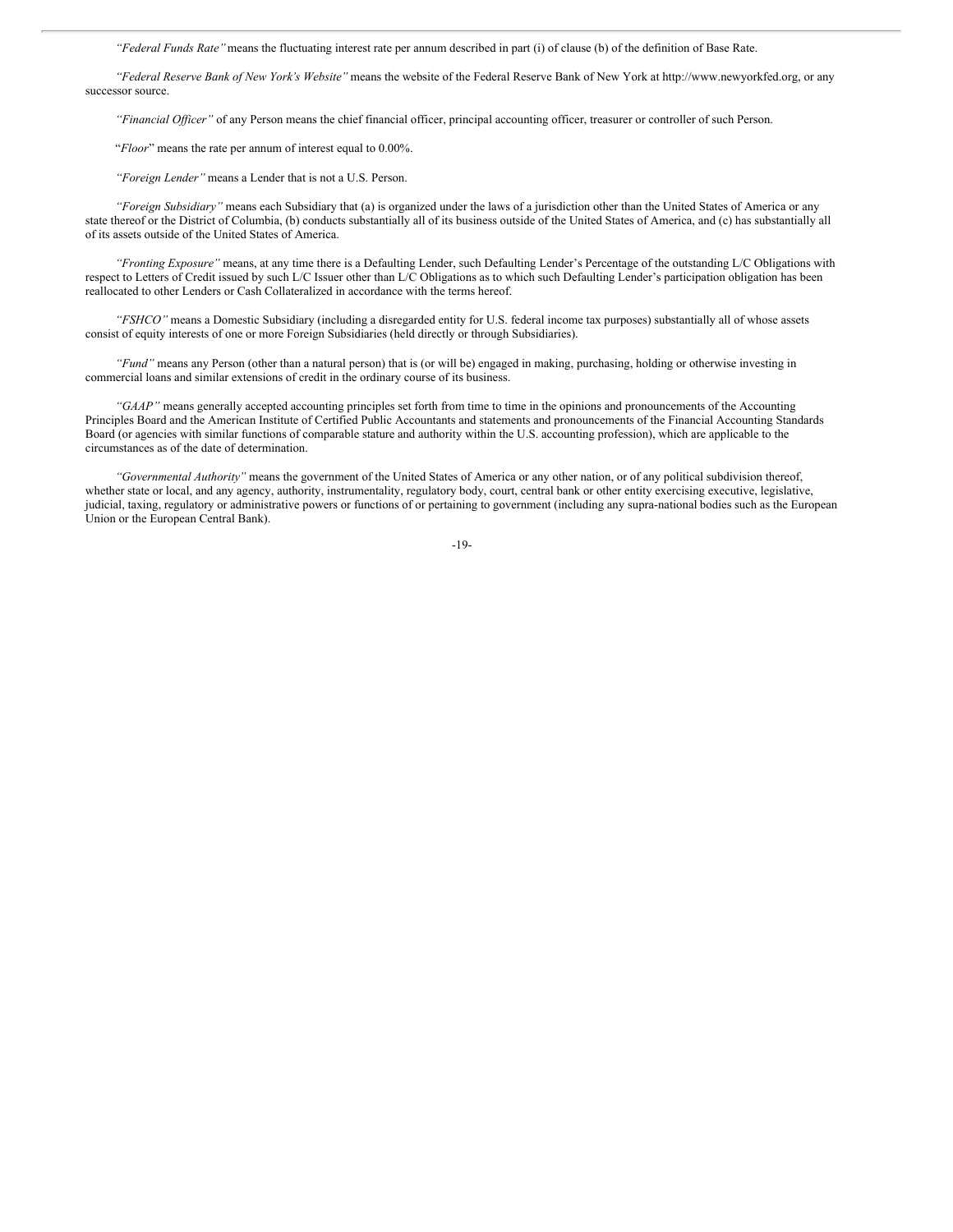*"Federal Funds Rate"* means the fluctuating interest rate per annum described in part (i) of clause (b) of the definition of Base Rate.

*"Federal Reserve Bank of New York's Website"* means the website of the Federal Reserve Bank of New York at http://www.newyorkfed.org, or any successor source.

*"Financial Officer"* of any Person means the chief financial officer, principal accounting officer, treasurer or controller of such Person.

"*Floor*" means the rate per annum of interest equal to 0.00%.

*"Foreign Lender"* means a Lender that is not a U.S. Person.

*"Foreign Subsidiary"* means each Subsidiary that (a) is organized under the laws of a jurisdiction other than the United States of America or any state thereof or the District of Columbia, (b) conducts substantially all of its business outside of the United States of America, and (c) has substantially all of its assets outside of the United States of America.

*"Fronting Exposure"* means, at any time there is a Defaulting Lender, such Defaulting Lender's Percentage of the outstanding L/C Obligations with respect to Letters of Credit issued by such L/C Issuer other than L/C Obligations as to which such Defaulting Lender's participation obligation has been reallocated to other Lenders or Cash Collateralized in accordance with the terms hereof.

*"FSHCO"* means a Domestic Subsidiary (including a disregarded entity for U.S. federal income tax purposes) substantially all of whose assets consist of equity interests of one or more Foreign Subsidiaries (held directly or through Subsidiaries).

*"Fund"* means any Person (other than a natural person) that is (or will be) engaged in making, purchasing, holding or otherwise investing in commercial loans and similar extensions of credit in the ordinary course of its business.

*"GAAP"* means generally accepted accounting principles set forth from time to time in the opinions and pronouncements of the Accounting Principles Board and the American Institute of Certified Public Accountants and statements and pronouncements of the Financial Accounting Standards Board (or agencies with similar functions of comparable stature and authority within the U.S. accounting profession), which are applicable to the circumstances as of the date of determination.

*"Governmental Authority"* means the government of the United States of America or any other nation, or of any political subdivision thereof, whether state or local, and any agency, authority, instrumentality, regulatory body, court, central bank or other entity exercising executive, legislative, judicial, taxing, regulatory or administrative powers or functions of or pertaining to government (including any supra-national bodies such as the European Union or the European Central Bank).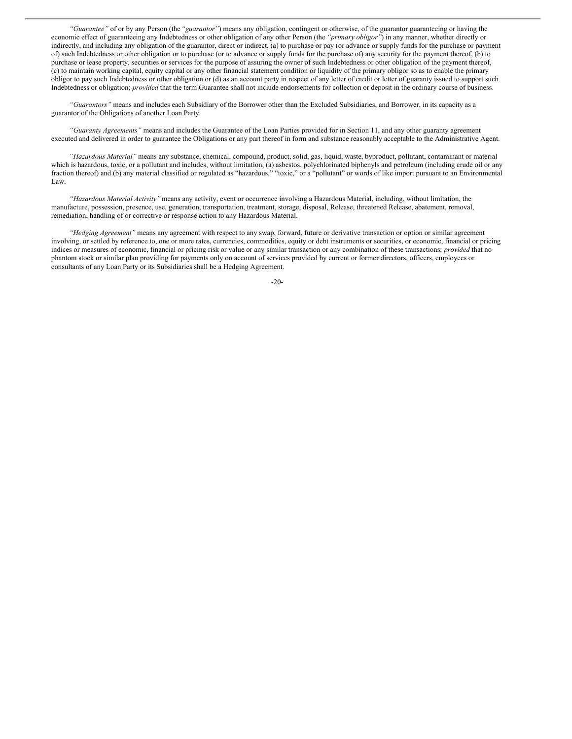*"Guarantee"* of or by any Person (the *"guarantor"*) means any obligation, contingent or otherwise, of the guarantor guaranteeing or having the economic effect of guaranteeing any Indebtedness or other obligation of any other Person (the *"primary obligor"*) in any manner, whether directly or indirectly, and including any obligation of the guarantor, direct or indirect, (a) to purchase or pay (or advance or supply funds for the purchase or payment of) such Indebtedness or other obligation or to purchase (or to advance or supply funds for the purchase of) any security for the payment thereof, (b) to purchase or lease property, securities or services for the purpose of assuring the owner of such Indebtedness or other obligation of the payment thereof, (c) to maintain working capital, equity capital or any other financial statement condition or liquidity of the primary obligor so as to enable the primary obligor to pay such Indebtedness or other obligation or (d) as an account party in respect of any letter of credit or letter of guaranty issued to support such Indebtedness or obligation; *provided* that the term Guarantee shall not include endorsements for collection or deposit in the ordinary course of business.

*"Guarantors"* means and includes each Subsidiary of the Borrower other than the Excluded Subsidiaries, and Borrower, in its capacity as a guarantor of the Obligations of another Loan Party.

*"Guaranty Agreements"* means and includes the Guarantee of the Loan Parties provided for in Section 11, and any other guaranty agreement executed and delivered in order to guarantee the Obligations or any part thereof in form and substance reasonably acceptable to the Administrative Agent.

*"Hazardous Material"* means any substance, chemical, compound, product, solid, gas, liquid, waste, byproduct, pollutant, contaminant or material which is hazardous, toxic, or a pollutant and includes, without limitation, (a) asbestos, polychlorinated biphenyls and petroleum (including crude oil or any fraction thereof) and (b) any material classified or regulated as "hazardous," "toxic," or a "pollutant" or words of like import pursuant to an Environmental Law.

*"Hazardous Material Activity"* means any activity, event or occurrence involving a Hazardous Material, including, without limitation, the manufacture, possession, presence, use, generation, transportation, treatment, storage, disposal, Release, threatened Release, abatement, removal, remediation, handling of or corrective or response action to any Hazardous Material.

*"Hedging Agreement"* means any agreement with respect to any swap, forward, future or derivative transaction or option or similar agreement involving, or settled by reference to, one or more rates, currencies, commodities, equity or debt instruments or securities, or economic, financial or pricing indices or measures of economic, financial or pricing risk or value or any similar transaction or any combination of these transactions; *provided* that no phantom stock or similar plan providing for payments only on account of services provided by current or former directors, officers, employees or consultants of any Loan Party or its Subsidiaries shall be a Hedging Agreement.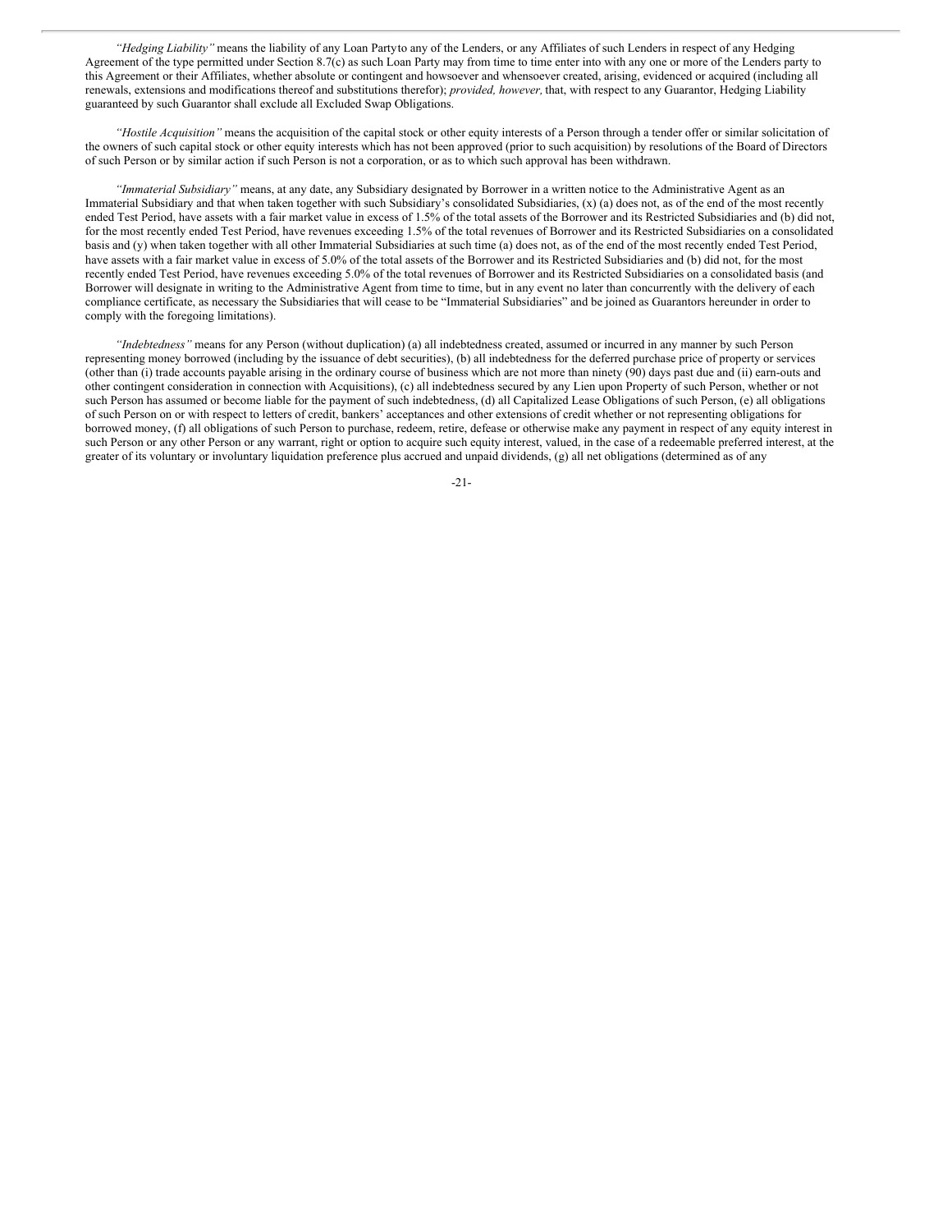*"Hedging Liability"* means the liability of any Loan Partyto any of the Lenders, or any Affiliates of such Lenders in respect of any Hedging Agreement of the type permitted under Section 8.7(c) as such Loan Party may from time to time enter into with any one or more of the Lenders party to this Agreement or their Affiliates, whether absolute or contingent and howsoever and whensoever created, arising, evidenced or acquired (including all renewals, extensions and modifications thereof and substitutions therefor); *provided, however,* that, with respect to any Guarantor, Hedging Liability guaranteed by such Guarantor shall exclude all Excluded Swap Obligations.

*"Hostile Acquisition"* means the acquisition of the capital stock or other equity interests of a Person through a tender offer or similar solicitation of the owners of such capital stock or other equity interests which has not been approved (prior to such acquisition) by resolutions of the Board of Directors of such Person or by similar action if such Person is not a corporation, or as to which such approval has been withdrawn.

*"Immaterial Subsidiary"* means, at any date, any Subsidiary designated by Borrower in a written notice to the Administrative Agent as an Immaterial Subsidiary and that when taken together with such Subsidiary's consolidated Subsidiaries, (x) (a) does not, as of the end of the most recently ended Test Period, have assets with a fair market value in excess of 1.5% of the total assets of the Borrower and its Restricted Subsidiaries and (b) did not, for the most recently ended Test Period, have revenues exceeding 1.5% of the total revenues of Borrower and its Restricted Subsidiaries on a consolidated basis and (y) when taken together with all other Immaterial Subsidiaries at such time (a) does not, as of the end of the most recently ended Test Period, have assets with a fair market value in excess of 5.0% of the total assets of the Borrower and its Restricted Subsidiaries and (b) did not, for the most recently ended Test Period, have revenues exceeding 5.0% of the total revenues of Borrower and its Restricted Subsidiaries on a consolidated basis (and Borrower will designate in writing to the Administrative Agent from time to time, but in any event no later than concurrently with the delivery of each compliance certificate, as necessary the Subsidiaries that will cease to be "Immaterial Subsidiaries" and be joined as Guarantors hereunder in order to comply with the foregoing limitations).

*"Indebtedness"* means for any Person (without duplication) (a) all indebtedness created, assumed or incurred in any manner by such Person representing money borrowed (including by the issuance of debt securities), (b) all indebtedness for the deferred purchase price of property or services (other than (i) trade accounts payable arising in the ordinary course of business which are not more than ninety (90) days past due and (ii) earn-outs and other contingent consideration in connection with Acquisitions), (c) all indebtedness secured by any Lien upon Property of such Person, whether or not such Person has assumed or become liable for the payment of such indebtedness, (d) all Capitalized Lease Obligations of such Person, (e) all obligations of such Person on or with respect to letters of credit, bankers' acceptances and other extensions of credit whether or not representing obligations for borrowed money, (f) all obligations of such Person to purchase, redeem, retire, defease or otherwise make any payment in respect of any equity interest in such Person or any other Person or any warrant, right or option to acquire such equity interest, valued, in the case of a redeemable preferred interest, at the greater of its voluntary or involuntary liquidation preference plus accrued and unpaid dividends, (g) all net obligations (determined as of any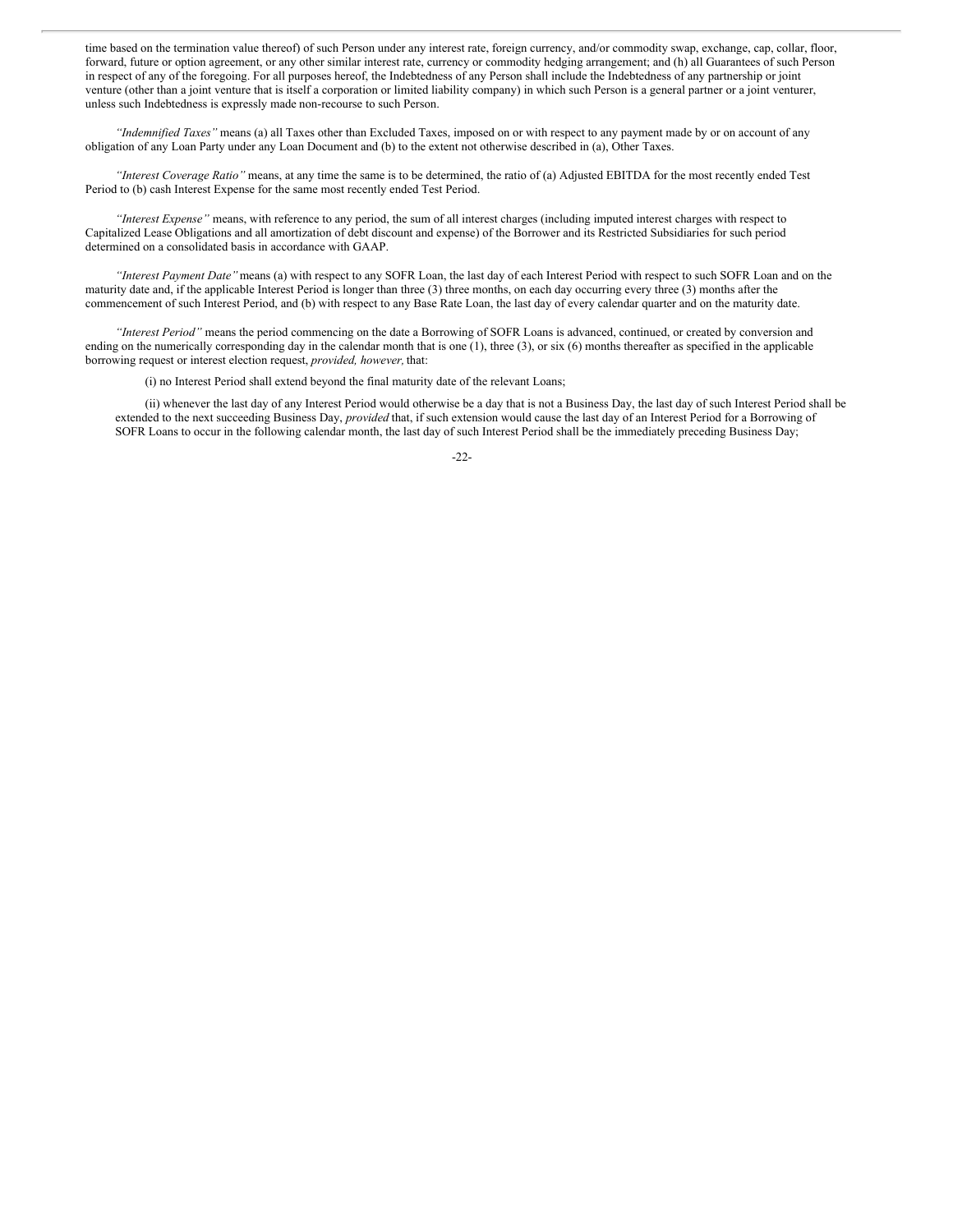time based on the termination value thereof) of such Person under any interest rate, foreign currency, and/or commodity swap, exchange, cap, collar, floor, forward, future or option agreement, or any other similar interest rate, currency or commodity hedging arrangement; and (h) all Guarantees of such Person in respect of any of the foregoing. For all purposes hereof, the Indebtedness of any Person shall include the Indebtedness of any partnership or joint venture (other than a joint venture that is itself a corporation or limited liability company) in which such Person is a general partner or a joint venturer, unless such Indebtedness is expressly made non-recourse to such Person.

*"Indemnified Taxes"* means (a) all Taxes other than Excluded Taxes, imposed on or with respect to any payment made by or on account of any obligation of any Loan Party under any Loan Document and (b) to the extent not otherwise described in (a), Other Taxes.

*"Interest Coverage Ratio"* means, at any time the same is to be determined, the ratio of (a) Adjusted EBITDA for the most recently ended Test Period to (b) cash Interest Expense for the same most recently ended Test Period.

*"Interest Expense"* means, with reference to any period, the sum of all interest charges (including imputed interest charges with respect to Capitalized Lease Obligations and all amortization of debt discount and expense) of the Borrower and its Restricted Subsidiaries for such period determined on a consolidated basis in accordance with GAAP.

*"Interest Payment Date"* means (a) with respect to any SOFR Loan, the last day of each Interest Period with respect to such SOFR Loan and on the maturity date and, if the applicable Interest Period is longer than three (3) three months, on each day occurring every three (3) months after the commencement of such Interest Period, and (b) with respect to any Base Rate Loan, the last day of every calendar quarter and on the maturity date.

*"Interest Period"* means the period commencing on the date a Borrowing of SOFR Loans is advanced, continued, or created by conversion and ending on the numerically corresponding day in the calendar month that is one (1), three (3), or six (6) months thereafter as specified in the applicable borrowing request or interest election request, *provided, however,* that:

(i) no Interest Period shall extend beyond the final maturity date of the relevant Loans;

(ii) whenever the last day of any Interest Period would otherwise be a day that is not a Business Day, the last day of such Interest Period shall be extended to the next succeeding Business Day, *provided* that, if such extension would cause the last day of an Interest Period for a Borrowing of SOFR Loans to occur in the following calendar month, the last day of such Interest Period shall be the immediately preceding Business Day;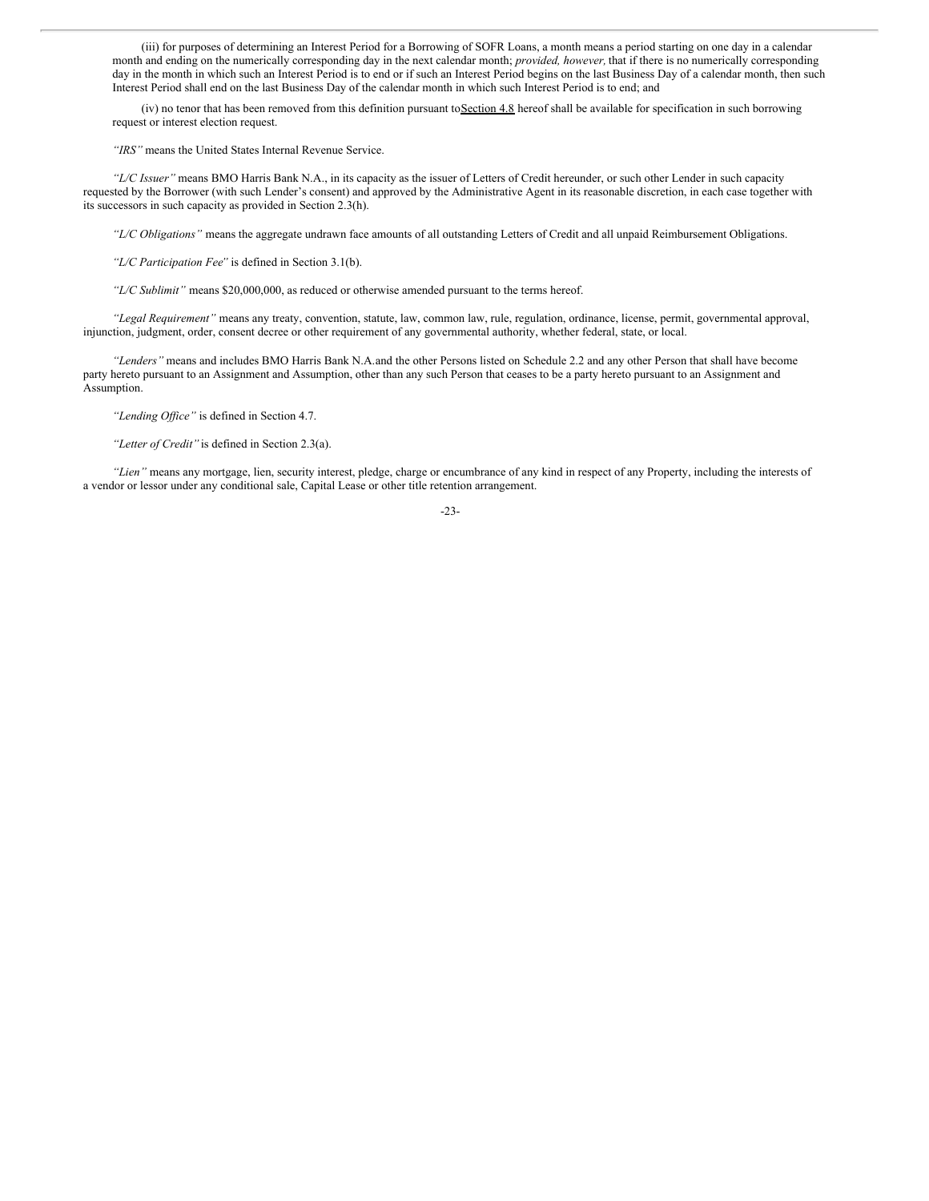(iii) for purposes of determining an Interest Period for a Borrowing of SOFR Loans, a month means a period starting on one day in a calendar month and ending on the numerically corresponding day in the next calendar month; *provided, however,* that if there is no numerically corresponding day in the month in which such an Interest Period is to end or if such an Interest Period begins on the last Business Day of a calendar month, then such Interest Period shall end on the last Business Day of the calendar month in which such Interest Period is to end; and

(iv) no tenor that has been removed from this definition pursuant to Section 4.8 hereof shall be available for specification in such borrowing request or interest election request.

*"IRS"* means the United States Internal Revenue Service.

*"L/C Issuer"* means BMO Harris Bank N.A., in its capacity as the issuer of Letters of Credit hereunder, or such other Lender in such capacity requested by the Borrower (with such Lender's consent) and approved by the Administrative Agent in its reasonable discretion, in each case together with its successors in such capacity as provided in Section 2.3(h).

*"L/C Obligations"* means the aggregate undrawn face amounts of all outstanding Letters of Credit and all unpaid Reimbursement Obligations.

*"L/C Participation Fee"* is defined in Section 3.1(b).

*"L/C Sublimit"* means $20,000,000, as reduced or otherwise amended pursuant to the terms hereof.

*"Legal Requirement"* means any treaty, convention, statute, law, common law, rule, regulation, ordinance, license, permit, governmental approval, injunction, judgment, order, consent decree or other requirement of any governmental authority, whether federal, state, or local.

*"Lenders"* means and includes BMO Harris Bank N.A.and the other Persons listed on Schedule 2.2 and any other Person that shall have become party hereto pursuant to an Assignment and Assumption, other than any such Person that ceases to be a party hereto pursuant to an Assignment and Assumption.

*"Lending Office"* is defined in Section 4.7.

*"Letter of Credit"* is defined in Section 2.3(a).

*"Lien"* means any mortgage, lien, security interest, pledge, charge or encumbrance of any kind in respect of any Property, including the interests of a vendor or lessor under any conditional sale, Capital Lease or other title retention arrangement.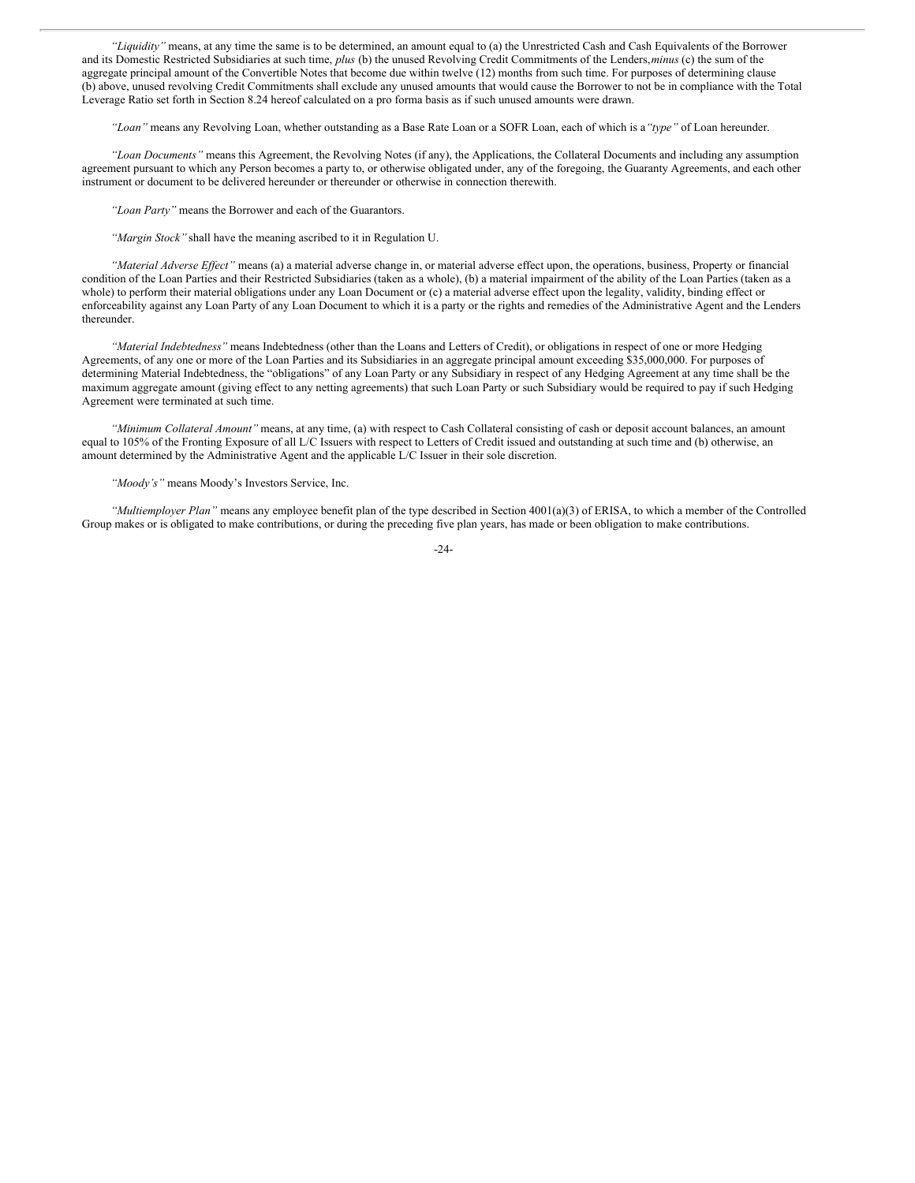*"Liquidity"* means, at any time the same is to be determined, an amount equal to (a) the Unrestricted Cash and Cash Equivalents of the Borrower and its Domestic Restricted Subsidiaries at such time, *plus* (b) the unused Revolving Credit Commitments of the Lenders, *minus* (c) the sum of the aggregate principal amount of the Convertible Notes that become due within twelve (12) months from such time. For purposes of determining clause (b) above, unused revolving Credit Commitments shall exclude any unused amounts that would cause the Borrower to not be in compliance with the Total Leverage Ratio set forth in Section 8.24 hereof calculated on a pro forma basis as if such unused amounts were drawn.

*"Loan"* means any Revolving Loan, whether outstanding as a Base Rate Loan or a SOFR Loan, each of which is a *"type"* of Loan hereunder.

*"Loan Documents"* means this Agreement, the Revolving Notes (if any), the Applications, the Collateral Documents and including any assumption agreement pursuant to which any Person becomes a party to, or otherwise obligated under, any of the foregoing, the Guaranty Agreements, and each other instrument or document to be delivered hereunder or thereunder or otherwise in connection therewith.

*"Loan Party"* means the Borrower and each of the Guarantors.

*"Margin Stock"* shall have the meaning ascribed to it in Regulation U.

*"Material Adverse Effect"* means (a) a material adverse change in, or material adverse effect upon, the operations, business, Property or financial condition of the Loan Parties and their Restricted Subsidiaries (taken as a whole), (b) a material impairment of the ability of the Loan Parties (taken as a whole) to perform their material obligations under any Loan Document or (c) a material adverse effect upon the legality, validity, binding effect or enforceability against any Loan Party of any Loan Document to which it is a party or the rights and remedies of the Administrative Agent and the Lenders thereunder.

*"Material Indebtedness"* means Indebtedness (other than the Loans and Letters of Credit), or obligations in respect of one or more Hedging Agreements, of any one or more of the Loan Parties and its Subsidiaries in an aggregate principal amount exceeding $35,000,000. For purposes of determining Material Indebtedness, the "obligations" of any Loan Party or any Subsidiary in respect of any Hedging Agreement at any time shall be the maximum aggregate amount (giving effect to any netting agreements) that such Loan Party or such Subsidiary would be required to pay if such Hedging Agreement were terminated at such time.

*"Minimum Collateral Amount"* means, at any time, (a) with respect to Cash Collateral consisting of cash or deposit account balances, an amount equal to 105% of the Fronting Exposure of all L/C Issuers with respect to Letters of Credit issued and outstanding at such time and (b) otherwise, an amount determined by the Administrative Agent and the applicable L/C Issuer in their sole discretion.

*"Moody's"* means Moody's Investors Service, Inc.

*"Multiemployer Plan"* means any employee benefit plan of the type described in Section 4001(a)(3) of ERISA, to which a member of the Controlled Group makes or is obligated to make contributions, or during the preceding five plan years, has made or been obligation to make contributions.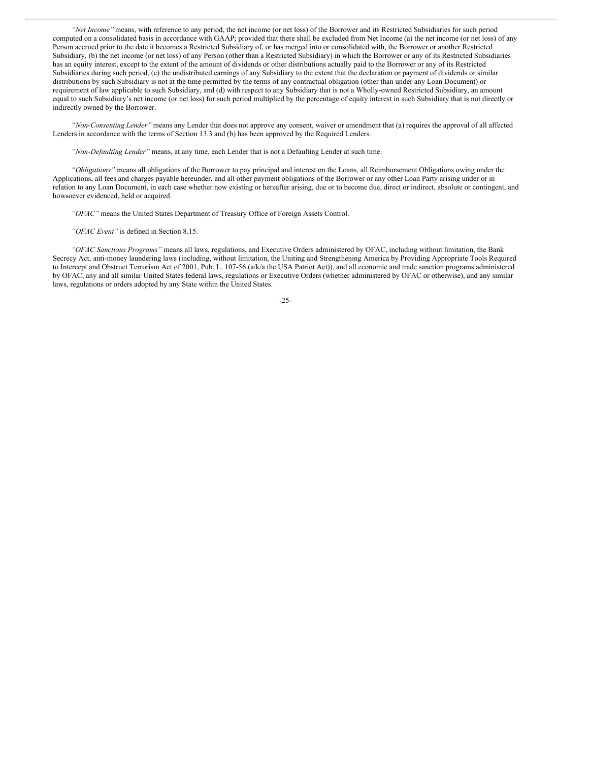*"Net Income"* means, with reference to any period, the net income (or net loss) of the Borrower and its Restricted Subsidiaries for such period computed on a consolidated basis in accordance with GAAP; provided that there shall be excluded from Net Income (a) the net income (or net loss) of any Person accrued prior to the date it becomes a Restricted Subsidiary of, or has merged into or consolidated with, the Borrower or another Restricted Subsidiary, (b) the net income (or net loss) of any Person (other than a Restricted Subsidiary) in which the Borrower or any of its Restricted Subsidiaries has an equity interest, except to the extent of the amount of dividends or other distributions actually paid to the Borrower or any of its Restricted Subsidiaries during such period, (c) the undistributed earnings of any Subsidiary to the extent that the declaration or payment of dividends or similar distributions by such Subsidiary is not at the time permitted by the terms of any contractual obligation (other than under any Loan Document) or requirement of law applicable to such Subsidiary, and (d) with respect to any Subsidiary that is not a Wholly-owned Restricted Subsidiary, an amount equal to such Subsidiary's net income (or net loss) for such period multiplied by the percentage of equity interest in such Subsidiary that is not directly or indirectly owned by the Borrower.

*"Non-Consenting Lender"* means any Lender that does not approve any consent, waiver or amendment that (a) requires the approval of all affected Lenders in accordance with the terms of Section 13.3 and (b) has been approved by the Required Lenders.

*"Non-Defaulting Lender"* means, at any time, each Lender that is not a Defaulting Lender at such time.

*"Obligations"* means all obligations of the Borrower to pay principal and interest on the Loans, all Reimbursement Obligations owing under the Applications, all fees and charges payable hereunder, and all other payment obligations of the Borrower or any other Loan Party arising under or in relation to any Loan Document, in each case whether now existing or hereafter arising, due or to become due, direct or indirect, absolute or contingent, and howsoever evidenced, held or acquired.

*"OFAC"* means the United States Department of Treasury Office of Foreign Assets Control.

*"OFAC Event"* is defined in Section 8.15.

*"OFAC Sanctions Programs"* means all laws, regulations, and Executive Orders administered by OFAC, including without limitation, the Bank Secrecy Act, anti-money laundering laws (including, without limitation, the Uniting and Strengthening America by Providing Appropriate Tools Required to Intercept and Obstruct Terrorism Act of 2001, Pub. L. 107-56 (a/k/a the USA Patriot Act)), and all economic and trade sanction programs administered by OFAC, any and all similar United States federal laws, regulations or Executive Orders (whether administered by OFAC or otherwise), and any similar laws, regulations or orders adopted by any State within the United States.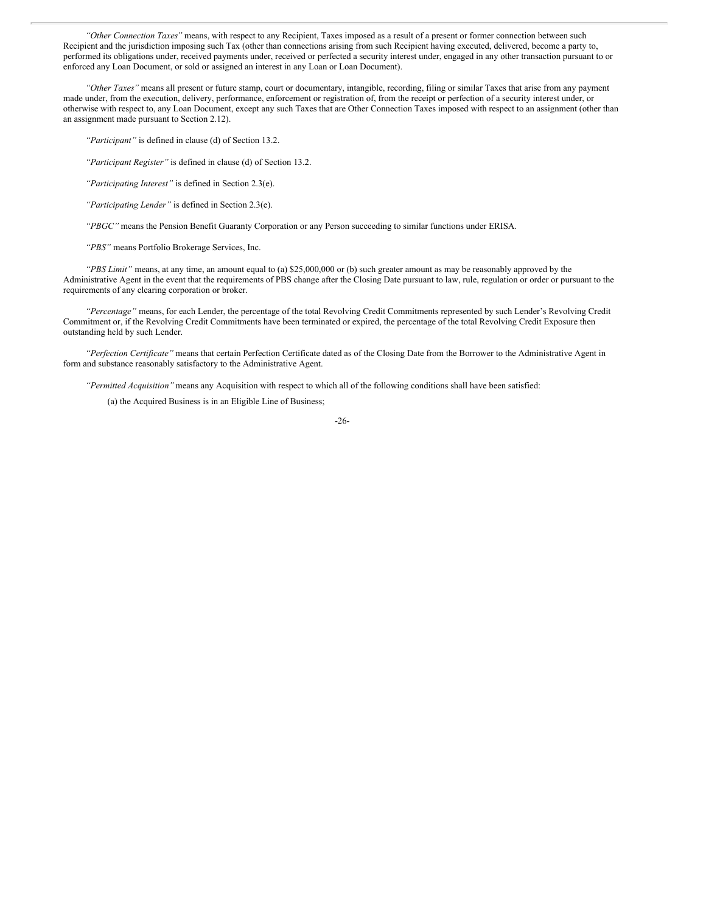*"Other Connection Taxes"* means, with respect to any Recipient, Taxes imposed as a result of a present or former connection between such Recipient and the jurisdiction imposing such Tax (other than connections arising from such Recipient having executed, delivered, become a party to, performed its obligations under, received payments under, received or perfected a security interest under, engaged in any other transaction pursuant to or enforced any Loan Document, or sold or assigned an interest in any Loan or Loan Document).

*"Other Taxes"* means all present or future stamp, court or documentary, intangible, recording, filing or similar Taxes that arise from any payment made under, from the execution, delivery, performance, enforcement or registration of, from the receipt or perfection of a security interest under, or otherwise with respect to, any Loan Document, except any such Taxes that are Other Connection Taxes imposed with respect to an assignment (other than an assignment made pursuant to Section 2.12).

*"Participant"* is defined in clause (d) of Section 13.2.

*"Participant Register"* is defined in clause (d) of Section 13.2.

*"Participating Interest"* is defined in Section 2.3(e).

*"Participating Lender"* is defined in Section 2.3(e).

*"PBGC"* means the Pension Benefit Guaranty Corporation or any Person succeeding to similar functions under ERISA.

*"PBS"* means Portfolio Brokerage Services, Inc.

*"PBS Limit"* means, at any time, an amount equal to (a) $25,000,000 or (b) such greater amount as may be reasonably approved by the Administrative Agent in the event that the requirements of PBS change after the Closing Date pursuant to law, rule, regulation or order or pursuant to the requirements of any clearing corporation or broker.

*"Percentage"* means, for each Lender, the percentage of the total Revolving Credit Commitments represented by such Lender's Revolving Credit Commitment or, if the Revolving Credit Commitments have been terminated or expired, the percentage of the total Revolving Credit Exposure then outstanding held by such Lender.

*"Perfection Certificate"* means that certain Perfection Certificate dated as of the Closing Date from the Borrower to the Administrative Agent in form and substance reasonably satisfactory to the Administrative Agent.

*"Permitted Acquisition"* means any Acquisition with respect to which all of the following conditions shall have been satisfied:

(a) the Acquired Business is in an Eligible Line of Business;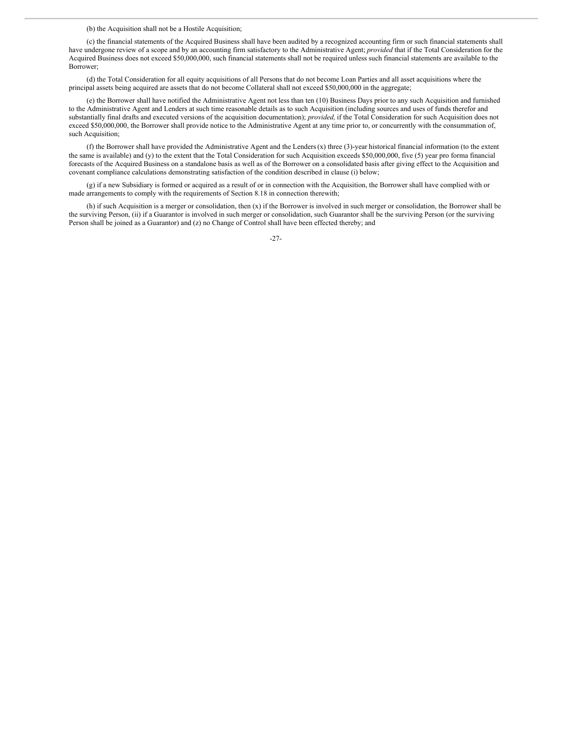(b) the Acquisition shall not be a Hostile Acquisition;

(c) the financial statements of the Acquired Business shall have been audited by a recognized accounting firm or such financial statements shall have undergone review of a scope and by an accounting firm satisfactory to the Administrative Agent; *provided* that if the Total Consideration for the Acquired Business does not exceed $50,000,000, such financial statements shall not be required unless such financial statements are available to the Borrower;

(d) the Total Consideration for all equity acquisitions of all Persons that do not become Loan Parties and all asset acquisitions where the principal assets being acquired are assets that do not become Collateral shall not exceed $50,000,000 in the aggregate;

(e) the Borrower shall have notified the Administrative Agent not less than ten (10) Business Days prior to any such Acquisition and furnished to the Administrative Agent and Lenders at such time reasonable details as to such Acquisition (including sources and uses of funds therefor and substantially final drafts and executed versions of the acquisition documentation); *provided,* if the Total Consideration for such Acquisition does not exceed $50,000,000, the Borrower shall provide notice to the Administrative Agent at any time prior to, or concurrently with the consummation of, such Acquisition;

(f) the Borrower shall have provided the Administrative Agent and the Lenders (x) three (3)-year historical financial information (to the extent the same is available) and (y) to the extent that the Total Consideration for such Acquisition exceeds $50,000,000, five (5) year pro forma financial forecasts of the Acquired Business on a standalone basis as well as of the Borrower on a consolidated basis after giving effect to the Acquisition and covenant compliance calculations demonstrating satisfaction of the condition described in clause (i) below;

(g) if a new Subsidiary is formed or acquired as a result of or in connection with the Acquisition, the Borrower shall have complied with or made arrangements to comply with the requirements of Section 8.18 in connection therewith;

(h) if such Acquisition is a merger or consolidation, then (x) if the Borrower is involved in such merger or consolidation, the Borrower shall be the surviving Person, (ii) if a Guarantor is involved in such merger or consolidation, such Guarantor shall be the surviving Person (or the surviving Person shall be joined as a Guarantor) and (z) no Change of Control shall have been effected thereby; and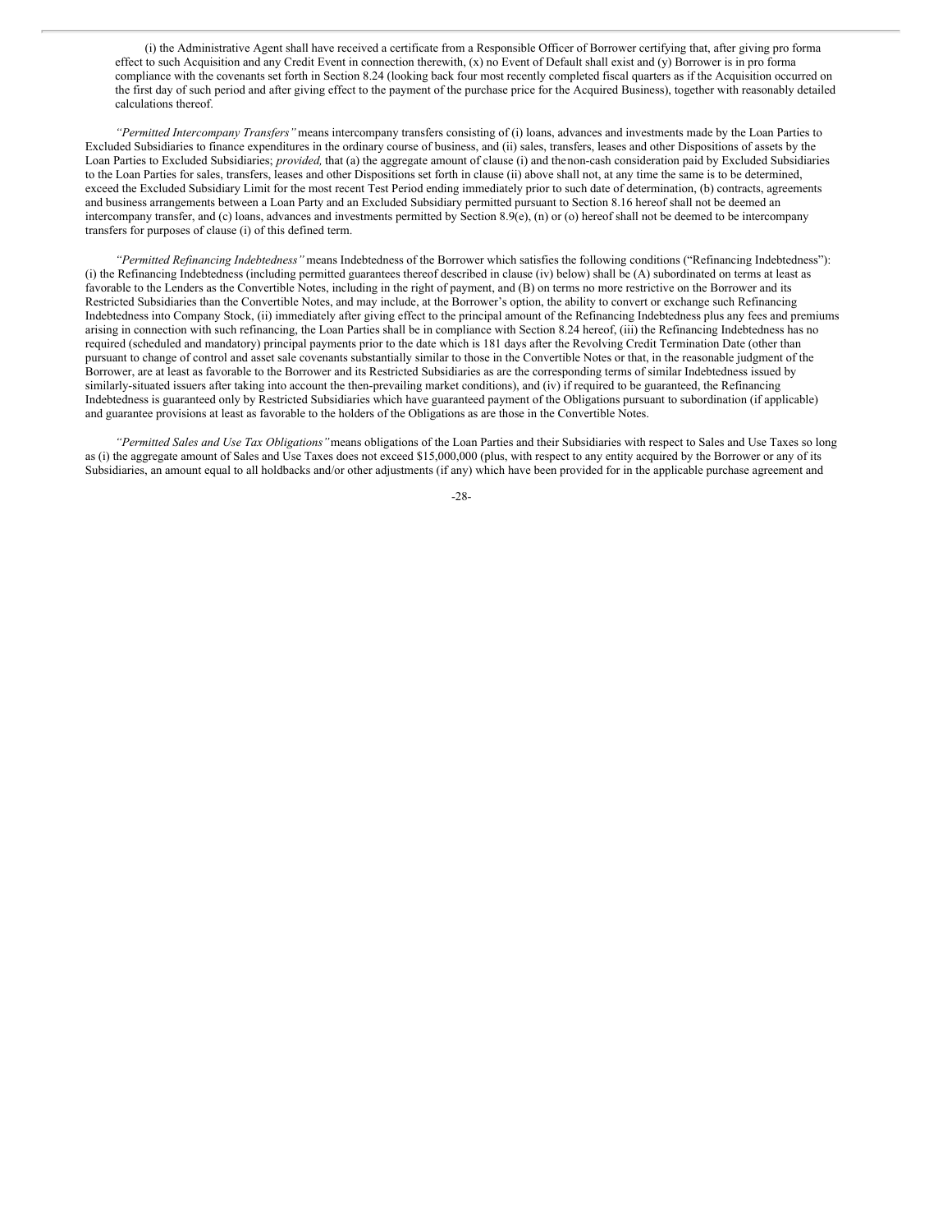(i) the Administrative Agent shall have received a certificate from a Responsible Officer of Borrower certifying that, after giving pro forma effect to such Acquisition and any Credit Event in connection therewith, (x) no Event of Default shall exist and (y) Borrower is in pro forma compliance with the covenants set forth in Section 8.24 (looking back four most recently completed fiscal quarters as if the Acquisition occurred on the first day of such period and after giving effect to the payment of the purchase price for the Acquired Business), together with reasonably detailed calculations thereof.

*"Permitted Intercompany Transfers"* means intercompany transfers consisting of (i) loans, advances and investments made by the Loan Parties to Excluded Subsidiaries to finance expenditures in the ordinary course of business, and (ii) sales, transfers, leases and other Dispositions of assets by the Loan Parties to Excluded Subsidiaries; *provided,* that (a) the aggregate amount of clause (i) and the non-cash consideration paid by Excluded Subsidiaries to the Loan Parties for sales, transfers, leases and other Dispositions set forth in clause (ii) above shall not, at any time the same is to be determined, exceed the Excluded Subsidiary Limit for the most recent Test Period ending immediately prior to such date of determination, (b) contracts, agreements and business arrangements between a Loan Party and an Excluded Subsidiary permitted pursuant to Section 8.16 hereof shall not be deemed an intercompany transfer, and (c) loans, advances and investments permitted by Section 8.9(e), (n) or (o) hereof shall not be deemed to be intercompany transfers for purposes of clause (i) of this defined term.

*"Permitted Refinancing Indebtedness"* means Indebtedness of the Borrower which satisfies the following conditions ("Refinancing Indebtedness"): (i) the Refinancing Indebtedness (including permitted guarantees thereof described in clause (iv) below) shall be (A) subordinated on terms at least as favorable to the Lenders as the Convertible Notes, including in the right of payment, and (B) on terms no more restrictive on the Borrower and its Restricted Subsidiaries than the Convertible Notes, and may include, at the Borrower's option, the ability to convert or exchange such Refinancing Indebtedness into Company Stock, (ii) immediately after giving effect to the principal amount of the Refinancing Indebtedness plus any fees and premiums arising in connection with such refinancing, the Loan Parties shall be in compliance with Section 8.24 hereof, (iii) the Refinancing Indebtedness has no required (scheduled and mandatory) principal payments prior to the date which is 181 days after the Revolving Credit Termination Date (other than pursuant to change of control and asset sale covenants substantially similar to those in the Convertible Notes or that, in the reasonable judgment of the Borrower, are at least as favorable to the Borrower and its Restricted Subsidiaries as are the corresponding terms of similar Indebtedness issued by similarly-situated issuers after taking into account the then-prevailing market conditions), and (iv) if required to be guaranteed, the Refinancing Indebtedness is guaranteed only by Restricted Subsidiaries which have guaranteed payment of the Obligations pursuant to subordination (if applicable) and guarantee provisions at least as favorable to the holders of the Obligations as are those in the Convertible Notes.

*"Permitted Sales and Use Tax Obligations"* means obligations of the Loan Parties and their Subsidiaries with respect to Sales and Use Taxes so long as (i) the aggregate amount of Sales and Use Taxes does not exceed $15,000,000 (plus, with respect to any entity acquired by the Borrower or any of its Subsidiaries, an amount equal to all holdbacks and/or other adjustments (if any) which have been provided for in the applicable purchase agreement and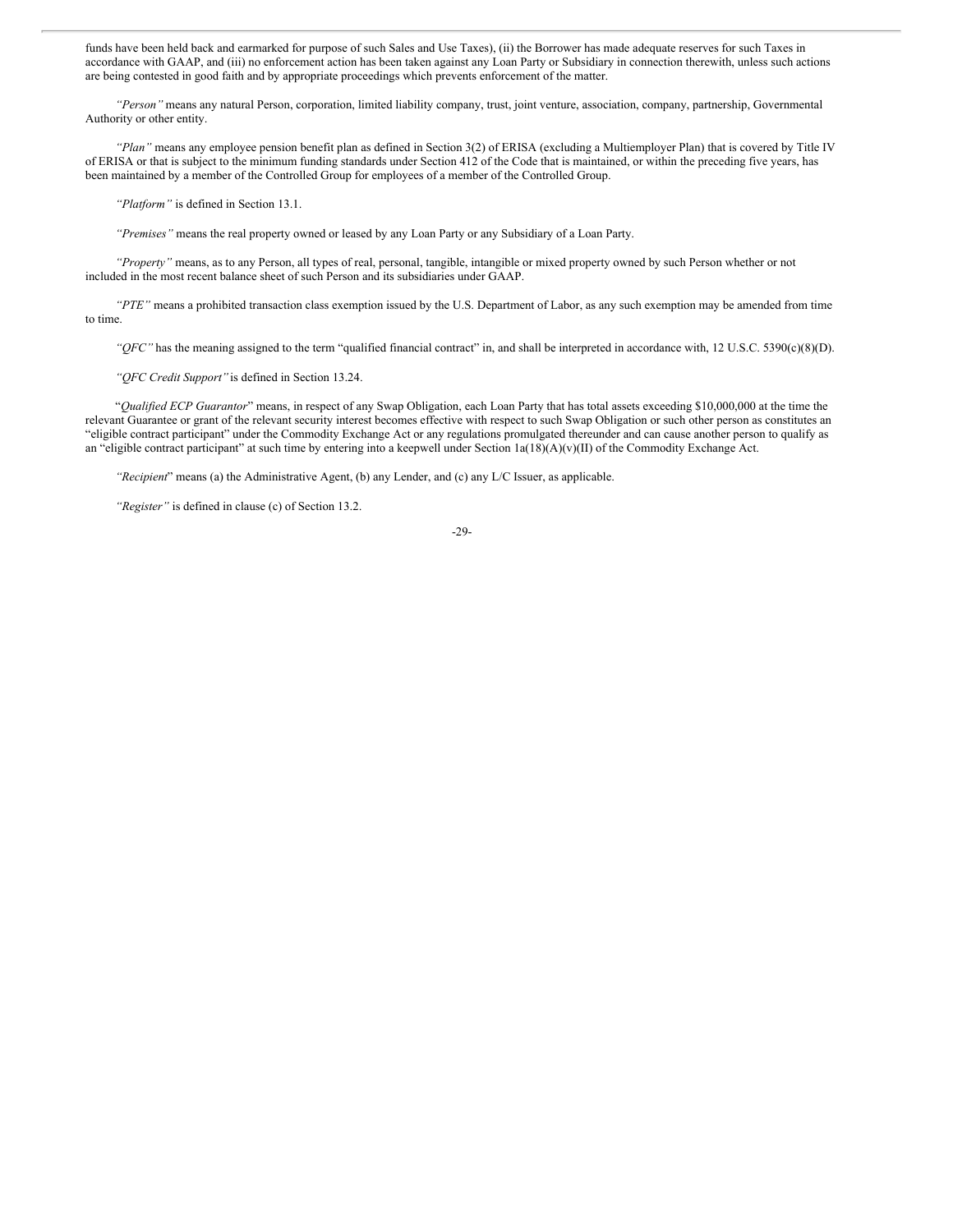funds have been held back and earmarked for purpose of such Sales and Use Taxes), (ii) the Borrower has made adequate reserves for such Taxes in accordance with GAAP, and (iii) no enforcement action has been taken against any Loan Party or Subsidiary in connection therewith, unless such actions are being contested in good faith and by appropriate proceedings which prevents enforcement of the matter.

*"Person"* means any natural Person, corporation, limited liability company, trust, joint venture, association, company, partnership, Governmental Authority or other entity.

*"Plan"* means any employee pension benefit plan as defined in Section 3(2) of ERISA (excluding a Multiemployer Plan) that is covered by Title IV of ERISA or that is subject to the minimum funding standards under Section 412 of the Code that is maintained, or within the preceding five years, has been maintained by a member of the Controlled Group for employees of a member of the Controlled Group.

*"Platform"* is defined in Section 13.1.

*"Premises"* means the real property owned or leased by any Loan Party or any Subsidiary of a Loan Party.

*"Property"* means, as to any Person, all types of real, personal, tangible, intangible or mixed property owned by such Person whether or not included in the most recent balance sheet of such Person and its subsidiaries under GAAP.

*"PTE"* means a prohibited transaction class exemption issued by the U.S. Department of Labor, as any such exemption may be amended from time to time.

*"QFC"* has the meaning assigned to the term "qualified financial contract" in, and shall be interpreted in accordance with, 12 U.S.C. 5390(c)(8)(D).

*"QFC Credit Support"* is defined in Section 13.24.

"*Qualified ECP Guarantor*" means, in respect of any Swap Obligation, each Loan Party that has total assets exceeding $10,000,000 at the time the relevant Guarantee or grant of the relevant security interest becomes effective with respect to such Swap Obligation or such other person as constitutes an "eligible contract participant" under the Commodity Exchange Act or any regulations promulgated thereunder and can cause another person to qualify as an "eligible contract participant" at such time by entering into a keepwell under Section 1a(18)(A)(v)(II) of the Commodity Exchange Act.

*"Recipient*" means (a) the Administrative Agent, (b) any Lender, and (c) any L/C Issuer, as applicable.

*"Register"* is defined in clause (c) of Section 13.2.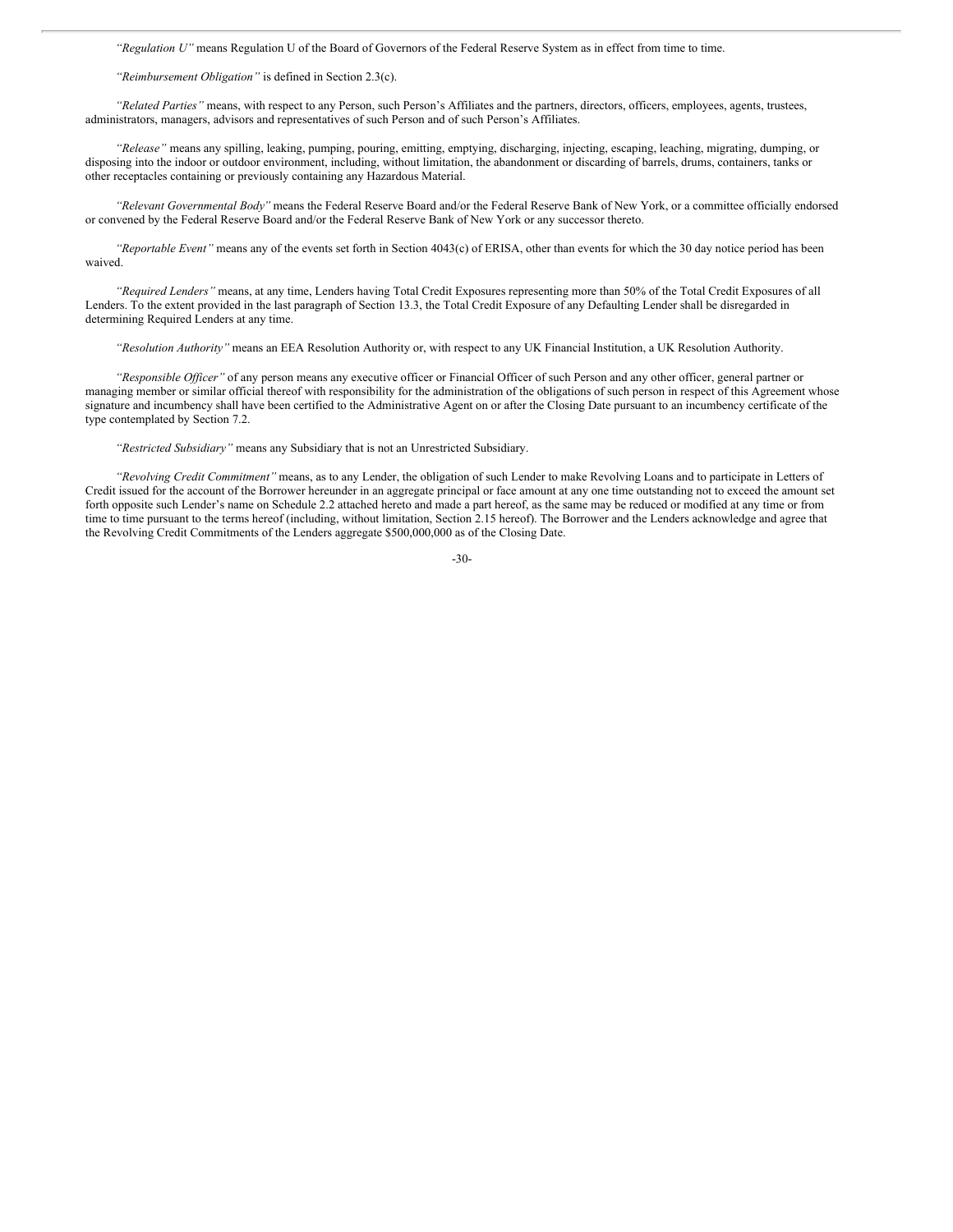*"Regulation U"* means Regulation U of the Board of Governors of the Federal Reserve System as in effect from time to time.

*"Reimbursement Obligation"* is defined in Section 2.3(c).

*"Related Parties"* means, with respect to any Person, such Person's Affiliates and the partners, directors, officers, employees, agents, trustees, administrators, managers, advisors and representatives of such Person and of such Person's Affiliates.

*"Release"* means any spilling, leaking, pumping, pouring, emitting, emptying, discharging, injecting, escaping, leaching, migrating, dumping, or disposing into the indoor or outdoor environment, including, without limitation, the abandonment or discarding of barrels, drums, containers, tanks or other receptacles containing or previously containing any Hazardous Material.

*"Relevant Governmental Body"* means the Federal Reserve Board and/or the Federal Reserve Bank of New York, or a committee officially endorsed or convened by the Federal Reserve Board and/or the Federal Reserve Bank of New York or any successor thereto.

*"Reportable Event"* means any of the events set forth in Section 4043(c) of ERISA, other than events for which the 30 day notice period has been waived.

*"Required Lenders"* means, at any time, Lenders having Total Credit Exposures representing more than 50% of the Total Credit Exposures of all Lenders. To the extent provided in the last paragraph of Section 13.3, the Total Credit Exposure of any Defaulting Lender shall be disregarded in determining Required Lenders at any time.

*"Resolution Authority"* means an EEA Resolution Authority or, with respect to any UK Financial Institution, a UK Resolution Authority.

*"Responsible Officer"* of any person means any executive officer or Financial Officer of such Person and any other officer, general partner or managing member or similar official thereof with responsibility for the administration of the obligations of such person in respect of this Agreement whose signature and incumbency shall have been certified to the Administrative Agent on or after the Closing Date pursuant to an incumbency certificate of the type contemplated by Section 7.2.

*"Restricted Subsidiary"* means any Subsidiary that is not an Unrestricted Subsidiary.

*"Revolving Credit Commitment"* means, as to any Lender, the obligation of such Lender to make Revolving Loans and to participate in Letters of Credit issued for the account of the Borrower hereunder in an aggregate principal or face amount at any one time outstanding not to exceed the amount set forth opposite such Lender's name on Schedule 2.2 attached hereto and made a part hereof, as the same may be reduced or modified at any time or from time to time pursuant to the terms hereof (including, without limitation, Section 2.15 hereof). The Borrower and the Lenders acknowledge and agree that the Revolving Credit Commitments of the Lenders aggregate $500,000,000 as of the Closing Date.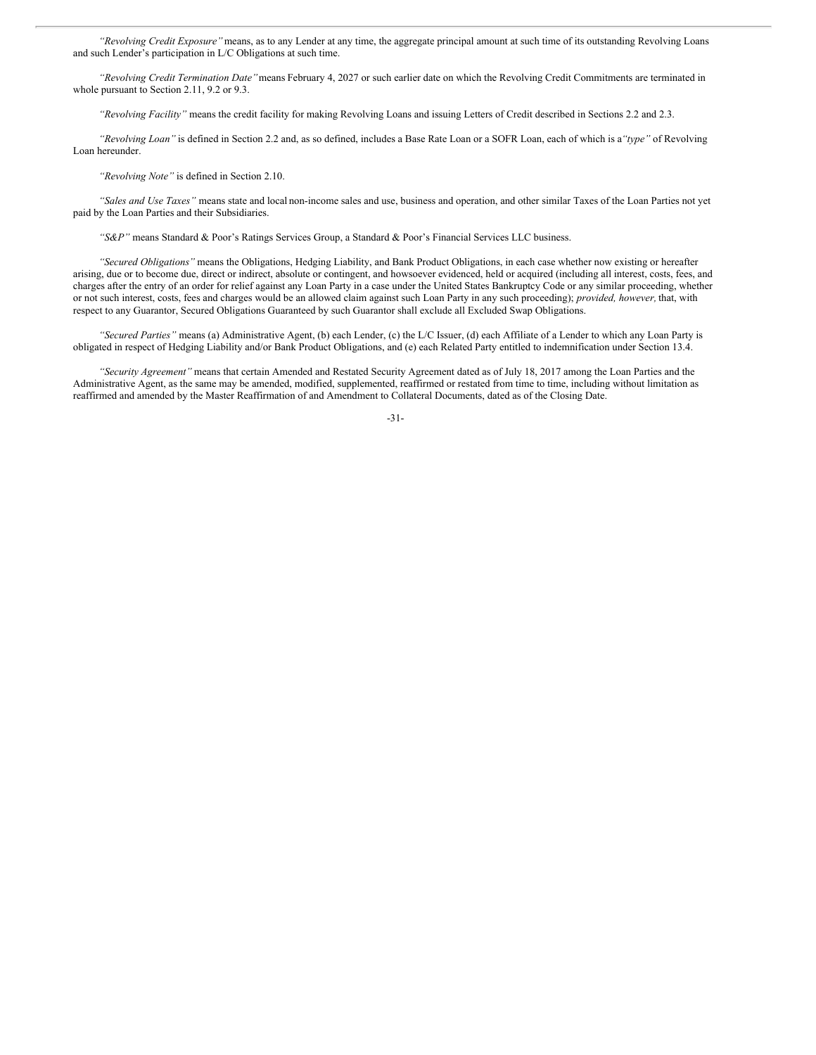*"Revolving Credit Exposure"* means, as to any Lender at any time, the aggregate principal amount at such time of its outstanding Revolving Loans and such Lender's participation in L/C Obligations at such time.

*"Revolving Credit Termination Date"* means February 4, 2027 or such earlier date on which the Revolving Credit Commitments are terminated in whole pursuant to Section 2.11, 9.2 or 9.3.

*"Revolving Facility"* means the credit facility for making Revolving Loans and issuing Letters of Credit described in Sections 2.2 and 2.3.

*"Revolving Loan"* is defined in Section 2.2 and, as so defined, includes a Base Rate Loan or a SOFR Loan, each of which is a *"type"* of Revolving Loan hereunder.

*"Revolving Note"* is defined in Section 2.10.

*"Sales and Use Taxes"* means state and local non-income sales and use, business and operation, and other similar Taxes of the Loan Parties not yet paid by the Loan Parties and their Subsidiaries.

*"S&P"* means Standard & Poor's Ratings Services Group, a Standard & Poor's Financial Services LLC business.

*"Secured Obligations"* means the Obligations, Hedging Liability, and Bank Product Obligations, in each case whether now existing or hereafter arising, due or to become due, direct or indirect, absolute or contingent, and howsoever evidenced, held or acquired (including all interest, costs, fees, and charges after the entry of an order for relief against any Loan Party in a case under the United States Bankruptcy Code or any similar proceeding, whether or not such interest, costs, fees and charges would be an allowed claim against such Loan Party in any such proceeding); *provided, however,* that, with respect to any Guarantor, Secured Obligations Guaranteed by such Guarantor shall exclude all Excluded Swap Obligations.

*"Secured Parties"* means (a) Administrative Agent, (b) each Lender, (c) the L/C Issuer, (d) each Affiliate of a Lender to which any Loan Party is obligated in respect of Hedging Liability and/or Bank Product Obligations, and (e) each Related Party entitled to indemnification under Section 13.4.

*"Security Agreement"* means that certain Amended and Restated Security Agreement dated as of July 18, 2017 among the Loan Parties and the Administrative Agent, as the same may be amended, modified, supplemented, reaffirmed or restated from time to time, including without limitation as reaffirmed and amended by the Master Reaffirmation of and Amendment to Collateral Documents, dated as of the Closing Date.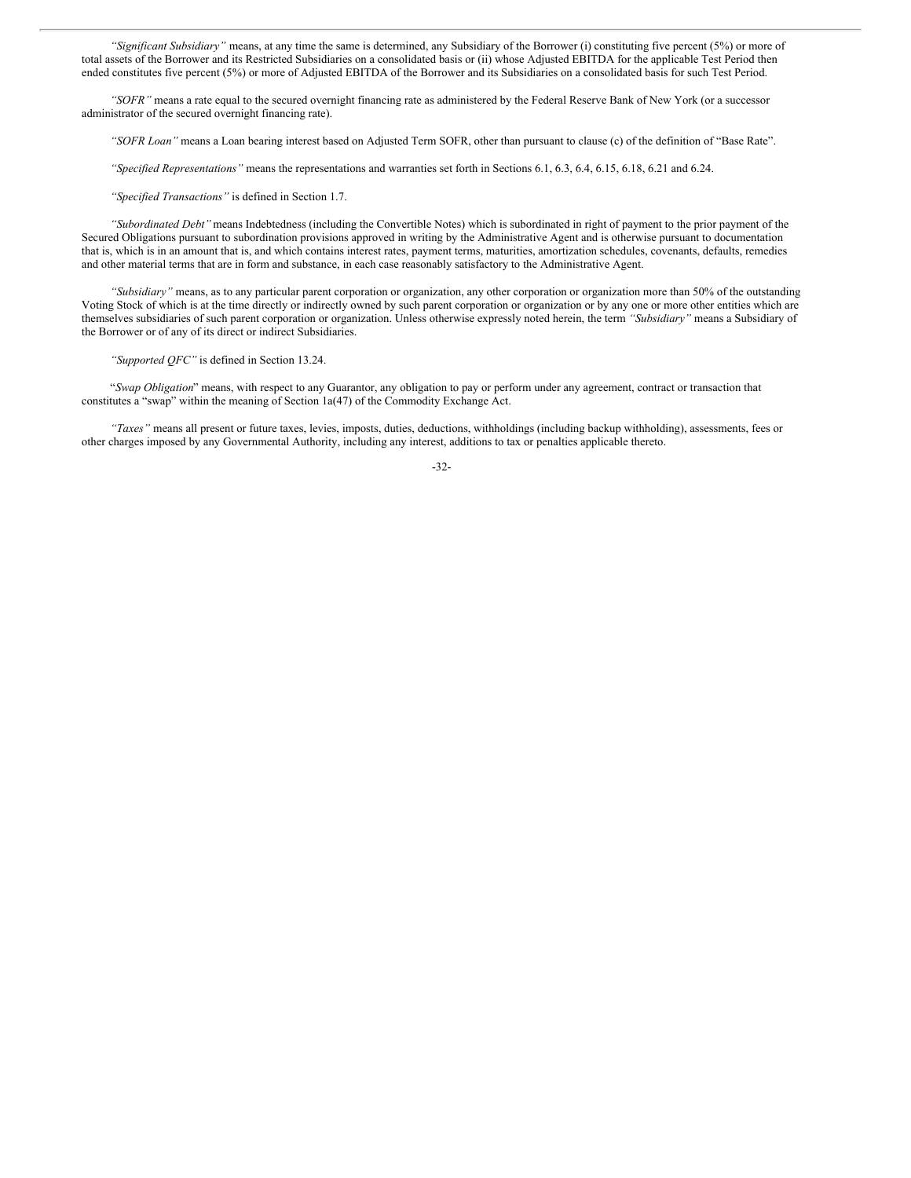*"Significant Subsidiary"* means, at any time the same is determined, any Subsidiary of the Borrower (i) constituting five percent (5%) or more of total assets of the Borrower and its Restricted Subsidiaries on a consolidated basis or (ii) whose Adjusted EBITDA for the applicable Test Period then ended constitutes five percent (5%) or more of Adjusted EBITDA of the Borrower and its Subsidiaries on a consolidated basis for such Test Period.

*"SOFR"* means a rate equal to the secured overnight financing rate as administered by the Federal Reserve Bank of New York (or a successor administrator of the secured overnight financing rate).

*"SOFR Loan"* means a Loan bearing interest based on Adjusted Term SOFR, other than pursuant to clause (c) of the definition of "Base Rate".

*"Specified Representations"* means the representations and warranties set forth in Sections 6.1, 6.3, 6.4, 6.15, 6.18, 6.21 and 6.24.

*"Specified Transactions"* is defined in Section 1.7.

*"Subordinated Debt"* means Indebtedness (including the Convertible Notes) which is subordinated in right of payment to the prior payment of the Secured Obligations pursuant to subordination provisions approved in writing by the Administrative Agent and is otherwise pursuant to documentation that is, which is in an amount that is, and which contains interest rates, payment terms, maturities, amortization schedules, covenants, defaults, remedies and other material terms that are in form and substance, in each case reasonably satisfactory to the Administrative Agent.

*"Subsidiary"* means, as to any particular parent corporation or organization, any other corporation or organization more than 50% of the outstanding Voting Stock of which is at the time directly or indirectly owned by such parent corporation or organization or by any one or more other entities which are themselves subsidiaries of such parent corporation or organization. Unless otherwise expressly noted herein, the term *"Subsidiary"* means a Subsidiary of the Borrower or of any of its direct or indirect Subsidiaries.

*"Supported QFC"* is defined in Section 13.24.

"*Swap Obligation*" means, with respect to any Guarantor, any obligation to pay or perform under any agreement, contract or transaction that constitutes a "swap" within the meaning of Section 1a(47) of the Commodity Exchange Act.

*"Taxes"* means all present or future taxes, levies, imposts, duties, deductions, withholdings (including backup withholding), assessments, fees or other charges imposed by any Governmental Authority, including any interest, additions to tax or penalties applicable thereto.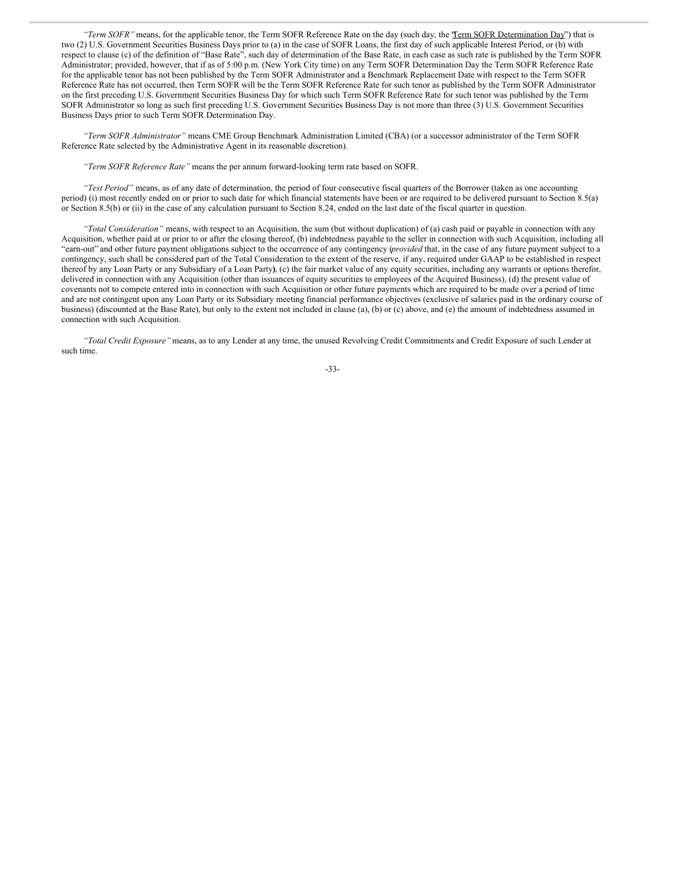*"Term SOFR"* means, for the applicable tenor, the Term SOFR Reference Rate on the day (such day, the "Term SOFR Determination Day") that is two (2) U.S. Government Securities Business Days prior to (a) in the case of SOFR Loans, the first day of such applicable Interest Period, or (b) with respect to clause (c) of the definition of "Base Rate", such day of determination of the Base Rate, in each case as such rate is published by the Term SOFR Administrator; provided, however, that if as of 5:00 p.m. (New York City time) on any Term SOFR Determination Day the Term SOFR Reference Rate for the applicable tenor has not been published by the Term SOFR Administrator and a Benchmark Replacement Date with respect to the Term SOFR Reference Rate has not occurred, then Term SOFR will be the Term SOFR Reference Rate for such tenor as published by the Term SOFR Administrator on the first preceding U.S. Government Securities Business Day for which such Term SOFR Reference Rate for such tenor was published by the Term SOFR Administrator so long as such first preceding U.S. Government Securities Business Day is not more than three (3) U.S. Government Securities Business Days prior to such Term SOFR Determination Day.

*"Term SOFR Administrator"* means CME Group Benchmark Administration Limited (CBA) (or a successor administrator of the Term SOFR Reference Rate selected by the Administrative Agent in its reasonable discretion).

*"Term SOFR Reference Rate"* means the per annum forward-looking term rate based on SOFR.

*"Test Period"* means, as of any date of determination, the period of four consecutive fiscal quarters of the Borrower (taken as one accounting period) (i) most recently ended on or prior to such date for which financial statements have been or are required to be delivered pursuant to Section 8.5(a) or Section 8.5(b) or (ii) in the case of any calculation pursuant to Section 8.24, ended on the last date of the fiscal quarter in question.

*"Total Consideration"* means, with respect to an Acquisition, the sum (but without duplication) of (a) cash paid or payable in connection with any Acquisition, whether paid at or prior to or after the closing thereof, (b) indebtedness payable to the seller in connection with such Acquisition, including all "earn-out" and other future payment obligations subject to the occurrence of any contingency (*provided* that, in the case of any future payment subject to a contingency, such shall be considered part of the Total Consideration to the extent of the reserve, if any, required under GAAP to be established in respect thereof by any Loan Party or any Subsidiary of a Loan Party**)**, (c) the fair market value of any equity securities, including any warrants or options therefor, delivered in connection with any Acquisition (other than issuances of equity securities to employees of the Acquired Business), (d) the present value of covenants not to compete entered into in connection with such Acquisition or other future payments which are required to be made over a period of time and are not contingent upon any Loan Party or its Subsidiary meeting financial performance objectives (exclusive of salaries paid in the ordinary course of business) (discounted at the Base Rate), but only to the extent not included in clause (a), (b) or (c) above, and (e) the amount of indebtedness assumed in connection with such Acquisition.

*"Total Credit Exposure"* means, as to any Lender at any time, the unused Revolving Credit Commitments and Credit Exposure of such Lender at such time.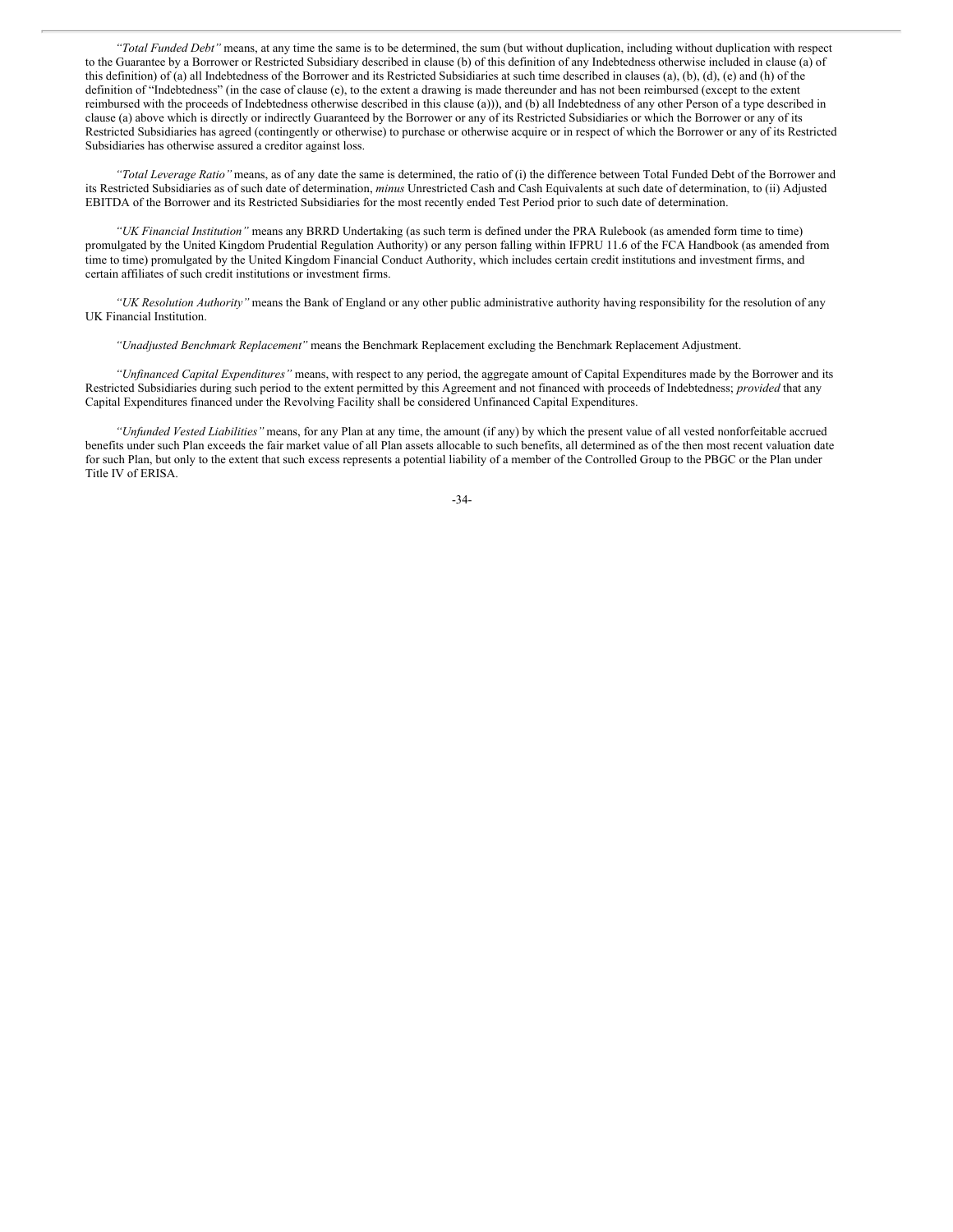*"Total Funded Debt"* means, at any time the same is to be determined, the sum (but without duplication, including without duplication with respect to the Guarantee by a Borrower or Restricted Subsidiary described in clause (b) of this definition of any Indebtedness otherwise included in clause (a) of this definition) of (a) all Indebtedness of the Borrower and its Restricted Subsidiaries at such time described in clauses (a), (b), (d), (e) and (h) of the definition of "Indebtedness" (in the case of clause (e), to the extent a drawing is made thereunder and has not been reimbursed (except to the extent reimbursed with the proceeds of Indebtedness otherwise described in this clause (a))), and (b) all Indebtedness of any other Person of a type described in clause (a) above which is directly or indirectly Guaranteed by the Borrower or any of its Restricted Subsidiaries or which the Borrower or any of its Restricted Subsidiaries has agreed (contingently or otherwise) to purchase or otherwise acquire or in respect of which the Borrower or any of its Restricted Subsidiaries has otherwise assured a creditor against loss.

*"Total Leverage Ratio"* means, as of any date the same is determined, the ratio of (i) the difference between Total Funded Debt of the Borrower and its Restricted Subsidiaries as of such date of determination, *minus* Unrestricted Cash and Cash Equivalents at such date of determination, to (ii) Adjusted EBITDA of the Borrower and its Restricted Subsidiaries for the most recently ended Test Period prior to such date of determination.

*"UK Financial Institution"* means any BRRD Undertaking (as such term is defined under the PRA Rulebook (as amended form time to time) promulgated by the United Kingdom Prudential Regulation Authority) or any person falling within IFPRU 11.6 of the FCA Handbook (as amended from time to time) promulgated by the United Kingdom Financial Conduct Authority, which includes certain credit institutions and investment firms, and certain affiliates of such credit institutions or investment firms.

*"UK Resolution Authority"* means the Bank of England or any other public administrative authority having responsibility for the resolution of any UK Financial Institution.

*"Unadjusted Benchmark Replacement"* means the Benchmark Replacement excluding the Benchmark Replacement Adjustment.

*"Unfinanced Capital Expenditures"* means, with respect to any period, the aggregate amount of Capital Expenditures made by the Borrower and its Restricted Subsidiaries during such period to the extent permitted by this Agreement and not financed with proceeds of Indebtedness; *provided* that any Capital Expenditures financed under the Revolving Facility shall be considered Unfinanced Capital Expenditures.

*"Unfunded Vested Liabilities"* means, for any Plan at any time, the amount (if any) by which the present value of all vested nonforfeitable accrued benefits under such Plan exceeds the fair market value of all Plan assets allocable to such benefits, all determined as of the then most recent valuation date for such Plan, but only to the extent that such excess represents a potential liability of a member of the Controlled Group to the PBGC or the Plan under Title IV of ERISA.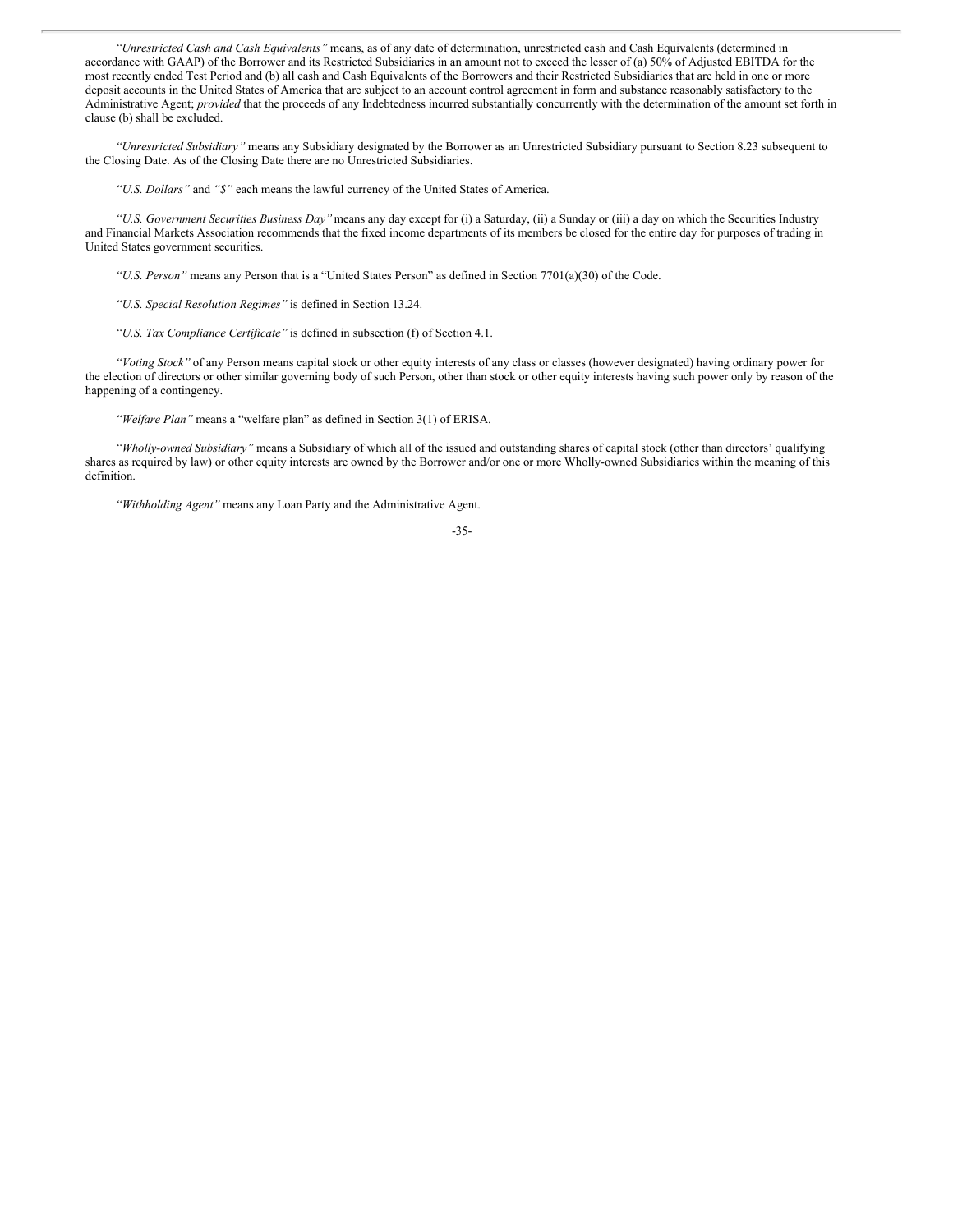*"Unrestricted Cash and Cash Equivalents"* means, as of any date of determination, unrestricted cash and Cash Equivalents (determined in accordance with GAAP) of the Borrower and its Restricted Subsidiaries in an amount not to exceed the lesser of (a) 50% of Adjusted EBITDA for the most recently ended Test Period and (b) all cash and Cash Equivalents of the Borrowers and their Restricted Subsidiaries that are held in one or more deposit accounts in the United States of America that are subject to an account control agreement in form and substance reasonably satisfactory to the Administrative Agent; *provided* that the proceeds of any Indebtedness incurred substantially concurrently with the determination of the amount set forth in clause (b) shall be excluded.

*"Unrestricted Subsidiary"* means any Subsidiary designated by the Borrower as an Unrestricted Subsidiary pursuant to Section 8.23 subsequent to the Closing Date. As of the Closing Date there are no Unrestricted Subsidiaries.

*"U.S. Dollars"* and *"$"* each means the lawful currency of the United States of America.

*"U.S. Government Securities Business Day"* means any day except for (i) a Saturday, (ii) a Sunday or (iii) a day on which the Securities Industry and Financial Markets Association recommends that the fixed income departments of its members be closed for the entire day for purposes of trading in United States government securities.

*"U.S. Person"* means any Person that is a "United States Person" as defined in Section 7701(a)(30) of the Code.

*"U.S. Special Resolution Regimes"* is defined in Section 13.24.

*"U.S. Tax Compliance Certificate"* is defined in subsection (f) of Section 4.1.

*"Voting Stock"* of any Person means capital stock or other equity interests of any class or classes (however designated) having ordinary power for the election of directors or other similar governing body of such Person, other than stock or other equity interests having such power only by reason of the happening of a contingency.

*"Welfare Plan"* means a "welfare plan" as defined in Section 3(1) of ERISA.

*"Wholly-owned Subsidiary"* means a Subsidiary of which all of the issued and outstanding shares of capital stock (other than directors' qualifying shares as required by law) or other equity interests are owned by the Borrower and/or one or more Wholly-owned Subsidiaries within the meaning of this definition.

*"Withholding Agent"* means any Loan Party and the Administrative Agent.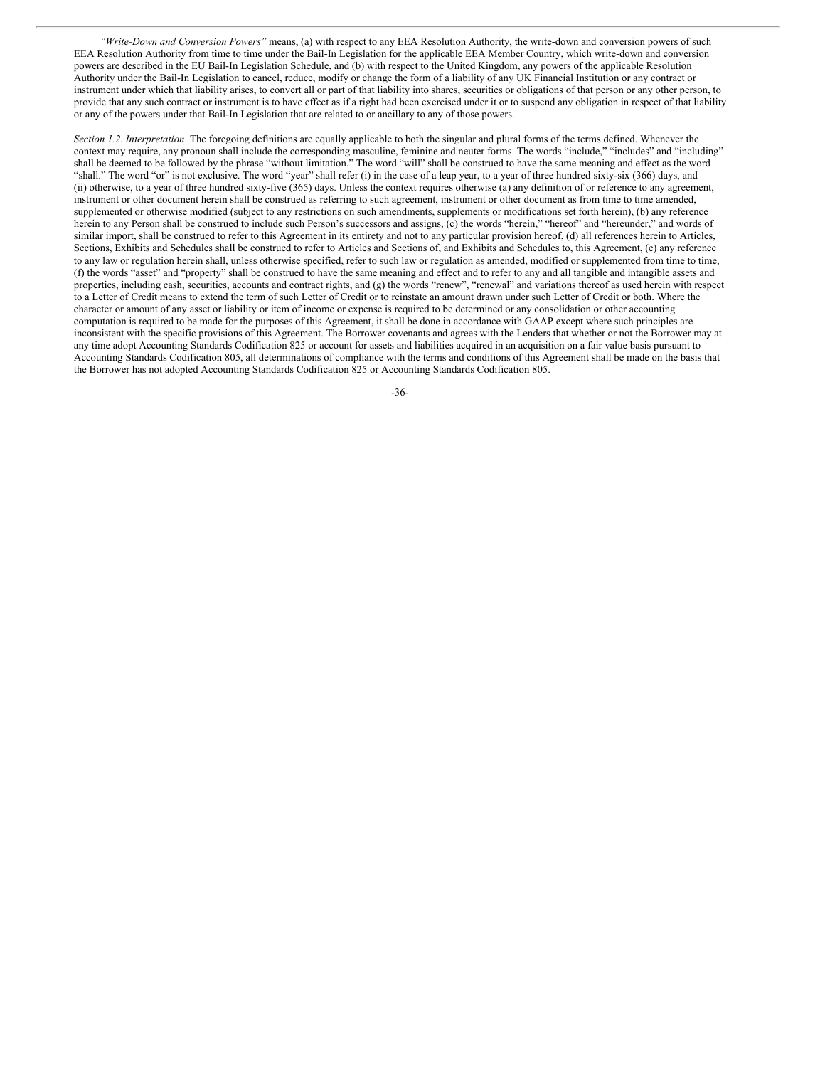*"Write-Down and Conversion Powers"* means, (a) with respect to any EEA Resolution Authority, the write-down and conversion powers of such EEA Resolution Authority from time to time under the Bail-In Legislation for the applicable EEA Member Country, which write-down and conversion powers are described in the EU Bail-In Legislation Schedule, and (b) with respect to the United Kingdom, any powers of the applicable Resolution Authority under the Bail-In Legislation to cancel, reduce, modify or change the form of a liability of any UK Financial Institution or any contract or instrument under which that liability arises, to convert all or part of that liability into shares, securities or obligations of that person or any other person, to provide that any such contract or instrument is to have effect as if a right had been exercised under it or to suspend any obligation in respect of that liability or any of the powers under that Bail-In Legislation that are related to or ancillary to any of those powers.

*Section 1.2. Interpretation*. The foregoing definitions are equally applicable to both the singular and plural forms of the terms defined. Whenever the context may require, any pronoun shall include the corresponding masculine, feminine and neuter forms. The words "include," "includes" and "including" shall be deemed to be followed by the phrase "without limitation." The word "will" shall be construed to have the same meaning and effect as the word "shall." The word "or" is not exclusive. The word "year" shall refer (i) in the case of a leap year, to a year of three hundred sixty-six (366) days, and (ii) otherwise, to a year of three hundred sixty-five (365) days. Unless the context requires otherwise (a) any definition of or reference to any agreement, instrument or other document herein shall be construed as referring to such agreement, instrument or other document as from time to time amended, supplemented or otherwise modified (subject to any restrictions on such amendments, supplements or modifications set forth herein), (b) any reference herein to any Person shall be construed to include such Person's successors and assigns, (c) the words "herein," "hereof" and "hereunder," and words of similar import, shall be construed to refer to this Agreement in its entirety and not to any particular provision hereof, (d) all references herein to Articles, Sections, Exhibits and Schedules shall be construed to refer to Articles and Sections of, and Exhibits and Schedules to, this Agreement, (e) any reference to any law or regulation herein shall, unless otherwise specified, refer to such law or regulation as amended, modified or supplemented from time to time, (f) the words "asset" and "property" shall be construed to have the same meaning and effect and to refer to any and all tangible and intangible assets and properties, including cash, securities, accounts and contract rights, and (g) the words "renew", "renewal" and variations thereof as used herein with respect to a Letter of Credit means to extend the term of such Letter of Credit or to reinstate an amount drawn under such Letter of Credit or both. Where the character or amount of any asset or liability or item of income or expense is required to be determined or any consolidation or other accounting computation is required to be made for the purposes of this Agreement, it shall be done in accordance with GAAP except where such principles are inconsistent with the specific provisions of this Agreement. The Borrower covenants and agrees with the Lenders that whether or not the Borrower may at any time adopt Accounting Standards Codification 825 or account for assets and liabilities acquired in an acquisition on a fair value basis pursuant to Accounting Standards Codification 805, all determinations of compliance with the terms and conditions of this Agreement shall be made on the basis that the Borrower has not adopted Accounting Standards Codification 825 or Accounting Standards Codification 805.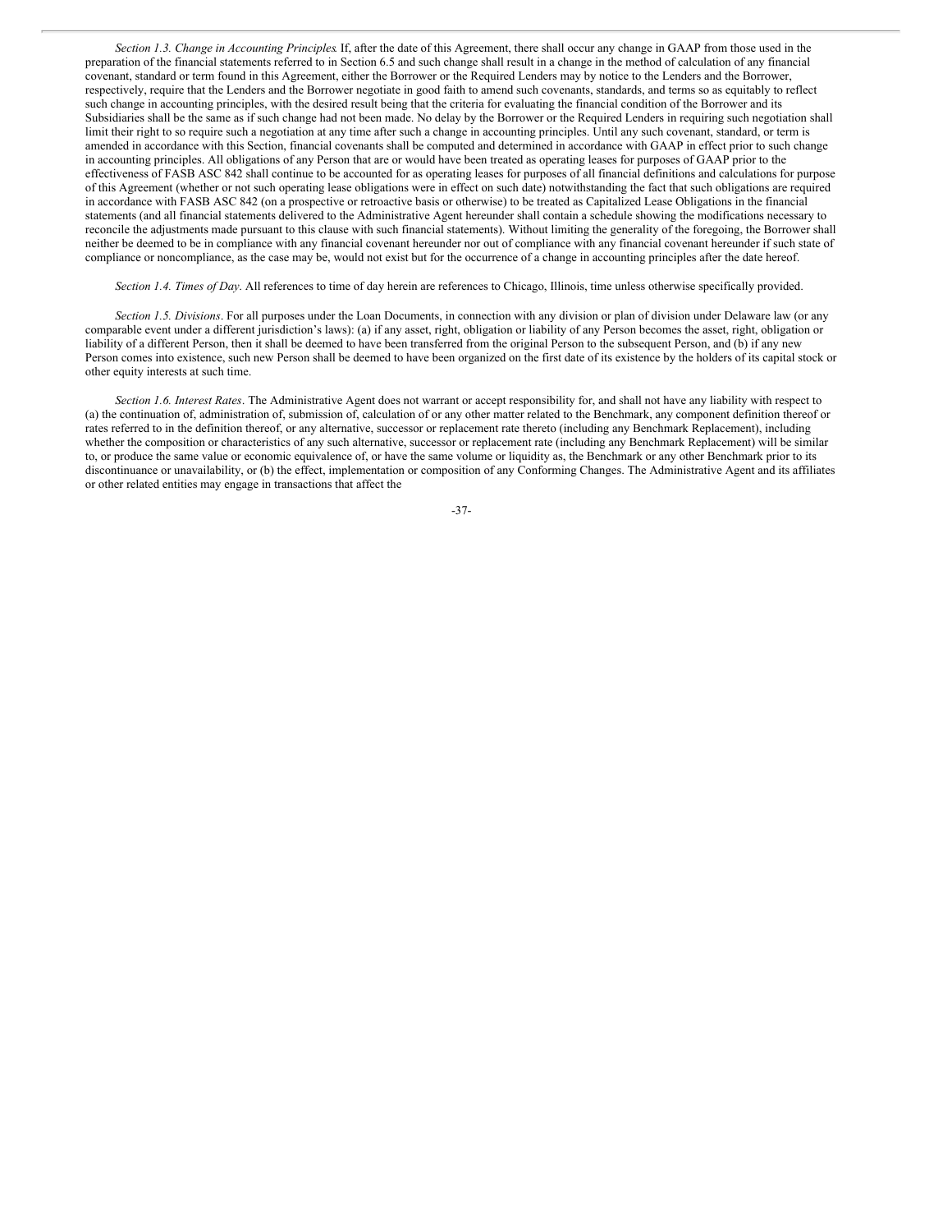*Section 1.3. Change in Accounting Principles*. If, after the date of this Agreement, there shall occur any change in GAAP from those used in the preparation of the financial statements referred to in Section 6.5 and such change shall result in a change in the method of calculation of any financial covenant, standard or term found in this Agreement, either the Borrower or the Required Lenders may by notice to the Lenders and the Borrower, respectively, require that the Lenders and the Borrower negotiate in good faith to amend such covenants, standards, and terms so as equitably to reflect such change in accounting principles, with the desired result being that the criteria for evaluating the financial condition of the Borrower and its Subsidiaries shall be the same as if such change had not been made. No delay by the Borrower or the Required Lenders in requiring such negotiation shall limit their right to so require such a negotiation at any time after such a change in accounting principles. Until any such covenant, standard, or term is amended in accordance with this Section, financial covenants shall be computed and determined in accordance with GAAP in effect prior to such change in accounting principles. All obligations of any Person that are or would have been treated as operating leases for purposes of GAAP prior to the effectiveness of FASB ASC 842 shall continue to be accounted for as operating leases for purposes of all financial definitions and calculations for purpose of this Agreement (whether or not such operating lease obligations were in effect on such date) notwithstanding the fact that such obligations are required in accordance with FASB ASC 842 (on a prospective or retroactive basis or otherwise) to be treated as Capitalized Lease Obligations in the financial statements (and all financial statements delivered to the Administrative Agent hereunder shall contain a schedule showing the modifications necessary to reconcile the adjustments made pursuant to this clause with such financial statements). Without limiting the generality of the foregoing, the Borrower shall neither be deemed to be in compliance with any financial covenant hereunder nor out of compliance with any financial covenant hereunder if such state of compliance or noncompliance, as the case may be, would not exist but for the occurrence of a change in accounting principles after the date hereof.

*Section 1.4. Times of Day*. All references to time of day herein are references to Chicago, Illinois, time unless otherwise specifically provided.

*Section 1.5. Divisions*. For all purposes under the Loan Documents, in connection with any division or plan of division under Delaware law (or any comparable event under a different jurisdiction's laws): (a) if any asset, right, obligation or liability of any Person becomes the asset, right, obligation or liability of a different Person, then it shall be deemed to have been transferred from the original Person to the subsequent Person, and (b) if any new Person comes into existence, such new Person shall be deemed to have been organized on the first date of its existence by the holders of its capital stock or other equity interests at such time.

*Section 1.6. Interest Rates*. The Administrative Agent does not warrant or accept responsibility for, and shall not have any liability with respect to (a) the continuation of, administration of, submission of, calculation of or any other matter related to the Benchmark, any component definition thereof or rates referred to in the definition thereof, or any alternative, successor or replacement rate thereto (including any Benchmark Replacement), including whether the composition or characteristics of any such alternative, successor or replacement rate (including any Benchmark Replacement) will be similar to, or produce the same value or economic equivalence of, or have the same volume or liquidity as, the Benchmark or any other Benchmark prior to its discontinuance or unavailability, or (b) the effect, implementation or composition of any Conforming Changes. The Administrative Agent and its affiliates or other related entities may engage in transactions that affect the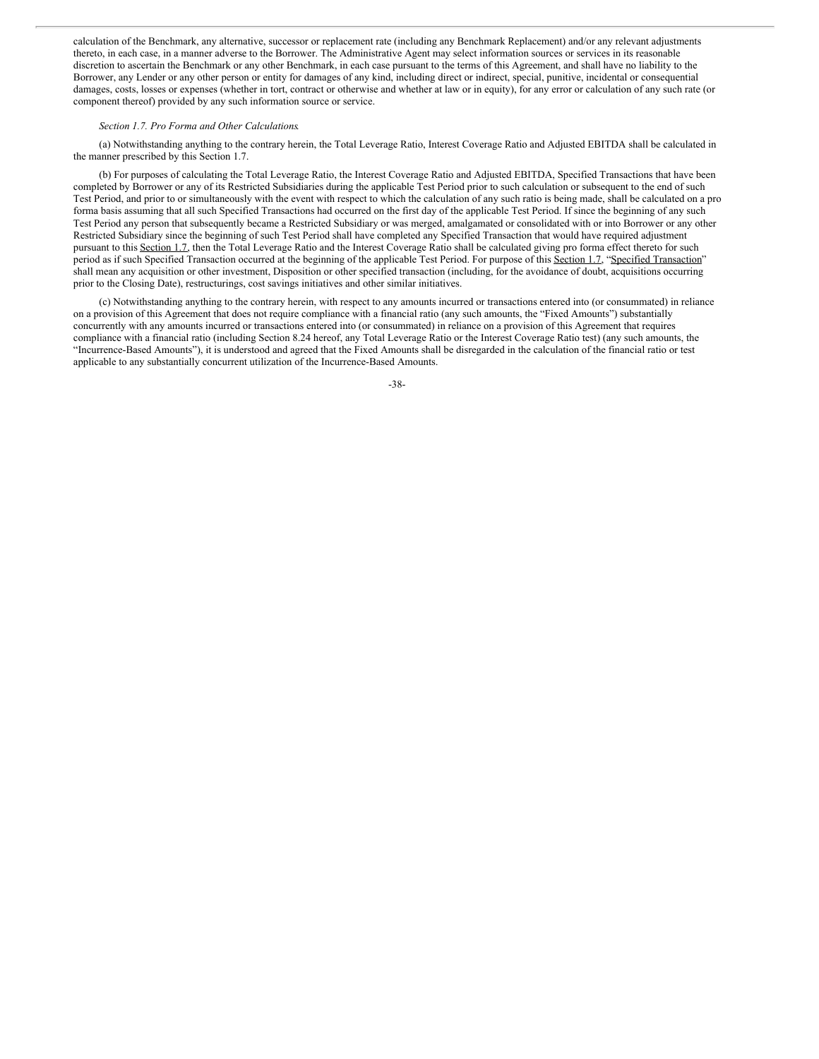calculation of the Benchmark, any alternative, successor or replacement rate (including any Benchmark Replacement) and/or any relevant adjustments thereto, in each case, in a manner adverse to the Borrower. The Administrative Agent may select information sources or services in its reasonable discretion to ascertain the Benchmark or any other Benchmark, in each case pursuant to the terms of this Agreement, and shall have no liability to the Borrower, any Lender or any other person or entity for damages of any kind, including direct or indirect, special, punitive, incidental or consequential damages, costs, losses or expenses (whether in tort, contract or otherwise and whether at law or in equity), for any error or calculation of any such rate (or component thereof) provided by any such information source or service.

*Section 1.7. Pro Forma and Other Calculations*.

(a) Notwithstanding anything to the contrary herein, the Total Leverage Ratio, Interest Coverage Ratio and Adjusted EBITDA shall be calculated in the manner prescribed by this Section 1.7.

(b) For purposes of calculating the Total Leverage Ratio, the Interest Coverage Ratio and Adjusted EBITDA, Specified Transactions that have been completed by Borrower or any of its Restricted Subsidiaries during the applicable Test Period prior to such calculation or subsequent to the end of such Test Period, and prior to or simultaneously with the event with respect to which the calculation of any such ratio is being made, shall be calculated on a pro forma basis assuming that all such Specified Transactions had occurred on the first day of the applicable Test Period. If since the beginning of any such Test Period any person that subsequently became a Restricted Subsidiary or was merged, amalgamated or consolidated with or into Borrower or any other Restricted Subsidiary since the beginning of such Test Period shall have completed any Specified Transaction that would have required adjustment pursuant to this Section 1.7, then the Total Leverage Ratio and the Interest Coverage Ratio shall be calculated giving pro forma effect thereto for such period as if such Specified Transaction occurred at the beginning of the applicable Test Period. For purpose of this Section 1.7, "Specified Transaction" shall mean any acquisition or other investment, Disposition or other specified transaction (including, for the avoidance of doubt, acquisitions occurring prior to the Closing Date), restructurings, cost savings initiatives and other similar initiatives.

(c) Notwithstanding anything to the contrary herein, with respect to any amounts incurred or transactions entered into (or consummated) in reliance on a provision of this Agreement that does not require compliance with a financial ratio (any such amounts, the "Fixed Amounts") substantially concurrently with any amounts incurred or transactions entered into (or consummated) in reliance on a provision of this Agreement that requires compliance with a financial ratio (including Section 8.24 hereof, any Total Leverage Ratio or the Interest Coverage Ratio test) (any such amounts, the "Incurrence-Based Amounts"), it is understood and agreed that the Fixed Amounts shall be disregarded in the calculation of the financial ratio or test applicable to any substantially concurrent utilization of the Incurrence-Based Amounts.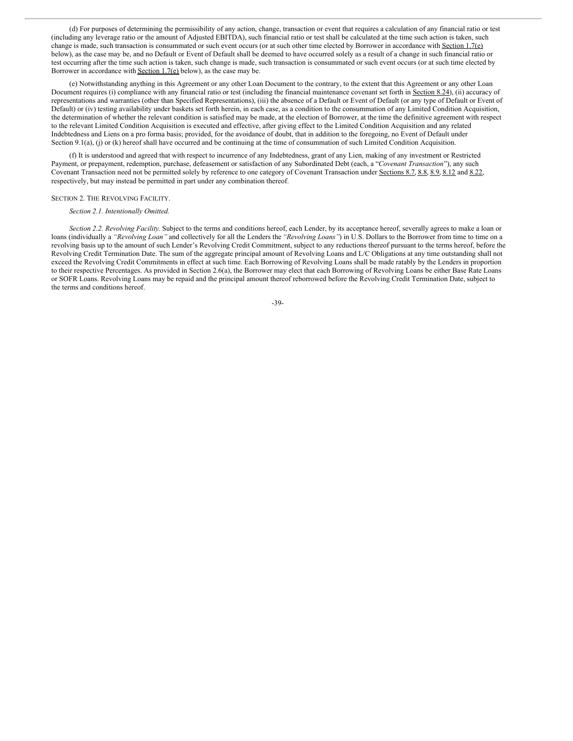(d) For purposes of determining the permissibility of any action, change, transaction or event that requires a calculation of any financial ratio or test (including any leverage ratio or the amount of Adjusted EBITDA), such financial ratio or test shall be calculated at the time such action is taken, such change is made, such transaction is consummated or such event occurs (or at such other time elected by Borrower in accordance with Section 1.7(e) below), as the case may be, and no Default or Event of Default shall be deemed to have occurred solely as a result of a change in such financial ratio or test occurring after the time such action is taken, such change is made, such transaction is consummated or such event occurs (or at such time elected by Borrower in accordance with Section 1.7(e) below), as the case may be.

(e) Notwithstanding anything in this Agreement or any other Loan Document to the contrary, to the extent that this Agreement or any other Loan Document requires (i) compliance with any financial ratio or test (including the financial maintenance covenant set forth in Section 8.24), (ii) accuracy of representations and warranties (other than Specified Representations), (iii) the absence of a Default or Event of Default (or any type of Default or Event of Default) or (iv) testing availability under baskets set forth herein, in each case, as a condition to the consummation of any Limited Condition Acquisition, the determination of whether the relevant condition is satisfied may be made, at the election of Borrower, at the time the definitive agreement with respect to the relevant Limited Condition Acquisition is executed and effective, after giving effect to the Limited Condition Acquisition and any related Indebtedness and Liens on a pro forma basis; provided, for the avoidance of doubt, that in addition to the foregoing, no Event of Default under Section 9.1(a), (j) or (k) hereof shall have occurred and be continuing at the time of consummation of such Limited Condition Acquisition.

(f) It is understood and agreed that with respect to incurrence of any Indebtedness, grant of any Lien, making of any investment or Restricted Payment, or prepayment, redemption, purchase, defeasement or satisfaction of any Subordinated Debt (each, a "*Covenant Transaction*"), any such Covenant Transaction need not be permitted solely by reference to one category of Covenant Transaction under Sections 8.7, 8.8, 8.9, 8.12 and 8.22, respectively, but may instead be permitted in part under any combination thereof.

SECTION 2. THE REVOLVING FACILITY.

*Section 2.1. Intentionally Omitted.*

*Section 2.2. Revolving Facility*. Subject to the terms and conditions hereof, each Lender, by its acceptance hereof, severally agrees to make a loan or loans (individually a *"Revolving Loan"* and collectively for all the Lenders the *"Revolving Loans"*) in U.S. Dollars to the Borrower from time to time on a revolving basis up to the amount of such Lender's Revolving Credit Commitment, subject to any reductions thereof pursuant to the terms hereof, before the Revolving Credit Termination Date. The sum of the aggregate principal amount of Revolving Loans and L/C Obligations at any time outstanding shall not exceed the Revolving Credit Commitments in effect at such time. Each Borrowing of Revolving Loans shall be made ratably by the Lenders in proportion to their respective Percentages. As provided in Section 2.6(a), the Borrower may elect that each Borrowing of Revolving Loans be either Base Rate Loans or SOFR Loans. Revolving Loans may be repaid and the principal amount thereof reborrowed before the Revolving Credit Termination Date, subject to the terms and conditions hereof.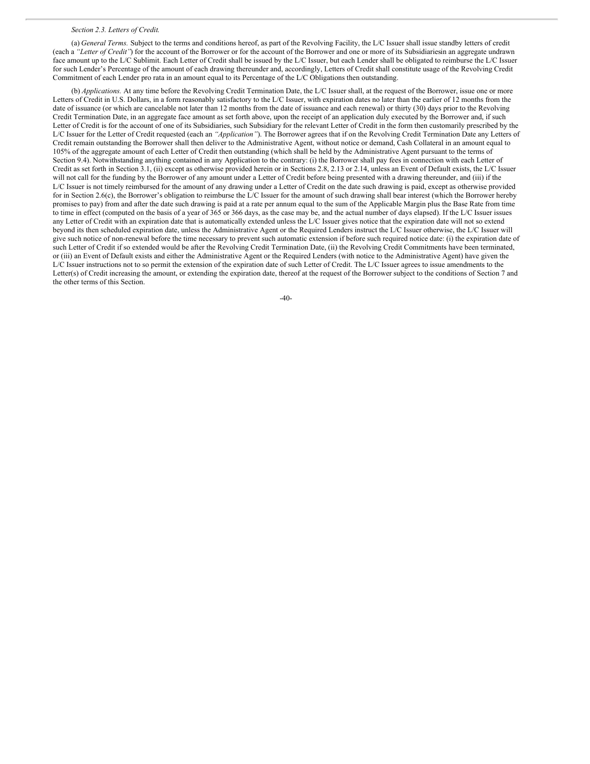*Section 2.3. Letters of Credit.*

(a) *General Terms.* Subject to the terms and conditions hereof, as part of the Revolving Facility, the L/C Issuer shall issue standby letters of credit (each a *"Letter of Credit"*) for the account of the Borrower or for the account of the Borrower and one or more of its Subsidiariesin an aggregate undrawn face amount up to the L/C Sublimit. Each Letter of Credit shall be issued by the L/C Issuer, but each Lender shall be obligated to reimburse the L/C Issuer for such Lender's Percentage of the amount of each drawing thereunder and, accordingly, Letters of Credit shall constitute usage of the Revolving Credit Commitment of each Lender pro rata in an amount equal to its Percentage of the L/C Obligations then outstanding.

(b) *Applications.* At any time before the Revolving Credit Termination Date, the L/C Issuer shall, at the request of the Borrower, issue one or more Letters of Credit in U.S. Dollars, in a form reasonably satisfactory to the L/C Issuer, with expiration dates no later than the earlier of 12 months from the date of issuance (or which are cancelable not later than 12 months from the date of issuance and each renewal) or thirty (30) days prior to the Revolving Credit Termination Date, in an aggregate face amount as set forth above, upon the receipt of an application duly executed by the Borrower and, if such Letter of Credit is for the account of one of its Subsidiaries, such Subsidiary for the relevant Letter of Credit in the form then customarily prescribed by the L/C Issuer for the Letter of Credit requested (each an *"Application"*). The Borrower agrees that if on the Revolving Credit Termination Date any Letters of Credit remain outstanding the Borrower shall then deliver to the Administrative Agent, without notice or demand, Cash Collateral in an amount equal to 105% of the aggregate amount of each Letter of Credit then outstanding (which shall be held by the Administrative Agent pursuant to the terms of Section 9.4). Notwithstanding anything contained in any Application to the contrary: (i) the Borrower shall pay fees in connection with each Letter of Credit as set forth in Section 3.1, (ii) except as otherwise provided herein or in Sections 2.8, 2.13 or 2.14, unless an Event of Default exists, the L/C Issuer will not call for the funding by the Borrower of any amount under a Letter of Credit before being presented with a drawing thereunder, and (iii) if the L/C Issuer is not timely reimbursed for the amount of any drawing under a Letter of Credit on the date such drawing is paid, except as otherwise provided for in Section 2.6(c), the Borrower's obligation to reimburse the L/C Issuer for the amount of such drawing shall bear interest (which the Borrower hereby promises to pay) from and after the date such drawing is paid at a rate per annum equal to the sum of the Applicable Margin plus the Base Rate from time to time in effect (computed on the basis of a year of 365 or 366 days, as the case may be, and the actual number of days elapsed). If the L/C Issuer issues any Letter of Credit with an expiration date that is automatically extended unless the L/C Issuer gives notice that the expiration date will not so extend beyond its then scheduled expiration date, unless the Administrative Agent or the Required Lenders instruct the L/C Issuer otherwise, the L/C Issuer will give such notice of non-renewal before the time necessary to prevent such automatic extension if before such required notice date: (i) the expiration date of such Letter of Credit if so extended would be after the Revolving Credit Termination Date, (ii) the Revolving Credit Commitments have been terminated, or (iii) an Event of Default exists and either the Administrative Agent or the Required Lenders (with notice to the Administrative Agent) have given the L/C Issuer instructions not to so permit the extension of the expiration date of such Letter of Credit. The L/C Issuer agrees to issue amendments to the Letter(s) of Credit increasing the amount, or extending the expiration date, thereof at the request of the Borrower subject to the conditions of Section 7 and the other terms of this Section.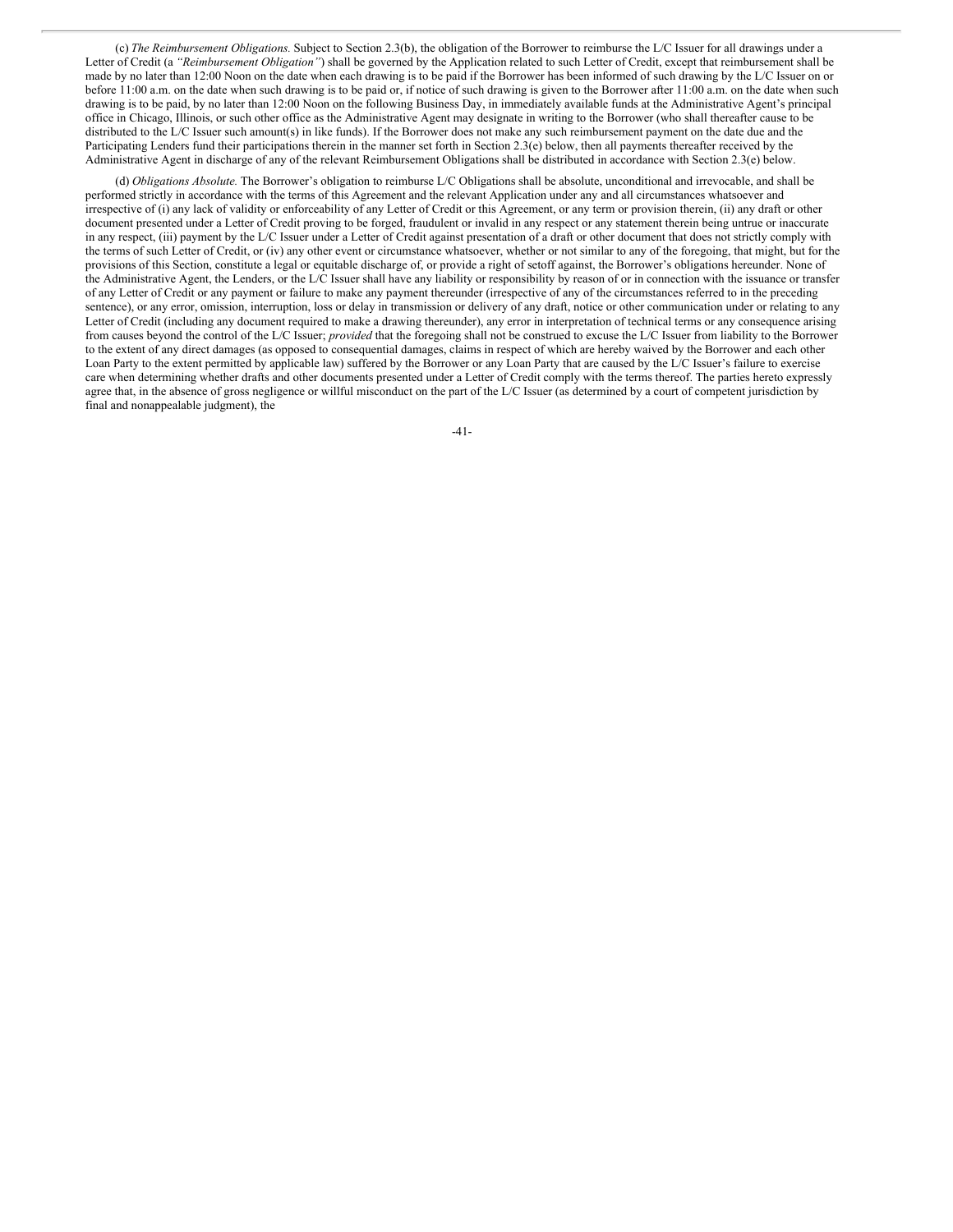(c) *The Reimbursement Obligations.* Subject to Section 2.3(b), the obligation of the Borrower to reimburse the L/C Issuer for all drawings under a Letter of Credit (a *"Reimbursement Obligation"*) shall be governed by the Application related to such Letter of Credit, except that reimbursement shall be made by no later than 12:00 Noon on the date when each drawing is to be paid if the Borrower has been informed of such drawing by the L/C Issuer on or before 11:00 a.m. on the date when such drawing is to be paid or, if notice of such drawing is given to the Borrower after 11:00 a.m. on the date when such drawing is to be paid, by no later than 12:00 Noon on the following Business Day, in immediately available funds at the Administrative Agent's principal office in Chicago, Illinois, or such other office as the Administrative Agent may designate in writing to the Borrower (who shall thereafter cause to be distributed to the L/C Issuer such amount(s) in like funds). If the Borrower does not make any such reimbursement payment on the date due and the Participating Lenders fund their participations therein in the manner set forth in Section 2.3(e) below, then all payments thereafter received by the Administrative Agent in discharge of any of the relevant Reimbursement Obligations shall be distributed in accordance with Section 2.3(e) below.

(d) *Obligations Absolute.* The Borrower's obligation to reimburse L/C Obligations shall be absolute, unconditional and irrevocable, and shall be performed strictly in accordance with the terms of this Agreement and the relevant Application under any and all circumstances whatsoever and irrespective of (i) any lack of validity or enforceability of any Letter of Credit or this Agreement, or any term or provision therein, (ii) any draft or other document presented under a Letter of Credit proving to be forged, fraudulent or invalid in any respect or any statement therein being untrue or inaccurate in any respect, (iii) payment by the L/C Issuer under a Letter of Credit against presentation of a draft or other document that does not strictly comply with the terms of such Letter of Credit, or (iv) any other event or circumstance whatsoever, whether or not similar to any of the foregoing, that might, but for the provisions of this Section, constitute a legal or equitable discharge of, or provide a right of setoff against, the Borrower's obligations hereunder. None of the Administrative Agent, the Lenders, or the L/C Issuer shall have any liability or responsibility by reason of or in connection with the issuance or transfer of any Letter of Credit or any payment or failure to make any payment thereunder (irrespective of any of the circumstances referred to in the preceding sentence), or any error, omission, interruption, loss or delay in transmission or delivery of any draft, notice or other communication under or relating to any Letter of Credit (including any document required to make a drawing thereunder), any error in interpretation of technical terms or any consequence arising from causes beyond the control of the L/C Issuer; *provided* that the foregoing shall not be construed to excuse the L/C Issuer from liability to the Borrower to the extent of any direct damages (as opposed to consequential damages, claims in respect of which are hereby waived by the Borrower and each other Loan Party to the extent permitted by applicable law) suffered by the Borrower or any Loan Party that are caused by the L/C Issuer's failure to exercise care when determining whether drafts and other documents presented under a Letter of Credit comply with the terms thereof. The parties hereto expressly agree that, in the absence of gross negligence or willful misconduct on the part of the L/C Issuer (as determined by a court of competent jurisdiction by final and nonappealable judgment), the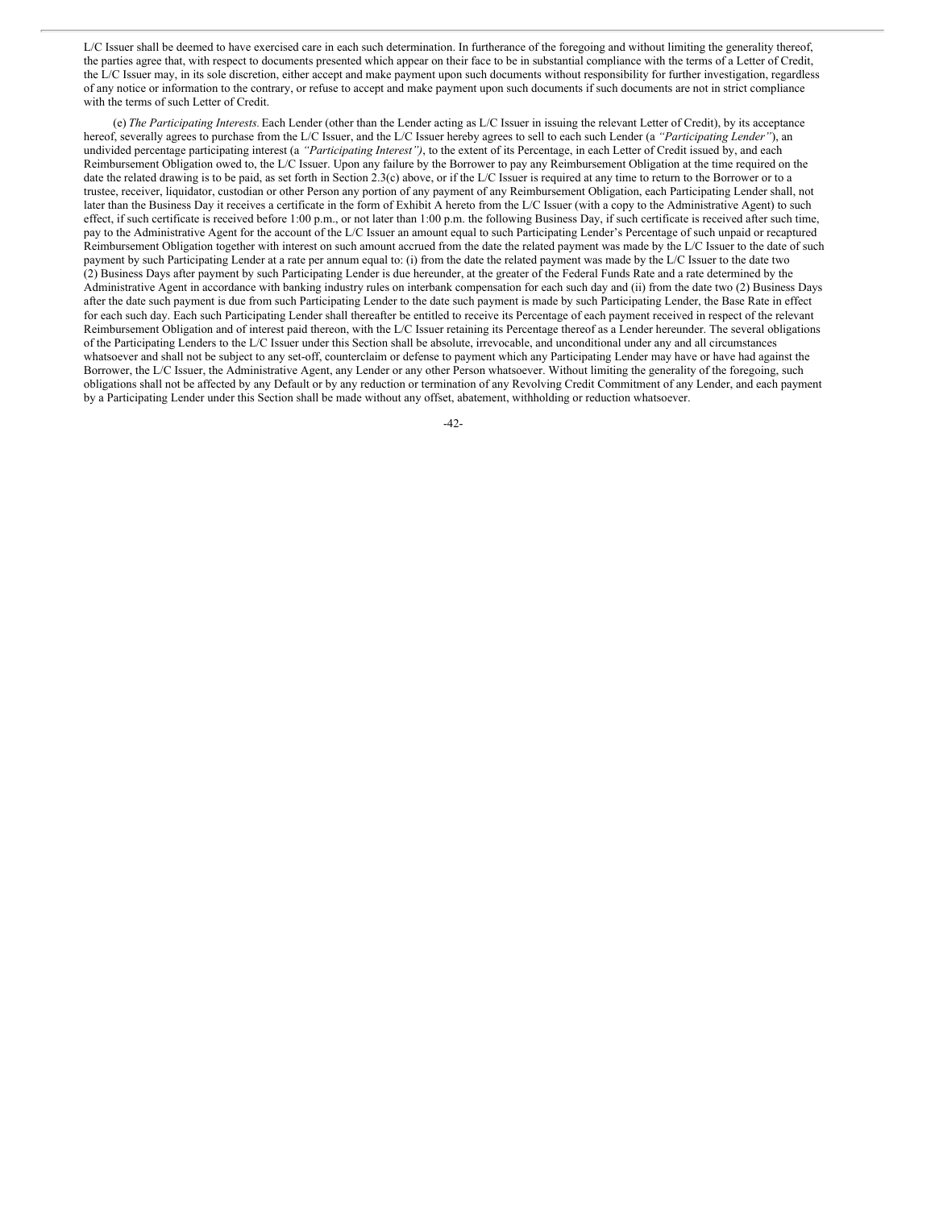L/C Issuer shall be deemed to have exercised care in each such determination. In furtherance of the foregoing and without limiting the generality thereof, the parties agree that, with respect to documents presented which appear on their face to be in substantial compliance with the terms of a Letter of Credit, the L/C Issuer may, in its sole discretion, either accept and make payment upon such documents without responsibility for further investigation, regardless of any notice or information to the contrary, or refuse to accept and make payment upon such documents if such documents are not in strict compliance with the terms of such Letter of Credit.

(e) *The Participating Interests.* Each Lender (other than the Lender acting as L/C Issuer in issuing the relevant Letter of Credit), by its acceptance hereof, severally agrees to purchase from the L/C Issuer, and the L/C Issuer hereby agrees to sell to each such Lender (a *"Participating Lender"*), an undivided percentage participating interest (a *"Participating Interest")*, to the extent of its Percentage, in each Letter of Credit issued by, and each Reimbursement Obligation owed to, the L/C Issuer. Upon any failure by the Borrower to pay any Reimbursement Obligation at the time required on the date the related drawing is to be paid, as set forth in Section 2.3(c) above, or if the L/C Issuer is required at any time to return to the Borrower or to a trustee, receiver, liquidator, custodian or other Person any portion of any payment of any Reimbursement Obligation, each Participating Lender shall, not later than the Business Day it receives a certificate in the form of Exhibit A hereto from the L/C Issuer (with a copy to the Administrative Agent) to such effect, if such certificate is received before 1:00 p.m., or not later than 1:00 p.m. the following Business Day, if such certificate is received after such time, pay to the Administrative Agent for the account of the L/C Issuer an amount equal to such Participating Lender's Percentage of such unpaid or recaptured Reimbursement Obligation together with interest on such amount accrued from the date the related payment was made by the L/C Issuer to the date of such payment by such Participating Lender at a rate per annum equal to: (i) from the date the related payment was made by the L/C Issuer to the date two (2) Business Days after payment by such Participating Lender is due hereunder, at the greater of the Federal Funds Rate and a rate determined by the Administrative Agent in accordance with banking industry rules on interbank compensation for each such day and (ii) from the date two (2) Business Days after the date such payment is due from such Participating Lender to the date such payment is made by such Participating Lender, the Base Rate in effect for each such day. Each such Participating Lender shall thereafter be entitled to receive its Percentage of each payment received in respect of the relevant Reimbursement Obligation and of interest paid thereon, with the L/C Issuer retaining its Percentage thereof as a Lender hereunder. The several obligations of the Participating Lenders to the L/C Issuer under this Section shall be absolute, irrevocable, and unconditional under any and all circumstances whatsoever and shall not be subject to any set-off, counterclaim or defense to payment which any Participating Lender may have or have had against the Borrower, the L/C Issuer, the Administrative Agent, any Lender or any other Person whatsoever. Without limiting the generality of the foregoing, such obligations shall not be affected by any Default or by any reduction or termination of any Revolving Credit Commitment of any Lender, and each payment by a Participating Lender under this Section shall be made without any offset, abatement, withholding or reduction whatsoever.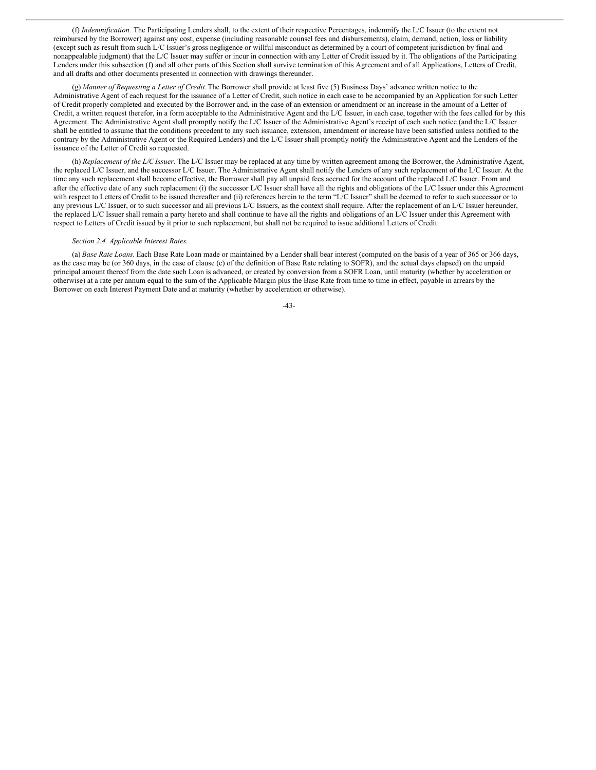(f) *Indemnification.* The Participating Lenders shall, to the extent of their respective Percentages, indemnify the L/C Issuer (to the extent not reimbursed by the Borrower) against any cost, expense (including reasonable counsel fees and disbursements), claim, demand, action, loss or liability (except such as result from such L/C Issuer's gross negligence or willful misconduct as determined by a court of competent jurisdiction by final and nonappealable judgment) that the L/C Issuer may suffer or incur in connection with any Letter of Credit issued by it. The obligations of the Participating Lenders under this subsection (f) and all other parts of this Section shall survive termination of this Agreement and of all Applications, Letters of Credit, and all drafts and other documents presented in connection with drawings thereunder.

(g) *Manner of Requesting a Letter of Credit.* The Borrower shall provide at least five (5) Business Days' advance written notice to the Administrative Agent of each request for the issuance of a Letter of Credit, such notice in each case to be accompanied by an Application for such Letter of Credit properly completed and executed by the Borrower and, in the case of an extension or amendment or an increase in the amount of a Letter of Credit, a written request therefor, in a form acceptable to the Administrative Agent and the L/C Issuer, in each case, together with the fees called for by this Agreement. The Administrative Agent shall promptly notify the L/C Issuer of the Administrative Agent's receipt of each such notice (and the L/C Issuer shall be entitled to assume that the conditions precedent to any such issuance, extension, amendment or increase have been satisfied unless notified to the contrary by the Administrative Agent or the Required Lenders) and the L/C Issuer shall promptly notify the Administrative Agent and the Lenders of the issuance of the Letter of Credit so requested.

(h) *Replacement of the L/C Issuer*. The L/C Issuer may be replaced at any time by written agreement among the Borrower, the Administrative Agent, the replaced L/C Issuer, and the successor L/C Issuer. The Administrative Agent shall notify the Lenders of any such replacement of the L/C Issuer. At the time any such replacement shall become effective, the Borrower shall pay all unpaid fees accrued for the account of the replaced L/C Issuer. From and after the effective date of any such replacement (i) the successor L/C Issuer shall have all the rights and obligations of the L/C Issuer under this Agreement with respect to Letters of Credit to be issued thereafter and (ii) references herein to the term "L/C Issuer" shall be deemed to refer to such successor or to any previous L/C Issuer, or to such successor and all previous L/C Issuers, as the context shall require. After the replacement of an L/C Issuer hereunder, the replaced L/C Issuer shall remain a party hereto and shall continue to have all the rights and obligations of an L/C Issuer under this Agreement with respect to Letters of Credit issued by it prior to such replacement, but shall not be required to issue additional Letters of Credit.

*Section 2.4. Applicable Interest Rates.*

(a) *Base Rate Loans.* Each Base Rate Loan made or maintained by a Lender shall bear interest (computed on the basis of a year of 365 or 366 days, as the case may be (or 360 days, in the case of clause (c) of the definition of Base Rate relating to SOFR), and the actual days elapsed) on the unpaid principal amount thereof from the date such Loan is advanced, or created by conversion from a SOFR Loan, until maturity (whether by acceleration or otherwise) at a rate per annum equal to the sum of the Applicable Margin plus the Base Rate from time to time in effect, payable in arrears by the Borrower on each Interest Payment Date and at maturity (whether by acceleration or otherwise).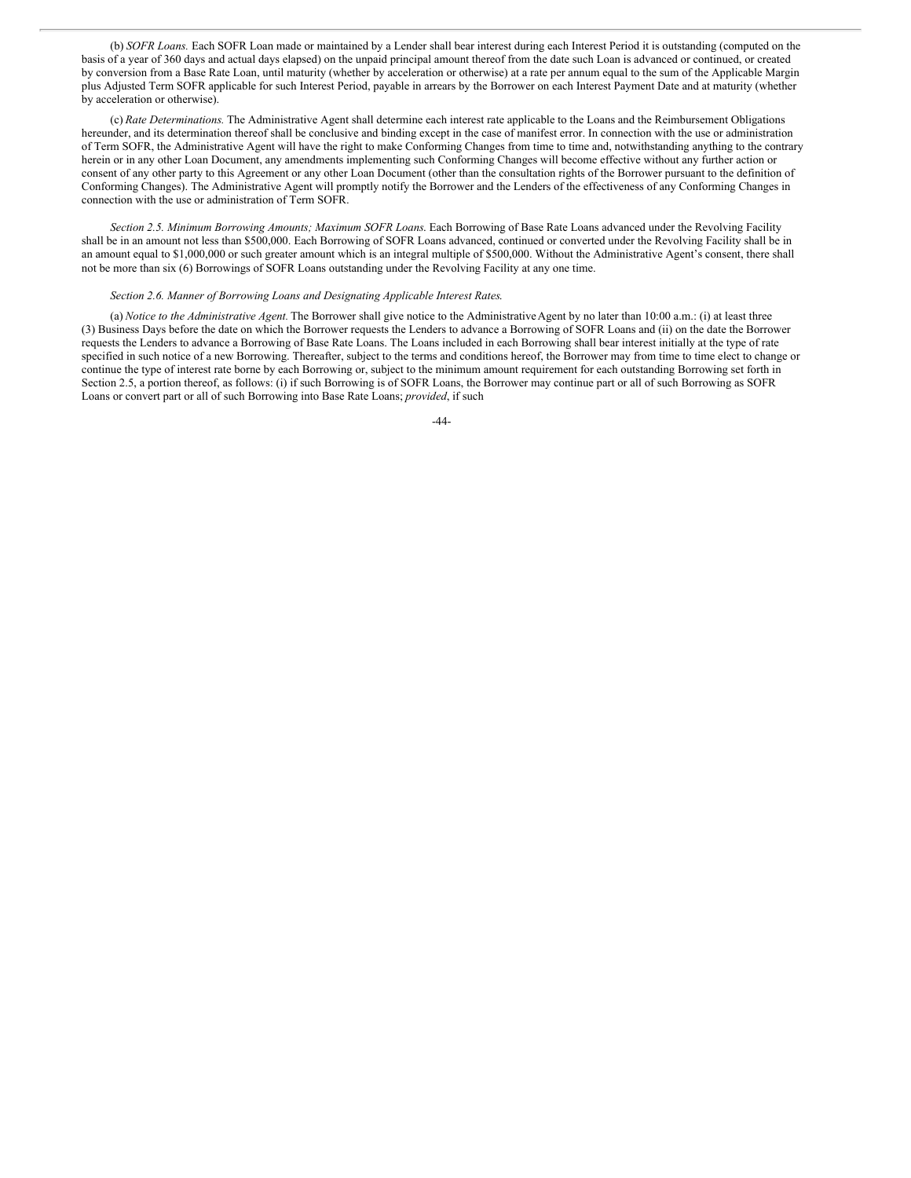(b) *SOFR Loans.* Each SOFR Loan made or maintained by a Lender shall bear interest during each Interest Period it is outstanding (computed on the basis of a year of 360 days and actual days elapsed) on the unpaid principal amount thereof from the date such Loan is advanced or continued, or created by conversion from a Base Rate Loan, until maturity (whether by acceleration or otherwise) at a rate per annum equal to the sum of the Applicable Margin plus Adjusted Term SOFR applicable for such Interest Period, payable in arrears by the Borrower on each Interest Payment Date and at maturity (whether by acceleration or otherwise).

(c) *Rate Determinations.* The Administrative Agent shall determine each interest rate applicable to the Loans and the Reimbursement Obligations hereunder, and its determination thereof shall be conclusive and binding except in the case of manifest error. In connection with the use or administration of Term SOFR, the Administrative Agent will have the right to make Conforming Changes from time to time and, notwithstanding anything to the contrary herein or in any other Loan Document, any amendments implementing such Conforming Changes will become effective without any further action or consent of any other party to this Agreement or any other Loan Document (other than the consultation rights of the Borrower pursuant to the definition of Conforming Changes). The Administrative Agent will promptly notify the Borrower and the Lenders of the effectiveness of any Conforming Changes in connection with the use or administration of Term SOFR.

*Section 2.5. Minimum Borrowing Amounts; Maximum SOFR Loans.* Each Borrowing of Base Rate Loans advanced under the Revolving Facility shall be in an amount not less than $500,000. Each Borrowing of SOFR Loans advanced, continued or converted under the Revolving Facility shall be in an amount equal to $1,000,000 or such greater amount which is an integral multiple of $500,000. Without the Administrative Agent's consent, there shall not be more than six (6) Borrowings of SOFR Loans outstanding under the Revolving Facility at any one time.

*Section 2.6. Manner of Borrowing Loans and Designating Applicable Interest Rates.*

(a) *Notice to the Administrative Agent.* The Borrower shall give notice to the Administrative Agent by no later than 10:00 a.m.: (i) at least three (3) Business Days before the date on which the Borrower requests the Lenders to advance a Borrowing of SOFR Loans and (ii) on the date the Borrower requests the Lenders to advance a Borrowing of Base Rate Loans. The Loans included in each Borrowing shall bear interest initially at the type of rate specified in such notice of a new Borrowing. Thereafter, subject to the terms and conditions hereof, the Borrower may from time to time elect to change or continue the type of interest rate borne by each Borrowing or, subject to the minimum amount requirement for each outstanding Borrowing set forth in Section 2.5, a portion thereof, as follows: (i) if such Borrowing is of SOFR Loans, the Borrower may continue part or all of such Borrowing as SOFR Loans or convert part or all of such Borrowing into Base Rate Loans; *provided*, if such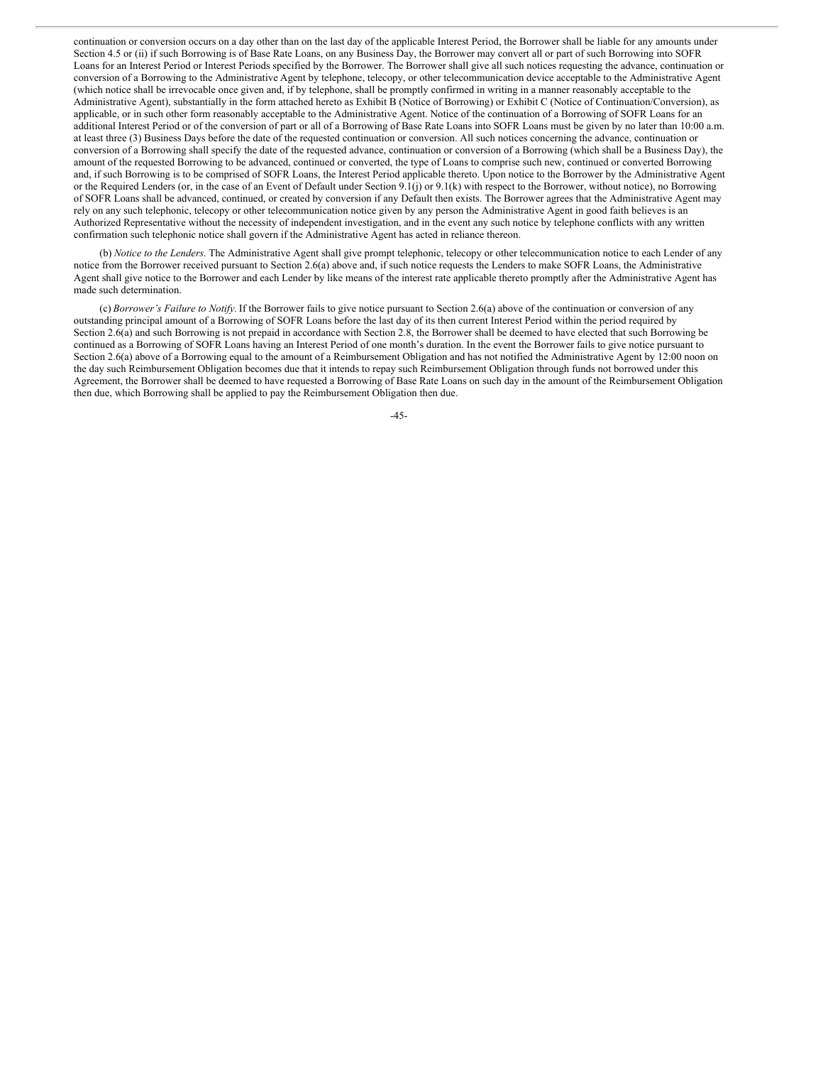continuation or conversion occurs on a day other than on the last day of the applicable Interest Period, the Borrower shall be liable for any amounts under Section 4.5 or (ii) if such Borrowing is of Base Rate Loans, on any Business Day, the Borrower may convert all or part of such Borrowing into SOFR Loans for an Interest Period or Interest Periods specified by the Borrower. The Borrower shall give all such notices requesting the advance, continuation or conversion of a Borrowing to the Administrative Agent by telephone, telecopy, or other telecommunication device acceptable to the Administrative Agent (which notice shall be irrevocable once given and, if by telephone, shall be promptly confirmed in writing in a manner reasonably acceptable to the Administrative Agent), substantially in the form attached hereto as Exhibit B (Notice of Borrowing) or Exhibit C (Notice of Continuation/Conversion), as applicable, or in such other form reasonably acceptable to the Administrative Agent. Notice of the continuation of a Borrowing of SOFR Loans for an additional Interest Period or of the conversion of part or all of a Borrowing of Base Rate Loans into SOFR Loans must be given by no later than 10:00 a.m. at least three (3) Business Days before the date of the requested continuation or conversion. All such notices concerning the advance, continuation or conversion of a Borrowing shall specify the date of the requested advance, continuation or conversion of a Borrowing (which shall be a Business Day), the amount of the requested Borrowing to be advanced, continued or converted, the type of Loans to comprise such new, continued or converted Borrowing and, if such Borrowing is to be comprised of SOFR Loans, the Interest Period applicable thereto. Upon notice to the Borrower by the Administrative Agent or the Required Lenders (or, in the case of an Event of Default under Section 9.1(j) or 9.1(k) with respect to the Borrower, without notice), no Borrowing of SOFR Loans shall be advanced, continued, or created by conversion if any Default then exists. The Borrower agrees that the Administrative Agent may rely on any such telephonic, telecopy or other telecommunication notice given by any person the Administrative Agent in good faith believes is an Authorized Representative without the necessity of independent investigation, and in the event any such notice by telephone conflicts with any written confirmation such telephonic notice shall govern if the Administrative Agent has acted in reliance thereon.

(b) *Notice to the Lenders*. The Administrative Agent shall give prompt telephonic, telecopy or other telecommunication notice to each Lender of any notice from the Borrower received pursuant to Section 2.6(a) above and, if such notice requests the Lenders to make SOFR Loans, the Administrative Agent shall give notice to the Borrower and each Lender by like means of the interest rate applicable thereto promptly after the Administrative Agent has made such determination.

(c) *Borrower's Failure to Notify*. If the Borrower fails to give notice pursuant to Section 2.6(a) above of the continuation or conversion of any outstanding principal amount of a Borrowing of SOFR Loans before the last day of its then current Interest Period within the period required by Section 2.6(a) and such Borrowing is not prepaid in accordance with Section 2.8, the Borrower shall be deemed to have elected that such Borrowing be continued as a Borrowing of SOFR Loans having an Interest Period of one month's duration. In the event the Borrower fails to give notice pursuant to Section 2.6(a) above of a Borrowing equal to the amount of a Reimbursement Obligation and has not notified the Administrative Agent by 12:00 noon on the day such Reimbursement Obligation becomes due that it intends to repay such Reimbursement Obligation through funds not borrowed under this Agreement, the Borrower shall be deemed to have requested a Borrowing of Base Rate Loans on such day in the amount of the Reimbursement Obligation then due, which Borrowing shall be applied to pay the Reimbursement Obligation then due.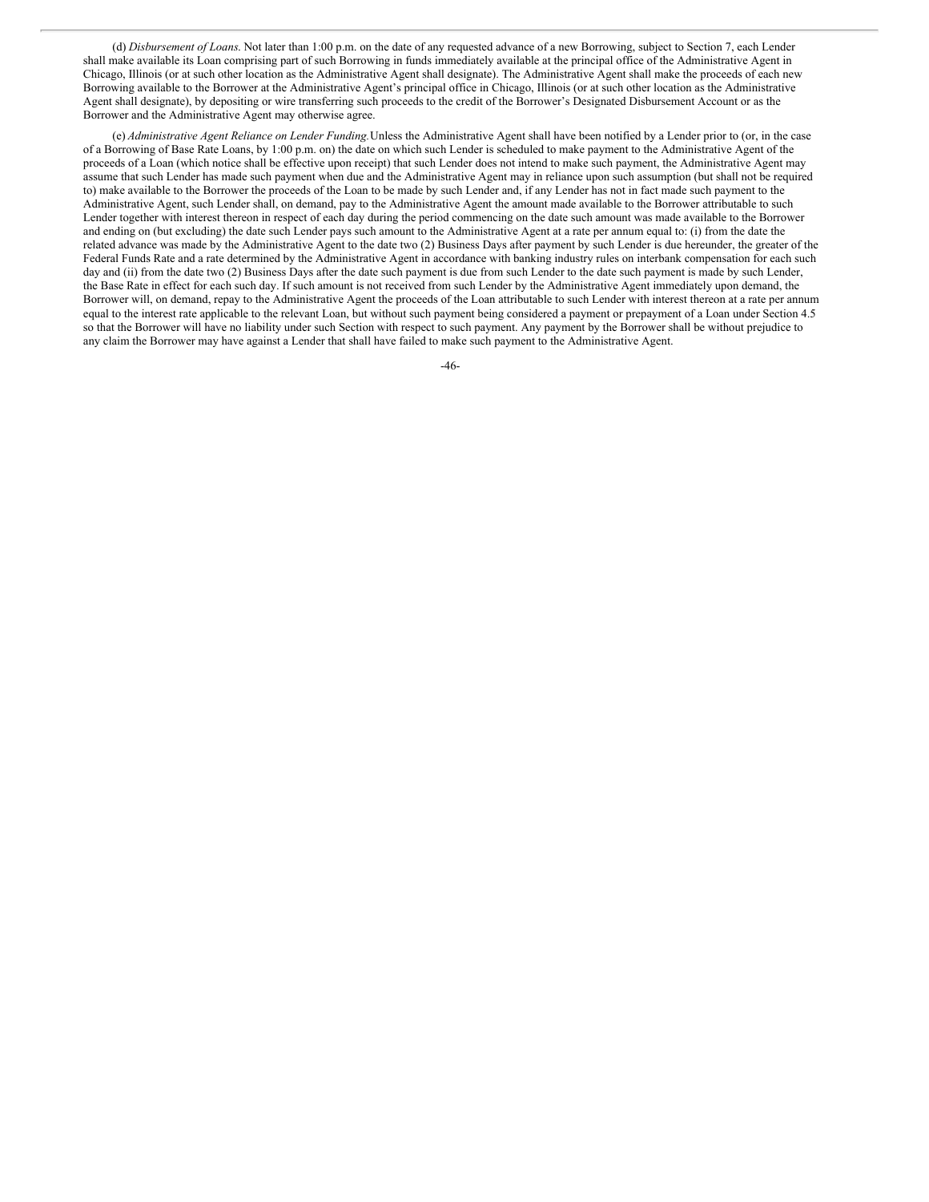(d) *Disbursement of Loans.* Not later than 1:00 p.m. on the date of any requested advance of a new Borrowing, subject to Section 7, each Lender shall make available its Loan comprising part of such Borrowing in funds immediately available at the principal office of the Administrative Agent in Chicago, Illinois (or at such other location as the Administrative Agent shall designate). The Administrative Agent shall make the proceeds of each new Borrowing available to the Borrower at the Administrative Agent's principal office in Chicago, Illinois (or at such other location as the Administrative Agent shall designate), by depositing or wire transferring such proceeds to the credit of the Borrower's Designated Disbursement Account or as the Borrower and the Administrative Agent may otherwise agree.

(e) *Administrative Agent Reliance on Lender Funding.* Unless the Administrative Agent shall have been notified by a Lender prior to (or, in the case of a Borrowing of Base Rate Loans, by 1:00 p.m. on) the date on which such Lender is scheduled to make payment to the Administrative Agent of the proceeds of a Loan (which notice shall be effective upon receipt) that such Lender does not intend to make such payment, the Administrative Agent may assume that such Lender has made such payment when due and the Administrative Agent may in reliance upon such assumption (but shall not be required to) make available to the Borrower the proceeds of the Loan to be made by such Lender and, if any Lender has not in fact made such payment to the Administrative Agent, such Lender shall, on demand, pay to the Administrative Agent the amount made available to the Borrower attributable to such Lender together with interest thereon in respect of each day during the period commencing on the date such amount was made available to the Borrower and ending on (but excluding) the date such Lender pays such amount to the Administrative Agent at a rate per annum equal to: (i) from the date the related advance was made by the Administrative Agent to the date two (2) Business Days after payment by such Lender is due hereunder, the greater of the Federal Funds Rate and a rate determined by the Administrative Agent in accordance with banking industry rules on interbank compensation for each such day and (ii) from the date two (2) Business Days after the date such payment is due from such Lender to the date such payment is made by such Lender, the Base Rate in effect for each such day. If such amount is not received from such Lender by the Administrative Agent immediately upon demand, the Borrower will, on demand, repay to the Administrative Agent the proceeds of the Loan attributable to such Lender with interest thereon at a rate per annum equal to the interest rate applicable to the relevant Loan, but without such payment being considered a payment or prepayment of a Loan under Section 4.5 so that the Borrower will have no liability under such Section with respect to such payment. Any payment by the Borrower shall be without prejudice to any claim the Borrower may have against a Lender that shall have failed to make such payment to the Administrative Agent.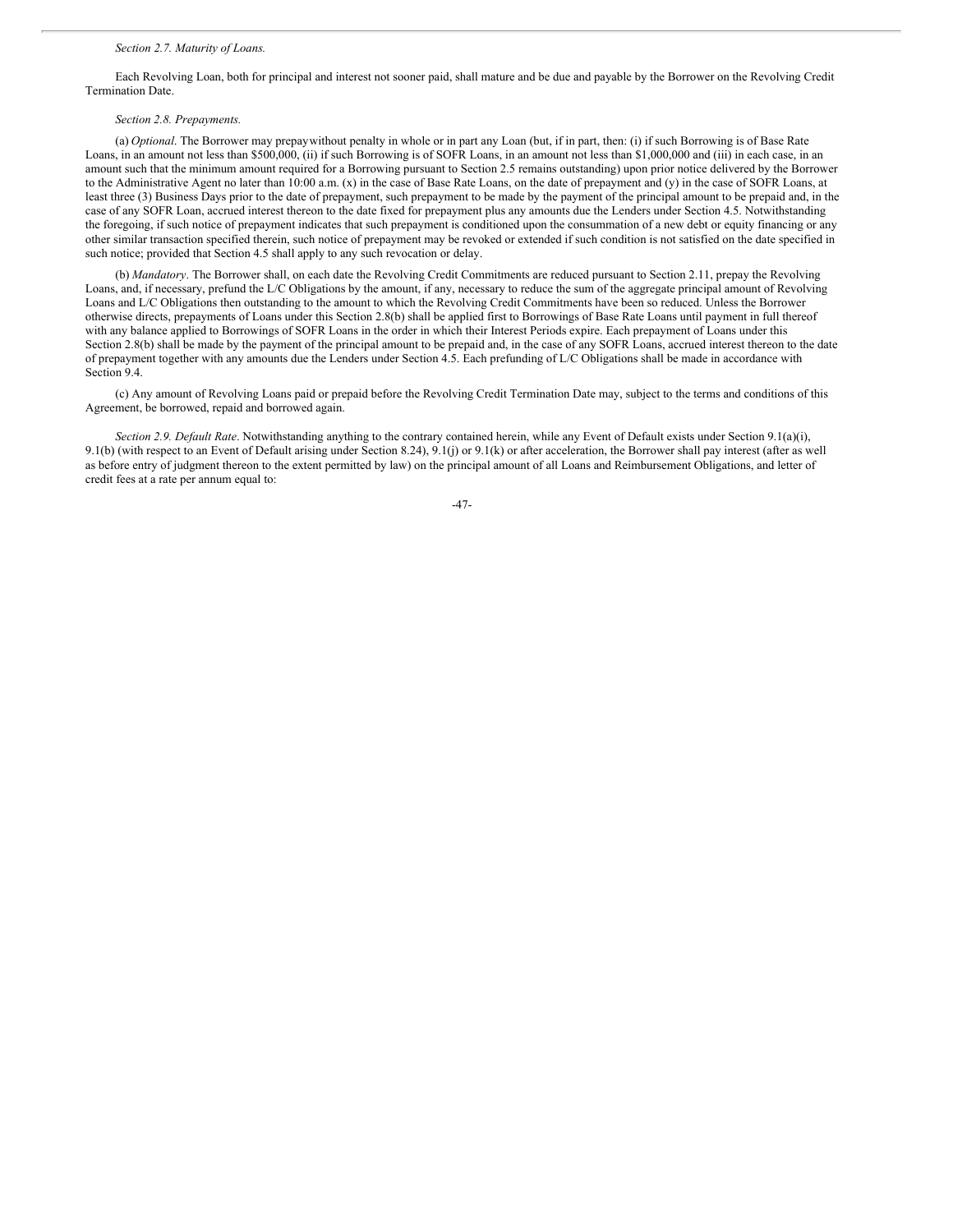*Section 2.7. Maturity of Loans.*

Each Revolving Loan, both for principal and interest not sooner paid, shall mature and be due and payable by the Borrower on the Revolving Credit Termination Date.

*Section 2.8. Prepayments.*

(a) *Optional*. The Borrower may prepaywithout penalty in whole or in part any Loan (but, if in part, then: (i) if such Borrowing is of Base Rate Loans, in an amount not less than $500,000, (ii) if such Borrowing is of SOFR Loans, in an amount not less than $1,000,000 and (iii) in each case, in an amount such that the minimum amount required for a Borrowing pursuant to Section 2.5 remains outstanding) upon prior notice delivered by the Borrower to the Administrative Agent no later than 10:00 a.m. (x) in the case of Base Rate Loans, on the date of prepayment and (y) in the case of SOFR Loans, at least three (3) Business Days prior to the date of prepayment, such prepayment to be made by the payment of the principal amount to be prepaid and, in the case of any SOFR Loan, accrued interest thereon to the date fixed for prepayment plus any amounts due the Lenders under Section 4.5. Notwithstanding the foregoing, if such notice of prepayment indicates that such prepayment is conditioned upon the consummation of a new debt or equity financing or any other similar transaction specified therein, such notice of prepayment may be revoked or extended if such condition is not satisfied on the date specified in such notice; provided that Section 4.5 shall apply to any such revocation or delay.

(b) *Mandatory*. The Borrower shall, on each date the Revolving Credit Commitments are reduced pursuant to Section 2.11, prepay the Revolving Loans, and, if necessary, prefund the L/C Obligations by the amount, if any, necessary to reduce the sum of the aggregate principal amount of Revolving Loans and L/C Obligations then outstanding to the amount to which the Revolving Credit Commitments have been so reduced. Unless the Borrower otherwise directs, prepayments of Loans under this Section 2.8(b) shall be applied first to Borrowings of Base Rate Loans until payment in full thereof with any balance applied to Borrowings of SOFR Loans in the order in which their Interest Periods expire. Each prepayment of Loans under this Section 2.8(b) shall be made by the payment of the principal amount to be prepaid and, in the case of any SOFR Loans, accrued interest thereon to the date of prepayment together with any amounts due the Lenders under Section 4.5. Each prefunding of L/C Obligations shall be made in accordance with Section 9.4.

(c) Any amount of Revolving Loans paid or prepaid before the Revolving Credit Termination Date may, subject to the terms and conditions of this Agreement, be borrowed, repaid and borrowed again.

*Section 2.9. Default Rate*. Notwithstanding anything to the contrary contained herein, while any Event of Default exists under Section 9.1(a)(i), 9.1(b) (with respect to an Event of Default arising under Section 8.24), 9.1(j) or 9.1(k) or after acceleration, the Borrower shall pay interest (after as well as before entry of judgment thereon to the extent permitted by law) on the principal amount of all Loans and Reimbursement Obligations, and letter of credit fees at a rate per annum equal to: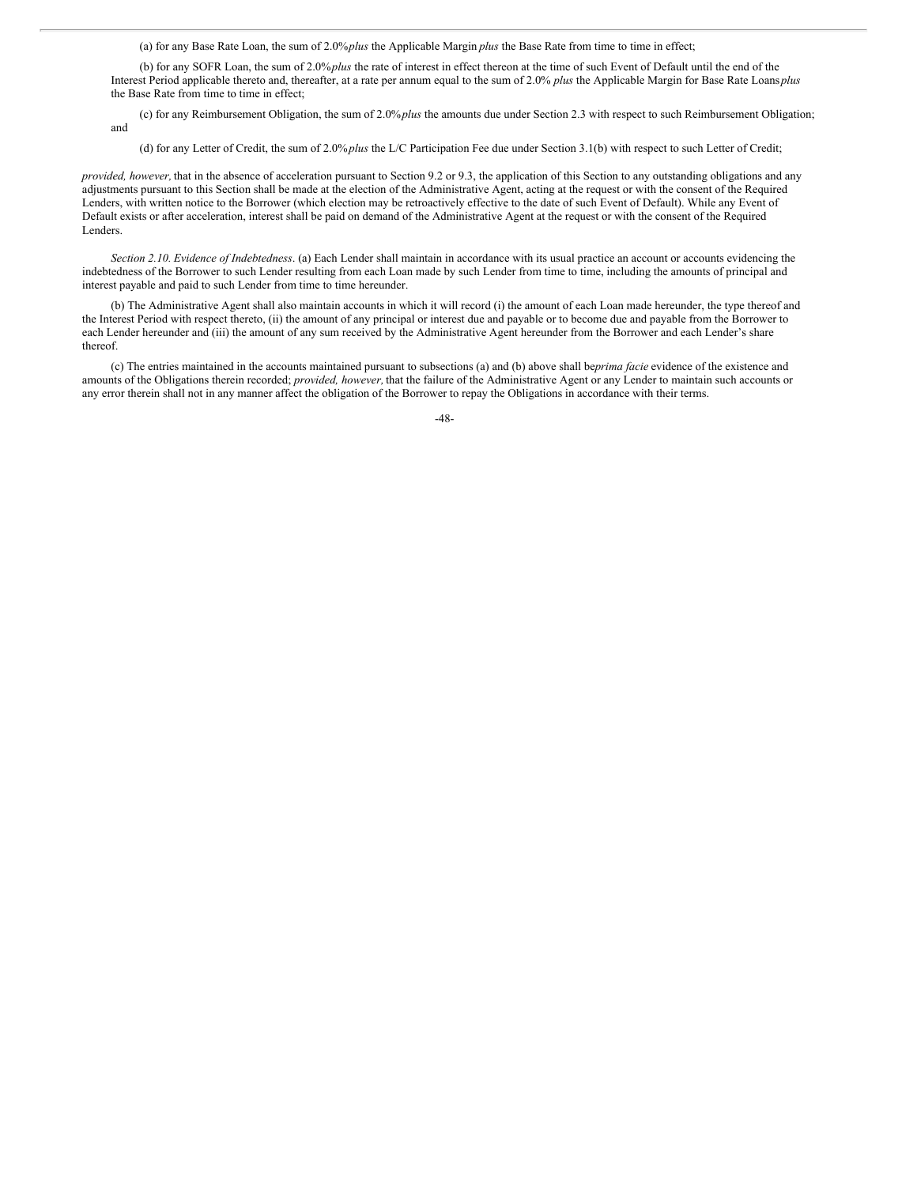(a) for any Base Rate Loan, the sum of 2.0% *plus* the Applicable Margin *plus* the Base Rate from time to time in effect;

(b) for any SOFR Loan, the sum of 2.0% *plus* the rate of interest in effect thereon at the time of such Event of Default until the end of the Interest Period applicable thereto and, thereafter, at a rate per annum equal to the sum of 2.0% *plus* the Applicable Margin for Base Rate Loans *plus* the Base Rate from time to time in effect;

(c) for any Reimbursement Obligation, the sum of 2.0% *plus* the amounts due under Section 2.3 with respect to such Reimbursement Obligation; and

(d) for any Letter of Credit, the sum of 2.0% *plus* the L/C Participation Fee due under Section 3.1(b) with respect to such Letter of Credit;

*provided, however,* that in the absence of acceleration pursuant to Section 9.2 or 9.3, the application of this Section to any outstanding obligations and any adjustments pursuant to this Section shall be made at the election of the Administrative Agent, acting at the request or with the consent of the Required Lenders, with written notice to the Borrower (which election may be retroactively effective to the date of such Event of Default). While any Event of Default exists or after acceleration, interest shall be paid on demand of the Administrative Agent at the request or with the consent of the Required Lenders.

*Section 2.10. Evidence of Indebtedness*. (a) Each Lender shall maintain in accordance with its usual practice an account or accounts evidencing the indebtedness of the Borrower to such Lender resulting from each Loan made by such Lender from time to time, including the amounts of principal and interest payable and paid to such Lender from time to time hereunder.

(b) The Administrative Agent shall also maintain accounts in which it will record (i) the amount of each Loan made hereunder, the type thereof and the Interest Period with respect thereto, (ii) the amount of any principal or interest due and payable or to become due and payable from the Borrower to each Lender hereunder and (iii) the amount of any sum received by the Administrative Agent hereunder from the Borrower and each Lender's share thereof.

(c) The entries maintained in the accounts maintained pursuant to subsections (a) and (b) above shall be *prima facie* evidence of the existence and amounts of the Obligations therein recorded; *provided, however,* that the failure of the Administrative Agent or any Lender to maintain such accounts or any error therein shall not in any manner affect the obligation of the Borrower to repay the Obligations in accordance with their terms.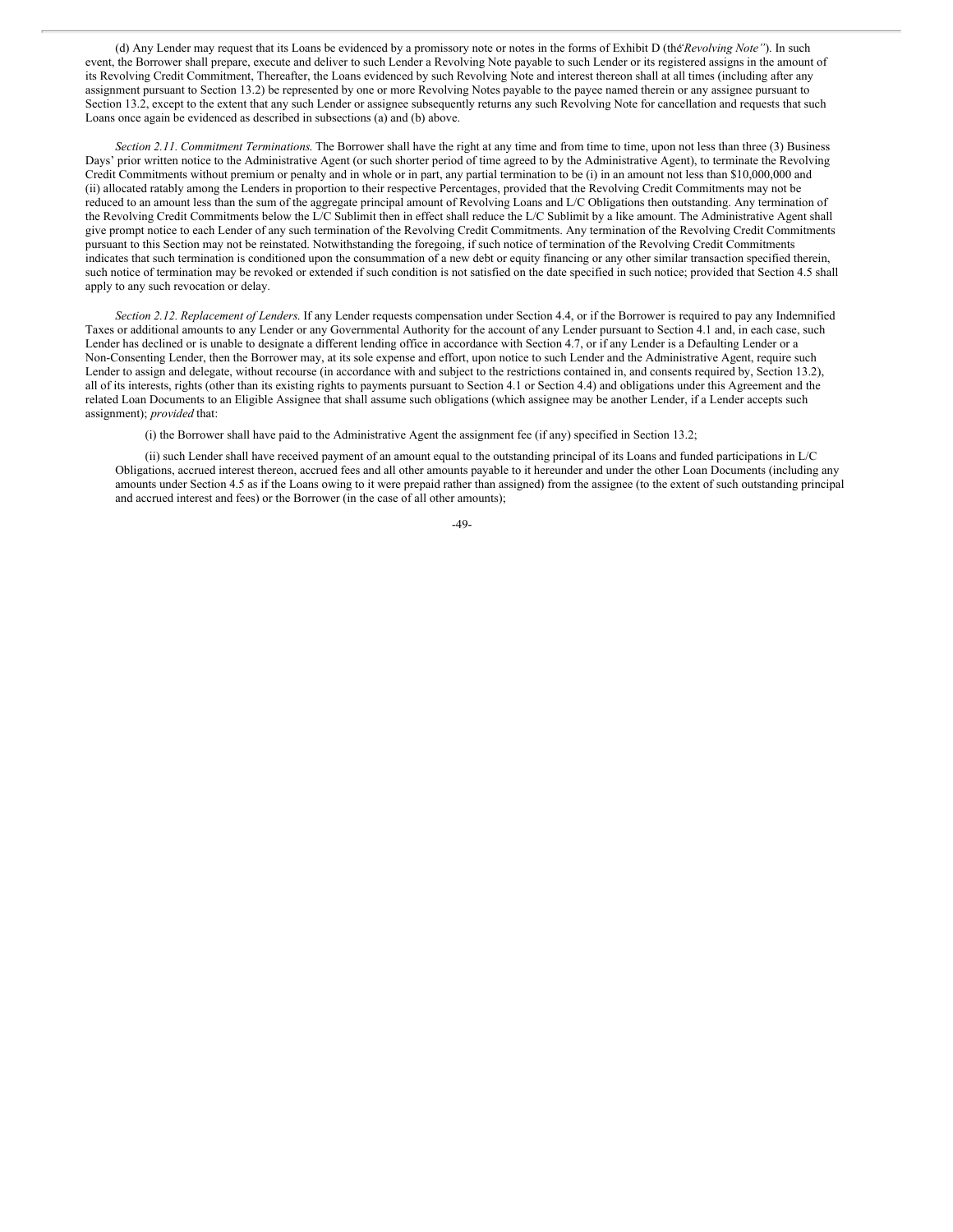(d) Any Lender may request that its Loans be evidenced by a promissory note or notes in the forms of Exhibit D (the "*Revolving Note"*). In such event, the Borrower shall prepare, execute and deliver to such Lender a Revolving Note payable to such Lender or its registered assigns in the amount of its Revolving Credit Commitment, Thereafter, the Loans evidenced by such Revolving Note and interest thereon shall at all times (including after any assignment pursuant to Section 13.2) be represented by one or more Revolving Notes payable to the payee named therein or any assignee pursuant to Section 13.2, except to the extent that any such Lender or assignee subsequently returns any such Revolving Note for cancellation and requests that such Loans once again be evidenced as described in subsections (a) and (b) above.

*Section 2.11. Commitment Terminations.* The Borrower shall have the right at any time and from time to time, upon not less than three (3) Business Days' prior written notice to the Administrative Agent (or such shorter period of time agreed to by the Administrative Agent), to terminate the Revolving Credit Commitments without premium or penalty and in whole or in part, any partial termination to be (i) in an amount not less than $10,000,000 and (ii) allocated ratably among the Lenders in proportion to their respective Percentages, provided that the Revolving Credit Commitments may not be reduced to an amount less than the sum of the aggregate principal amount of Revolving Loans and L/C Obligations then outstanding. Any termination of the Revolving Credit Commitments below the L/C Sublimit then in effect shall reduce the L/C Sublimit by a like amount. The Administrative Agent shall give prompt notice to each Lender of any such termination of the Revolving Credit Commitments. Any termination of the Revolving Credit Commitments pursuant to this Section may not be reinstated. Notwithstanding the foregoing, if such notice of termination of the Revolving Credit Commitments indicates that such termination is conditioned upon the consummation of a new debt or equity financing or any other similar transaction specified therein, such notice of termination may be revoked or extended if such condition is not satisfied on the date specified in such notice; provided that Section 4.5 shall apply to any such revocation or delay.

*Section 2.12. Replacement of Lenders.* If any Lender requests compensation under Section 4.4, or if the Borrower is required to pay any Indemnified Taxes or additional amounts to any Lender or any Governmental Authority for the account of any Lender pursuant to Section 4.1 and, in each case, such Lender has declined or is unable to designate a different lending office in accordance with Section 4.7, or if any Lender is a Defaulting Lender or a Non-Consenting Lender, then the Borrower may, at its sole expense and effort, upon notice to such Lender and the Administrative Agent, require such Lender to assign and delegate, without recourse (in accordance with and subject to the restrictions contained in, and consents required by, Section 13.2), all of its interests, rights (other than its existing rights to payments pursuant to Section 4.1 or Section 4.4) and obligations under this Agreement and the related Loan Documents to an Eligible Assignee that shall assume such obligations (which assignee may be another Lender, if a Lender accepts such assignment); *provided* that:

(i) the Borrower shall have paid to the Administrative Agent the assignment fee (if any) specified in Section 13.2;

(ii) such Lender shall have received payment of an amount equal to the outstanding principal of its Loans and funded participations in L/C Obligations, accrued interest thereon, accrued fees and all other amounts payable to it hereunder and under the other Loan Documents (including any amounts under Section 4.5 as if the Loans owing to it were prepaid rather than assigned) from the assignee (to the extent of such outstanding principal and accrued interest and fees) or the Borrower (in the case of all other amounts);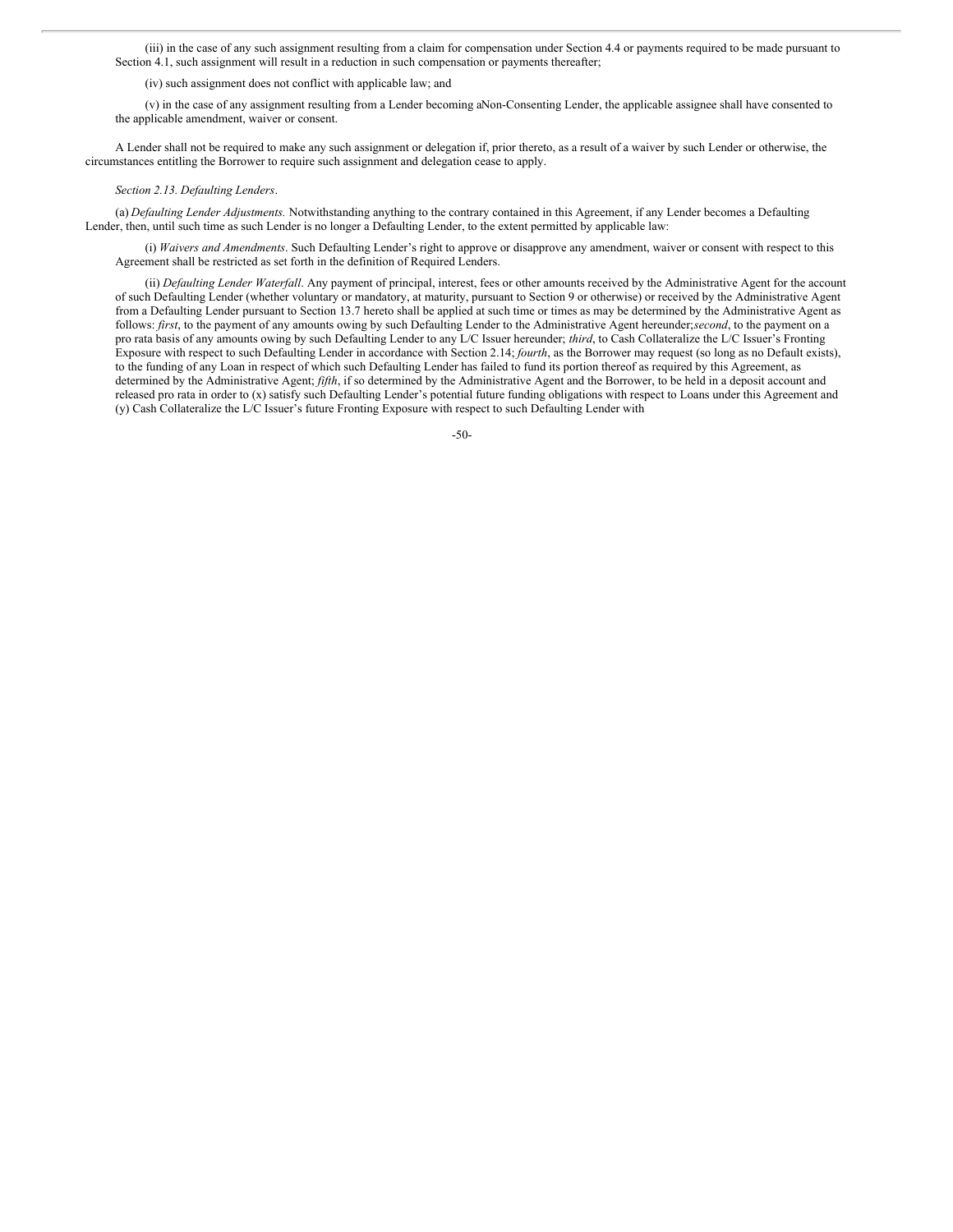(iii) in the case of any such assignment resulting from a claim for compensation under Section 4.4 or payments required to be made pursuant to Section 4.1, such assignment will result in a reduction in such compensation or payments thereafter;

(iv) such assignment does not conflict with applicable law; and

(v) in the case of any assignment resulting from a Lender becoming aNon-Consenting Lender, the applicable assignee shall have consented to the applicable amendment, waiver or consent.

A Lender shall not be required to make any such assignment or delegation if, prior thereto, as a result of a waiver by such Lender or otherwise, the circumstances entitling the Borrower to require such assignment and delegation cease to apply.

*Section 2.13. Defaulting Lenders*.

(a) *Defaulting Lender Adjustments.* Notwithstanding anything to the contrary contained in this Agreement, if any Lender becomes a Defaulting Lender, then, until such time as such Lender is no longer a Defaulting Lender, to the extent permitted by applicable law:

(i) *Waivers and Amendments*. Such Defaulting Lender's right to approve or disapprove any amendment, waiver or consent with respect to this Agreement shall be restricted as set forth in the definition of Required Lenders.

(ii) *Defaulting Lender Waterfall*. Any payment of principal, interest, fees or other amounts received by the Administrative Agent for the account of such Defaulting Lender (whether voluntary or mandatory, at maturity, pursuant to Section 9 or otherwise) or received by the Administrative Agent from a Defaulting Lender pursuant to Section 13.7 hereto shall be applied at such time or times as may be determined by the Administrative Agent as follows: *first*, to the payment of any amounts owing by such Defaulting Lender to the Administrative Agent hereunder;*second*, to the payment on a pro rata basis of any amounts owing by such Defaulting Lender to any L/C Issuer hereunder; *third*, to Cash Collateralize the L/C Issuer's Fronting Exposure with respect to such Defaulting Lender in accordance with Section 2.14; *fourth*, as the Borrower may request (so long as no Default exists), to the funding of any Loan in respect of which such Defaulting Lender has failed to fund its portion thereof as required by this Agreement, as determined by the Administrative Agent; *fifth*, if so determined by the Administrative Agent and the Borrower, to be held in a deposit account and released pro rata in order to (x) satisfy such Defaulting Lender's potential future funding obligations with respect to Loans under this Agreement and (y) Cash Collateralize the L/C Issuer's future Fronting Exposure with respect to such Defaulting Lender with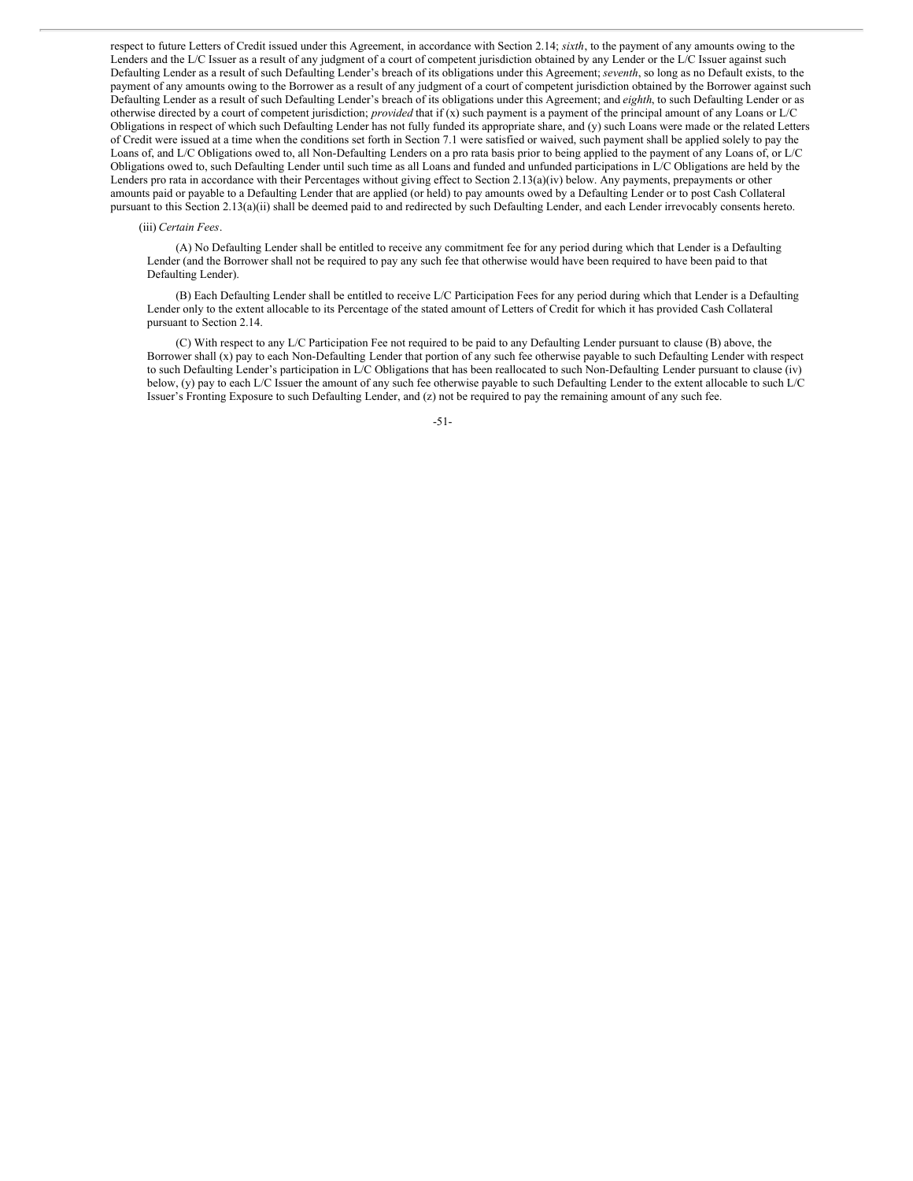respect to future Letters of Credit issued under this Agreement, in accordance with Section 2.14; *sixth*, to the payment of any amounts owing to the Lenders and the L/C Issuer as a result of any judgment of a court of competent jurisdiction obtained by any Lender or the L/C Issuer against such Defaulting Lender as a result of such Defaulting Lender's breach of its obligations under this Agreement; *seventh*, so long as no Default exists, to the payment of any amounts owing to the Borrower as a result of any judgment of a court of competent jurisdiction obtained by the Borrower against such Defaulting Lender as a result of such Defaulting Lender's breach of its obligations under this Agreement; and *eighth*, to such Defaulting Lender or as otherwise directed by a court of competent jurisdiction; *provided* that if (x) such payment is a payment of the principal amount of any Loans or L/C Obligations in respect of which such Defaulting Lender has not fully funded its appropriate share, and (y) such Loans were made or the related Letters of Credit were issued at a time when the conditions set forth in Section 7.1 were satisfied or waived, such payment shall be applied solely to pay the Loans of, and L/C Obligations owed to, all Non-Defaulting Lenders on a pro rata basis prior to being applied to the payment of any Loans of, or L/C Obligations owed to, such Defaulting Lender until such time as all Loans and funded and unfunded participations in L/C Obligations are held by the Lenders pro rata in accordance with their Percentages without giving effect to Section 2.13(a)(iv) below. Any payments, prepayments or other amounts paid or payable to a Defaulting Lender that are applied (or held) to pay amounts owed by a Defaulting Lender or to post Cash Collateral pursuant to this Section 2.13(a)(ii) shall be deemed paid to and redirected by such Defaulting Lender, and each Lender irrevocably consents hereto.

(iii) *Certain Fees*.

(A) No Defaulting Lender shall be entitled to receive any commitment fee for any period during which that Lender is a Defaulting Lender (and the Borrower shall not be required to pay any such fee that otherwise would have been required to have been paid to that Defaulting Lender).

(B) Each Defaulting Lender shall be entitled to receive L/C Participation Fees for any period during which that Lender is a Defaulting Lender only to the extent allocable to its Percentage of the stated amount of Letters of Credit for which it has provided Cash Collateral pursuant to Section 2.14.

(C) With respect to any L/C Participation Fee not required to be paid to any Defaulting Lender pursuant to clause (B) above, the Borrower shall (x) pay to each Non-Defaulting Lender that portion of any such fee otherwise payable to such Defaulting Lender with respect to such Defaulting Lender's participation in L/C Obligations that has been reallocated to such Non-Defaulting Lender pursuant to clause (iv) below, (y) pay to each L/C Issuer the amount of any such fee otherwise payable to such Defaulting Lender to the extent allocable to such L/C Issuer's Fronting Exposure to such Defaulting Lender, and (z) not be required to pay the remaining amount of any such fee.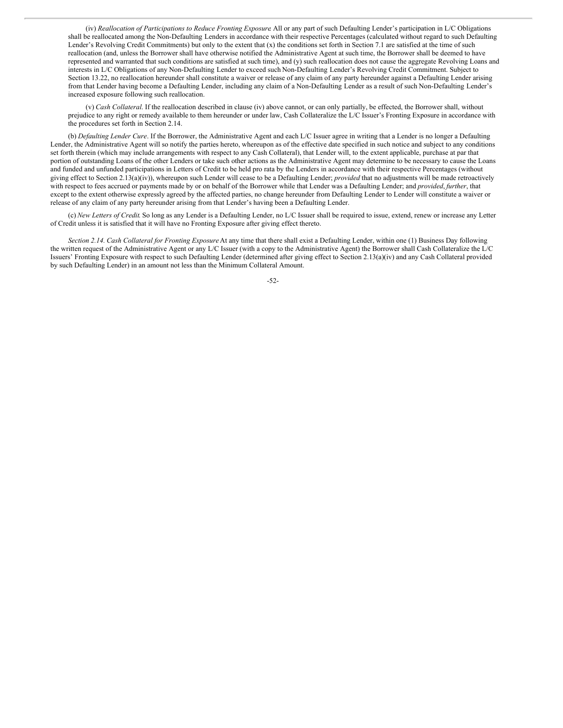(iv) *Reallocation of Participations to Reduce Fronting Exposure.* All or any part of such Defaulting Lender's participation in L/C Obligations shall be reallocated among the Non-Defaulting Lenders in accordance with their respective Percentages (calculated without regard to such Defaulting Lender's Revolving Credit Commitments) but only to the extent that (x) the conditions set forth in Section 7.1 are satisfied at the time of such reallocation (and, unless the Borrower shall have otherwise notified the Administrative Agent at such time, the Borrower shall be deemed to have represented and warranted that such conditions are satisfied at such time), and (y) such reallocation does not cause the aggregate Revolving Loans and interests in L/C Obligations of any Non-Defaulting Lender to exceed such Non-Defaulting Lender's Revolving Credit Commitment. Subject to Section 13.22, no reallocation hereunder shall constitute a waiver or release of any claim of any party hereunder against a Defaulting Lender arising from that Lender having become a Defaulting Lender, including any claim of a Non-Defaulting Lender as a result of such Non-Defaulting Lender's increased exposure following such reallocation.

(v) *Cash Collateral.* If the reallocation described in clause (iv) above cannot, or can only partially, be effected, the Borrower shall, without prejudice to any right or remedy available to them hereunder or under law, Cash Collateralize the L/C Issuer's Fronting Exposure in accordance with the procedures set forth in Section 2.14.

(b) *Defaulting Lender Cure*. If the Borrower, the Administrative Agent and each L/C Issuer agree in writing that a Lender is no longer a Defaulting Lender, the Administrative Agent will so notify the parties hereto, whereupon as of the effective date specified in such notice and subject to any conditions set forth therein (which may include arrangements with respect to any Cash Collateral), that Lender will, to the extent applicable, purchase at par that portion of outstanding Loans of the other Lenders or take such other actions as the Administrative Agent may determine to be necessary to cause the Loans and funded and unfunded participations in Letters of Credit to be held pro rata by the Lenders in accordance with their respective Percentages (without giving effect to Section 2.13(a)(iv)), whereupon such Lender will cease to be a Defaulting Lender; *provided* that no adjustments will be made retroactively with respect to fees accrued or payments made by or on behalf of the Borrower while that Lender was a Defaulting Lender; and *provided*, *further*, that except to the extent otherwise expressly agreed by the affected parties, no change hereunder from Defaulting Lender to Lender will constitute a waiver or release of any claim of any party hereunder arising from that Lender's having been a Defaulting Lender.

(c) *New Letters of Credit.* So long as any Lender is a Defaulting Lender, no L/C Issuer shall be required to issue, extend, renew or increase any Letter of Credit unless it is satisfied that it will have no Fronting Exposure after giving effect thereto.

*Section 2.14. Cash Collateral for Fronting Exposure.* At any time that there shall exist a Defaulting Lender, within one (1) Business Day following the written request of the Administrative Agent or any L/C Issuer (with a copy to the Administrative Agent) the Borrower shall Cash Collateralize the L/C Issuers' Fronting Exposure with respect to such Defaulting Lender (determined after giving effect to Section 2.13(a)(iv) and any Cash Collateral provided by such Defaulting Lender) in an amount not less than the Minimum Collateral Amount.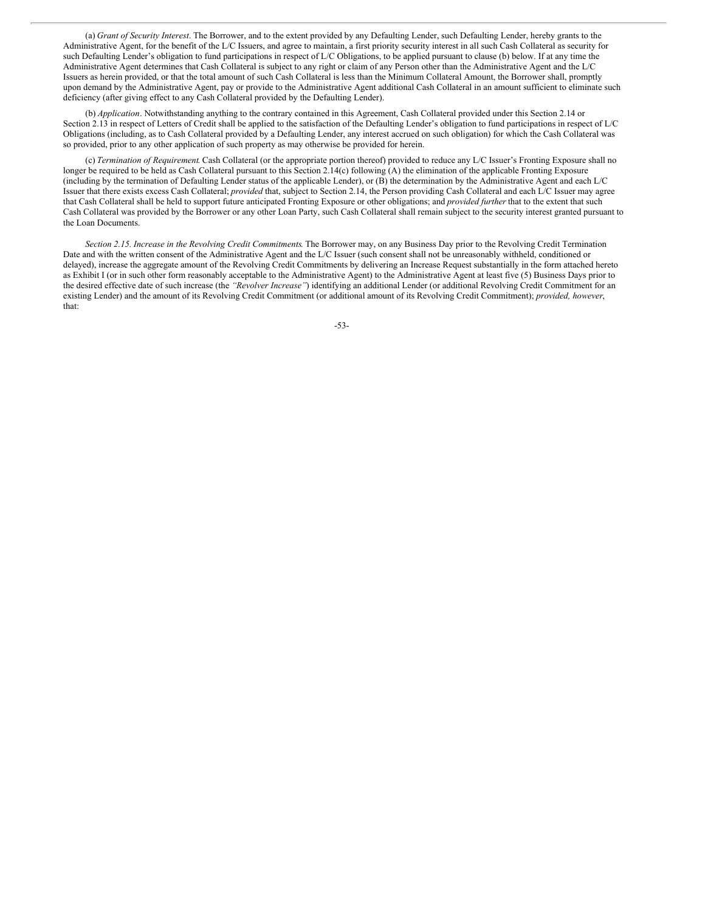(a) *Grant of Security Interest*. The Borrower, and to the extent provided by any Defaulting Lender, such Defaulting Lender, hereby grants to the Administrative Agent, for the benefit of the L/C Issuers, and agree to maintain, a first priority security interest in all such Cash Collateral as security for such Defaulting Lender's obligation to fund participations in respect of L/C Obligations, to be applied pursuant to clause (b) below. If at any time the Administrative Agent determines that Cash Collateral is subject to any right or claim of any Person other than the Administrative Agent and the L/C Issuers as herein provided, or that the total amount of such Cash Collateral is less than the Minimum Collateral Amount, the Borrower shall, promptly upon demand by the Administrative Agent, pay or provide to the Administrative Agent additional Cash Collateral in an amount sufficient to eliminate such deficiency (after giving effect to any Cash Collateral provided by the Defaulting Lender).

(b) *Application*. Notwithstanding anything to the contrary contained in this Agreement, Cash Collateral provided under this Section 2.14 or Section 2.13 in respect of Letters of Credit shall be applied to the satisfaction of the Defaulting Lender's obligation to fund participations in respect of L/C Obligations (including, as to Cash Collateral provided by a Defaulting Lender, any interest accrued on such obligation) for which the Cash Collateral was so provided, prior to any other application of such property as may otherwise be provided for herein.

(c) *Termination of Requirement*. Cash Collateral (or the appropriate portion thereof) provided to reduce any L/C Issuer's Fronting Exposure shall no longer be required to be held as Cash Collateral pursuant to this Section 2.14(c) following (A) the elimination of the applicable Fronting Exposure (including by the termination of Defaulting Lender status of the applicable Lender), or (B) the determination by the Administrative Agent and each L/C Issuer that there exists excess Cash Collateral; *provided* that, subject to Section 2.14, the Person providing Cash Collateral and each L/C Issuer may agree that Cash Collateral shall be held to support future anticipated Fronting Exposure or other obligations; and *provided further* that to the extent that such Cash Collateral was provided by the Borrower or any other Loan Party, such Cash Collateral shall remain subject to the security interest granted pursuant to the Loan Documents.

*Section 2.15. Increase in the Revolving Credit Commitments*. The Borrower may, on any Business Day prior to the Revolving Credit Termination Date and with the written consent of the Administrative Agent and the L/C Issuer (such consent shall not be unreasonably withheld, conditioned or delayed), increase the aggregate amount of the Revolving Credit Commitments by delivering an Increase Request substantially in the form attached hereto as Exhibit I (or in such other form reasonably acceptable to the Administrative Agent) to the Administrative Agent at least five (5) Business Days prior to the desired effective date of such increase (the *"Revolver Increase"*) identifying an additional Lender (or additional Revolving Credit Commitment for an existing Lender) and the amount of its Revolving Credit Commitment (or additional amount of its Revolving Credit Commitment); *provided, however*, that: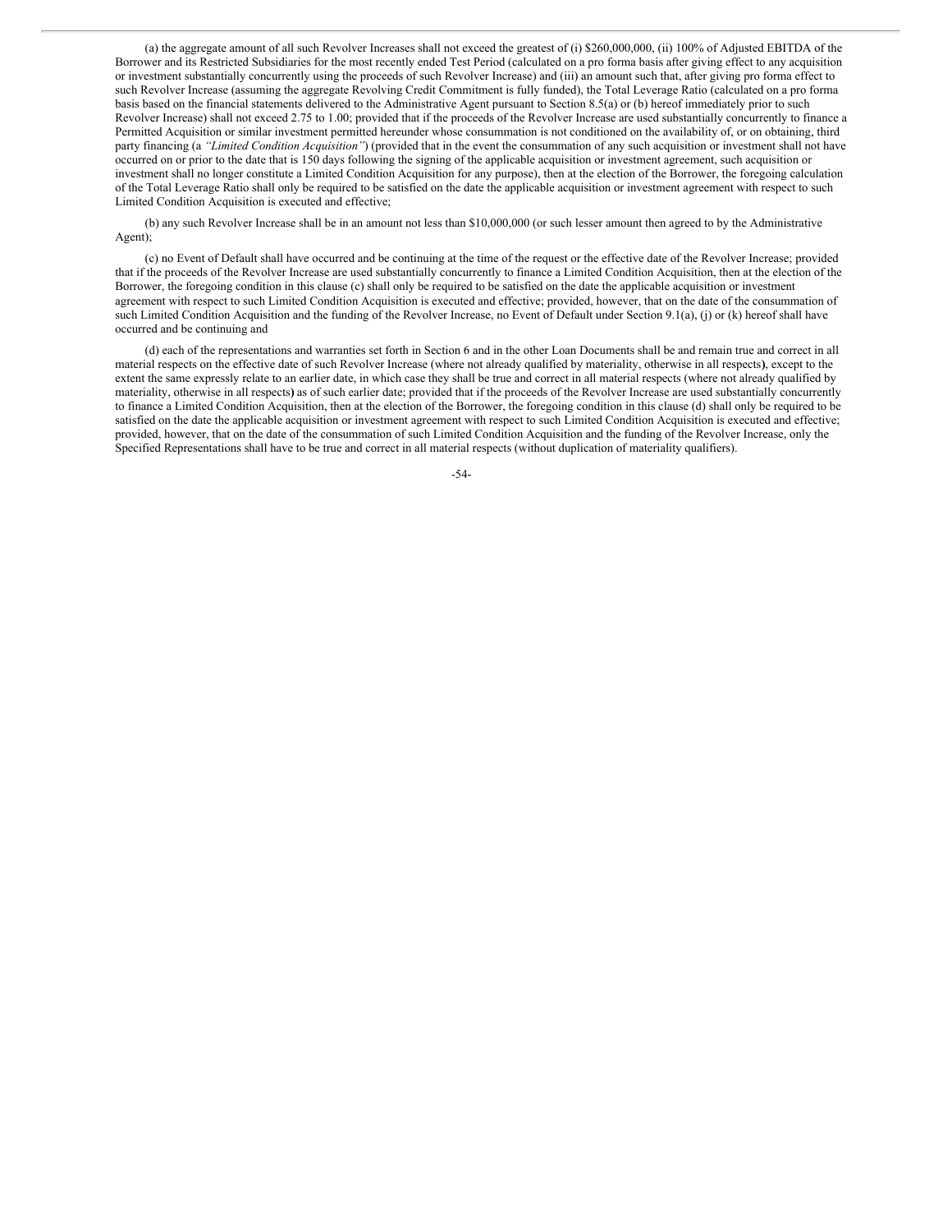(a) the aggregate amount of all such Revolver Increases shall not exceed the greatest of (i) $260,000,000, (ii) 100% of Adjusted EBITDA of the Borrower and its Restricted Subsidiaries for the most recently ended Test Period (calculated on a pro forma basis after giving effect to any acquisition or investment substantially concurrently using the proceeds of such Revolver Increase) and (iii) an amount such that, after giving pro forma effect to such Revolver Increase (assuming the aggregate Revolving Credit Commitment is fully funded), the Total Leverage Ratio (calculated on a pro forma basis based on the financial statements delivered to the Administrative Agent pursuant to Section 8.5(a) or (b) hereof immediately prior to such Revolver Increase) shall not exceed 2.75 to 1.00; provided that if the proceeds of the Revolver Increase are used substantially concurrently to finance a Permitted Acquisition or similar investment permitted hereunder whose consummation is not conditioned on the availability of, or on obtaining, third party financing (a *"Limited Condition Acquisition"*) (provided that in the event the consummation of any such acquisition or investment shall not have occurred on or prior to the date that is 150 days following the signing of the applicable acquisition or investment agreement, such acquisition or investment shall no longer constitute a Limited Condition Acquisition for any purpose), then at the election of the Borrower, the foregoing calculation of the Total Leverage Ratio shall only be required to be satisfied on the date the applicable acquisition or investment agreement with respect to such Limited Condition Acquisition is executed and effective;

(b) any such Revolver Increase shall be in an amount not less than $10,000,000 (or such lesser amount then agreed to by the Administrative Agent);

(c) no Event of Default shall have occurred and be continuing at the time of the request or the effective date of the Revolver Increase; provided that if the proceeds of the Revolver Increase are used substantially concurrently to finance a Limited Condition Acquisition, then at the election of the Borrower, the foregoing condition in this clause (c) shall only be required to be satisfied on the date the applicable acquisition or investment agreement with respect to such Limited Condition Acquisition is executed and effective; provided, however, that on the date of the consummation of such Limited Condition Acquisition and the funding of the Revolver Increase, no Event of Default under Section 9.1(a), (j) or (k) hereof shall have occurred and be continuing and

(d) each of the representations and warranties set forth in Section 6 and in the other Loan Documents shall be and remain true and correct in all material respects on the effective date of such Revolver Increase (where not already qualified by materiality, otherwise in all respects), except to the extent the same expressly relate to an earlier date, in which case they shall be true and correct in all material respects (where not already qualified by materiality, otherwise in all respects) as of such earlier date; provided that if the proceeds of the Revolver Increase are used substantially concurrently to finance a Limited Condition Acquisition, then at the election of the Borrower, the foregoing condition in this clause (d) shall only be required to be satisfied on the date the applicable acquisition or investment agreement with respect to such Limited Condition Acquisition is executed and effective; provided, however, that on the date of the consummation of such Limited Condition Acquisition and the funding of the Revolver Increase, only the Specified Representations shall have to be true and correct in all material respects (without duplication of materiality qualifiers).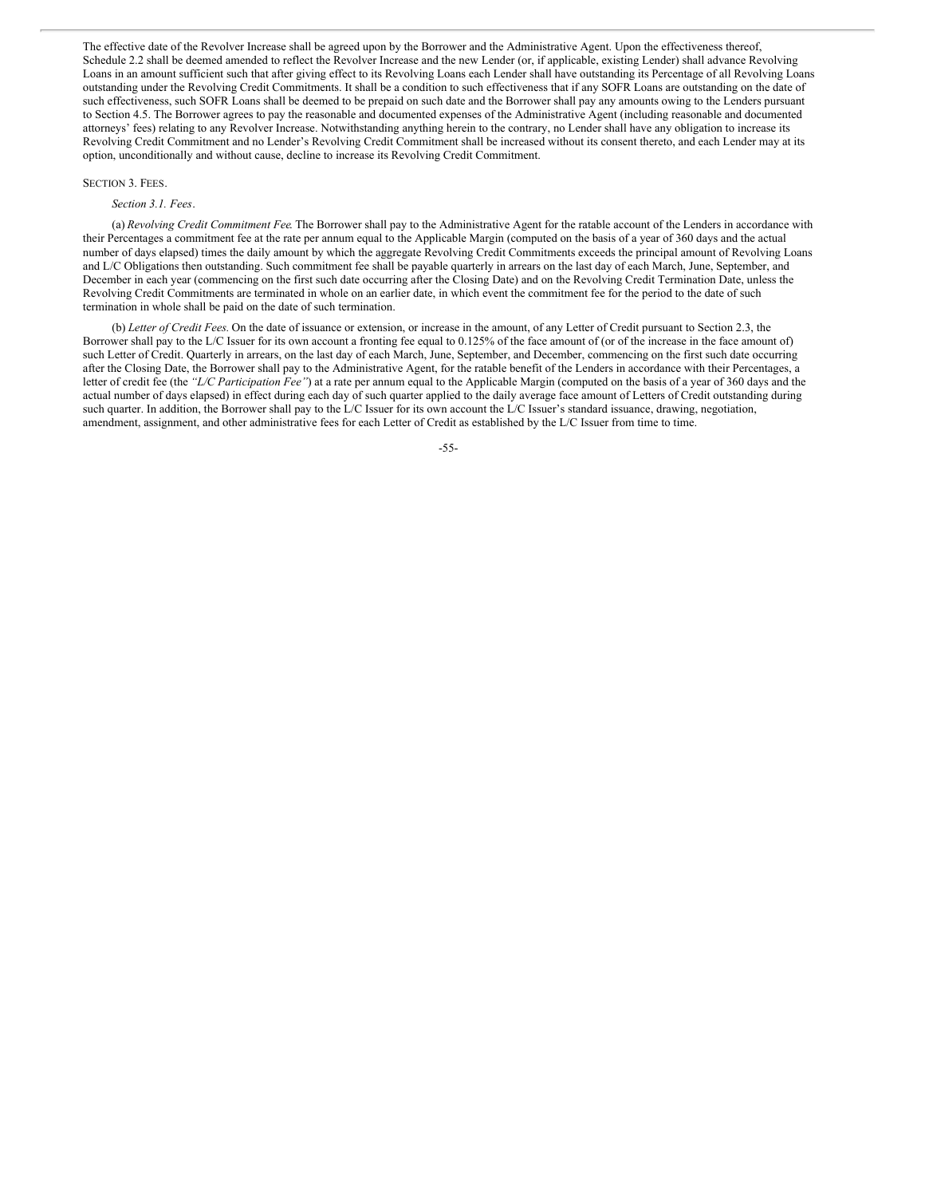The effective date of the Revolver Increase shall be agreed upon by the Borrower and the Administrative Agent. Upon the effectiveness thereof, Schedule 2.2 shall be deemed amended to reflect the Revolver Increase and the new Lender (or, if applicable, existing Lender) shall advance Revolving Loans in an amount sufficient such that after giving effect to its Revolving Loans each Lender shall have outstanding its Percentage of all Revolving Loans outstanding under the Revolving Credit Commitments. It shall be a condition to such effectiveness that if any SOFR Loans are outstanding on the date of such effectiveness, such SOFR Loans shall be deemed to be prepaid on such date and the Borrower shall pay any amounts owing to the Lenders pursuant to Section 4.5. The Borrower agrees to pay the reasonable and documented expenses of the Administrative Agent (including reasonable and documented attorneys' fees) relating to any Revolver Increase. Notwithstanding anything herein to the contrary, no Lender shall have any obligation to increase its Revolving Credit Commitment and no Lender's Revolving Credit Commitment shall be increased without its consent thereto, and each Lender may at its option, unconditionally and without cause, decline to increase its Revolving Credit Commitment.

SECTION 3. FEES.

*Section 3.1. Fees*.

(a) *Revolving Credit Commitment Fee*. The Borrower shall pay to the Administrative Agent for the ratable account of the Lenders in accordance with their Percentages a commitment fee at the rate per annum equal to the Applicable Margin (computed on the basis of a year of 360 days and the actual number of days elapsed) times the daily amount by which the aggregate Revolving Credit Commitments exceeds the principal amount of Revolving Loans and L/C Obligations then outstanding. Such commitment fee shall be payable quarterly in arrears on the last day of each March, June, September, and December in each year (commencing on the first such date occurring after the Closing Date) and on the Revolving Credit Termination Date, unless the Revolving Credit Commitments are terminated in whole on an earlier date, in which event the commitment fee for the period to the date of such termination in whole shall be paid on the date of such termination.

(b) *Letter of Credit Fees.* On the date of issuance or extension, or increase in the amount, of any Letter of Credit pursuant to Section 2.3, the Borrower shall pay to the L/C Issuer for its own account a fronting fee equal to 0.125% of the face amount of (or of the increase in the face amount of) such Letter of Credit. Quarterly in arrears, on the last day of each March, June, September, and December, commencing on the first such date occurring after the Closing Date, the Borrower shall pay to the Administrative Agent, for the ratable benefit of the Lenders in accordance with their Percentages, a letter of credit fee (the *"L/C Participation Fee"*) at a rate per annum equal to the Applicable Margin (computed on the basis of a year of 360 days and the actual number of days elapsed) in effect during each day of such quarter applied to the daily average face amount of Letters of Credit outstanding during such quarter. In addition, the Borrower shall pay to the L/C Issuer for its own account the L/C Issuer's standard issuance, drawing, negotiation, amendment, assignment, and other administrative fees for each Letter of Credit as established by the L/C Issuer from time to time.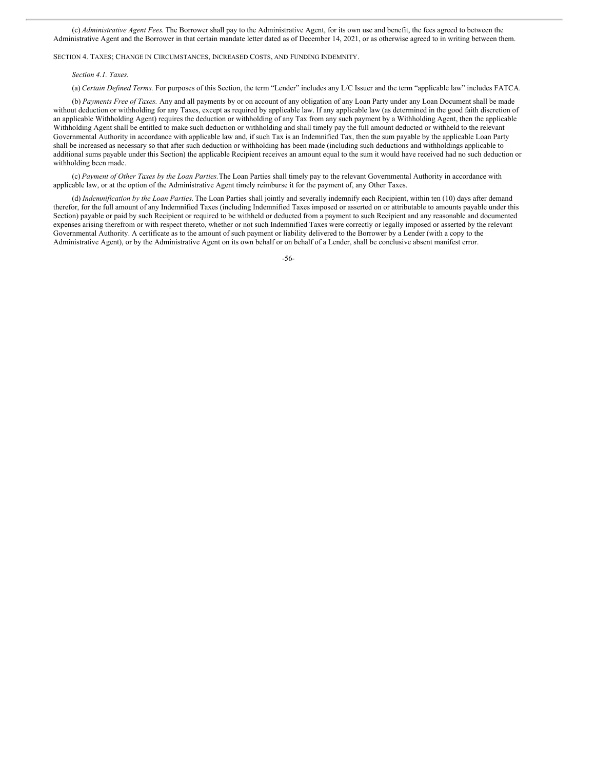(c) *Administrative Agent Fees.* The Borrower shall pay to the Administrative Agent, for its own use and benefit, the fees agreed to between the Administrative Agent and the Borrower in that certain mandate letter dated as of December 14, 2021, or as otherwise agreed to in writing between them.

SECTION 4. TAXES; CHANGE IN CIRCUMSTANCES, INCREASED COSTS, AND FUNDING INDEMNITY.

*Section 4.1. Taxes.*

(a) *Certain Defined Terms.* For purposes of this Section, the term "Lender" includes any L/C Issuer and the term "applicable law" includes FATCA.

(b) *Payments Free of Taxes.* Any and all payments by or on account of any obligation of any Loan Party under any Loan Document shall be made without deduction or withholding for any Taxes, except as required by applicable law. If any applicable law (as determined in the good faith discretion of an applicable Withholding Agent) requires the deduction or withholding of any Tax from any such payment by a Withholding Agent, then the applicable Withholding Agent shall be entitled to make such deduction or withholding and shall timely pay the full amount deducted or withheld to the relevant Governmental Authority in accordance with applicable law and, if such Tax is an Indemnified Tax, then the sum payable by the applicable Loan Party shall be increased as necessary so that after such deduction or withholding has been made (including such deductions and withholdings applicable to additional sums payable under this Section) the applicable Recipient receives an amount equal to the sum it would have received had no such deduction or withholding been made.

(c) *Payment of Other Taxes by the Loan Parties.* The Loan Parties shall timely pay to the relevant Governmental Authority in accordance with applicable law, or at the option of the Administrative Agent timely reimburse it for the payment of, any Other Taxes.

(d) *Indemnification by the Loan Parties.* The Loan Parties shall jointly and severally indemnify each Recipient, within ten (10) days after demand therefor, for the full amount of any Indemnified Taxes (including Indemnified Taxes imposed or asserted on or attributable to amounts payable under this Section) payable or paid by such Recipient or required to be withheld or deducted from a payment to such Recipient and any reasonable and documented expenses arising therefrom or with respect thereto, whether or not such Indemnified Taxes were correctly or legally imposed or asserted by the relevant Governmental Authority. A certificate as to the amount of such payment or liability delivered to the Borrower by a Lender (with a copy to the Administrative Agent), or by the Administrative Agent on its own behalf or on behalf of a Lender, shall be conclusive absent manifest error.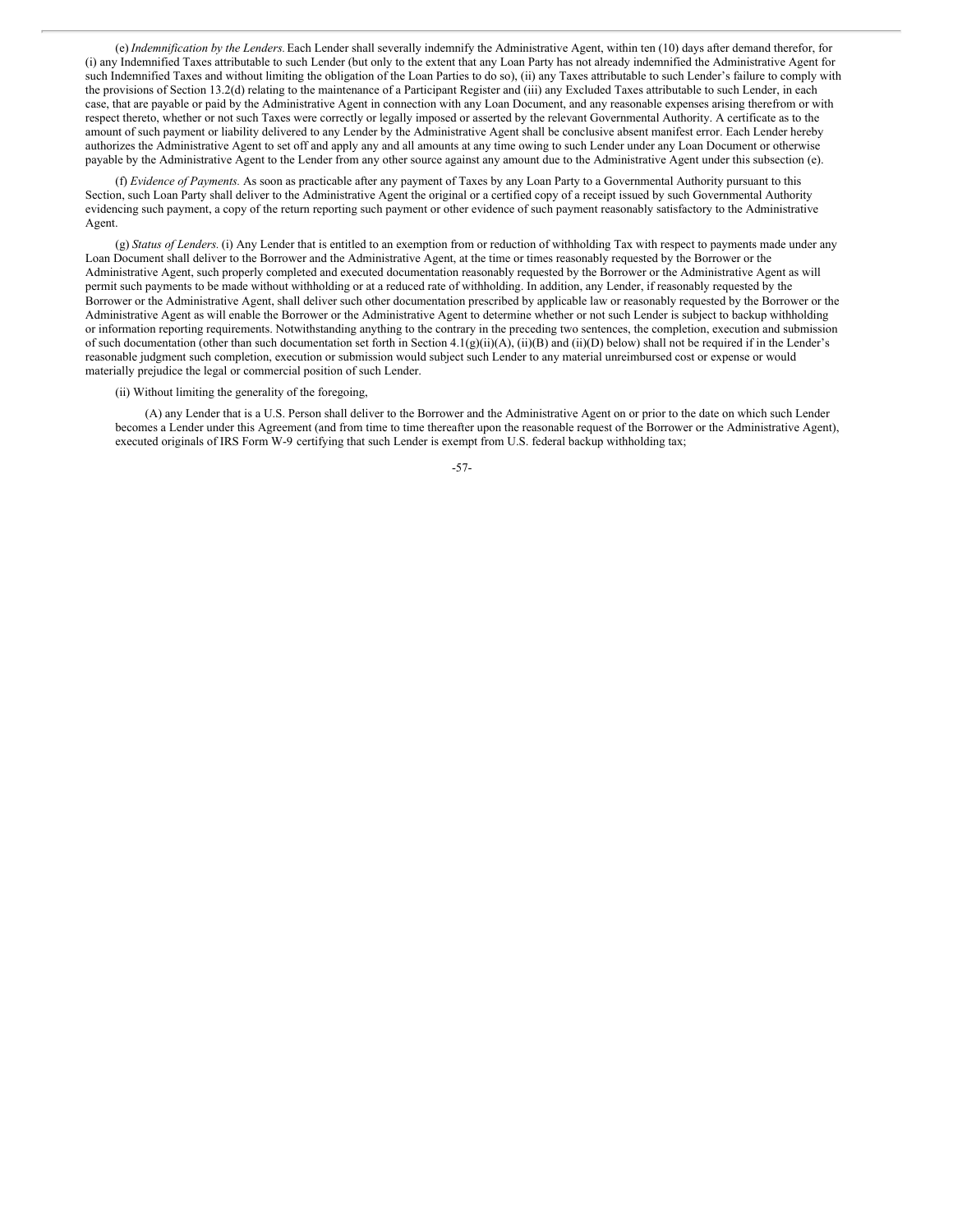(e) *Indemnification by the Lenders.* Each Lender shall severally indemnify the Administrative Agent, within ten (10) days after demand therefor, for (i) any Indemnified Taxes attributable to such Lender (but only to the extent that any Loan Party has not already indemnified the Administrative Agent for such Indemnified Taxes and without limiting the obligation of the Loan Parties to do so), (ii) any Taxes attributable to such Lender's failure to comply with the provisions of Section 13.2(d) relating to the maintenance of a Participant Register and (iii) any Excluded Taxes attributable to such Lender, in each case, that are payable or paid by the Administrative Agent in connection with any Loan Document, and any reasonable expenses arising therefrom or with respect thereto, whether or not such Taxes were correctly or legally imposed or asserted by the relevant Governmental Authority. A certificate as to the amount of such payment or liability delivered to any Lender by the Administrative Agent shall be conclusive absent manifest error. Each Lender hereby authorizes the Administrative Agent to set off and apply any and all amounts at any time owing to such Lender under any Loan Document or otherwise payable by the Administrative Agent to the Lender from any other source against any amount due to the Administrative Agent under this subsection (e).

(f) *Evidence of Payments.* As soon as practicable after any payment of Taxes by any Loan Party to a Governmental Authority pursuant to this Section, such Loan Party shall deliver to the Administrative Agent the original or a certified copy of a receipt issued by such Governmental Authority evidencing such payment, a copy of the return reporting such payment or other evidence of such payment reasonably satisfactory to the Administrative Agent.

(g) *Status of Lenders.* (i) Any Lender that is entitled to an exemption from or reduction of withholding Tax with respect to payments made under any Loan Document shall deliver to the Borrower and the Administrative Agent, at the time or times reasonably requested by the Borrower or the Administrative Agent, such properly completed and executed documentation reasonably requested by the Borrower or the Administrative Agent as will permit such payments to be made without withholding or at a reduced rate of withholding. In addition, any Lender, if reasonably requested by the Borrower or the Administrative Agent, shall deliver such other documentation prescribed by applicable law or reasonably requested by the Borrower or the Administrative Agent as will enable the Borrower or the Administrative Agent to determine whether or not such Lender is subject to backup withholding or information reporting requirements. Notwithstanding anything to the contrary in the preceding two sentences, the completion, execution and submission of such documentation (other than such documentation set forth in Section 4.1(g)(ii)(A), (ii)(B) and (ii)(D) below) shall not be required if in the Lender's reasonable judgment such completion, execution or submission would subject such Lender to any material unreimbursed cost or expense or would materially prejudice the legal or commercial position of such Lender.

(ii) Without limiting the generality of the foregoing,

(A) any Lender that is a U.S. Person shall deliver to the Borrower and the Administrative Agent on or prior to the date on which such Lender becomes a Lender under this Agreement (and from time to time thereafter upon the reasonable request of the Borrower or the Administrative Agent), executed originals of IRS Form W-9 certifying that such Lender is exempt from U.S. federal backup withholding tax;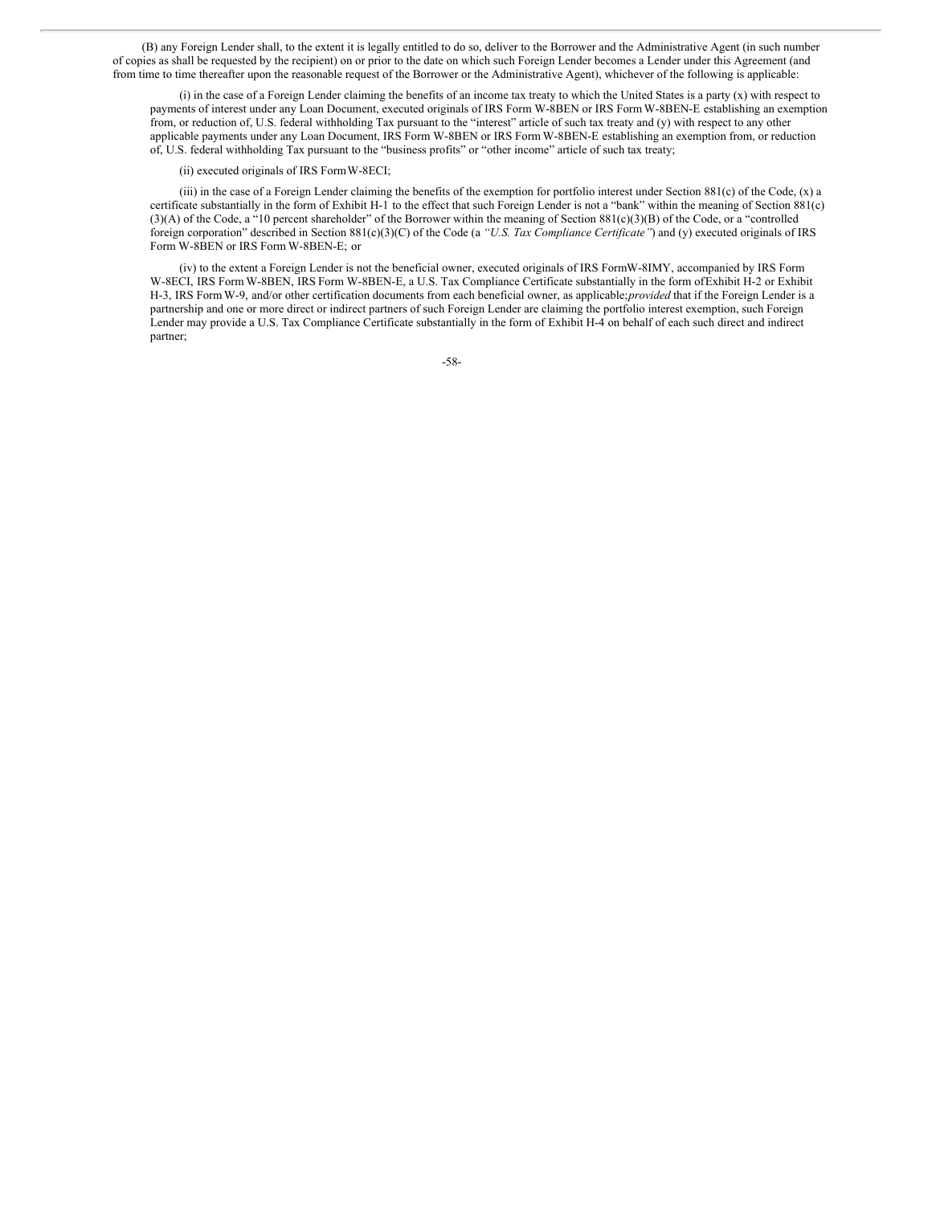(B) any Foreign Lender shall, to the extent it is legally entitled to do so, deliver to the Borrower and the Administrative Agent (in such number of copies as shall be requested by the recipient) on or prior to the date on which such Foreign Lender becomes a Lender under this Agreement (and from time to time thereafter upon the reasonable request of the Borrower or the Administrative Agent), whichever of the following is applicable:

(i) in the case of a Foreign Lender claiming the benefits of an income tax treaty to which the United States is a party (x) with respect to payments of interest under any Loan Document, executed originals of IRS Form W-8BEN or IRS Form W-8BEN-E establishing an exemption from, or reduction of, U.S. federal withholding Tax pursuant to the "interest" article of such tax treaty and (y) with respect to any other applicable payments under any Loan Document, IRS Form W-8BEN or IRS Form W-8BEN-E establishing an exemption from, or reduction of, U.S. federal withholding Tax pursuant to the "business profits" or "other income" article of such tax treaty;

(ii) executed originals of IRS Form W-8ECI;

(iii) in the case of a Foreign Lender claiming the benefits of the exemption for portfolio interest under Section 881(c) of the Code, (x) a certificate substantially in the form of Exhibit H-1 to the effect that such Foreign Lender is not a "bank" within the meaning of Section 881(c)(3)(A) of the Code, a "10 percent shareholder" of the Borrower within the meaning of Section 881(c)(3)(B) of the Code, or a "controlled foreign corporation" described in Section 881(c)(3)(C) of the Code (a *"U.S. Tax Compliance Certificate"*) and (y) executed originals of IRS Form W-8BEN or IRS Form W-8BEN-E; or

(iv) to the extent a Foreign Lender is not the beneficial owner, executed originals of IRS Form W-8IMY, accompanied by IRS Form W-8ECI, IRS Form W-8BEN, IRS Form W-8BEN-E, a U.S. Tax Compliance Certificate substantially in the form of Exhibit H-2 or Exhibit H-3, IRS Form W-9, and/or other certification documents from each beneficial owner, as applicable; *provided* that if the Foreign Lender is a partnership and one or more direct or indirect partners of such Foreign Lender are claiming the portfolio interest exemption, such Foreign Lender may provide a U.S. Tax Compliance Certificate substantially in the form of Exhibit H-4 on behalf of each such direct and indirect partner;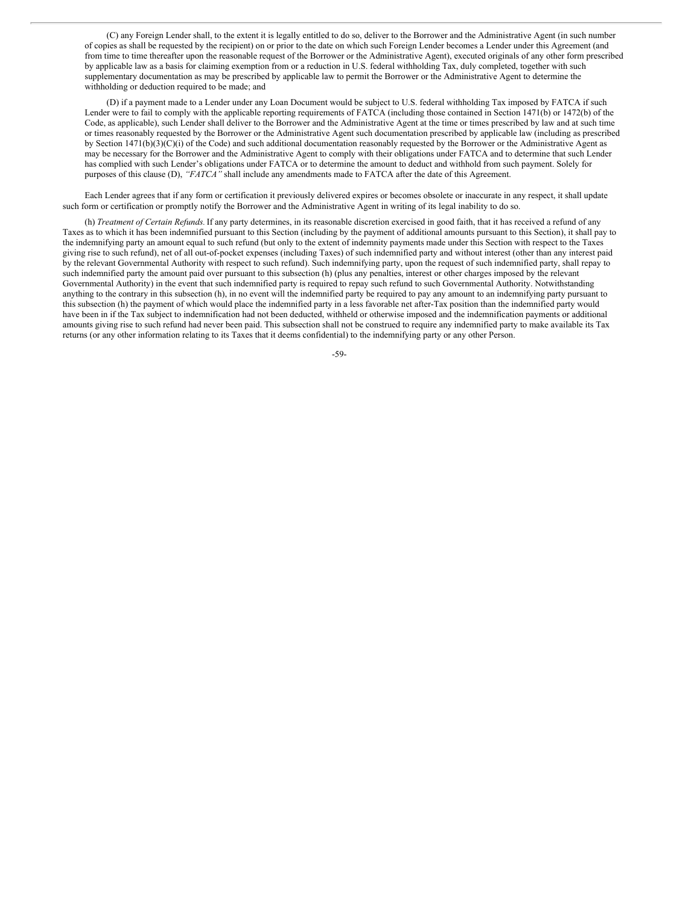(C) any Foreign Lender shall, to the extent it is legally entitled to do so, deliver to the Borrower and the Administrative Agent (in such number of copies as shall be requested by the recipient) on or prior to the date on which such Foreign Lender becomes a Lender under this Agreement (and from time to time thereafter upon the reasonable request of the Borrower or the Administrative Agent), executed originals of any other form prescribed by applicable law as a basis for claiming exemption from or a reduction in U.S. federal withholding Tax, duly completed, together with such supplementary documentation as may be prescribed by applicable law to permit the Borrower or the Administrative Agent to determine the withholding or deduction required to be made; and

(D) if a payment made to a Lender under any Loan Document would be subject to U.S. federal withholding Tax imposed by FATCA if such Lender were to fail to comply with the applicable reporting requirements of FATCA (including those contained in Section 1471(b) or 1472(b) of the Code, as applicable), such Lender shall deliver to the Borrower and the Administrative Agent at the time or times prescribed by law and at such time or times reasonably requested by the Borrower or the Administrative Agent such documentation prescribed by applicable law (including as prescribed by Section 1471(b)(3)(C)(i) of the Code) and such additional documentation reasonably requested by the Borrower or the Administrative Agent as may be necessary for the Borrower and the Administrative Agent to comply with their obligations under FATCA and to determine that such Lender has complied with such Lender's obligations under FATCA or to determine the amount to deduct and withhold from such payment. Solely for purposes of this clause (D), *"FATCA"* shall include any amendments made to FATCA after the date of this Agreement.

Each Lender agrees that if any form or certification it previously delivered expires or becomes obsolete or inaccurate in any respect, it shall update such form or certification or promptly notify the Borrower and the Administrative Agent in writing of its legal inability to do so.

(h) *Treatment of Certain Refunds*. If any party determines, in its reasonable discretion exercised in good faith, that it has received a refund of any Taxes as to which it has been indemnified pursuant to this Section (including by the payment of additional amounts pursuant to this Section), it shall pay to the indemnifying party an amount equal to such refund (but only to the extent of indemnity payments made under this Section with respect to the Taxes giving rise to such refund), net of all out-of-pocket expenses (including Taxes) of such indemnified party and without interest (other than any interest paid by the relevant Governmental Authority with respect to such refund). Such indemnifying party, upon the request of such indemnified party, shall repay to such indemnified party the amount paid over pursuant to this subsection (h) (plus any penalties, interest or other charges imposed by the relevant Governmental Authority) in the event that such indemnified party is required to repay such refund to such Governmental Authority. Notwithstanding anything to the contrary in this subsection (h), in no event will the indemnified party be required to pay any amount to an indemnifying party pursuant to this subsection (h) the payment of which would place the indemnified party in a less favorable net after-Tax position than the indemnified party would have been in if the Tax subject to indemnification had not been deducted, withheld or otherwise imposed and the indemnification payments or additional amounts giving rise to such refund had never been paid. This subsection shall not be construed to require any indemnified party to make available its Tax returns (or any other information relating to its Taxes that it deems confidential) to the indemnifying party or any other Person.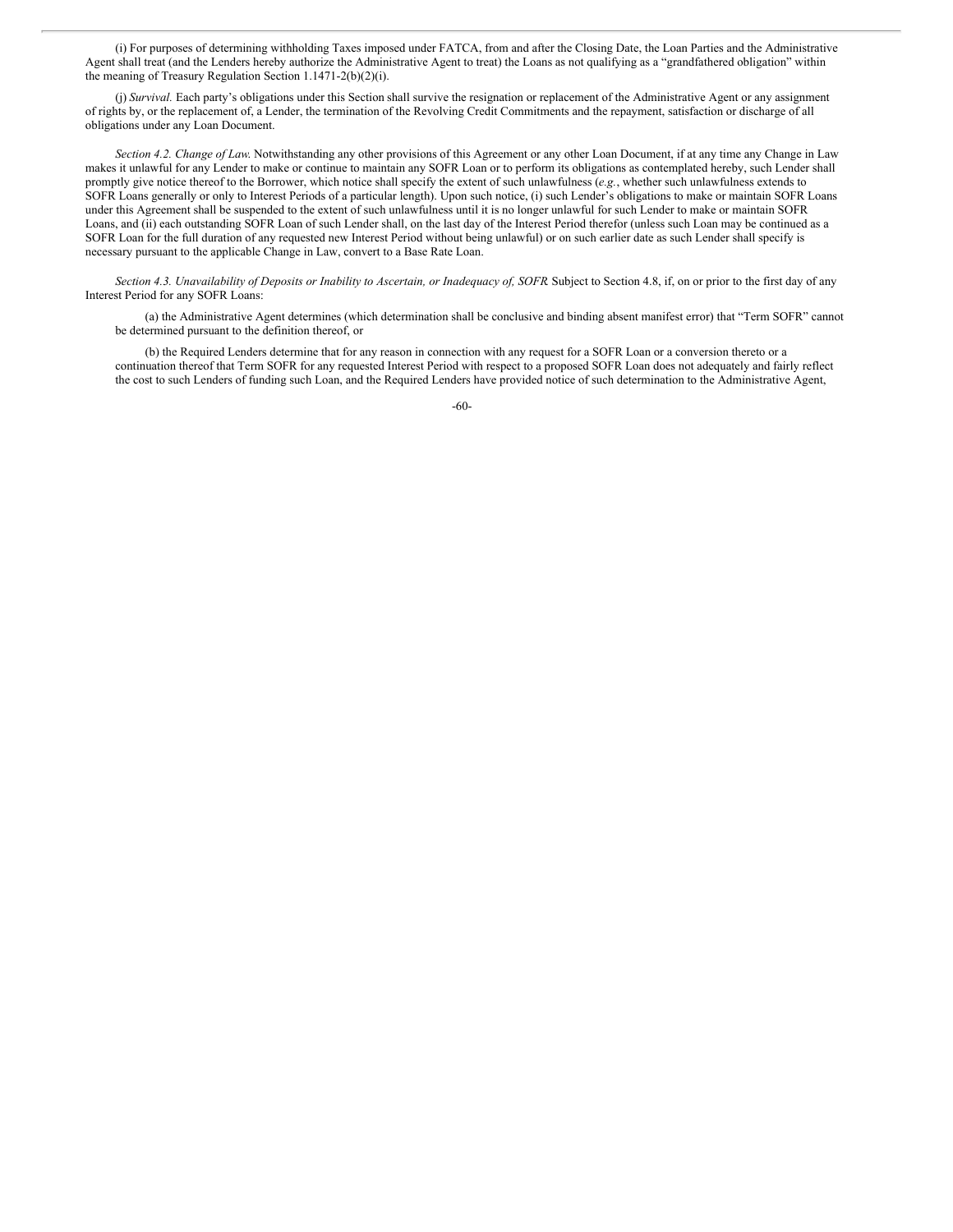(i) For purposes of determining withholding Taxes imposed under FATCA, from and after the Closing Date, the Loan Parties and the Administrative Agent shall treat (and the Lenders hereby authorize the Administrative Agent to treat) the Loans as not qualifying as a "grandfathered obligation" within the meaning of Treasury Regulation Section 1.1471-2(b)(2)(i).

(j) *Survival.* Each party's obligations under this Section shall survive the resignation or replacement of the Administrative Agent or any assignment of rights by, or the replacement of, a Lender, the termination of the Revolving Credit Commitments and the repayment, satisfaction or discharge of all obligations under any Loan Document.

*Section 4.2. Change of Law.* Notwithstanding any other provisions of this Agreement or any other Loan Document, if at any time any Change in Law makes it unlawful for any Lender to make or continue to maintain any SOFR Loan or to perform its obligations as contemplated hereby, such Lender shall promptly give notice thereof to the Borrower, which notice shall specify the extent of such unlawfulness (*e.g.*, whether such unlawfulness extends to SOFR Loans generally or only to Interest Periods of a particular length). Upon such notice, (i) such Lender's obligations to make or maintain SOFR Loans under this Agreement shall be suspended to the extent of such unlawfulness until it is no longer unlawful for such Lender to make or maintain SOFR Loans, and (ii) each outstanding SOFR Loan of such Lender shall, on the last day of the Interest Period therefor (unless such Loan may be continued as a SOFR Loan for the full duration of any requested new Interest Period without being unlawful) or on such earlier date as such Lender shall specify is necessary pursuant to the applicable Change in Law, convert to a Base Rate Loan.

*Section 4.3. Unavailability of Deposits or Inability to Ascertain, or Inadequacy of, SOFR.* Subject to Section 4.8, if, on or prior to the first day of any Interest Period for any SOFR Loans:

(a) the Administrative Agent determines (which determination shall be conclusive and binding absent manifest error) that "Term SOFR" cannot be determined pursuant to the definition thereof, or

(b) the Required Lenders determine that for any reason in connection with any request for a SOFR Loan or a conversion thereto or a continuation thereof that Term SOFR for any requested Interest Period with respect to a proposed SOFR Loan does not adequately and fairly reflect the cost to such Lenders of funding such Loan, and the Required Lenders have provided notice of such determination to the Administrative Agent,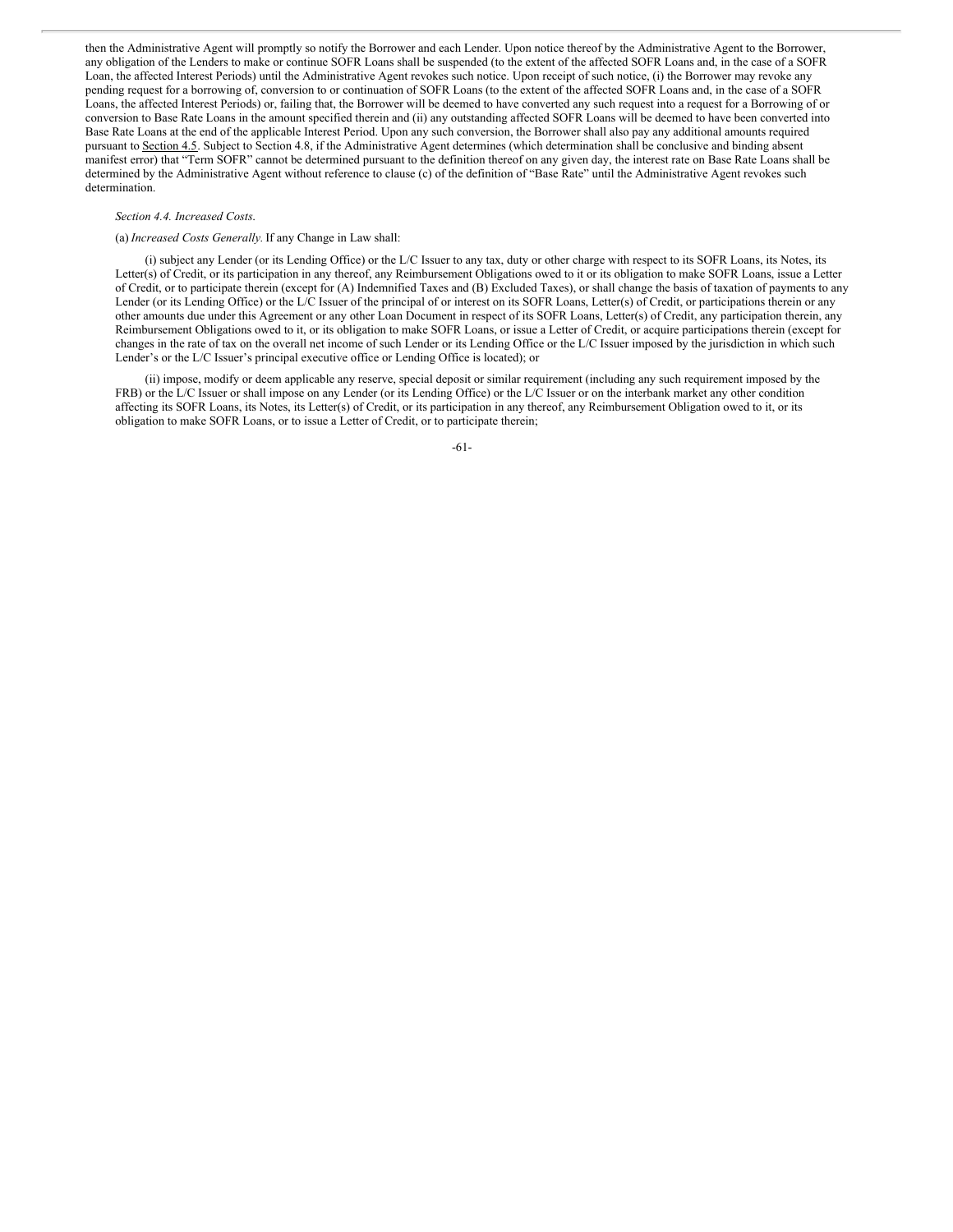then the Administrative Agent will promptly so notify the Borrower and each Lender. Upon notice thereof by the Administrative Agent to the Borrower, any obligation of the Lenders to make or continue SOFR Loans shall be suspended (to the extent of the affected SOFR Loans and, in the case of a SOFR Loan, the affected Interest Periods) until the Administrative Agent revokes such notice. Upon receipt of such notice, (i) the Borrower may revoke any pending request for a borrowing of, conversion to or continuation of SOFR Loans (to the extent of the affected SOFR Loans and, in the case of a SOFR Loans, the affected Interest Periods) or, failing that, the Borrower will be deemed to have converted any such request into a request for a Borrowing of or conversion to Base Rate Loans in the amount specified therein and (ii) any outstanding affected SOFR Loans will be deemed to have been converted into Base Rate Loans at the end of the applicable Interest Period. Upon any such conversion, the Borrower shall also pay any additional amounts required pursuant to Section 4.5. Subject to Section 4.8, if the Administrative Agent determines (which determination shall be conclusive and binding absent manifest error) that "Term SOFR" cannot be determined pursuant to the definition thereof on any given day, the interest rate on Base Rate Loans shall be determined by the Administrative Agent without reference to clause (c) of the definition of "Base Rate" until the Administrative Agent revokes such determination.

*Section 4.4. Increased Costs.*

(a) *Increased Costs Generally.* If any Change in Law shall:

(i) subject any Lender (or its Lending Office) or the L/C Issuer to any tax, duty or other charge with respect to its SOFR Loans, its Notes, its Letter(s) of Credit, or its participation in any thereof, any Reimbursement Obligations owed to it or its obligation to make SOFR Loans, issue a Letter of Credit, or to participate therein (except for (A) Indemnified Taxes and (B) Excluded Taxes), or shall change the basis of taxation of payments to any Lender (or its Lending Office) or the L/C Issuer of the principal of or interest on its SOFR Loans, Letter(s) of Credit, or participations therein or any other amounts due under this Agreement or any other Loan Document in respect of its SOFR Loans, Letter(s) of Credit, any participation therein, any Reimbursement Obligations owed to it, or its obligation to make SOFR Loans, or issue a Letter of Credit, or acquire participations therein (except for changes in the rate of tax on the overall net income of such Lender or its Lending Office or the L/C Issuer imposed by the jurisdiction in which such Lender's or the L/C Issuer's principal executive office or Lending Office is located); or

(ii) impose, modify or deem applicable any reserve, special deposit or similar requirement (including any such requirement imposed by the FRB) or the L/C Issuer or shall impose on any Lender (or its Lending Office) or the L/C Issuer or on the interbank market any other condition affecting its SOFR Loans, its Notes, its Letter(s) of Credit, or its participation in any thereof, any Reimbursement Obligation owed to it, or its obligation to make SOFR Loans, or to issue a Letter of Credit, or to participate therein;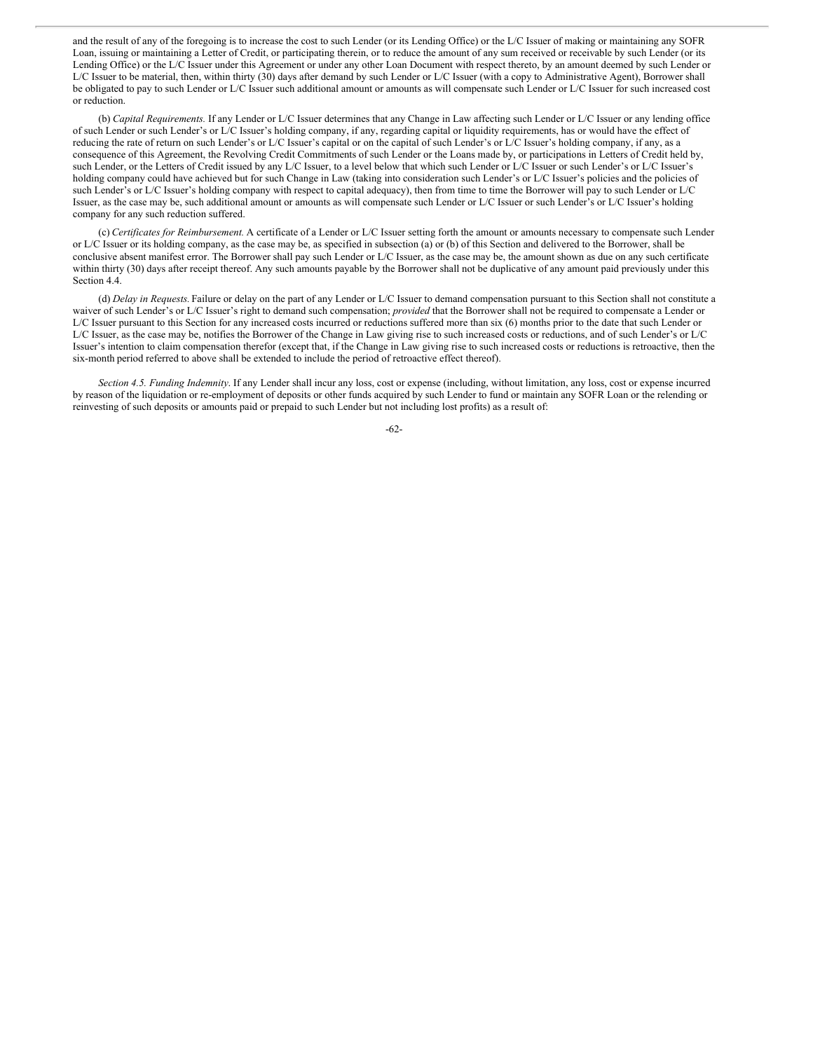and the result of any of the foregoing is to increase the cost to such Lender (or its Lending Office) or the L/C Issuer of making or maintaining any SOFR Loan, issuing or maintaining a Letter of Credit, or participating therein, or to reduce the amount of any sum received or receivable by such Lender (or its Lending Office) or the L/C Issuer under this Agreement or under any other Loan Document with respect thereto, by an amount deemed by such Lender or L/C Issuer to be material, then, within thirty (30) days after demand by such Lender or L/C Issuer (with a copy to Administrative Agent), Borrower shall be obligated to pay to such Lender or L/C Issuer such additional amount or amounts as will compensate such Lender or L/C Issuer for such increased cost or reduction.

(b) *Capital Requirements.* If any Lender or L/C Issuer determines that any Change in Law affecting such Lender or L/C Issuer or any lending office of such Lender or such Lender's or L/C Issuer's holding company, if any, regarding capital or liquidity requirements, has or would have the effect of reducing the rate of return on such Lender's or L/C Issuer's capital or on the capital of such Lender's or L/C Issuer's holding company, if any, as a consequence of this Agreement, the Revolving Credit Commitments of such Lender or the Loans made by, or participations in Letters of Credit held by, such Lender, or the Letters of Credit issued by any L/C Issuer, to a level below that which such Lender or L/C Issuer or such Lender's or L/C Issuer's holding company could have achieved but for such Change in Law (taking into consideration such Lender's or L/C Issuer's policies and the policies of such Lender's or L/C Issuer's holding company with respect to capital adequacy), then from time to time the Borrower will pay to such Lender or L/C Issuer, as the case may be, such additional amount or amounts as will compensate such Lender or L/C Issuer or such Lender's or L/C Issuer's holding company for any such reduction suffered.

(c) *Certificates for Reimbursement.* A certificate of a Lender or L/C Issuer setting forth the amount or amounts necessary to compensate such Lender or L/C Issuer or its holding company, as the case may be, as specified in subsection (a) or (b) of this Section and delivered to the Borrower, shall be conclusive absent manifest error. The Borrower shall pay such Lender or L/C Issuer, as the case may be, the amount shown as due on any such certificate within thirty (30) days after receipt thereof. Any such amounts payable by the Borrower shall not be duplicative of any amount paid previously under this Section 4.4.

(d) *Delay in Requests.* Failure or delay on the part of any Lender or L/C Issuer to demand compensation pursuant to this Section shall not constitute a waiver of such Lender's or L/C Issuer's right to demand such compensation; *provided* that the Borrower shall not be required to compensate a Lender or L/C Issuer pursuant to this Section for any increased costs incurred or reductions suffered more than six (6) months prior to the date that such Lender or L/C Issuer, as the case may be, notifies the Borrower of the Change in Law giving rise to such increased costs or reductions, and of such Lender's or L/C Issuer's intention to claim compensation therefor (except that, if the Change in Law giving rise to such increased costs or reductions is retroactive, then the six-month period referred to above shall be extended to include the period of retroactive effect thereof).

*Section 4.5. Funding Indemnity*. If any Lender shall incur any loss, cost or expense (including, without limitation, any loss, cost or expense incurred by reason of the liquidation or re-employment of deposits or other funds acquired by such Lender to fund or maintain any SOFR Loan or the relending or reinvesting of such deposits or amounts paid or prepaid to such Lender but not including lost profits) as a result of: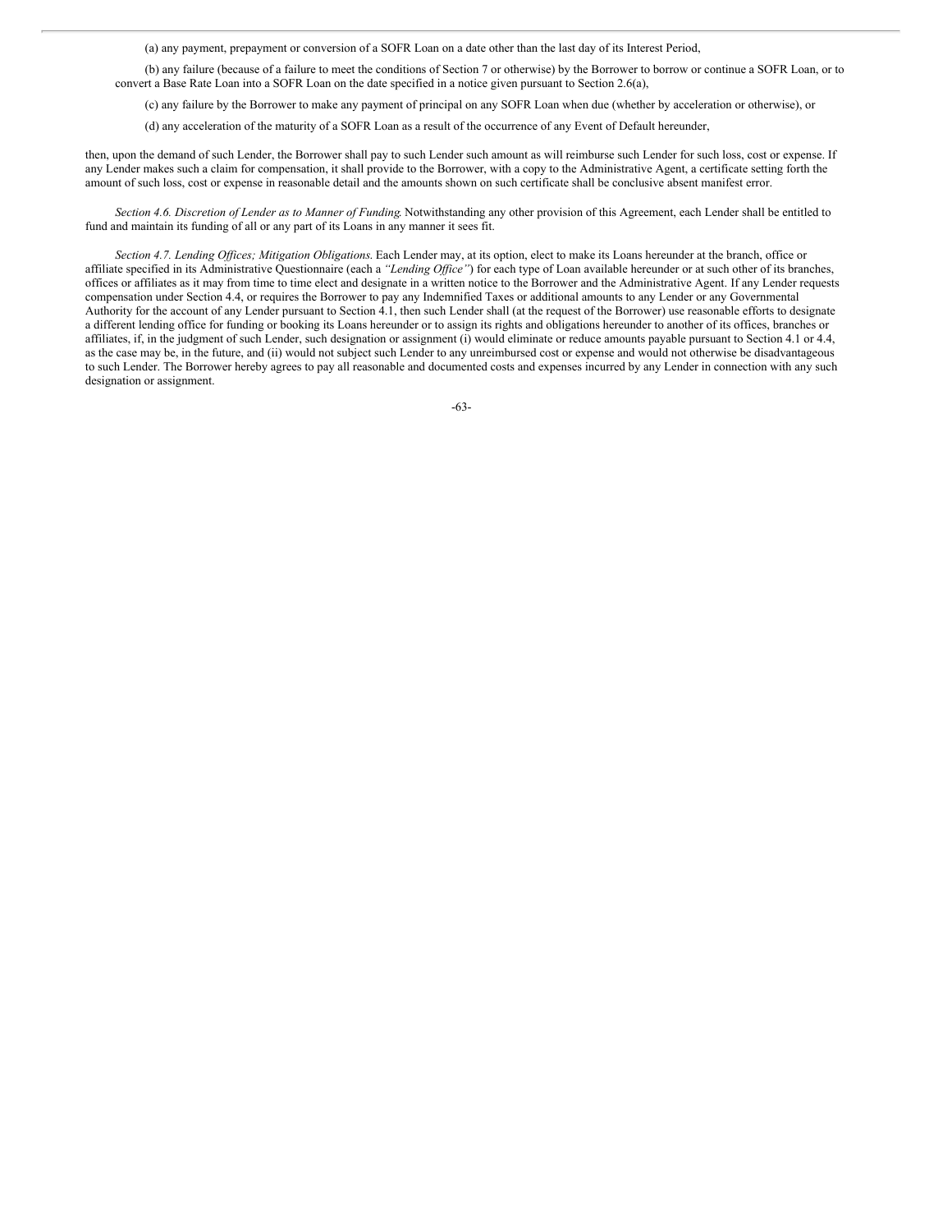(a) any payment, prepayment or conversion of a SOFR Loan on a date other than the last day of its Interest Period,

(b) any failure (because of a failure to meet the conditions of Section 7 or otherwise) by the Borrower to borrow or continue a SOFR Loan, or to convert a Base Rate Loan into a SOFR Loan on the date specified in a notice given pursuant to Section 2.6(a),

(c) any failure by the Borrower to make any payment of principal on any SOFR Loan when due (whether by acceleration or otherwise), or

(d) any acceleration of the maturity of a SOFR Loan as a result of the occurrence of any Event of Default hereunder,

then, upon the demand of such Lender, the Borrower shall pay to such Lender such amount as will reimburse such Lender for such loss, cost or expense. If any Lender makes such a claim for compensation, it shall provide to the Borrower, with a copy to the Administrative Agent, a certificate setting forth the amount of such loss, cost or expense in reasonable detail and the amounts shown on such certificate shall be conclusive absent manifest error.

*Section 4.6. Discretion of Lender as to Manner of Funding*. Notwithstanding any other provision of this Agreement, each Lender shall be entitled to fund and maintain its funding of all or any part of its Loans in any manner it sees fit.

*Section 4.7. Lending Offices; Mitigation Obligations*. Each Lender may, at its option, elect to make its Loans hereunder at the branch, office or affiliate specified in its Administrative Questionnaire (each a *"Lending Office"*) for each type of Loan available hereunder or at such other of its branches, offices or affiliates as it may from time to time elect and designate in a written notice to the Borrower and the Administrative Agent. If any Lender requests compensation under Section 4.4, or requires the Borrower to pay any Indemnified Taxes or additional amounts to any Lender or any Governmental Authority for the account of any Lender pursuant to Section 4.1, then such Lender shall (at the request of the Borrower) use reasonable efforts to designate a different lending office for funding or booking its Loans hereunder or to assign its rights and obligations hereunder to another of its offices, branches or affiliates, if, in the judgment of such Lender, such designation or assignment (i) would eliminate or reduce amounts payable pursuant to Section 4.1 or 4.4, as the case may be, in the future, and (ii) would not subject such Lender to any unreimbursed cost or expense and would not otherwise be disadvantageous to such Lender. The Borrower hereby agrees to pay all reasonable and documented costs and expenses incurred by any Lender in connection with any such designation or assignment.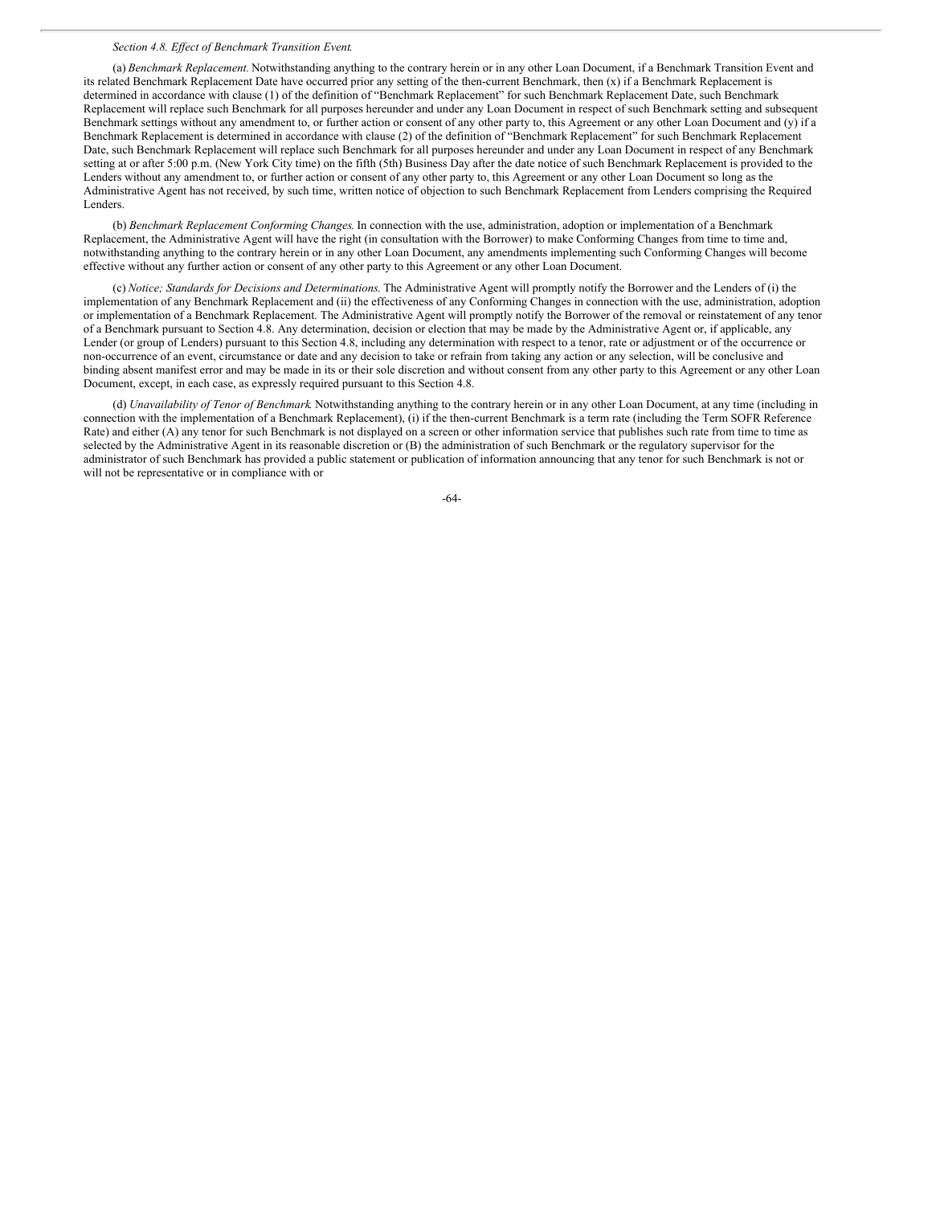*Section 4.8. Effect of Benchmark Transition Event.*

(a) *Benchmark Replacement.* Notwithstanding anything to the contrary herein or in any other Loan Document, if a Benchmark Transition Event and its related Benchmark Replacement Date have occurred prior any setting of the then-current Benchmark, then (x) if a Benchmark Replacement is determined in accordance with clause (1) of the definition of "Benchmark Replacement" for such Benchmark Replacement Date, such Benchmark Replacement will replace such Benchmark for all purposes hereunder and under any Loan Document in respect of such Benchmark setting and subsequent Benchmark settings without any amendment to, or further action or consent of any other party to, this Agreement or any other Loan Document and (y) if a Benchmark Replacement is determined in accordance with clause (2) of the definition of "Benchmark Replacement" for such Benchmark Replacement Date, such Benchmark Replacement will replace such Benchmark for all purposes hereunder and under any Loan Document in respect of any Benchmark setting at or after 5:00 p.m. (New York City time) on the fifth (5th) Business Day after the date notice of such Benchmark Replacement is provided to the Lenders without any amendment to, or further action or consent of any other party to, this Agreement or any other Loan Document so long as the Administrative Agent has not received, by such time, written notice of objection to such Benchmark Replacement from Lenders comprising the Required Lenders.

(b) *Benchmark Replacement Conforming Changes.* In connection with the use, administration, adoption or implementation of a Benchmark Replacement, the Administrative Agent will have the right (in consultation with the Borrower) to make Conforming Changes from time to time and, notwithstanding anything to the contrary herein or in any other Loan Document, any amendments implementing such Conforming Changes will become effective without any further action or consent of any other party to this Agreement or any other Loan Document.

(c) *Notice; Standards for Decisions and Determinations.* The Administrative Agent will promptly notify the Borrower and the Lenders of (i) the implementation of any Benchmark Replacement and (ii) the effectiveness of any Conforming Changes in connection with the use, administration, adoption or implementation of a Benchmark Replacement. The Administrative Agent will promptly notify the Borrower of the removal or reinstatement of any tenor of a Benchmark pursuant to Section 4.8. Any determination, decision or election that may be made by the Administrative Agent or, if applicable, any Lender (or group of Lenders) pursuant to this Section 4.8, including any determination with respect to a tenor, rate or adjustment or of the occurrence or non-occurrence of an event, circumstance or date and any decision to take or refrain from taking any action or any selection, will be conclusive and binding absent manifest error and may be made in its or their sole discretion and without consent from any other party to this Agreement or any other Loan Document, except, in each case, as expressly required pursuant to this Section 4.8.

(d) *Unavailability of Tenor of Benchmark.* Notwithstanding anything to the contrary herein or in any other Loan Document, at any time (including in connection with the implementation of a Benchmark Replacement), (i) if the then-current Benchmark is a term rate (including the Term SOFR Reference Rate) and either (A) any tenor for such Benchmark is not displayed on a screen or other information service that publishes such rate from time to time as selected by the Administrative Agent in its reasonable discretion or (B) the administration of such Benchmark or the regulatory supervisor for the administrator of such Benchmark has provided a public statement or publication of information announcing that any tenor for such Benchmark is not or will not be representative or in compliance with or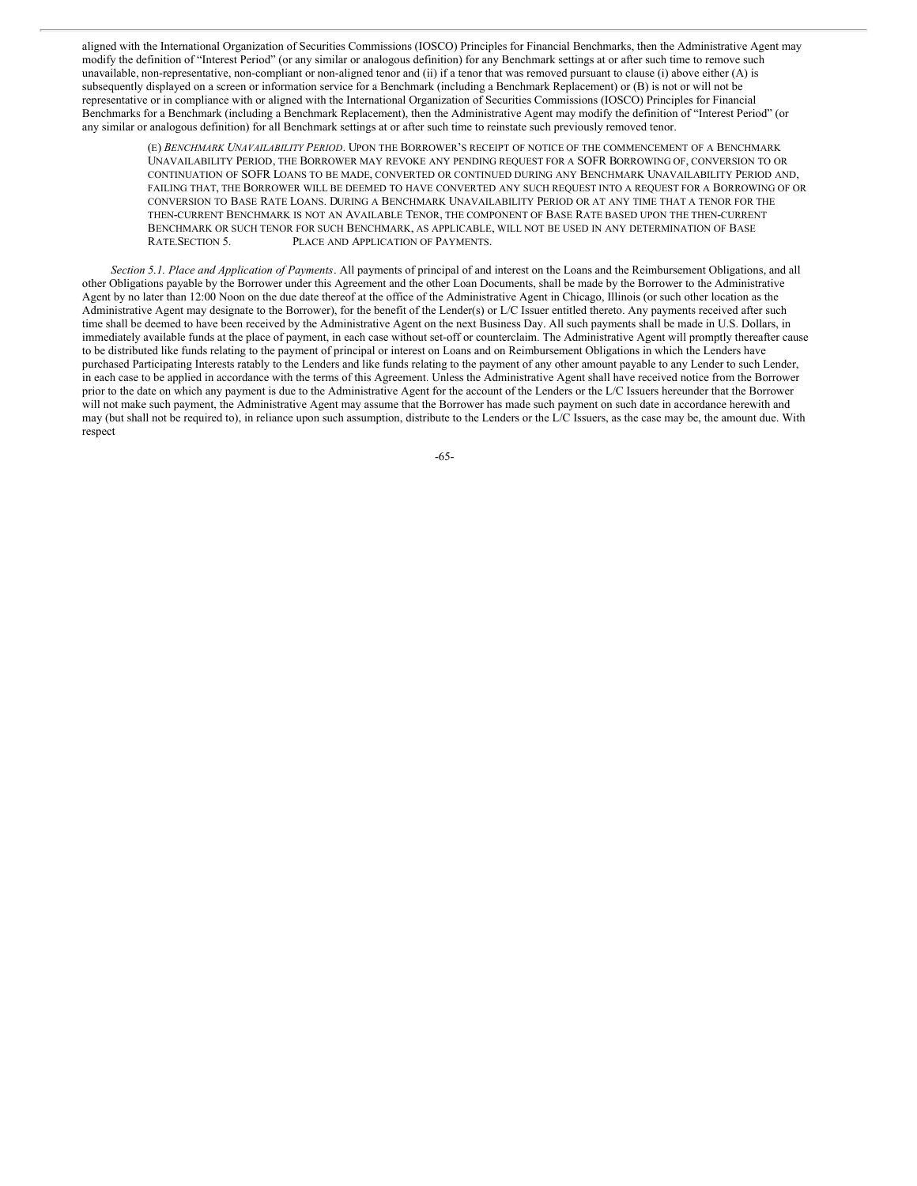aligned with the International Organization of Securities Commissions (IOSCO) Principles for Financial Benchmarks, then the Administrative Agent may modify the definition of "Interest Period" (or any similar or analogous definition) for any Benchmark settings at or after such time to remove such unavailable, non-representative, non-compliant or non-aligned tenor and (ii) if a tenor that was removed pursuant to clause (i) above either (A) is subsequently displayed on a screen or information service for a Benchmark (including a Benchmark Replacement) or (B) is not or will not be representative or in compliance with or aligned with the International Organization of Securities Commissions (IOSCO) Principles for Financial Benchmarks for a Benchmark (including a Benchmark Replacement), then the Administrative Agent may modify the definition of "Interest Period" (or any similar or analogous definition) for all Benchmark settings at or after such time to reinstate such previously removed tenor.

(E) *BENCHMARK UNAVAILABILITY PERIOD*. UPON THE BORROWER'S RECEIPT OF NOTICE OF THE COMMENCEMENT OF A BENCHMARK UNAVAILABILITY PERIOD, THE BORROWER MAY REVOKE ANY PENDING REQUEST FOR A SOFR BORROWING OF, CONVERSION TO OR CONTINUATION OF SOFR LOANS TO BE MADE, CONVERTED OR CONTINUED DURING ANY BENCHMARK UNAVAILABILITY PERIOD AND, FAILING THAT, THE BORROWER WILL BE DEEMED TO HAVE CONVERTED ANY SUCH REQUEST INTO A REQUEST FOR A BORROWING OF OR CONVERSION TO BASE RATE LOANS. DURING A BENCHMARK UNAVAILABILITY PERIOD OR AT ANY TIME THAT A TENOR FOR THE THEN-CURRENT BENCHMARK IS NOT AN AVAILABLE TENOR, THE COMPONENT OF BASE RATE BASED UPON THE THEN-CURRENT BENCHMARK OR SUCH TENOR FOR SUCH BENCHMARK, AS APPLICABLE, WILL NOT BE USED IN ANY DETERMINATION OF BASE RATE.SECTION 5. PLACE AND APPLICATION OF PAYMENTS.

*Section 5.1. Place and Application of Payments*. All payments of principal of and interest on the Loans and the Reimbursement Obligations, and all other Obligations payable by the Borrower under this Agreement and the other Loan Documents, shall be made by the Borrower to the Administrative Agent by no later than 12:00 Noon on the due date thereof at the office of the Administrative Agent in Chicago, Illinois (or such other location as the Administrative Agent may designate to the Borrower), for the benefit of the Lender(s) or L/C Issuer entitled thereto. Any payments received after such time shall be deemed to have been received by the Administrative Agent on the next Business Day. All such payments shall be made in U.S. Dollars, in immediately available funds at the place of payment, in each case without set-off or counterclaim. The Administrative Agent will promptly thereafter cause to be distributed like funds relating to the payment of principal or interest on Loans and on Reimbursement Obligations in which the Lenders have purchased Participating Interests ratably to the Lenders and like funds relating to the payment of any other amount payable to any Lender to such Lender, in each case to be applied in accordance with the terms of this Agreement. Unless the Administrative Agent shall have received notice from the Borrower prior to the date on which any payment is due to the Administrative Agent for the account of the Lenders or the L/C Issuers hereunder that the Borrower will not make such payment, the Administrative Agent may assume that the Borrower has made such payment on such date in accordance herewith and may (but shall not be required to), in reliance upon such assumption, distribute to the Lenders or the L/C Issuers, as the case may be, the amount due. With respect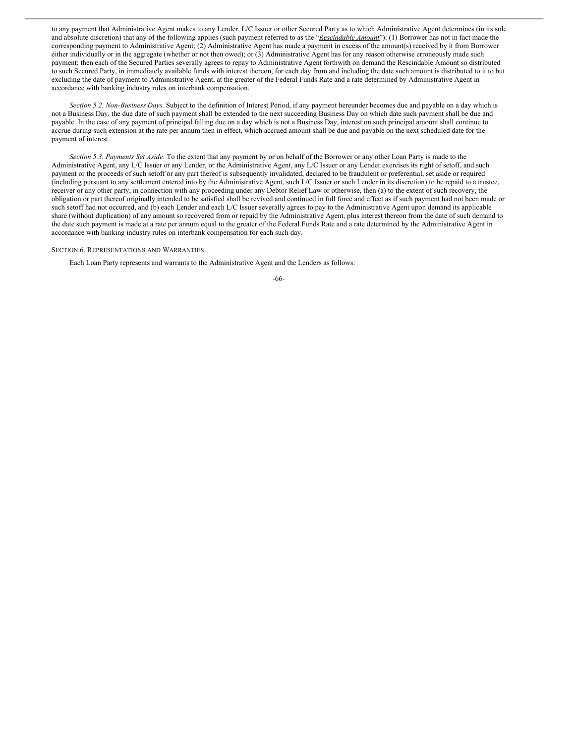to any payment that Administrative Agent makes to any Lender, L/C Issuer or other Secured Party as to which Administrative Agent determines (in its sole and absolute discretion) that any of the following applies (such payment referred to as the "*Rescindable Amount*"): (1) Borrower has not in fact made the corresponding payment to Administrative Agent; (2) Administrative Agent has made a payment in excess of the amount(s) received by it from Borrower either individually or in the aggregate (whether or not then owed); or (3) Administrative Agent has for any reason otherwise erroneously made such payment; then each of the Secured Parties severally agrees to repay to Administrative Agent forthwith on demand the Rescindable Amount so distributed to such Secured Party, in immediately available funds with interest thereon, for each day from and including the date such amount is distributed to it to but excluding the date of payment to Administrative Agent, at the greater of the Federal Funds Rate and a rate determined by Administrative Agent in accordance with banking industry rules on interbank compensation.

*Section 5.2. Non-Business Days.* Subject to the definition of Interest Period, if any payment hereunder becomes due and payable on a day which is not a Business Day, the due date of such payment shall be extended to the next succeeding Business Day on which date such payment shall be due and payable. In the case of any payment of principal falling due on a day which is not a Business Day, interest on such principal amount shall continue to accrue during such extension at the rate per annum then in effect, which accrued amount shall be due and payable on the next scheduled date for the payment of interest.

*Section 5.3. Payments Set Aside*. To the extent that any payment by or on behalf of the Borrower or any other Loan Party is made to the Administrative Agent, any L/C Issuer or any Lender, or the Administrative Agent, any L/C Issuer or any Lender exercises its right of setoff, and such payment or the proceeds of such setoff or any part thereof is subsequently invalidated, declared to be fraudulent or preferential, set aside or required (including pursuant to any settlement entered into by the Administrative Agent, such L/C Issuer or such Lender in its discretion) to be repaid to a trustee, receiver or any other party, in connection with any proceeding under any Debtor Relief Law or otherwise, then (a) to the extent of such recovery, the obligation or part thereof originally intended to be satisfied shall be revived and continued in full force and effect as if such payment had not been made or such setoff had not occurred, and (b) each Lender and each L/C Issuer severally agrees to pay to the Administrative Agent upon demand its applicable share (without duplication) of any amount so recovered from or repaid by the Administrative Agent, plus interest thereon from the date of such demand to the date such payment is made at a rate per annum equal to the greater of the Federal Funds Rate and a rate determined by the Administrative Agent in accordance with banking industry rules on interbank compensation for each such day.

SECTION 6. REPRESENTATIONS AND WARRANTIES.

Each Loan Party represents and warrants to the Administrative Agent and the Lenders as follows: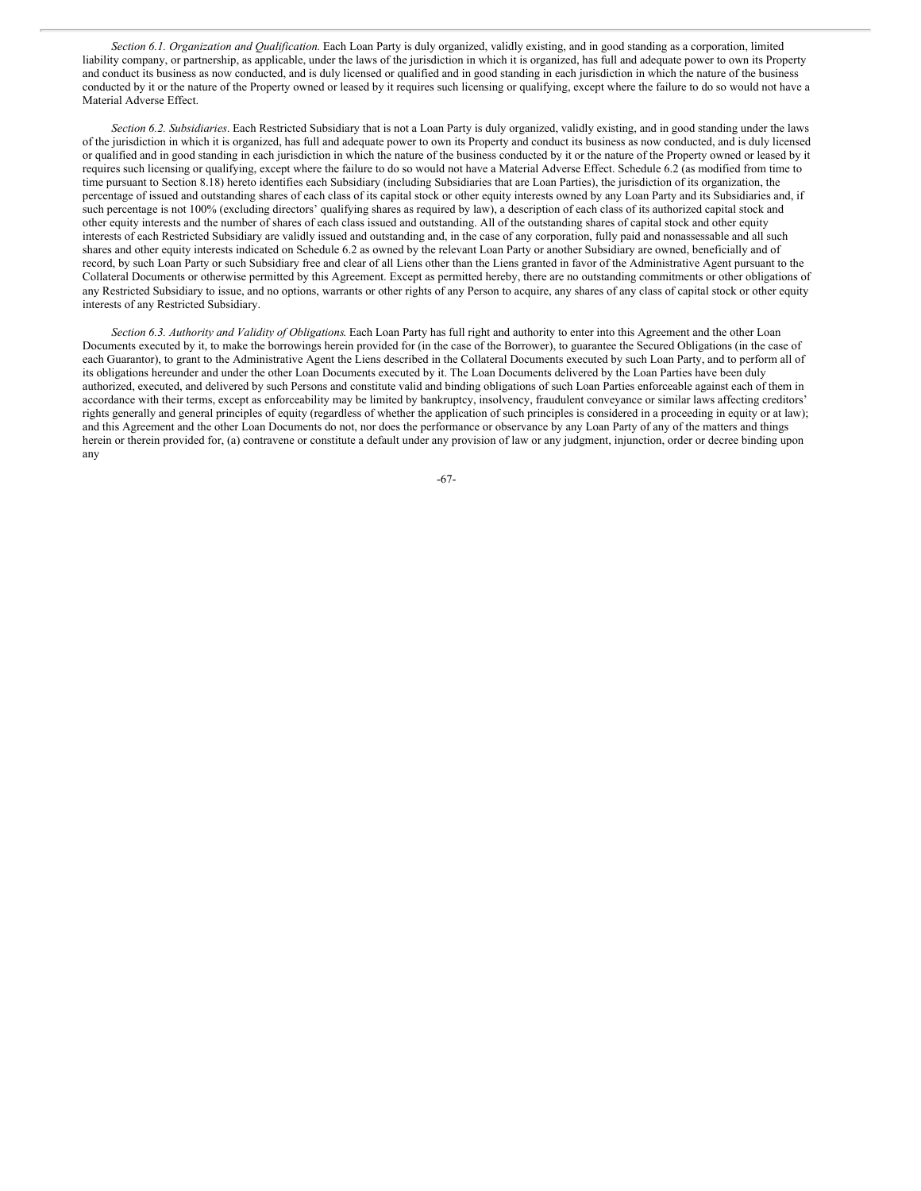*Section 6.1. Organization and Qualification.* Each Loan Party is duly organized, validly existing, and in good standing as a corporation, limited liability company, or partnership, as applicable, under the laws of the jurisdiction in which it is organized, has full and adequate power to own its Property and conduct its business as now conducted, and is duly licensed or qualified and in good standing in each jurisdiction in which the nature of the business conducted by it or the nature of the Property owned or leased by it requires such licensing or qualifying, except where the failure to do so would not have a Material Adverse Effect.

*Section 6.2. Subsidiaries*. Each Restricted Subsidiary that is not a Loan Party is duly organized, validly existing, and in good standing under the laws of the jurisdiction in which it is organized, has full and adequate power to own its Property and conduct its business as now conducted, and is duly licensed or qualified and in good standing in each jurisdiction in which the nature of the business conducted by it or the nature of the Property owned or leased by it requires such licensing or qualifying, except where the failure to do so would not have a Material Adverse Effect. Schedule 6.2 (as modified from time to time pursuant to Section 8.18) hereto identifies each Subsidiary (including Subsidiaries that are Loan Parties), the jurisdiction of its organization, the percentage of issued and outstanding shares of each class of its capital stock or other equity interests owned by any Loan Party and its Subsidiaries and, if such percentage is not 100% (excluding directors' qualifying shares as required by law), a description of each class of its authorized capital stock and other equity interests and the number of shares of each class issued and outstanding. All of the outstanding shares of capital stock and other equity interests of each Restricted Subsidiary are validly issued and outstanding and, in the case of any corporation, fully paid and nonassessable and all such shares and other equity interests indicated on Schedule 6.2 as owned by the relevant Loan Party or another Subsidiary are owned, beneficially and of record, by such Loan Party or such Subsidiary free and clear of all Liens other than the Liens granted in favor of the Administrative Agent pursuant to the Collateral Documents or otherwise permitted by this Agreement. Except as permitted hereby, there are no outstanding commitments or other obligations of any Restricted Subsidiary to issue, and no options, warrants or other rights of any Person to acquire, any shares of any class of capital stock or other equity interests of any Restricted Subsidiary.

*Section 6.3. Authority and Validity of Obligations*. Each Loan Party has full right and authority to enter into this Agreement and the other Loan Documents executed by it, to make the borrowings herein provided for (in the case of the Borrower), to guarantee the Secured Obligations (in the case of each Guarantor), to grant to the Administrative Agent the Liens described in the Collateral Documents executed by such Loan Party, and to perform all of its obligations hereunder and under the other Loan Documents executed by it. The Loan Documents delivered by the Loan Parties have been duly authorized, executed, and delivered by such Persons and constitute valid and binding obligations of such Loan Parties enforceable against each of them in accordance with their terms, except as enforceability may be limited by bankruptcy, insolvency, fraudulent conveyance or similar laws affecting creditors' rights generally and general principles of equity (regardless of whether the application of such principles is considered in a proceeding in equity or at law); and this Agreement and the other Loan Documents do not, nor does the performance or observance by any Loan Party of any of the matters and things herein or therein provided for, (a) contravene or constitute a default under any provision of law or any judgment, injunction, order or decree binding upon any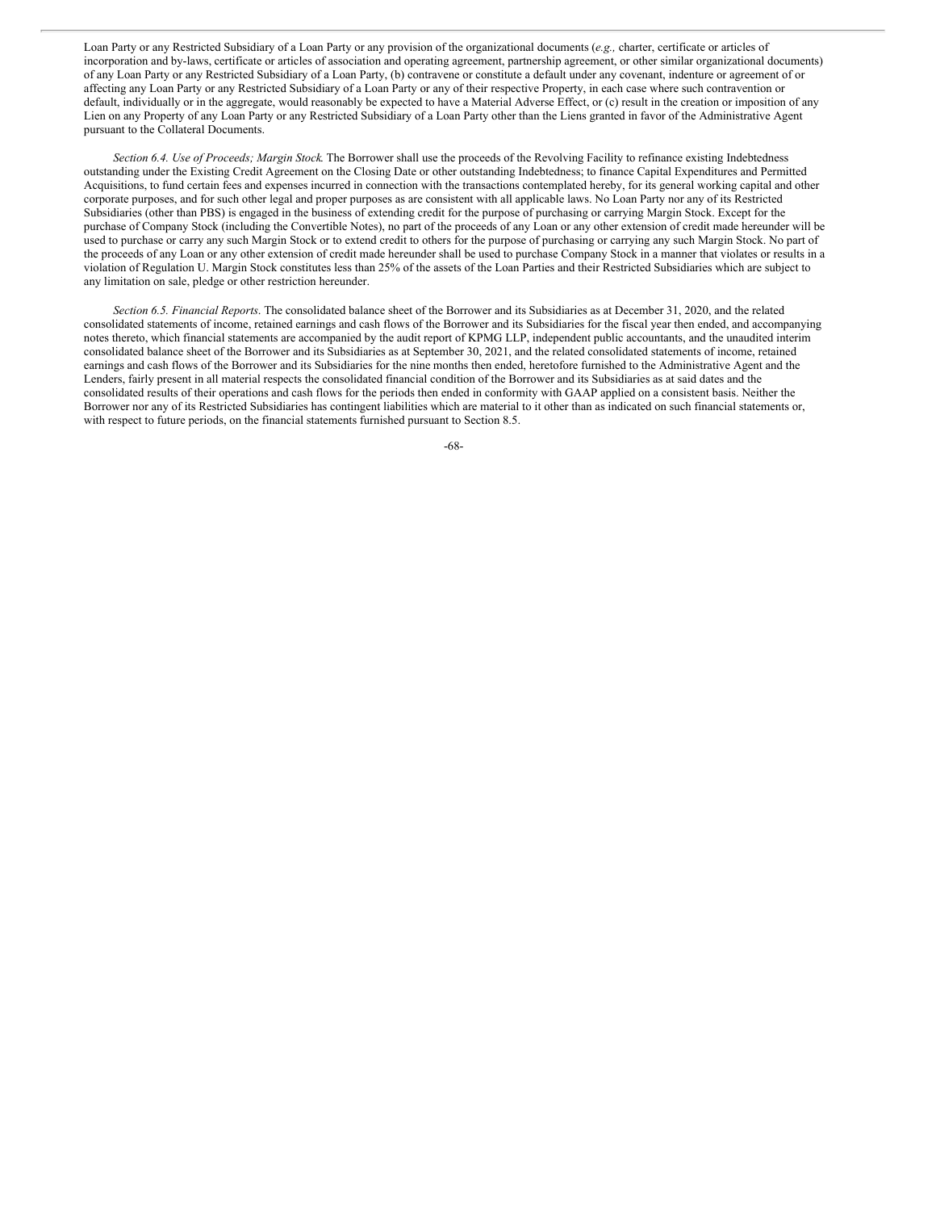Loan Party or any Restricted Subsidiary of a Loan Party or any provision of the organizational documents (*e.g.,* charter, certificate or articles of incorporation and by-laws, certificate or articles of association and operating agreement, partnership agreement, or other similar organizational documents) of any Loan Party or any Restricted Subsidiary of a Loan Party, (b) contravene or constitute a default under any covenant, indenture or agreement of or affecting any Loan Party or any Restricted Subsidiary of a Loan Party or any of their respective Property, in each case where such contravention or default, individually or in the aggregate, would reasonably be expected to have a Material Adverse Effect, or (c) result in the creation or imposition of any Lien on any Property of any Loan Party or any Restricted Subsidiary of a Loan Party other than the Liens granted in favor of the Administrative Agent pursuant to the Collateral Documents.

*Section 6.4. Use of Proceeds; Margin Stock.* The Borrower shall use the proceeds of the Revolving Facility to refinance existing Indebtedness outstanding under the Existing Credit Agreement on the Closing Date or other outstanding Indebtedness; to finance Capital Expenditures and Permitted Acquisitions, to fund certain fees and expenses incurred in connection with the transactions contemplated hereby, for its general working capital and other corporate purposes, and for such other legal and proper purposes as are consistent with all applicable laws. No Loan Party nor any of its Restricted Subsidiaries (other than PBS) is engaged in the business of extending credit for the purpose of purchasing or carrying Margin Stock. Except for the purchase of Company Stock (including the Convertible Notes), no part of the proceeds of any Loan or any other extension of credit made hereunder will be used to purchase or carry any such Margin Stock or to extend credit to others for the purpose of purchasing or carrying any such Margin Stock. No part of the proceeds of any Loan or any other extension of credit made hereunder shall be used to purchase Company Stock in a manner that violates or results in a violation of Regulation U. Margin Stock constitutes less than 25% of the assets of the Loan Parties and their Restricted Subsidiaries which are subject to any limitation on sale, pledge or other restriction hereunder.

*Section 6.5. Financial Reports*. The consolidated balance sheet of the Borrower and its Subsidiaries as at December 31, 2020, and the related consolidated statements of income, retained earnings and cash flows of the Borrower and its Subsidiaries for the fiscal year then ended, and accompanying notes thereto, which financial statements are accompanied by the audit report of KPMG LLP, independent public accountants, and the unaudited interim consolidated balance sheet of the Borrower and its Subsidiaries as at September 30, 2021, and the related consolidated statements of income, retained earnings and cash flows of the Borrower and its Subsidiaries for the nine months then ended, heretofore furnished to the Administrative Agent and the Lenders, fairly present in all material respects the consolidated financial condition of the Borrower and its Subsidiaries as at said dates and the consolidated results of their operations and cash flows for the periods then ended in conformity with GAAP applied on a consistent basis. Neither the Borrower nor any of its Restricted Subsidiaries has contingent liabilities which are material to it other than as indicated on such financial statements or, with respect to future periods, on the financial statements furnished pursuant to Section 8.5.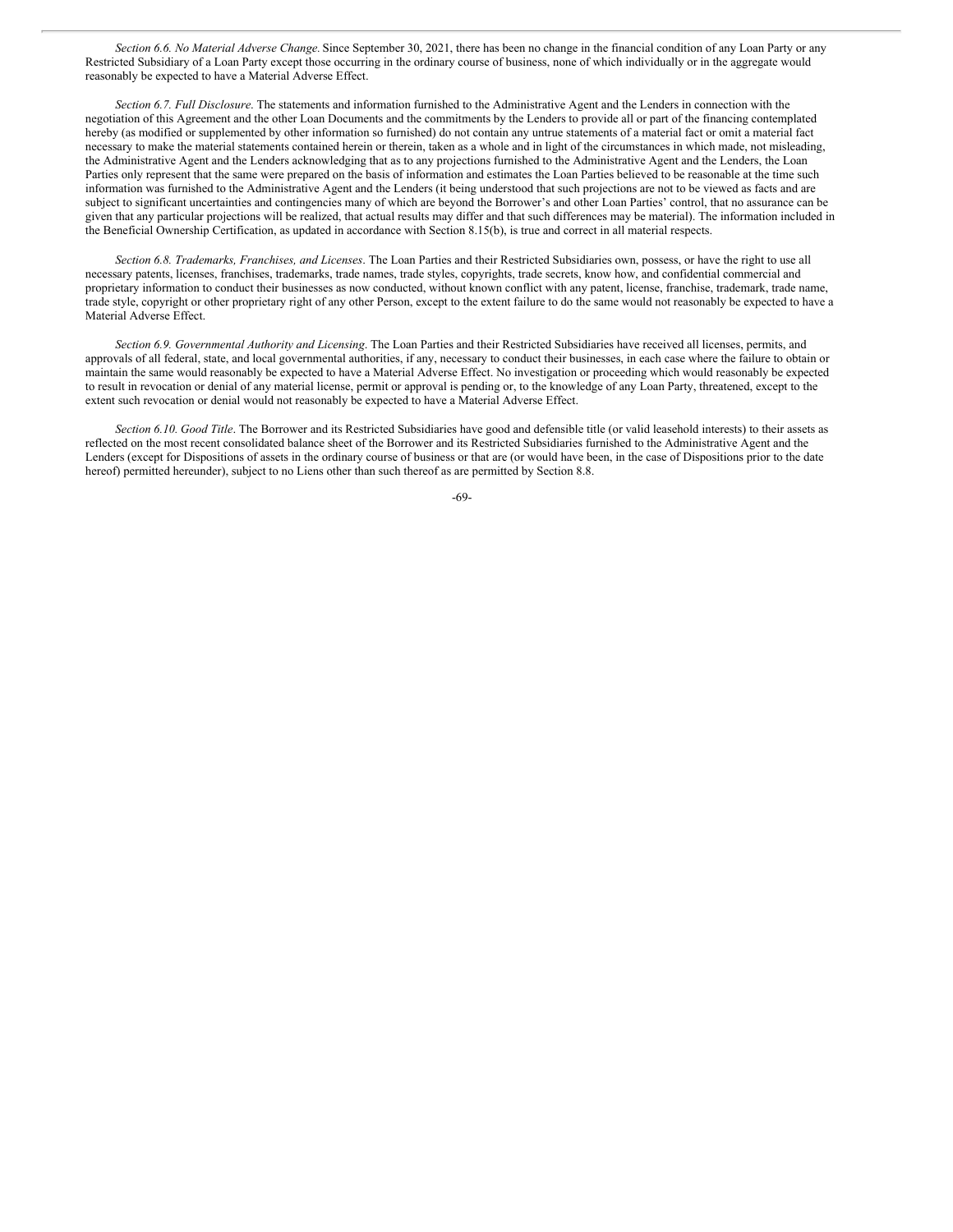*Section 6.6. No Material Adverse Change*. Since September 30, 2021, there has been no change in the financial condition of any Loan Party or any Restricted Subsidiary of a Loan Party except those occurring in the ordinary course of business, none of which individually or in the aggregate would reasonably be expected to have a Material Adverse Effect.

*Section 6.7. Full Disclosure*. The statements and information furnished to the Administrative Agent and the Lenders in connection with the negotiation of this Agreement and the other Loan Documents and the commitments by the Lenders to provide all or part of the financing contemplated hereby (as modified or supplemented by other information so furnished) do not contain any untrue statements of a material fact or omit a material fact necessary to make the material statements contained herein or therein, taken as a whole and in light of the circumstances in which made, not misleading, the Administrative Agent and the Lenders acknowledging that as to any projections furnished to the Administrative Agent and the Lenders, the Loan Parties only represent that the same were prepared on the basis of information and estimates the Loan Parties believed to be reasonable at the time such information was furnished to the Administrative Agent and the Lenders (it being understood that such projections are not to be viewed as facts and are subject to significant uncertainties and contingencies many of which are beyond the Borrower's and other Loan Parties' control, that no assurance can be given that any particular projections will be realized, that actual results may differ and that such differences may be material). The information included in the Beneficial Ownership Certification, as updated in accordance with Section 8.15(b), is true and correct in all material respects.

*Section 6.8. Trademarks, Franchises, and Licenses*. The Loan Parties and their Restricted Subsidiaries own, possess, or have the right to use all necessary patents, licenses, franchises, trademarks, trade names, trade styles, copyrights, trade secrets, know how, and confidential commercial and proprietary information to conduct their businesses as now conducted, without known conflict with any patent, license, franchise, trademark, trade name, trade style, copyright or other proprietary right of any other Person, except to the extent failure to do the same would not reasonably be expected to have a Material Adverse Effect.

*Section 6.9. Governmental Authority and Licensing*. The Loan Parties and their Restricted Subsidiaries have received all licenses, permits, and approvals of all federal, state, and local governmental authorities, if any, necessary to conduct their businesses, in each case where the failure to obtain or maintain the same would reasonably be expected to have a Material Adverse Effect. No investigation or proceeding which would reasonably be expected to result in revocation or denial of any material license, permit or approval is pending or, to the knowledge of any Loan Party, threatened, except to the extent such revocation or denial would not reasonably be expected to have a Material Adverse Effect.

*Section 6.10. Good Title*. The Borrower and its Restricted Subsidiaries have good and defensible title (or valid leasehold interests) to their assets as reflected on the most recent consolidated balance sheet of the Borrower and its Restricted Subsidiaries furnished to the Administrative Agent and the Lenders (except for Dispositions of assets in the ordinary course of business or that are (or would have been, in the case of Dispositions prior to the date hereof) permitted hereunder), subject to no Liens other than such thereof as are permitted by Section 8.8.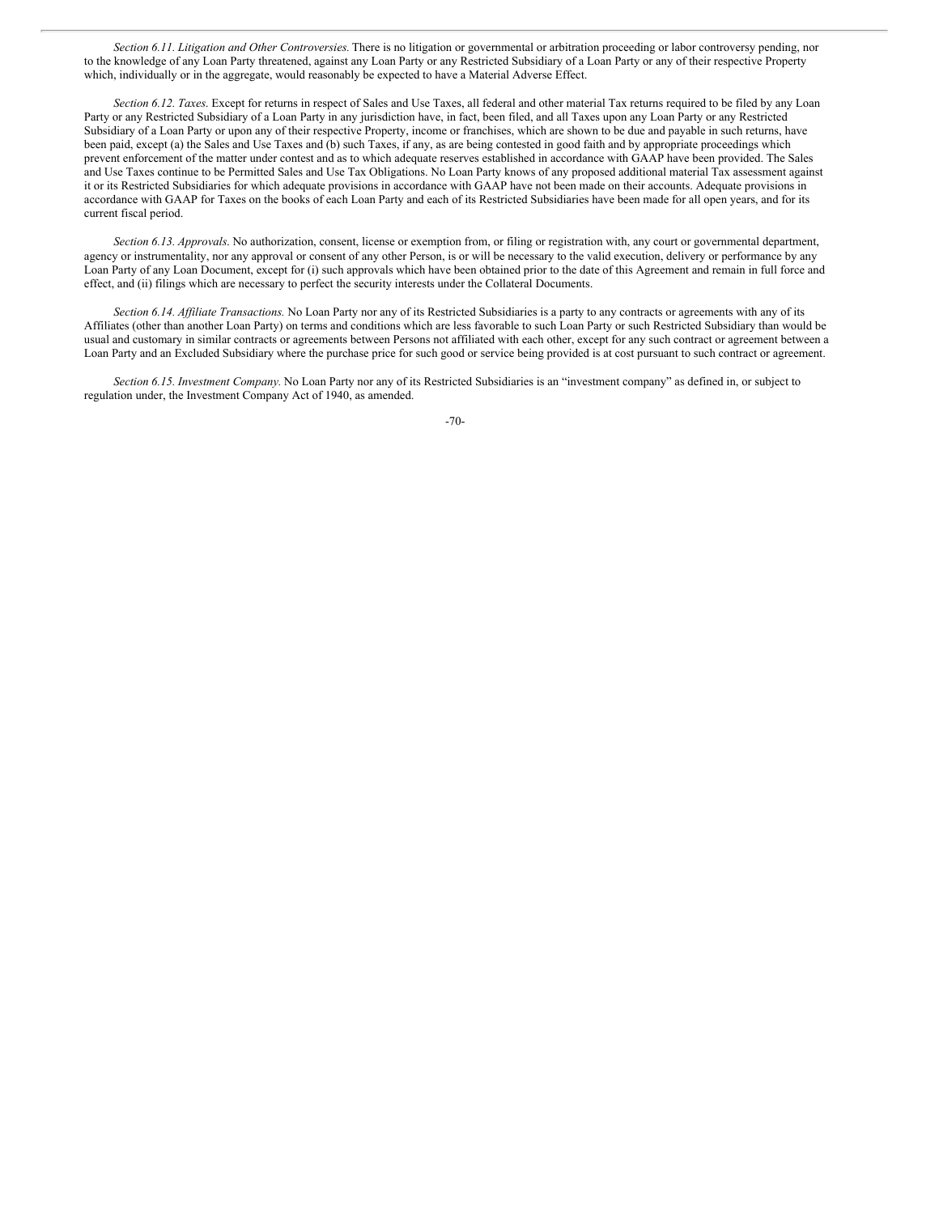*Section 6.11. Litigation and Other Controversies.* There is no litigation or governmental or arbitration proceeding or labor controversy pending, nor to the knowledge of any Loan Party threatened, against any Loan Party or any Restricted Subsidiary of a Loan Party or any of their respective Property which, individually or in the aggregate, would reasonably be expected to have a Material Adverse Effect.

*Section 6.12. Taxes*. Except for returns in respect of Sales and Use Taxes, all federal and other material Tax returns required to be filed by any Loan Party or any Restricted Subsidiary of a Loan Party in any jurisdiction have, in fact, been filed, and all Taxes upon any Loan Party or any Restricted Subsidiary of a Loan Party or upon any of their respective Property, income or franchises, which are shown to be due and payable in such returns, have been paid, except (a) the Sales and Use Taxes and (b) such Taxes, if any, as are being contested in good faith and by appropriate proceedings which prevent enforcement of the matter under contest and as to which adequate reserves established in accordance with GAAP have been provided. The Sales and Use Taxes continue to be Permitted Sales and Use Tax Obligations. No Loan Party knows of any proposed additional material Tax assessment against it or its Restricted Subsidiaries for which adequate provisions in accordance with GAAP have not been made on their accounts. Adequate provisions in accordance with GAAP for Taxes on the books of each Loan Party and each of its Restricted Subsidiaries have been made for all open years, and for its current fiscal period.

*Section 6.13. Approvals*. No authorization, consent, license or exemption from, or filing or registration with, any court or governmental department, agency or instrumentality, nor any approval or consent of any other Person, is or will be necessary to the valid execution, delivery or performance by any Loan Party of any Loan Document, except for (i) such approvals which have been obtained prior to the date of this Agreement and remain in full force and effect, and (ii) filings which are necessary to perfect the security interests under the Collateral Documents.

*Section 6.14. Affiliate Transactions.* No Loan Party nor any of its Restricted Subsidiaries is a party to any contracts or agreements with any of its Affiliates (other than another Loan Party) on terms and conditions which are less favorable to such Loan Party or such Restricted Subsidiary than would be usual and customary in similar contracts or agreements between Persons not affiliated with each other, except for any such contract or agreement between a Loan Party and an Excluded Subsidiary where the purchase price for such good or service being provided is at cost pursuant to such contract or agreement.

*Section 6.15. Investment Company.* No Loan Party nor any of its Restricted Subsidiaries is an "investment company" as defined in, or subject to regulation under, the Investment Company Act of 1940, as amended.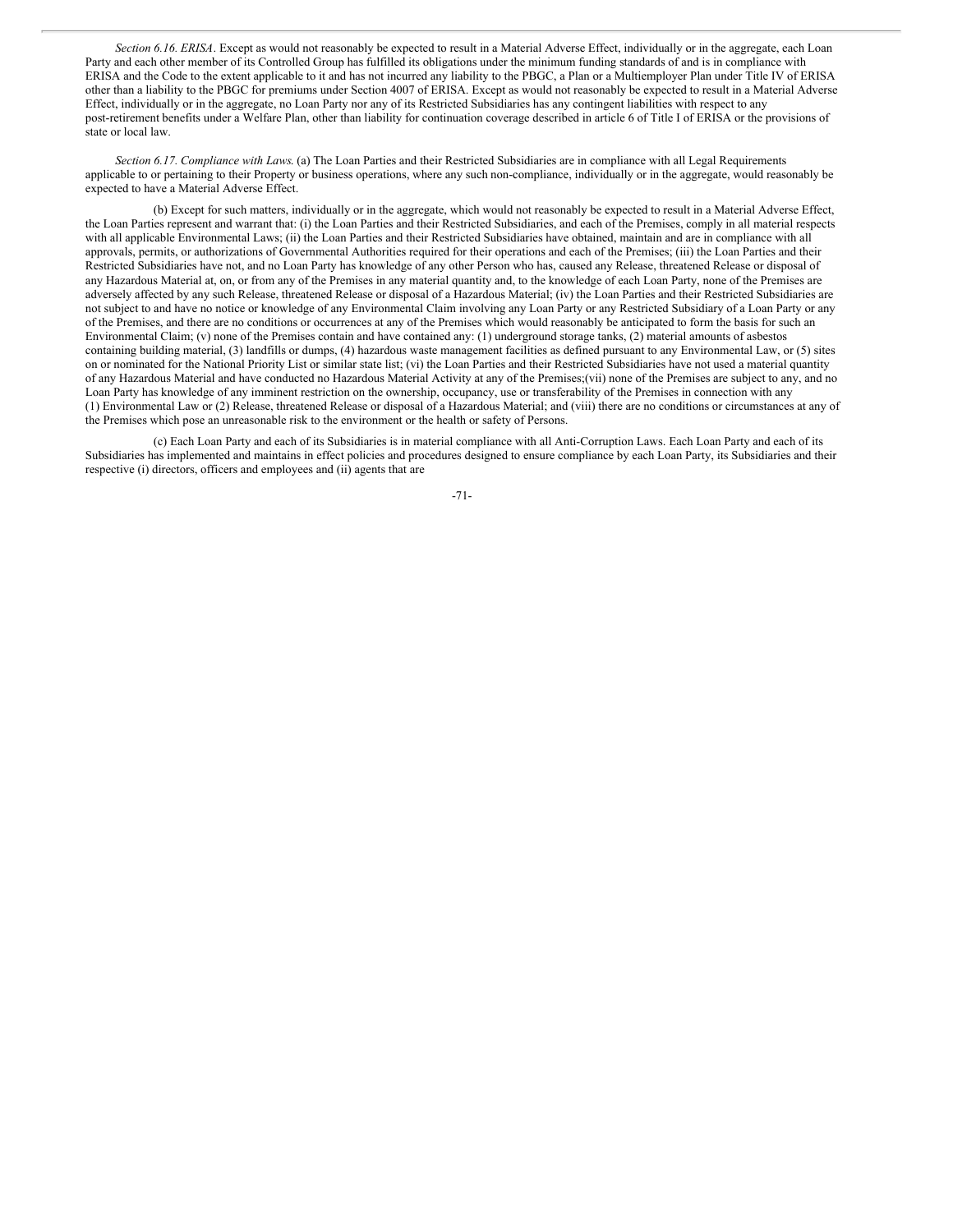*Section 6.16. ERISA*. Except as would not reasonably be expected to result in a Material Adverse Effect, individually or in the aggregate, each Loan Party and each other member of its Controlled Group has fulfilled its obligations under the minimum funding standards of and is in compliance with ERISA and the Code to the extent applicable to it and has not incurred any liability to the PBGC, a Plan or a Multiemployer Plan under Title IV of ERISA other than a liability to the PBGC for premiums under Section 4007 of ERISA. Except as would not reasonably be expected to result in a Material Adverse Effect, individually or in the aggregate, no Loan Party nor any of its Restricted Subsidiaries has any contingent liabilities with respect to any post-retirement benefits under a Welfare Plan, other than liability for continuation coverage described in article 6 of Title I of ERISA or the provisions of state or local law.

*Section 6.17. Compliance with Laws*. (a) The Loan Parties and their Restricted Subsidiaries are in compliance with all Legal Requirements applicable to or pertaining to their Property or business operations, where any such non-compliance, individually or in the aggregate, would reasonably be expected to have a Material Adverse Effect.

(b) Except for such matters, individually or in the aggregate, which would not reasonably be expected to result in a Material Adverse Effect, the Loan Parties represent and warrant that: (i) the Loan Parties and their Restricted Subsidiaries, and each of the Premises, comply in all material respects with all applicable Environmental Laws; (ii) the Loan Parties and their Restricted Subsidiaries have obtained, maintain and are in compliance with all approvals, permits, or authorizations of Governmental Authorities required for their operations and each of the Premises; (iii) the Loan Parties and their Restricted Subsidiaries have not, and no Loan Party has knowledge of any other Person who has, caused any Release, threatened Release or disposal of any Hazardous Material at, on, or from any of the Premises in any material quantity and, to the knowledge of each Loan Party, none of the Premises are adversely affected by any such Release, threatened Release or disposal of a Hazardous Material; (iv) the Loan Parties and their Restricted Subsidiaries are not subject to and have no notice or knowledge of any Environmental Claim involving any Loan Party or any Restricted Subsidiary of a Loan Party or any of the Premises, and there are no conditions or occurrences at any of the Premises which would reasonably be anticipated to form the basis for such an Environmental Claim; (v) none of the Premises contain and have contained any: (1) underground storage tanks, (2) material amounts of asbestos containing building material, (3) landfills or dumps, (4) hazardous waste management facilities as defined pursuant to any Environmental Law, or (5) sites on or nominated for the National Priority List or similar state list; (vi) the Loan Parties and their Restricted Subsidiaries have not used a material quantity of any Hazardous Material and have conducted no Hazardous Material Activity at any of the Premises;(vii) none of the Premises are subject to any, and no Loan Party has knowledge of any imminent restriction on the ownership, occupancy, use or transferability of the Premises in connection with any (1) Environmental Law or (2) Release, threatened Release or disposal of a Hazardous Material; and (viii) there are no conditions or circumstances at any of the Premises which pose an unreasonable risk to the environment or the health or safety of Persons.

(c) Each Loan Party and each of its Subsidiaries is in material compliance with all Anti-Corruption Laws. Each Loan Party and each of its Subsidiaries has implemented and maintains in effect policies and procedures designed to ensure compliance by each Loan Party, its Subsidiaries and their respective (i) directors, officers and employees and (ii) agents that are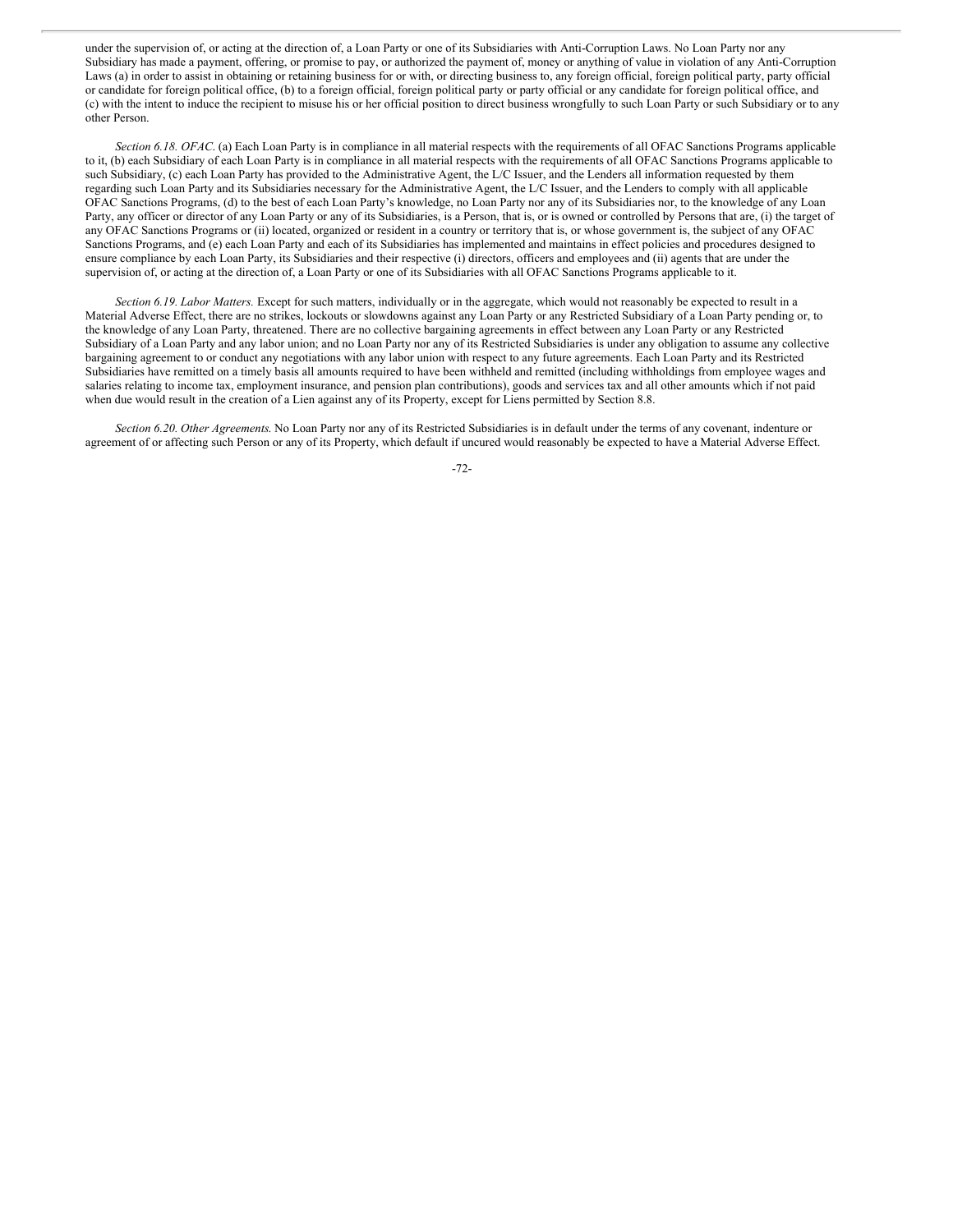under the supervision of, or acting at the direction of, a Loan Party or one of its Subsidiaries with Anti-Corruption Laws. No Loan Party nor any Subsidiary has made a payment, offering, or promise to pay, or authorized the payment of, money or anything of value in violation of any Anti-Corruption Laws (a) in order to assist in obtaining or retaining business for or with, or directing business to, any foreign official, foreign political party, party official or candidate for foreign political office, (b) to a foreign official, foreign political party or party official or any candidate for foreign political office, and (c) with the intent to induce the recipient to misuse his or her official position to direct business wrongfully to such Loan Party or such Subsidiary or to any other Person.

*Section 6.18. OFAC.* (a) Each Loan Party is in compliance in all material respects with the requirements of all OFAC Sanctions Programs applicable to it, (b) each Subsidiary of each Loan Party is in compliance in all material respects with the requirements of all OFAC Sanctions Programs applicable to such Subsidiary, (c) each Loan Party has provided to the Administrative Agent, the L/C Issuer, and the Lenders all information requested by them regarding such Loan Party and its Subsidiaries necessary for the Administrative Agent, the L/C Issuer, and the Lenders to comply with all applicable OFAC Sanctions Programs, (d) to the best of each Loan Party's knowledge, no Loan Party nor any of its Subsidiaries nor, to the knowledge of any Loan Party, any officer or director of any Loan Party or any of its Subsidiaries, is a Person, that is, or is owned or controlled by Persons that are, (i) the target of any OFAC Sanctions Programs or (ii) located, organized or resident in a country or territory that is, or whose government is, the subject of any OFAC Sanctions Programs, and (e) each Loan Party and each of its Subsidiaries has implemented and maintains in effect policies and procedures designed to ensure compliance by each Loan Party, its Subsidiaries and their respective (i) directors, officers and employees and (ii) agents that are under the supervision of, or acting at the direction of, a Loan Party or one of its Subsidiaries with all OFAC Sanctions Programs applicable to it.

*Section 6.19. Labor Matters.* Except for such matters, individually or in the aggregate, which would not reasonably be expected to result in a Material Adverse Effect, there are no strikes, lockouts or slowdowns against any Loan Party or any Restricted Subsidiary of a Loan Party pending or, to the knowledge of any Loan Party, threatened. There are no collective bargaining agreements in effect between any Loan Party or any Restricted Subsidiary of a Loan Party and any labor union; and no Loan Party nor any of its Restricted Subsidiaries is under any obligation to assume any collective bargaining agreement to or conduct any negotiations with any labor union with respect to any future agreements. Each Loan Party and its Restricted Subsidiaries have remitted on a timely basis all amounts required to have been withheld and remitted (including withholdings from employee wages and salaries relating to income tax, employment insurance, and pension plan contributions), goods and services tax and all other amounts which if not paid when due would result in the creation of a Lien against any of its Property, except for Liens permitted by Section 8.8.

*Section 6.20. Other Agreements.* No Loan Party nor any of its Restricted Subsidiaries is in default under the terms of any covenant, indenture or agreement of or affecting such Person or any of its Property, which default if uncured would reasonably be expected to have a Material Adverse Effect.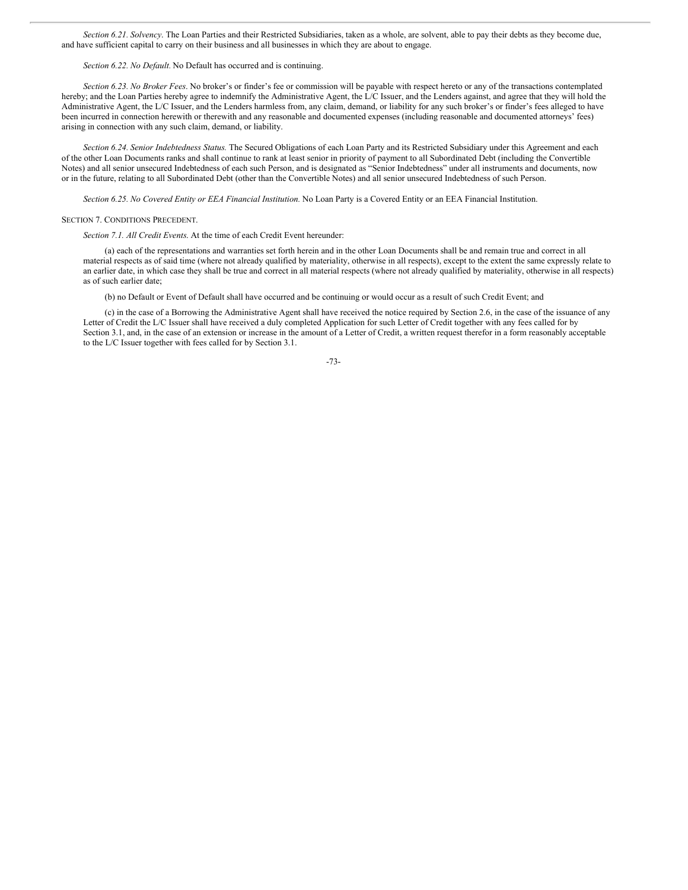*Section 6.21. Solvency*. The Loan Parties and their Restricted Subsidiaries, taken as a whole, are solvent, able to pay their debts as they become due, and have sufficient capital to carry on their business and all businesses in which they are about to engage.

*Section 6.22. No Default.* No Default has occurred and is continuing.

*Section 6.23. No Broker Fees*. No broker's or finder's fee or commission will be payable with respect hereto or any of the transactions contemplated hereby; and the Loan Parties hereby agree to indemnify the Administrative Agent, the L/C Issuer, and the Lenders against, and agree that they will hold the Administrative Agent, the L/C Issuer, and the Lenders harmless from, any claim, demand, or liability for any such broker's or finder's fees alleged to have been incurred in connection herewith or therewith and any reasonable and documented expenses (including reasonable and documented attorneys' fees) arising in connection with any such claim, demand, or liability.

*Section 6.24. Senior Indebtedness Status.* The Secured Obligations of each Loan Party and its Restricted Subsidiary under this Agreement and each of the other Loan Documents ranks and shall continue to rank at least senior in priority of payment to all Subordinated Debt (including the Convertible Notes) and all senior unsecured Indebtedness of each such Person, and is designated as "Senior Indebtedness" under all instruments and documents, now or in the future, relating to all Subordinated Debt (other than the Convertible Notes) and all senior unsecured Indebtedness of such Person.

*Section 6.25. No Covered Entity or EEA Financial Institution.* No Loan Party is a Covered Entity or an EEA Financial Institution.

SECTION 7. CONDITIONS PRECEDENT.

*Section 7.1. All Credit Events.* At the time of each Credit Event hereunder:

(a) each of the representations and warranties set forth herein and in the other Loan Documents shall be and remain true and correct in all material respects as of said time (where not already qualified by materiality, otherwise in all respects), except to the extent the same expressly relate to an earlier date, in which case they shall be true and correct in all material respects (where not already qualified by materiality, otherwise in all respects) as of such earlier date;

(b) no Default or Event of Default shall have occurred and be continuing or would occur as a result of such Credit Event; and

(c) in the case of a Borrowing the Administrative Agent shall have received the notice required by Section 2.6, in the case of the issuance of any Letter of Credit the L/C Issuer shall have received a duly completed Application for such Letter of Credit together with any fees called for by Section 3.1, and, in the case of an extension or increase in the amount of a Letter of Credit, a written request therefor in a form reasonably acceptable to the L/C Issuer together with fees called for by Section 3.1.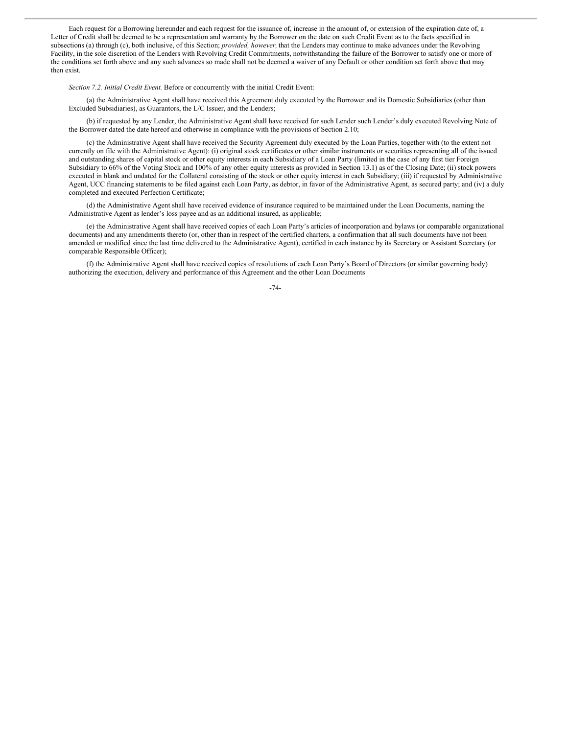Each request for a Borrowing hereunder and each request for the issuance of, increase in the amount of, or extension of the expiration date of, a Letter of Credit shall be deemed to be a representation and warranty by the Borrower on the date on such Credit Event as to the facts specified in subsections (a) through (c), both inclusive, of this Section; *provided, however,* that the Lenders may continue to make advances under the Revolving Facility, in the sole discretion of the Lenders with Revolving Credit Commitments, notwithstanding the failure of the Borrower to satisfy one or more of the conditions set forth above and any such advances so made shall not be deemed a waiver of any Default or other condition set forth above that may then exist.

*Section 7.2. Initial Credit Event.* Before or concurrently with the initial Credit Event:

(a) the Administrative Agent shall have received this Agreement duly executed by the Borrower and its Domestic Subsidiaries (other than Excluded Subsidiaries), as Guarantors, the L/C Issuer, and the Lenders;

(b) if requested by any Lender, the Administrative Agent shall have received for such Lender such Lender's duly executed Revolving Note of the Borrower dated the date hereof and otherwise in compliance with the provisions of Section 2.10;

(c) the Administrative Agent shall have received the Security Agreement duly executed by the Loan Parties, together with (to the extent not currently on file with the Administrative Agent): (i) original stock certificates or other similar instruments or securities representing all of the issued and outstanding shares of capital stock or other equity interests in each Subsidiary of a Loan Party (limited in the case of any first tier Foreign Subsidiary to 66% of the Voting Stock and 100% of any other equity interests as provided in Section 13.1) as of the Closing Date; (ii) stock powers executed in blank and undated for the Collateral consisting of the stock or other equity interest in each Subsidiary; (iii) if requested by Administrative Agent, UCC financing statements to be filed against each Loan Party, as debtor, in favor of the Administrative Agent, as secured party; and (iv) a duly completed and executed Perfection Certificate;

(d) the Administrative Agent shall have received evidence of insurance required to be maintained under the Loan Documents, naming the Administrative Agent as lender's loss payee and as an additional insured, as applicable;

(e) the Administrative Agent shall have received copies of each Loan Party's articles of incorporation and bylaws (or comparable organizational documents) and any amendments thereto (or, other than in respect of the certified charters, a confirmation that all such documents have not been amended or modified since the last time delivered to the Administrative Agent), certified in each instance by its Secretary or Assistant Secretary (or comparable Responsible Officer);

(f) the Administrative Agent shall have received copies of resolutions of each Loan Party's Board of Directors (or similar governing body) authorizing the execution, delivery and performance of this Agreement and the other Loan Documents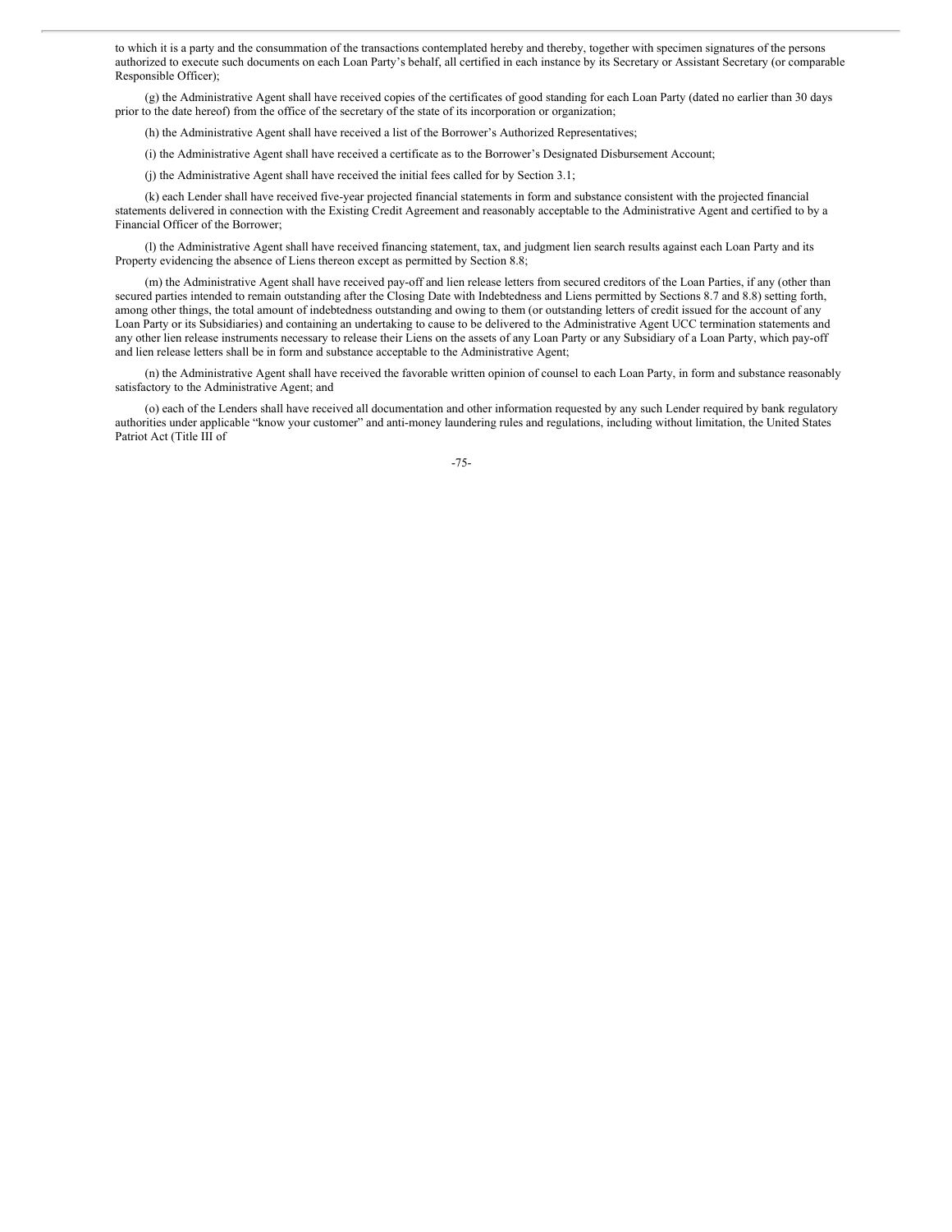to which it is a party and the consummation of the transactions contemplated hereby and thereby, together with specimen signatures of the persons authorized to execute such documents on each Loan Party's behalf, all certified in each instance by its Secretary or Assistant Secretary (or comparable Responsible Officer);

(g) the Administrative Agent shall have received copies of the certificates of good standing for each Loan Party (dated no earlier than 30 days prior to the date hereof) from the office of the secretary of the state of its incorporation or organization;

(h) the Administrative Agent shall have received a list of the Borrower's Authorized Representatives;

(i) the Administrative Agent shall have received a certificate as to the Borrower's Designated Disbursement Account;

(j) the Administrative Agent shall have received the initial fees called for by Section 3.1;

(k) each Lender shall have received five-year projected financial statements in form and substance consistent with the projected financial statements delivered in connection with the Existing Credit Agreement and reasonably acceptable to the Administrative Agent and certified to by a Financial Officer of the Borrower;

(l) the Administrative Agent shall have received financing statement, tax, and judgment lien search results against each Loan Party and its Property evidencing the absence of Liens thereon except as permitted by Section 8.8;

(m) the Administrative Agent shall have received pay-off and lien release letters from secured creditors of the Loan Parties, if any (other than secured parties intended to remain outstanding after the Closing Date with Indebtedness and Liens permitted by Sections 8.7 and 8.8) setting forth, among other things, the total amount of indebtedness outstanding and owing to them (or outstanding letters of credit issued for the account of any Loan Party or its Subsidiaries) and containing an undertaking to cause to be delivered to the Administrative Agent UCC termination statements and any other lien release instruments necessary to release their Liens on the assets of any Loan Party or any Subsidiary of a Loan Party, which pay-off and lien release letters shall be in form and substance acceptable to the Administrative Agent;

(n) the Administrative Agent shall have received the favorable written opinion of counsel to each Loan Party, in form and substance reasonably satisfactory to the Administrative Agent; and

(o) each of the Lenders shall have received all documentation and other information requested by any such Lender required by bank regulatory authorities under applicable "know your customer" and anti-money laundering rules and regulations, including without limitation, the United States Patriot Act (Title III of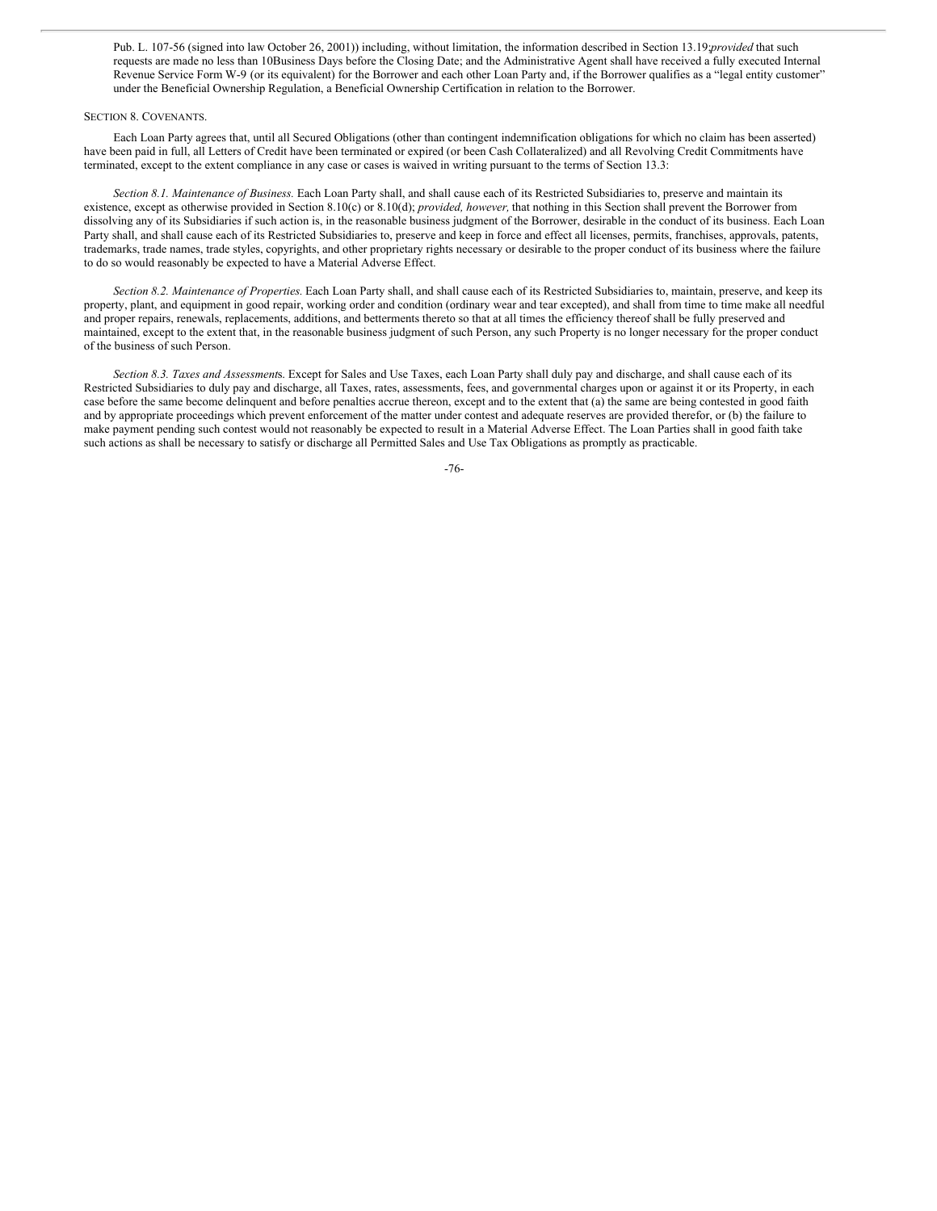Pub. L. 107-56 (signed into law October 26, 2001)) including, without limitation, the information described in Section 13.19;*provided* that such requests are made no less than 10Business Days before the Closing Date; and the Administrative Agent shall have received a fully executed Internal Revenue Service Form W-9 (or its equivalent) for the Borrower and each other Loan Party and, if the Borrower qualifies as a "legal entity customer" under the Beneficial Ownership Regulation, a Beneficial Ownership Certification in relation to the Borrower.

SECTION 8. COVENANTS.

Each Loan Party agrees that, until all Secured Obligations (other than contingent indemnification obligations for which no claim has been asserted) have been paid in full, all Letters of Credit have been terminated or expired (or been Cash Collateralized) and all Revolving Credit Commitments have terminated, except to the extent compliance in any case or cases is waived in writing pursuant to the terms of Section 13.3:

*Section 8.1. Maintenance of Business.* Each Loan Party shall, and shall cause each of its Restricted Subsidiaries to, preserve and maintain its existence, except as otherwise provided in Section 8.10(c) or 8.10(d); *provided, however,* that nothing in this Section shall prevent the Borrower from dissolving any of its Subsidiaries if such action is, in the reasonable business judgment of the Borrower, desirable in the conduct of its business. Each Loan Party shall, and shall cause each of its Restricted Subsidiaries to, preserve and keep in force and effect all licenses, permits, franchises, approvals, patents, trademarks, trade names, trade styles, copyrights, and other proprietary rights necessary or desirable to the proper conduct of its business where the failure to do so would reasonably be expected to have a Material Adverse Effect.

*Section 8.2. Maintenance of Properties.* Each Loan Party shall, and shall cause each of its Restricted Subsidiaries to, maintain, preserve, and keep its property, plant, and equipment in good repair, working order and condition (ordinary wear and tear excepted), and shall from time to time make all needful and proper repairs, renewals, replacements, additions, and betterments thereto so that at all times the efficiency thereof shall be fully preserved and maintained, except to the extent that, in the reasonable business judgment of such Person, any such Property is no longer necessary for the proper conduct of the business of such Person.

*Section 8.3. Taxes and Assessments.* Except for Sales and Use Taxes, each Loan Party shall duly pay and discharge, and shall cause each of its Restricted Subsidiaries to duly pay and discharge, all Taxes, rates, assessments, fees, and governmental charges upon or against it or its Property, in each case before the same become delinquent and before penalties accrue thereon, except and to the extent that (a) the same are being contested in good faith and by appropriate proceedings which prevent enforcement of the matter under contest and adequate reserves are provided therefor, or (b) the failure to make payment pending such contest would not reasonably be expected to result in a Material Adverse Effect. The Loan Parties shall in good faith take such actions as shall be necessary to satisfy or discharge all Permitted Sales and Use Tax Obligations as promptly as practicable.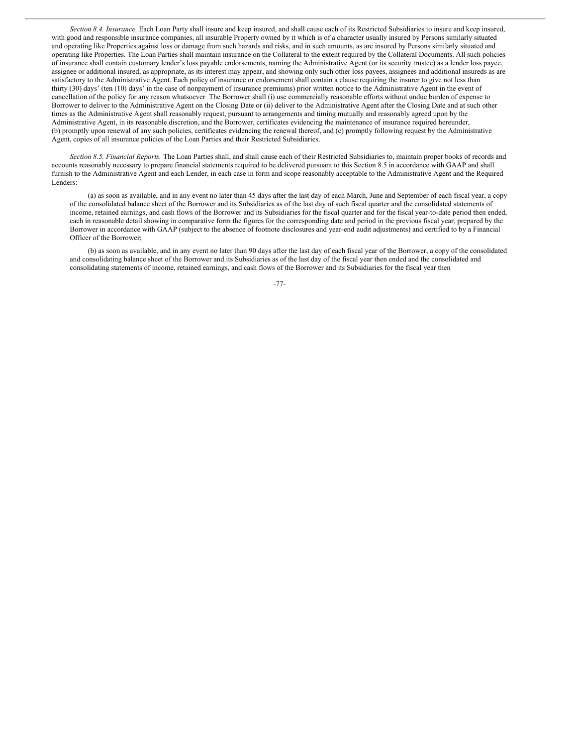*Section 8.4. Insurance.* Each Loan Party shall insure and keep insured, and shall cause each of its Restricted Subsidiaries to insure and keep insured, with good and responsible insurance companies, all insurable Property owned by it which is of a character usually insured by Persons similarly situated and operating like Properties against loss or damage from such hazards and risks, and in such amounts, as are insured by Persons similarly situated and operating like Properties. The Loan Parties shall maintain insurance on the Collateral to the extent required by the Collateral Documents. All such policies of insurance shall contain customary lender's loss payable endorsements, naming the Administrative Agent (or its security trustee) as a lender loss payee, assignee or additional insured, as appropriate, as its interest may appear, and showing only such other loss payees, assignees and additional insureds as are satisfactory to the Administrative Agent. Each policy of insurance or endorsement shall contain a clause requiring the insurer to give not less than thirty (30) days' (ten (10) days' in the case of nonpayment of insurance premiums) prior written notice to the Administrative Agent in the event of cancellation of the policy for any reason whatsoever. The Borrower shall (i) use commercially reasonable efforts without undue burden of expense to Borrower to deliver to the Administrative Agent on the Closing Date or (ii) deliver to the Administrative Agent after the Closing Date and at such other times as the Administrative Agent shall reasonably request, pursuant to arrangements and timing mutually and reasonably agreed upon by the Administrative Agent, in its reasonable discretion, and the Borrower, certificates evidencing the maintenance of insurance required hereunder, (b) promptly upon renewal of any such policies, certificates evidencing the renewal thereof, and (c) promptly following request by the Administrative Agent, copies of all insurance policies of the Loan Parties and their Restricted Subsidiaries.

*Section 8.5. Financial Reports.* The Loan Parties shall, and shall cause each of their Restricted Subsidiaries to, maintain proper books of records and accounts reasonably necessary to prepare financial statements required to be delivered pursuant to this Section 8.5 in accordance with GAAP and shall furnish to the Administrative Agent and each Lender, in each case in form and scope reasonably acceptable to the Administrative Agent and the Required Lenders:

(a) as soon as available, and in any event no later than 45 days after the last day of each March, June and September of each fiscal year, a copy of the consolidated balance sheet of the Borrower and its Subsidiaries as of the last day of such fiscal quarter and the consolidated statements of income, retained earnings, and cash flows of the Borrower and its Subsidiaries for the fiscal quarter and for the fiscal year-to-date period then ended, each in reasonable detail showing in comparative form the figures for the corresponding date and period in the previous fiscal year, prepared by the Borrower in accordance with GAAP (subject to the absence of footnote disclosures and year-end audit adjustments) and certified to by a Financial Officer of the Borrower;

(b) as soon as available, and in any event no later than 90 days after the last day of each fiscal year of the Borrower, a copy of the consolidated and consolidating balance sheet of the Borrower and its Subsidiaries as of the last day of the fiscal year then ended and the consolidated and consolidating statements of income, retained earnings, and cash flows of the Borrower and its Subsidiaries for the fiscal year then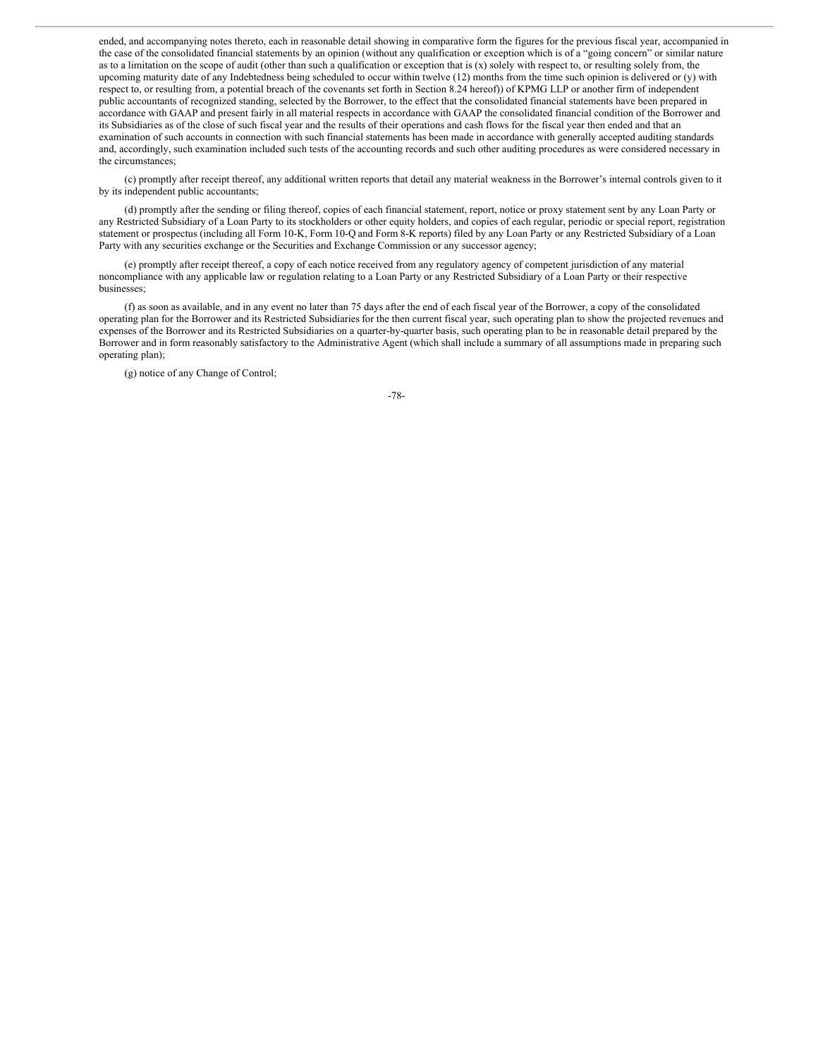ended, and accompanying notes thereto, each in reasonable detail showing in comparative form the figures for the previous fiscal year, accompanied in the case of the consolidated financial statements by an opinion (without any qualification or exception which is of a "going concern" or similar nature as to a limitation on the scope of audit (other than such a qualification or exception that is (x) solely with respect to, or resulting solely from, the upcoming maturity date of any Indebtedness being scheduled to occur within twelve (12) months from the time such opinion is delivered or (y) with respect to, or resulting from, a potential breach of the covenants set forth in Section 8.24 hereof)) of KPMG LLP or another firm of independent public accountants of recognized standing, selected by the Borrower, to the effect that the consolidated financial statements have been prepared in accordance with GAAP and present fairly in all material respects in accordance with GAAP the consolidated financial condition of the Borrower and its Subsidiaries as of the close of such fiscal year and the results of their operations and cash flows for the fiscal year then ended and that an examination of such accounts in connection with such financial statements has been made in accordance with generally accepted auditing standards and, accordingly, such examination included such tests of the accounting records and such other auditing procedures as were considered necessary in the circumstances;

(c) promptly after receipt thereof, any additional written reports that detail any material weakness in the Borrower's internal controls given to it by its independent public accountants;

(d) promptly after the sending or filing thereof, copies of each financial statement, report, notice or proxy statement sent by any Loan Party or any Restricted Subsidiary of a Loan Party to its stockholders or other equity holders, and copies of each regular, periodic or special report, registration statement or prospectus (including all Form 10-K, Form 10-Q and Form 8-K reports) filed by any Loan Party or any Restricted Subsidiary of a Loan Party with any securities exchange or the Securities and Exchange Commission or any successor agency;

(e) promptly after receipt thereof, a copy of each notice received from any regulatory agency of competent jurisdiction of any material noncompliance with any applicable law or regulation relating to a Loan Party or any Restricted Subsidiary of a Loan Party or their respective businesses;

(f) as soon as available, and in any event no later than 75 days after the end of each fiscal year of the Borrower, a copy of the consolidated operating plan for the Borrower and its Restricted Subsidiaries for the then current fiscal year, such operating plan to show the projected revenues and expenses of the Borrower and its Restricted Subsidiaries on a quarter-by-quarter basis, such operating plan to be in reasonable detail prepared by the Borrower and in form reasonably satisfactory to the Administrative Agent (which shall include a summary of all assumptions made in preparing such operating plan);

(g) notice of any Change of Control;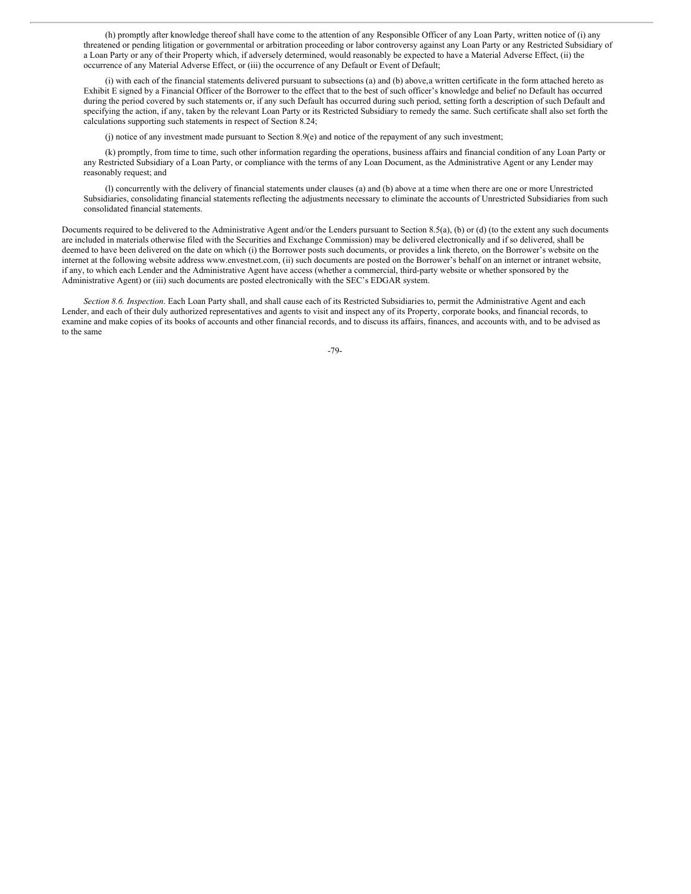(h) promptly after knowledge thereof shall have come to the attention of any Responsible Officer of any Loan Party, written notice of (i) any threatened or pending litigation or governmental or arbitration proceeding or labor controversy against any Loan Party or any Restricted Subsidiary of a Loan Party or any of their Property which, if adversely determined, would reasonably be expected to have a Material Adverse Effect, (ii) the occurrence of any Material Adverse Effect, or (iii) the occurrence of any Default or Event of Default;

(i) with each of the financial statements delivered pursuant to subsections (a) and (b) above,a written certificate in the form attached hereto as Exhibit E signed by a Financial Officer of the Borrower to the effect that to the best of such officer's knowledge and belief no Default has occurred during the period covered by such statements or, if any such Default has occurred during such period, setting forth a description of such Default and specifying the action, if any, taken by the relevant Loan Party or its Restricted Subsidiary to remedy the same. Such certificate shall also set forth the calculations supporting such statements in respect of Section 8.24;

(j) notice of any investment made pursuant to Section 8.9(e) and notice of the repayment of any such investment;

(k) promptly, from time to time, such other information regarding the operations, business affairs and financial condition of any Loan Party or any Restricted Subsidiary of a Loan Party, or compliance with the terms of any Loan Document, as the Administrative Agent or any Lender may reasonably request; and

(l) concurrently with the delivery of financial statements under clauses (a) and (b) above at a time when there are one or more Unrestricted Subsidiaries, consolidating financial statements reflecting the adjustments necessary to eliminate the accounts of Unrestricted Subsidiaries from such consolidated financial statements.

Documents required to be delivered to the Administrative Agent and/or the Lenders pursuant to Section 8.5(a), (b) or (d) (to the extent any such documents are included in materials otherwise filed with the Securities and Exchange Commission) may be delivered electronically and if so delivered, shall be deemed to have been delivered on the date on which (i) the Borrower posts such documents, or provides a link thereto, on the Borrower's website on the internet at the following website address www.envestnet.com, (ii) such documents are posted on the Borrower's behalf on an internet or intranet website, if any, to which each Lender and the Administrative Agent have access (whether a commercial, third-party website or whether sponsored by the Administrative Agent) or (iii) such documents are posted electronically with the SEC's EDGAR system.

*Section 8.6. Inspection*. Each Loan Party shall, and shall cause each of its Restricted Subsidiaries to, permit the Administrative Agent and each Lender, and each of their duly authorized representatives and agents to visit and inspect any of its Property, corporate books, and financial records, to examine and make copies of its books of accounts and other financial records, and to discuss its affairs, finances, and accounts with, and to be advised as to the same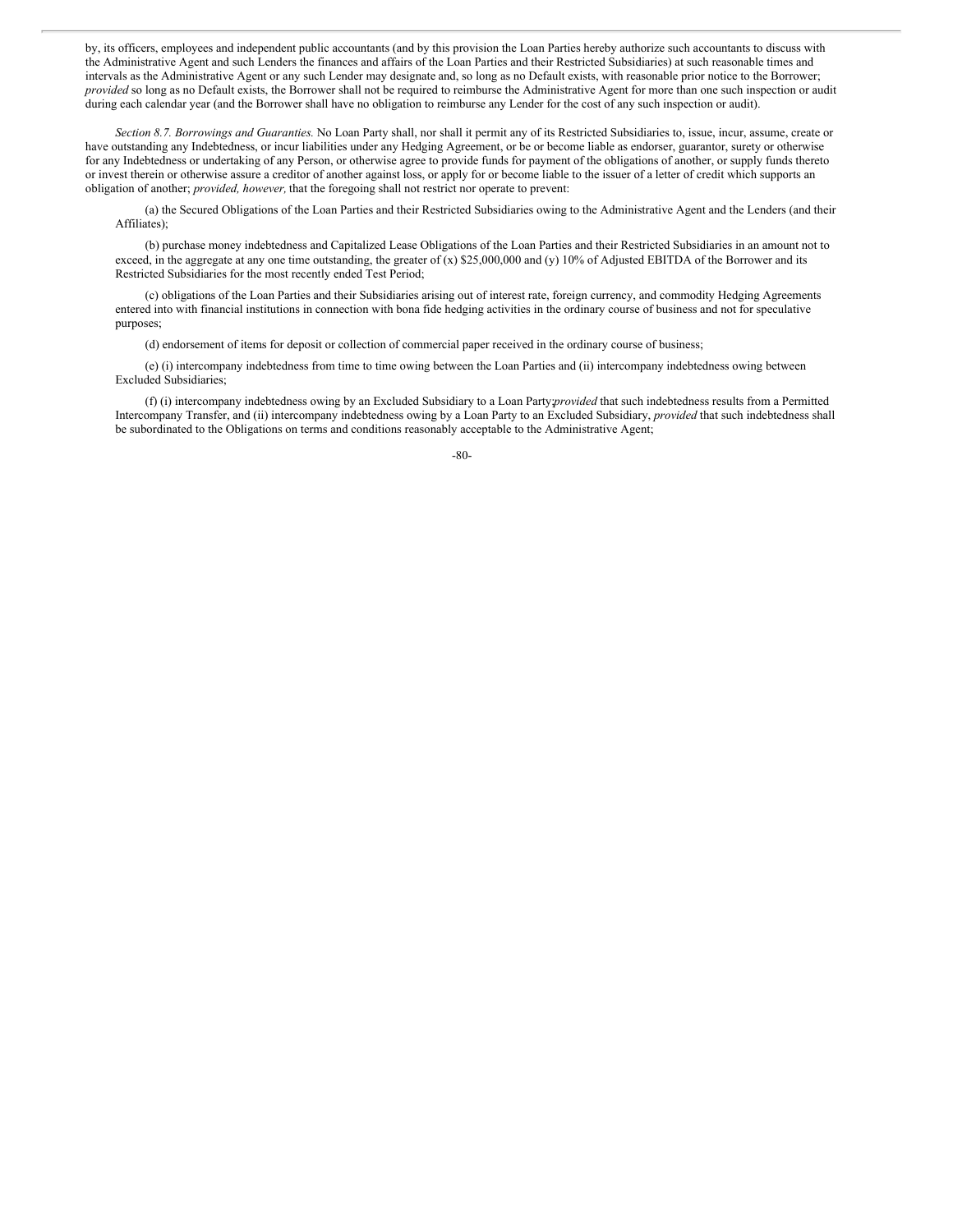by, its officers, employees and independent public accountants (and by this provision the Loan Parties hereby authorize such accountants to discuss with the Administrative Agent and such Lenders the finances and affairs of the Loan Parties and their Restricted Subsidiaries) at such reasonable times and intervals as the Administrative Agent or any such Lender may designate and, so long as no Default exists, with reasonable prior notice to the Borrower; *provided* so long as no Default exists, the Borrower shall not be required to reimburse the Administrative Agent for more than one such inspection or audit during each calendar year (and the Borrower shall have no obligation to reimburse any Lender for the cost of any such inspection or audit).

*Section 8.7. Borrowings and Guaranties.* No Loan Party shall, nor shall it permit any of its Restricted Subsidiaries to, issue, incur, assume, create or have outstanding any Indebtedness, or incur liabilities under any Hedging Agreement, or be or become liable as endorser, guarantor, surety or otherwise for any Indebtedness or undertaking of any Person, or otherwise agree to provide funds for payment of the obligations of another, or supply funds thereto or invest therein or otherwise assure a creditor of another against loss, or apply for or become liable to the issuer of a letter of credit which supports an obligation of another; *provided, however,* that the foregoing shall not restrict nor operate to prevent:

(a) the Secured Obligations of the Loan Parties and their Restricted Subsidiaries owing to the Administrative Agent and the Lenders (and their Affiliates);

(b) purchase money indebtedness and Capitalized Lease Obligations of the Loan Parties and their Restricted Subsidiaries in an amount not to exceed, in the aggregate at any one time outstanding, the greater of (x) $25,000,000 and (y) 10% of Adjusted EBITDA of the Borrower and its Restricted Subsidiaries for the most recently ended Test Period;

(c) obligations of the Loan Parties and their Subsidiaries arising out of interest rate, foreign currency, and commodity Hedging Agreements entered into with financial institutions in connection with bona fide hedging activities in the ordinary course of business and not for speculative purposes;

(d) endorsement of items for deposit or collection of commercial paper received in the ordinary course of business;

(e) (i) intercompany indebtedness from time to time owing between the Loan Parties and (ii) intercompany indebtedness owing between Excluded Subsidiaries;

(f) (i) intercompany indebtedness owing by an Excluded Subsidiary to a Loan Party; *provided* that such indebtedness results from a Permitted Intercompany Transfer, and (ii) intercompany indebtedness owing by a Loan Party to an Excluded Subsidiary, *provided* that such indebtedness shall be subordinated to the Obligations on terms and conditions reasonably acceptable to the Administrative Agent;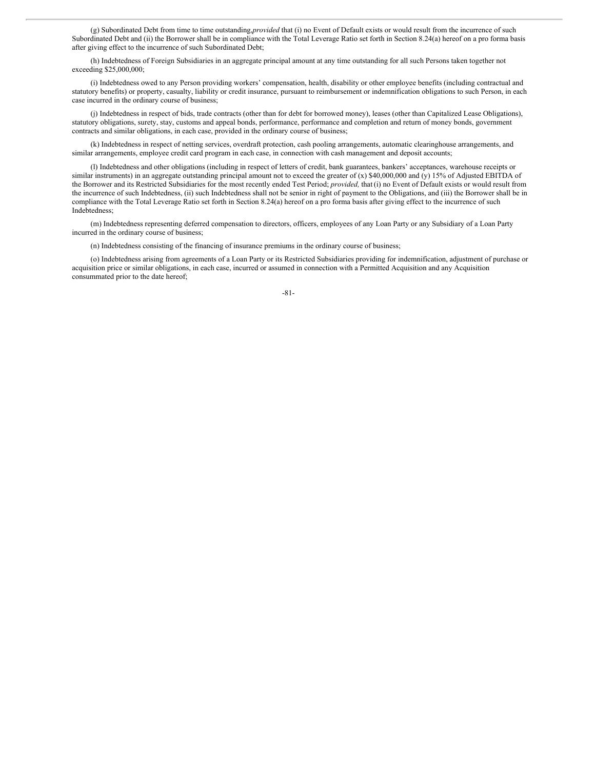(g) Subordinated Debt from time to time outstanding, *provided* that (i) no Event of Default exists or would result from the incurrence of such Subordinated Debt and (ii) the Borrower shall be in compliance with the Total Leverage Ratio set forth in Section 8.24(a) hereof on a pro forma basis after giving effect to the incurrence of such Subordinated Debt;

(h) Indebtedness of Foreign Subsidiaries in an aggregate principal amount at any time outstanding for all such Persons taken together not exceeding $25,000,000;

(i) Indebtedness owed to any Person providing workers' compensation, health, disability or other employee benefits (including contractual and statutory benefits) or property, casualty, liability or credit insurance, pursuant to reimbursement or indemnification obligations to such Person, in each case incurred in the ordinary course of business;

(j) Indebtedness in respect of bids, trade contracts (other than for debt for borrowed money), leases (other than Capitalized Lease Obligations), statutory obligations, surety, stay, customs and appeal bonds, performance, performance and completion and return of money bonds, government contracts and similar obligations, in each case, provided in the ordinary course of business;

(k) Indebtedness in respect of netting services, overdraft protection, cash pooling arrangements, automatic clearinghouse arrangements, and similar arrangements, employee credit card program in each case, in connection with cash management and deposit accounts;

(l) Indebtedness and other obligations (including in respect of letters of credit, bank guarantees, bankers' acceptances, warehouse receipts or similar instruments) in an aggregate outstanding principal amount not to exceed the greater of (x) $40,000,000 and (y) 15% of Adjusted EBITDA of the Borrower and its Restricted Subsidiaries for the most recently ended Test Period; *provided,* that (i) no Event of Default exists or would result from the incurrence of such Indebtedness, (ii) such Indebtedness shall not be senior in right of payment to the Obligations, and (iii) the Borrower shall be in compliance with the Total Leverage Ratio set forth in Section 8.24(a) hereof on a pro forma basis after giving effect to the incurrence of such Indebtedness;

(m) Indebtedness representing deferred compensation to directors, officers, employees of any Loan Party or any Subsidiary of a Loan Party incurred in the ordinary course of business;

(n) Indebtedness consisting of the financing of insurance premiums in the ordinary course of business;

(o) Indebtedness arising from agreements of a Loan Party or its Restricted Subsidiaries providing for indemnification, adjustment of purchase or acquisition price or similar obligations, in each case, incurred or assumed in connection with a Permitted Acquisition and any Acquisition consummated prior to the date hereof;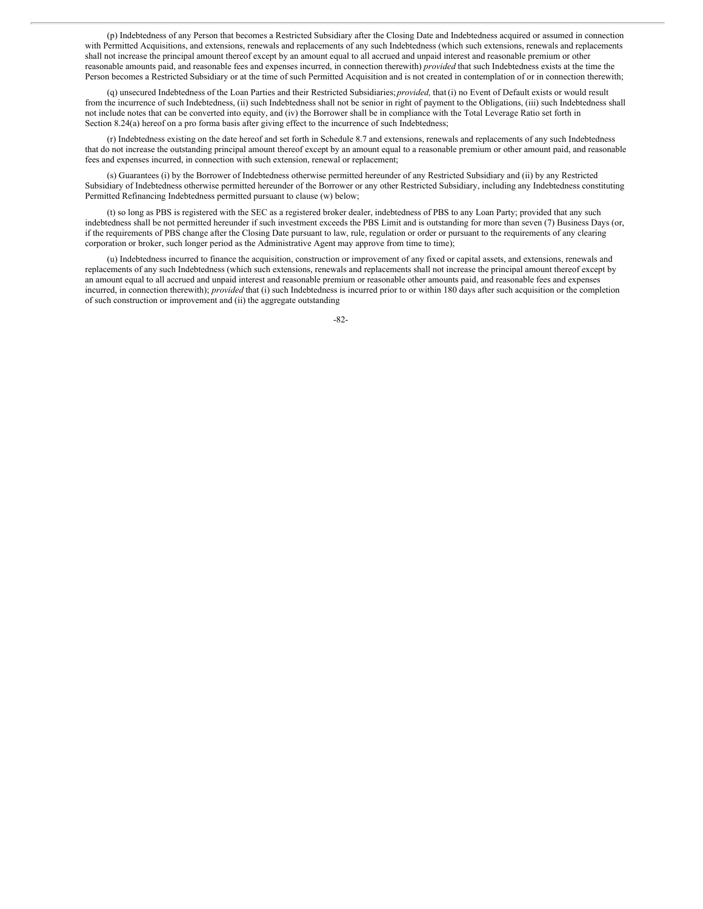(p) Indebtedness of any Person that becomes a Restricted Subsidiary after the Closing Date and Indebtedness acquired or assumed in connection with Permitted Acquisitions, and extensions, renewals and replacements of any such Indebtedness (which such extensions, renewals and replacements shall not increase the principal amount thereof except by an amount equal to all accrued and unpaid interest and reasonable premium or other reasonable amounts paid, and reasonable fees and expenses incurred, in connection therewith) *provided* that such Indebtedness exists at the time the Person becomes a Restricted Subsidiary or at the time of such Permitted Acquisition and is not created in contemplation of or in connection therewith;

(q) unsecured Indebtedness of the Loan Parties and their Restricted Subsidiaries; *provided,* that (i) no Event of Default exists or would result from the incurrence of such Indebtedness, (ii) such Indebtedness shall not be senior in right of payment to the Obligations, (iii) such Indebtedness shall not include notes that can be converted into equity, and (iv) the Borrower shall be in compliance with the Total Leverage Ratio set forth in Section 8.24(a) hereof on a pro forma basis after giving effect to the incurrence of such Indebtedness;

(r) Indebtedness existing on the date hereof and set forth in Schedule 8.7 and extensions, renewals and replacements of any such Indebtedness that do not increase the outstanding principal amount thereof except by an amount equal to a reasonable premium or other amount paid, and reasonable fees and expenses incurred, in connection with such extension, renewal or replacement;

(s) Guarantees (i) by the Borrower of Indebtedness otherwise permitted hereunder of any Restricted Subsidiary and (ii) by any Restricted Subsidiary of Indebtedness otherwise permitted hereunder of the Borrower or any other Restricted Subsidiary, including any Indebtedness constituting Permitted Refinancing Indebtedness permitted pursuant to clause (w) below;

(t) so long as PBS is registered with the SEC as a registered broker dealer, indebtedness of PBS to any Loan Party; provided that any such indebtedness shall be not permitted hereunder if such investment exceeds the PBS Limit and is outstanding for more than seven (7) Business Days (or, if the requirements of PBS change after the Closing Date pursuant to law, rule, regulation or order or pursuant to the requirements of any clearing corporation or broker, such longer period as the Administrative Agent may approve from time to time);

(u) Indebtedness incurred to finance the acquisition, construction or improvement of any fixed or capital assets, and extensions, renewals and replacements of any such Indebtedness (which such extensions, renewals and replacements shall not increase the principal amount thereof except by an amount equal to all accrued and unpaid interest and reasonable premium or reasonable other amounts paid, and reasonable fees and expenses incurred, in connection therewith); *provided* that (i) such Indebtedness is incurred prior to or within 180 days after such acquisition or the completion of such construction or improvement and (ii) the aggregate outstanding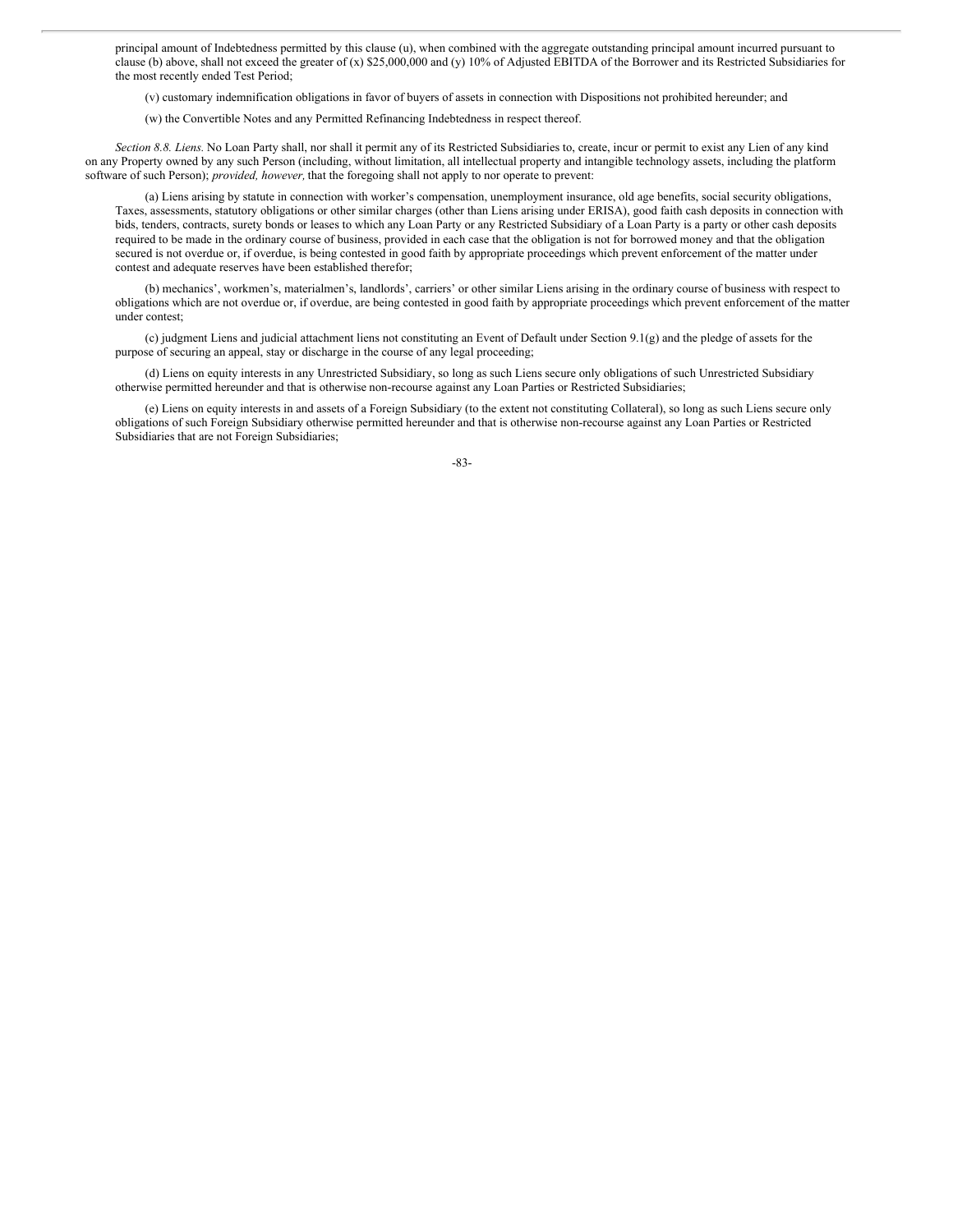principal amount of Indebtedness permitted by this clause (u), when combined with the aggregate outstanding principal amount incurred pursuant to clause (b) above, shall not exceed the greater of (x) $25,000,000 and (y) 10% of Adjusted EBITDA of the Borrower and its Restricted Subsidiaries for the most recently ended Test Period;

(v) customary indemnification obligations in favor of buyers of assets in connection with Dispositions not prohibited hereunder; and

(w) the Convertible Notes and any Permitted Refinancing Indebtedness in respect thereof.

*Section 8.8. Liens.* No Loan Party shall, nor shall it permit any of its Restricted Subsidiaries to, create, incur or permit to exist any Lien of any kind on any Property owned by any such Person (including, without limitation, all intellectual property and intangible technology assets, including the platform software of such Person); *provided, however,* that the foregoing shall not apply to nor operate to prevent:

(a) Liens arising by statute in connection with worker's compensation, unemployment insurance, old age benefits, social security obligations, Taxes, assessments, statutory obligations or other similar charges (other than Liens arising under ERISA), good faith cash deposits in connection with bids, tenders, contracts, surety bonds or leases to which any Loan Party or any Restricted Subsidiary of a Loan Party is a party or other cash deposits required to be made in the ordinary course of business, provided in each case that the obligation is not for borrowed money and that the obligation secured is not overdue or, if overdue, is being contested in good faith by appropriate proceedings which prevent enforcement of the matter under contest and adequate reserves have been established therefor;

(b) mechanics', workmen's, materialmen's, landlords', carriers' or other similar Liens arising in the ordinary course of business with respect to obligations which are not overdue or, if overdue, are being contested in good faith by appropriate proceedings which prevent enforcement of the matter under contest;

(c) judgment Liens and judicial attachment liens not constituting an Event of Default under Section 9.1(g) and the pledge of assets for the purpose of securing an appeal, stay or discharge in the course of any legal proceeding;

(d) Liens on equity interests in any Unrestricted Subsidiary, so long as such Liens secure only obligations of such Unrestricted Subsidiary otherwise permitted hereunder and that is otherwise non-recourse against any Loan Parties or Restricted Subsidiaries;

(e) Liens on equity interests in and assets of a Foreign Subsidiary (to the extent not constituting Collateral), so long as such Liens secure only obligations of such Foreign Subsidiary otherwise permitted hereunder and that is otherwise non-recourse against any Loan Parties or Restricted Subsidiaries that are not Foreign Subsidiaries;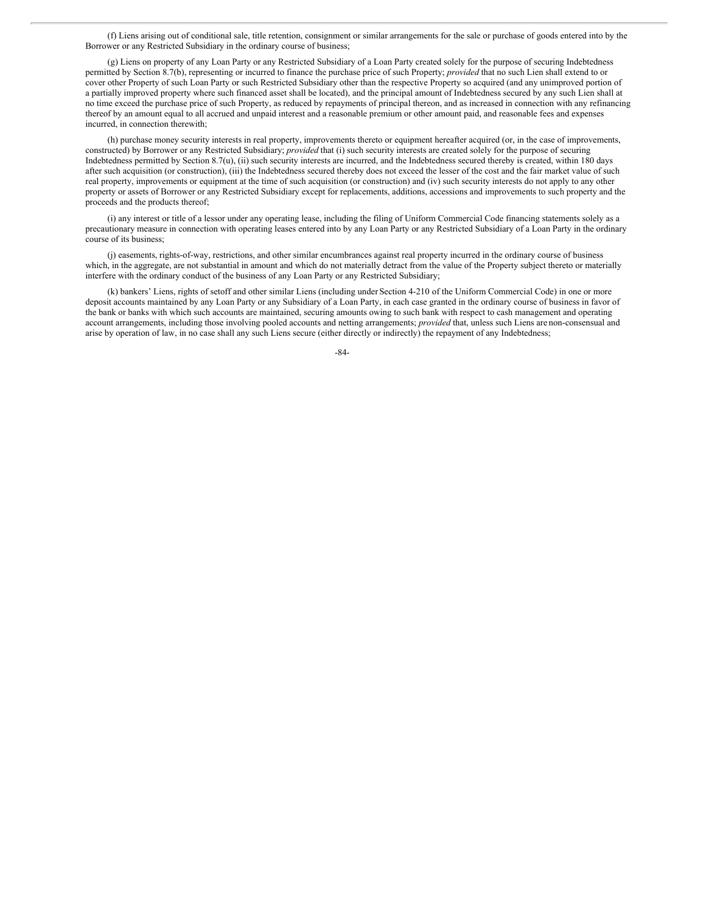(f) Liens arising out of conditional sale, title retention, consignment or similar arrangements for the sale or purchase of goods entered into by the Borrower or any Restricted Subsidiary in the ordinary course of business;

(g) Liens on property of any Loan Party or any Restricted Subsidiary of a Loan Party created solely for the purpose of securing Indebtedness permitted by Section 8.7(b), representing or incurred to finance the purchase price of such Property; *provided* that no such Lien shall extend to or cover other Property of such Loan Party or such Restricted Subsidiary other than the respective Property so acquired (and any unimproved portion of a partially improved property where such financed asset shall be located), and the principal amount of Indebtedness secured by any such Lien shall at no time exceed the purchase price of such Property, as reduced by repayments of principal thereon, and as increased in connection with any refinancing thereof by an amount equal to all accrued and unpaid interest and a reasonable premium or other amount paid, and reasonable fees and expenses incurred, in connection therewith;

(h) purchase money security interests in real property, improvements thereto or equipment hereafter acquired (or, in the case of improvements, constructed) by Borrower or any Restricted Subsidiary; *provided* that (i) such security interests are created solely for the purpose of securing Indebtedness permitted by Section 8.7(u), (ii) such security interests are incurred, and the Indebtedness secured thereby is created, within 180 days after such acquisition (or construction), (iii) the Indebtedness secured thereby does not exceed the lesser of the cost and the fair market value of such real property, improvements or equipment at the time of such acquisition (or construction) and (iv) such security interests do not apply to any other property or assets of Borrower or any Restricted Subsidiary except for replacements, additions, accessions and improvements to such property and the proceeds and the products thereof;

(i) any interest or title of a lessor under any operating lease, including the filing of Uniform Commercial Code financing statements solely as a precautionary measure in connection with operating leases entered into by any Loan Party or any Restricted Subsidiary of a Loan Party in the ordinary course of its business;

(j) easements, rights-of-way, restrictions, and other similar encumbrances against real property incurred in the ordinary course of business which, in the aggregate, are not substantial in amount and which do not materially detract from the value of the Property subject thereto or materially interfere with the ordinary conduct of the business of any Loan Party or any Restricted Subsidiary;

(k) bankers' Liens, rights of setoff and other similar Liens (including under Section 4-210 of the Uniform Commercial Code) in one or more deposit accounts maintained by any Loan Party or any Subsidiary of a Loan Party, in each case granted in the ordinary course of business in favor of the bank or banks with which such accounts are maintained, securing amounts owing to such bank with respect to cash management and operating account arrangements, including those involving pooled accounts and netting arrangements; *provided* that, unless such Liens are non-consensual and arise by operation of law, in no case shall any such Liens secure (either directly or indirectly) the repayment of any Indebtedness;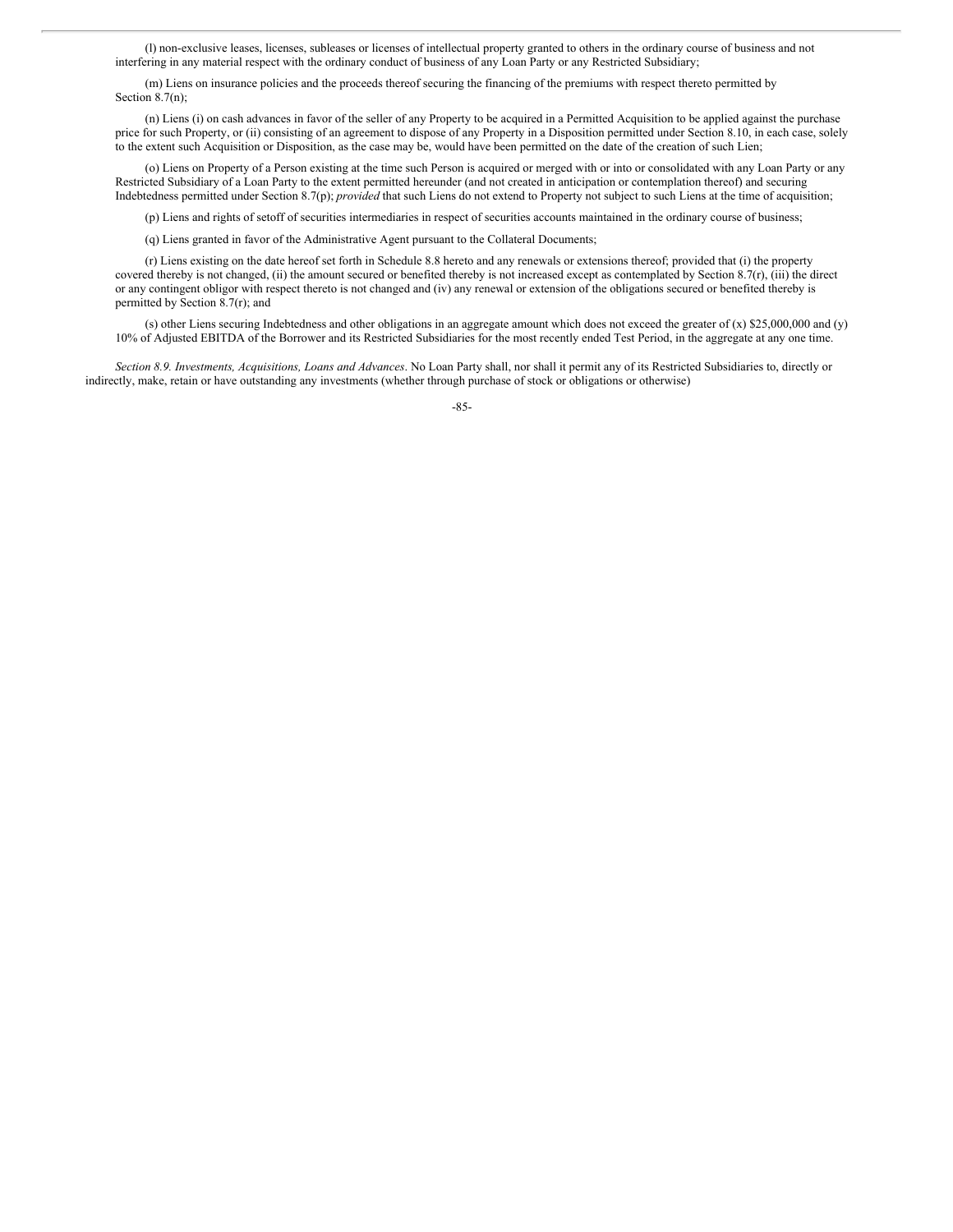(l) non-exclusive leases, licenses, subleases or licenses of intellectual property granted to others in the ordinary course of business and not interfering in any material respect with the ordinary conduct of business of any Loan Party or any Restricted Subsidiary;

(m) Liens on insurance policies and the proceeds thereof securing the financing of the premiums with respect thereto permitted by Section 8.7(n);

(n) Liens (i) on cash advances in favor of the seller of any Property to be acquired in a Permitted Acquisition to be applied against the purchase price for such Property, or (ii) consisting of an agreement to dispose of any Property in a Disposition permitted under Section 8.10, in each case, solely to the extent such Acquisition or Disposition, as the case may be, would have been permitted on the date of the creation of such Lien;

(o) Liens on Property of a Person existing at the time such Person is acquired or merged with or into or consolidated with any Loan Party or any Restricted Subsidiary of a Loan Party to the extent permitted hereunder (and not created in anticipation or contemplation thereof) and securing Indebtedness permitted under Section 8.7(p); *provided* that such Liens do not extend to Property not subject to such Liens at the time of acquisition;

(p) Liens and rights of setoff of securities intermediaries in respect of securities accounts maintained in the ordinary course of business;

(q) Liens granted in favor of the Administrative Agent pursuant to the Collateral Documents;

(r) Liens existing on the date hereof set forth in Schedule 8.8 hereto and any renewals or extensions thereof; provided that (i) the property covered thereby is not changed, (ii) the amount secured or benefited thereby is not increased except as contemplated by Section 8.7(r), (iii) the direct or any contingent obligor with respect thereto is not changed and (iv) any renewal or extension of the obligations secured or benefited thereby is permitted by Section 8.7(r); and

(s) other Liens securing Indebtedness and other obligations in an aggregate amount which does not exceed the greater of (x) $25,000,000 and (y) 10% of Adjusted EBITDA of the Borrower and its Restricted Subsidiaries for the most recently ended Test Period, in the aggregate at any one time.

*Section 8.9. Investments, Acquisitions, Loans and Advances*. No Loan Party shall, nor shall it permit any of its Restricted Subsidiaries to, directly or indirectly, make, retain or have outstanding any investments (whether through purchase of stock or obligations or otherwise)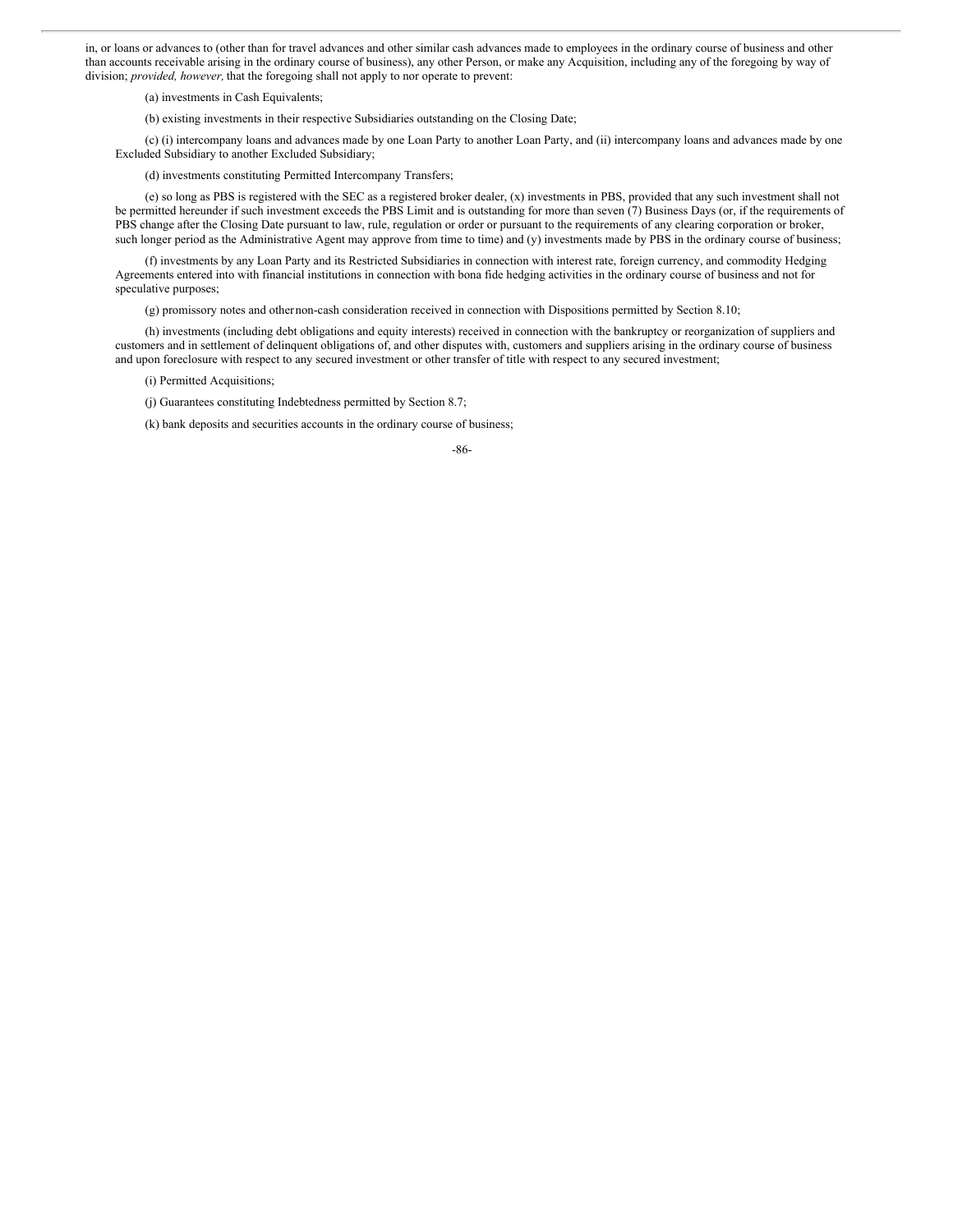in, or loans or advances to (other than for travel advances and other similar cash advances made to employees in the ordinary course of business and other than accounts receivable arising in the ordinary course of business), any other Person, or make any Acquisition, including any of the foregoing by way of division; *provided, however,* that the foregoing shall not apply to nor operate to prevent:

(a) investments in Cash Equivalents;

(b) existing investments in their respective Subsidiaries outstanding on the Closing Date;

(c) (i) intercompany loans and advances made by one Loan Party to another Loan Party, and (ii) intercompany loans and advances made by one Excluded Subsidiary to another Excluded Subsidiary;

(d) investments constituting Permitted Intercompany Transfers;

(e) so long as PBS is registered with the SEC as a registered broker dealer, (x) investments in PBS, provided that any such investment shall not be permitted hereunder if such investment exceeds the PBS Limit and is outstanding for more than seven (7) Business Days (or, if the requirements of PBS change after the Closing Date pursuant to law, rule, regulation or order or pursuant to the requirements of any clearing corporation or broker, such longer period as the Administrative Agent may approve from time to time) and (y) investments made by PBS in the ordinary course of business;

(f) investments by any Loan Party and its Restricted Subsidiaries in connection with interest rate, foreign currency, and commodity Hedging Agreements entered into with financial institutions in connection with bona fide hedging activities in the ordinary course of business and not for speculative purposes;

(g) promissory notes and other non-cash consideration received in connection with Dispositions permitted by Section 8.10;

(h) investments (including debt obligations and equity interests) received in connection with the bankruptcy or reorganization of suppliers and customers and in settlement of delinquent obligations of, and other disputes with, customers and suppliers arising in the ordinary course of business and upon foreclosure with respect to any secured investment or other transfer of title with respect to any secured investment;

(i) Permitted Acquisitions;

(j) Guarantees constituting Indebtedness permitted by Section 8.7;

(k) bank deposits and securities accounts in the ordinary course of business;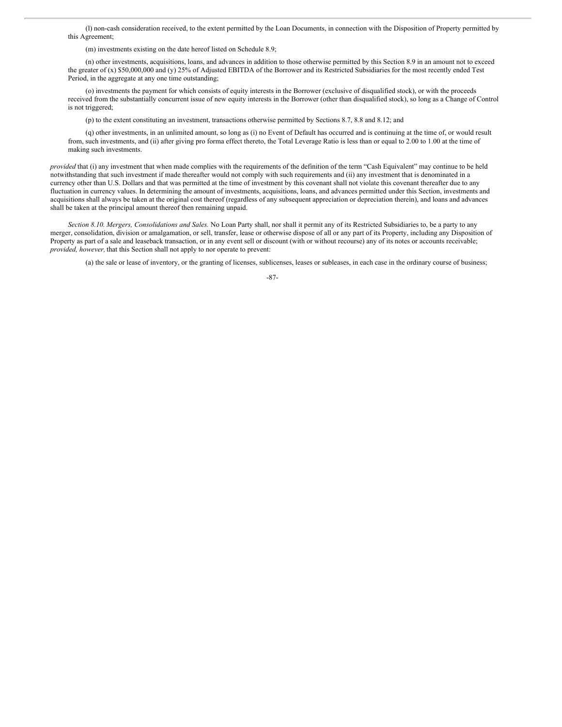(l) non-cash consideration received, to the extent permitted by the Loan Documents, in connection with the Disposition of Property permitted by this Agreement;

(m) investments existing on the date hereof listed on Schedule 8.9;

(n) other investments, acquisitions, loans, and advances in addition to those otherwise permitted by this Section 8.9 in an amount not to exceed the greater of (x) $50,000,000 and (y) 25% of Adjusted EBITDA of the Borrower and its Restricted Subsidiaries for the most recently ended Test Period, in the aggregate at any one time outstanding;

(o) investments the payment for which consists of equity interests in the Borrower (exclusive of disqualified stock), or with the proceeds received from the substantially concurrent issue of new equity interests in the Borrower (other than disqualified stock), so long as a Change of Control is not triggered;

(p) to the extent constituting an investment, transactions otherwise permitted by Sections 8.7, 8.8 and 8.12; and

(q) other investments, in an unlimited amount, so long as (i) no Event of Default has occurred and is continuing at the time of, or would result from, such investments, and (ii) after giving pro forma effect thereto, the Total Leverage Ratio is less than or equal to 2.00 to 1.00 at the time of making such investments.

*provided* that (i) any investment that when made complies with the requirements of the definition of the term "Cash Equivalent" may continue to be held notwithstanding that such investment if made thereafter would not comply with such requirements and (ii) any investment that is denominated in a currency other than U.S. Dollars and that was permitted at the time of investment by this covenant shall not violate this covenant thereafter due to any fluctuation in currency values. In determining the amount of investments, acquisitions, loans, and advances permitted under this Section, investments and acquisitions shall always be taken at the original cost thereof (regardless of any subsequent appreciation or depreciation therein), and loans and advances shall be taken at the principal amount thereof then remaining unpaid.

*Section 8.10. Mergers, Consolidations and Sales.* No Loan Party shall, nor shall it permit any of its Restricted Subsidiaries to, be a party to any merger, consolidation, division or amalgamation, or sell, transfer, lease or otherwise dispose of all or any part of its Property, including any Disposition of Property as part of a sale and leaseback transaction, or in any event sell or discount (with or without recourse) any of its notes or accounts receivable; *provided, however,* that this Section shall not apply to nor operate to prevent:

(a) the sale or lease of inventory, or the granting of licenses, sublicenses, leases or subleases, in each case in the ordinary course of business;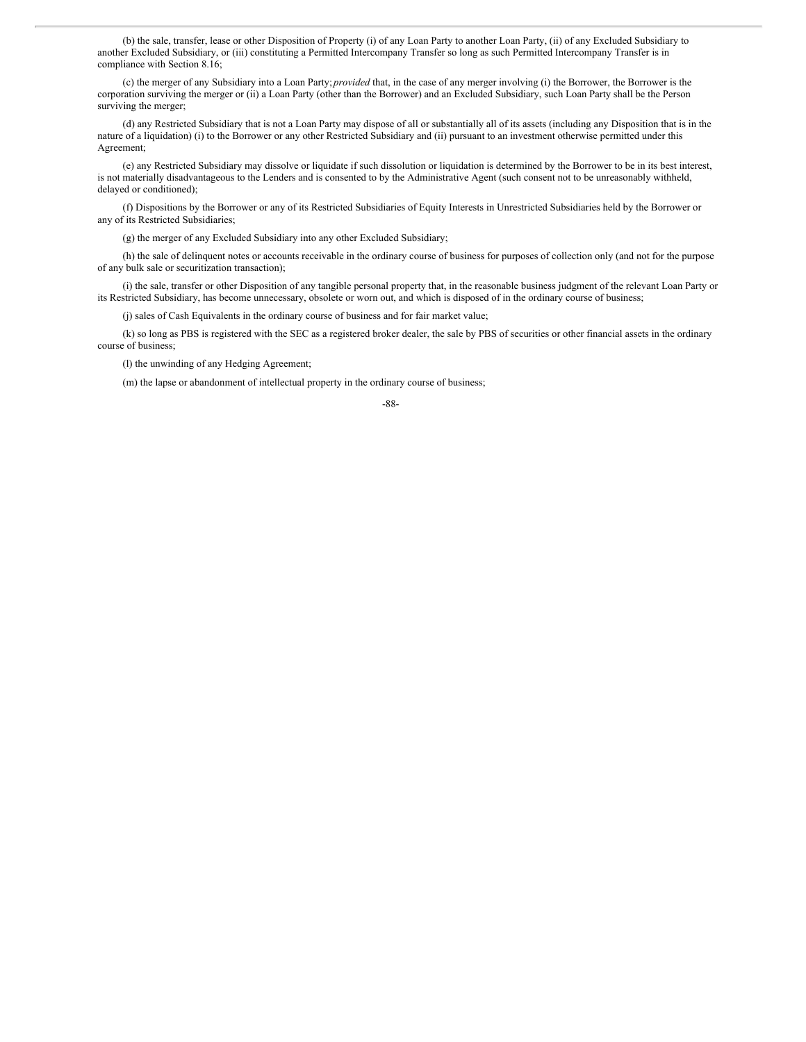(b) the sale, transfer, lease or other Disposition of Property (i) of any Loan Party to another Loan Party, (ii) of any Excluded Subsidiary to another Excluded Subsidiary, or (iii) constituting a Permitted Intercompany Transfer so long as such Permitted Intercompany Transfer is in compliance with Section 8.16;

(c) the merger of any Subsidiary into a Loan Party; *provided* that, in the case of any merger involving (i) the Borrower, the Borrower is the corporation surviving the merger or (ii) a Loan Party (other than the Borrower) and an Excluded Subsidiary, such Loan Party shall be the Person surviving the merger;

(d) any Restricted Subsidiary that is not a Loan Party may dispose of all or substantially all of its assets (including any Disposition that is in the nature of a liquidation) (i) to the Borrower or any other Restricted Subsidiary and (ii) pursuant to an investment otherwise permitted under this Agreement;

(e) any Restricted Subsidiary may dissolve or liquidate if such dissolution or liquidation is determined by the Borrower to be in its best interest, is not materially disadvantageous to the Lenders and is consented to by the Administrative Agent (such consent not to be unreasonably withheld, delayed or conditioned);

(f) Dispositions by the Borrower or any of its Restricted Subsidiaries of Equity Interests in Unrestricted Subsidiaries held by the Borrower or any of its Restricted Subsidiaries;

(g) the merger of any Excluded Subsidiary into any other Excluded Subsidiary;

(h) the sale of delinquent notes or accounts receivable in the ordinary course of business for purposes of collection only (and not for the purpose of any bulk sale or securitization transaction);

(i) the sale, transfer or other Disposition of any tangible personal property that, in the reasonable business judgment of the relevant Loan Party or its Restricted Subsidiary, has become unnecessary, obsolete or worn out, and which is disposed of in the ordinary course of business;

(j) sales of Cash Equivalents in the ordinary course of business and for fair market value;

(k) so long as PBS is registered with the SEC as a registered broker dealer, the sale by PBS of securities or other financial assets in the ordinary course of business;

(l) the unwinding of any Hedging Agreement;

(m) the lapse or abandonment of intellectual property in the ordinary course of business;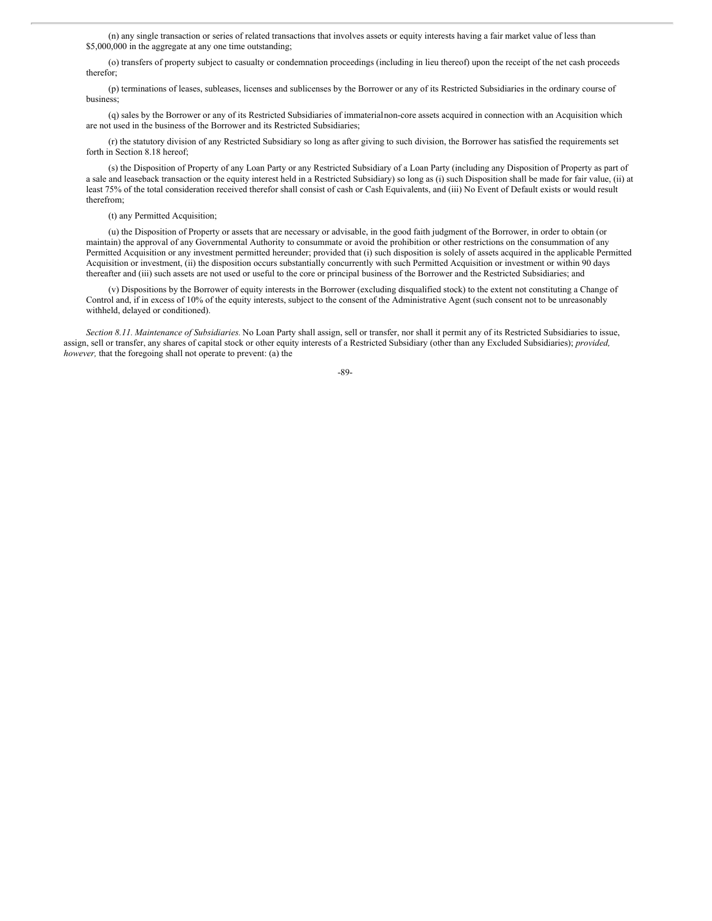(n) any single transaction or series of related transactions that involves assets or equity interests having a fair market value of less than $5,000,000 in the aggregate at any one time outstanding;

(o) transfers of property subject to casualty or condemnation proceedings (including in lieu thereof) upon the receipt of the net cash proceeds therefor;

(p) terminations of leases, subleases, licenses and sublicenses by the Borrower or any of its Restricted Subsidiaries in the ordinary course of business;

(q) sales by the Borrower or any of its Restricted Subsidiaries of immaterialnon-core assets acquired in connection with an Acquisition which are not used in the business of the Borrower and its Restricted Subsidiaries;

(r) the statutory division of any Restricted Subsidiary so long as after giving to such division, the Borrower has satisfied the requirements set forth in Section 8.18 hereof;

(s) the Disposition of Property of any Loan Party or any Restricted Subsidiary of a Loan Party (including any Disposition of Property as part of a sale and leaseback transaction or the equity interest held in a Restricted Subsidiary) so long as (i) such Disposition shall be made for fair value, (ii) at least 75% of the total consideration received therefor shall consist of cash or Cash Equivalents, and (iii) No Event of Default exists or would result therefrom;

(t) any Permitted Acquisition;

(u) the Disposition of Property or assets that are necessary or advisable, in the good faith judgment of the Borrower, in order to obtain (or maintain) the approval of any Governmental Authority to consummate or avoid the prohibition or other restrictions on the consummation of any Permitted Acquisition or any investment permitted hereunder; provided that (i) such disposition is solely of assets acquired in the applicable Permitted Acquisition or investment, (ii) the disposition occurs substantially concurrently with such Permitted Acquisition or investment or within 90 days thereafter and (iii) such assets are not used or useful to the core or principal business of the Borrower and the Restricted Subsidiaries; and

(v) Dispositions by the Borrower of equity interests in the Borrower (excluding disqualified stock) to the extent not constituting a Change of Control and, if in excess of 10% of the equity interests, subject to the consent of the Administrative Agent (such consent not to be unreasonably withheld, delayed or conditioned).

*Section 8.11. Maintenance of Subsidiaries.* No Loan Party shall assign, sell or transfer, nor shall it permit any of its Restricted Subsidiaries to issue, assign, sell or transfer, any shares of capital stock or other equity interests of a Restricted Subsidiary (other than any Excluded Subsidiaries); *provided, however,* that the foregoing shall not operate to prevent: (a) the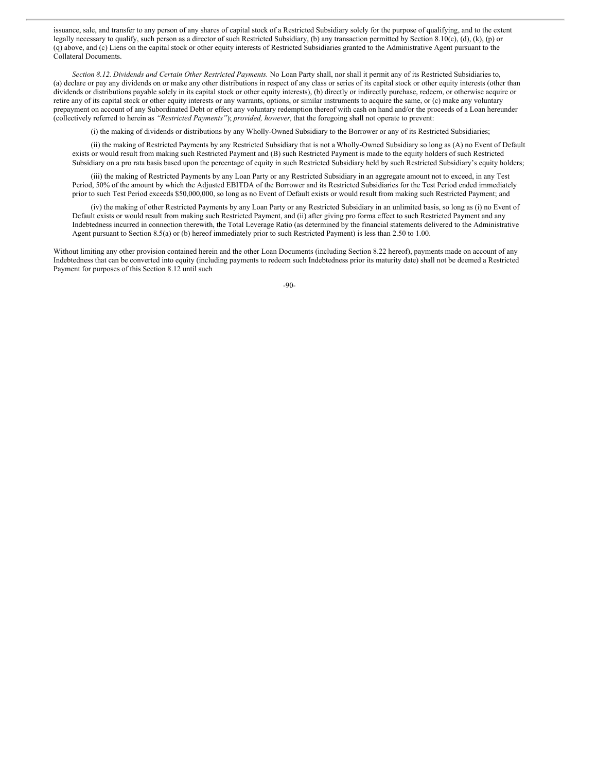issuance, sale, and transfer to any person of any shares of capital stock of a Restricted Subsidiary solely for the purpose of qualifying, and to the extent legally necessary to qualify, such person as a director of such Restricted Subsidiary, (b) any transaction permitted by Section 8.10(c), (d), (k), (p) or (q) above, and (c) Liens on the capital stock or other equity interests of Restricted Subsidiaries granted to the Administrative Agent pursuant to the Collateral Documents.

*Section 8.12. Dividends and Certain Other Restricted Payments.* No Loan Party shall, nor shall it permit any of its Restricted Subsidiaries to, (a) declare or pay any dividends on or make any other distributions in respect of any class or series of its capital stock or other equity interests (other than dividends or distributions payable solely in its capital stock or other equity interests), (b) directly or indirectly purchase, redeem, or otherwise acquire or retire any of its capital stock or other equity interests or any warrants, options, or similar instruments to acquire the same, or (c) make any voluntary prepayment on account of any Subordinated Debt or effect any voluntary redemption thereof with cash on hand and/or the proceeds of a Loan hereunder (collectively referred to herein as *"Restricted Payments"*); *provided, however,* that the foregoing shall not operate to prevent:

(i) the making of dividends or distributions by any Wholly-Owned Subsidiary to the Borrower or any of its Restricted Subsidiaries;

(ii) the making of Restricted Payments by any Restricted Subsidiary that is not a Wholly-Owned Subsidiary so long as (A) no Event of Default exists or would result from making such Restricted Payment and (B) such Restricted Payment is made to the equity holders of such Restricted Subsidiary on a pro rata basis based upon the percentage of equity in such Restricted Subsidiary held by such Restricted Subsidiary's equity holders;

(iii) the making of Restricted Payments by any Loan Party or any Restricted Subsidiary in an aggregate amount not to exceed, in any Test Period, 50% of the amount by which the Adjusted EBITDA of the Borrower and its Restricted Subsidiaries for the Test Period ended immediately prior to such Test Period exceeds $50,000,000, so long as no Event of Default exists or would result from making such Restricted Payment; and

(iv) the making of other Restricted Payments by any Loan Party or any Restricted Subsidiary in an unlimited basis, so long as (i) no Event of Default exists or would result from making such Restricted Payment, and (ii) after giving pro forma effect to such Restricted Payment and any Indebtedness incurred in connection therewith, the Total Leverage Ratio (as determined by the financial statements delivered to the Administrative Agent pursuant to Section 8.5(a) or (b) hereof immediately prior to such Restricted Payment) is less than 2.50 to 1.00.

Without limiting any other provision contained herein and the other Loan Documents (including Section 8.22 hereof), payments made on account of any Indebtedness that can be converted into equity (including payments to redeem such Indebtedness prior its maturity date) shall not be deemed a Restricted Payment for purposes of this Section 8.12 until such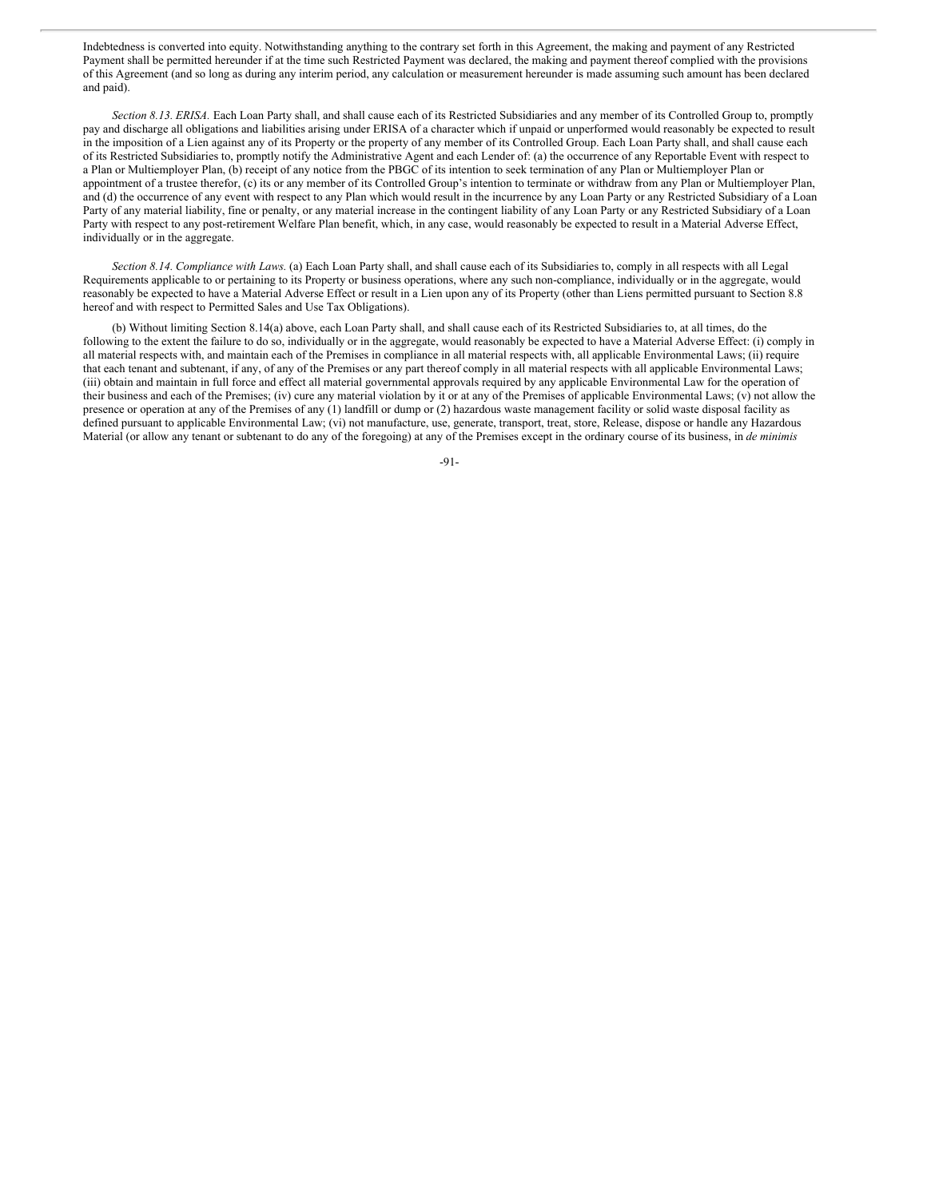Indebtedness is converted into equity. Notwithstanding anything to the contrary set forth in this Agreement, the making and payment of any Restricted Payment shall be permitted hereunder if at the time such Restricted Payment was declared, the making and payment thereof complied with the provisions of this Agreement (and so long as during any interim period, any calculation or measurement hereunder is made assuming such amount has been declared and paid).

*Section 8.13. ERISA.* Each Loan Party shall, and shall cause each of its Restricted Subsidiaries and any member of its Controlled Group to, promptly pay and discharge all obligations and liabilities arising under ERISA of a character which if unpaid or unperformed would reasonably be expected to result in the imposition of a Lien against any of its Property or the property of any member of its Controlled Group. Each Loan Party shall, and shall cause each of its Restricted Subsidiaries to, promptly notify the Administrative Agent and each Lender of: (a) the occurrence of any Reportable Event with respect to a Plan or Multiemployer Plan, (b) receipt of any notice from the PBGC of its intention to seek termination of any Plan or Multiemployer Plan or appointment of a trustee therefor, (c) its or any member of its Controlled Group's intention to terminate or withdraw from any Plan or Multiemployer Plan, and (d) the occurrence of any event with respect to any Plan which would result in the incurrence by any Loan Party or any Restricted Subsidiary of a Loan Party of any material liability, fine or penalty, or any material increase in the contingent liability of any Loan Party or any Restricted Subsidiary of a Loan Party with respect to any post-retirement Welfare Plan benefit, which, in any case, would reasonably be expected to result in a Material Adverse Effect, individually or in the aggregate.

*Section 8.14. Compliance with Laws.* (a) Each Loan Party shall, and shall cause each of its Subsidiaries to, comply in all respects with all Legal Requirements applicable to or pertaining to its Property or business operations, where any such non-compliance, individually or in the aggregate, would reasonably be expected to have a Material Adverse Effect or result in a Lien upon any of its Property (other than Liens permitted pursuant to Section 8.8 hereof and with respect to Permitted Sales and Use Tax Obligations).

(b) Without limiting Section 8.14(a) above, each Loan Party shall, and shall cause each of its Restricted Subsidiaries to, at all times, do the following to the extent the failure to do so, individually or in the aggregate, would reasonably be expected to have a Material Adverse Effect: (i) comply in all material respects with, and maintain each of the Premises in compliance in all material respects with, all applicable Environmental Laws; (ii) require that each tenant and subtenant, if any, of any of the Premises or any part thereof comply in all material respects with all applicable Environmental Laws; (iii) obtain and maintain in full force and effect all material governmental approvals required by any applicable Environmental Law for the operation of their business and each of the Premises; (iv) cure any material violation by it or at any of the Premises of applicable Environmental Laws; (v) not allow the presence or operation at any of the Premises of any (1) landfill or dump or (2) hazardous waste management facility or solid waste disposal facility as defined pursuant to applicable Environmental Law; (vi) not manufacture, use, generate, transport, treat, store, Release, dispose or handle any Hazardous Material (or allow any tenant or subtenant to do any of the foregoing) at any of the Premises except in the ordinary course of its business, in *de minimis*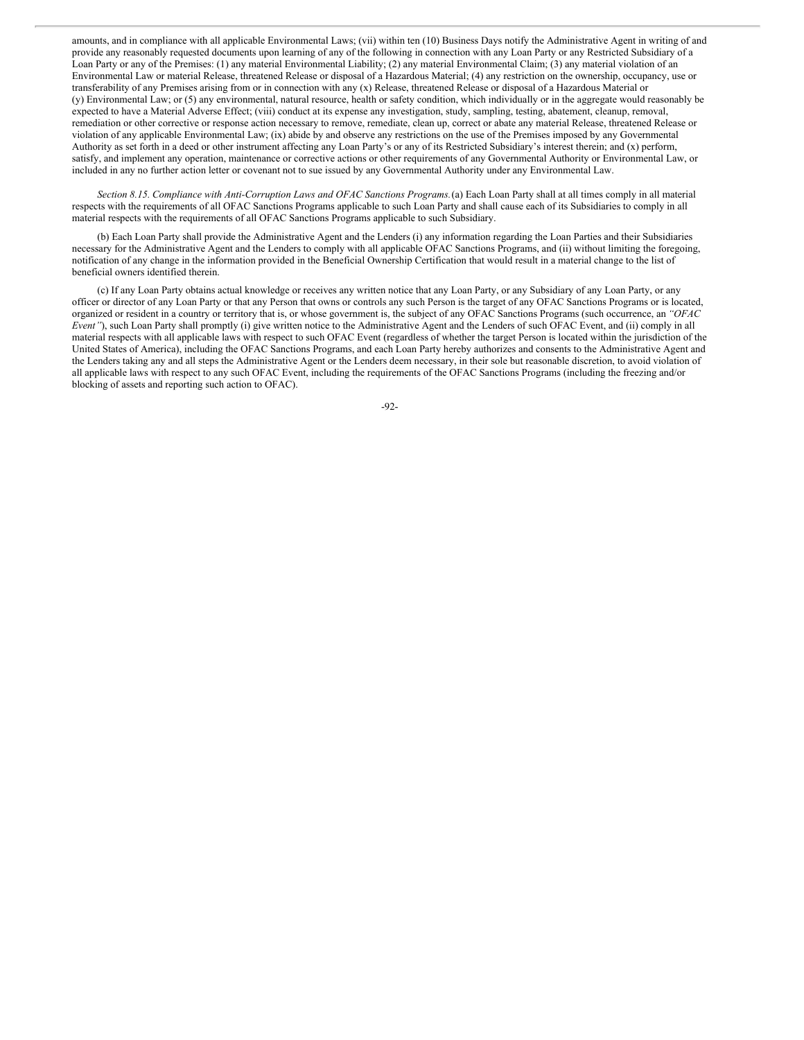amounts, and in compliance with all applicable Environmental Laws; (vii) within ten (10) Business Days notify the Administrative Agent in writing of and provide any reasonably requested documents upon learning of any of the following in connection with any Loan Party or any Restricted Subsidiary of a Loan Party or any of the Premises: (1) any material Environmental Liability; (2) any material Environmental Claim; (3) any material violation of an Environmental Law or material Release, threatened Release or disposal of a Hazardous Material; (4) any restriction on the ownership, occupancy, use or transferability of any Premises arising from or in connection with any (x) Release, threatened Release or disposal of a Hazardous Material or (y) Environmental Law; or (5) any environmental, natural resource, health or safety condition, which individually or in the aggregate would reasonably be expected to have a Material Adverse Effect; (viii) conduct at its expense any investigation, study, sampling, testing, abatement, cleanup, removal, remediation or other corrective or response action necessary to remove, remediate, clean up, correct or abate any material Release, threatened Release or violation of any applicable Environmental Law; (ix) abide by and observe any restrictions on the use of the Premises imposed by any Governmental Authority as set forth in a deed or other instrument affecting any Loan Party's or any of its Restricted Subsidiary's interest therein; and (x) perform, satisfy, and implement any operation, maintenance or corrective actions or other requirements of any Governmental Authority or Environmental Law, or included in any no further action letter or covenant not to sue issued by any Governmental Authority under any Environmental Law.

*Section 8.15. Compliance with Anti-Corruption Laws and OFAC Sanctions Programs.* (a) Each Loan Party shall at all times comply in all material respects with the requirements of all OFAC Sanctions Programs applicable to such Loan Party and shall cause each of its Subsidiaries to comply in all material respects with the requirements of all OFAC Sanctions Programs applicable to such Subsidiary.

(b) Each Loan Party shall provide the Administrative Agent and the Lenders (i) any information regarding the Loan Parties and their Subsidiaries necessary for the Administrative Agent and the Lenders to comply with all applicable OFAC Sanctions Programs, and (ii) without limiting the foregoing, notification of any change in the information provided in the Beneficial Ownership Certification that would result in a material change to the list of beneficial owners identified therein.

(c) If any Loan Party obtains actual knowledge or receives any written notice that any Loan Party, or any Subsidiary of any Loan Party, or any officer or director of any Loan Party or that any Person that owns or controls any such Person is the target of any OFAC Sanctions Programs or is located, organized or resident in a country or territory that is, or whose government is, the subject of any OFAC Sanctions Programs (such occurrence, an *"OFAC Event"*), such Loan Party shall promptly (i) give written notice to the Administrative Agent and the Lenders of such OFAC Event, and (ii) comply in all material respects with all applicable laws with respect to such OFAC Event (regardless of whether the target Person is located within the jurisdiction of the United States of America), including the OFAC Sanctions Programs, and each Loan Party hereby authorizes and consents to the Administrative Agent and the Lenders taking any and all steps the Administrative Agent or the Lenders deem necessary, in their sole but reasonable discretion, to avoid violation of all applicable laws with respect to any such OFAC Event, including the requirements of the OFAC Sanctions Programs (including the freezing and/or blocking of assets and reporting such action to OFAC).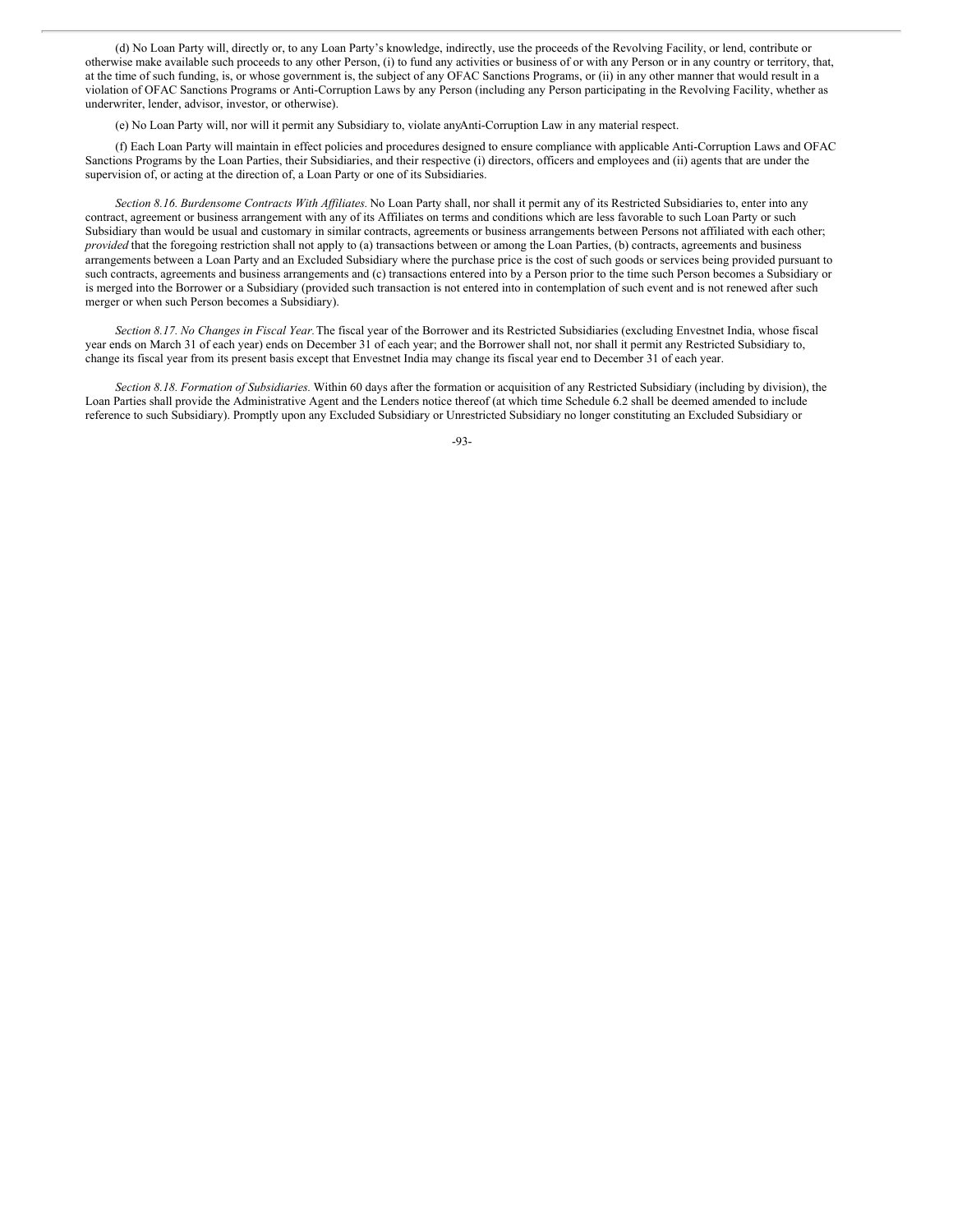(d) No Loan Party will, directly or, to any Loan Party's knowledge, indirectly, use the proceeds of the Revolving Facility, or lend, contribute or otherwise make available such proceeds to any other Person, (i) to fund any activities or business of or with any Person or in any country or territory, that, at the time of such funding, is, or whose government is, the subject of any OFAC Sanctions Programs, or (ii) in any other manner that would result in a violation of OFAC Sanctions Programs or Anti-Corruption Laws by any Person (including any Person participating in the Revolving Facility, whether as underwriter, lender, advisor, investor, or otherwise).

(e) No Loan Party will, nor will it permit any Subsidiary to, violate anyAnti-Corruption Law in any material respect.

(f) Each Loan Party will maintain in effect policies and procedures designed to ensure compliance with applicable Anti-Corruption Laws and OFAC Sanctions Programs by the Loan Parties, their Subsidiaries, and their respective (i) directors, officers and employees and (ii) agents that are under the supervision of, or acting at the direction of, a Loan Party or one of its Subsidiaries.

*Section 8.16. Burdensome Contracts With Affiliates.* No Loan Party shall, nor shall it permit any of its Restricted Subsidiaries to, enter into any contract, agreement or business arrangement with any of its Affiliates on terms and conditions which are less favorable to such Loan Party or such Subsidiary than would be usual and customary in similar contracts, agreements or business arrangements between Persons not affiliated with each other; *provided* that the foregoing restriction shall not apply to (a) transactions between or among the Loan Parties, (b) contracts, agreements and business arrangements between a Loan Party and an Excluded Subsidiary where the purchase price is the cost of such goods or services being provided pursuant to such contracts, agreements and business arrangements and (c) transactions entered into by a Person prior to the time such Person becomes a Subsidiary or is merged into the Borrower or a Subsidiary (provided such transaction is not entered into in contemplation of such event and is not renewed after such merger or when such Person becomes a Subsidiary).

*Section 8.17. No Changes in Fiscal Year.* The fiscal year of the Borrower and its Restricted Subsidiaries (excluding Envestnet India, whose fiscal year ends on March 31 of each year) ends on December 31 of each year; and the Borrower shall not, nor shall it permit any Restricted Subsidiary to, change its fiscal year from its present basis except that Envestnet India may change its fiscal year end to December 31 of each year.

*Section 8.18. Formation of Subsidiaries.* Within 60 days after the formation or acquisition of any Restricted Subsidiary (including by division), the Loan Parties shall provide the Administrative Agent and the Lenders notice thereof (at which time Schedule 6.2 shall be deemed amended to include reference to such Subsidiary). Promptly upon any Excluded Subsidiary or Unrestricted Subsidiary no longer constituting an Excluded Subsidiary or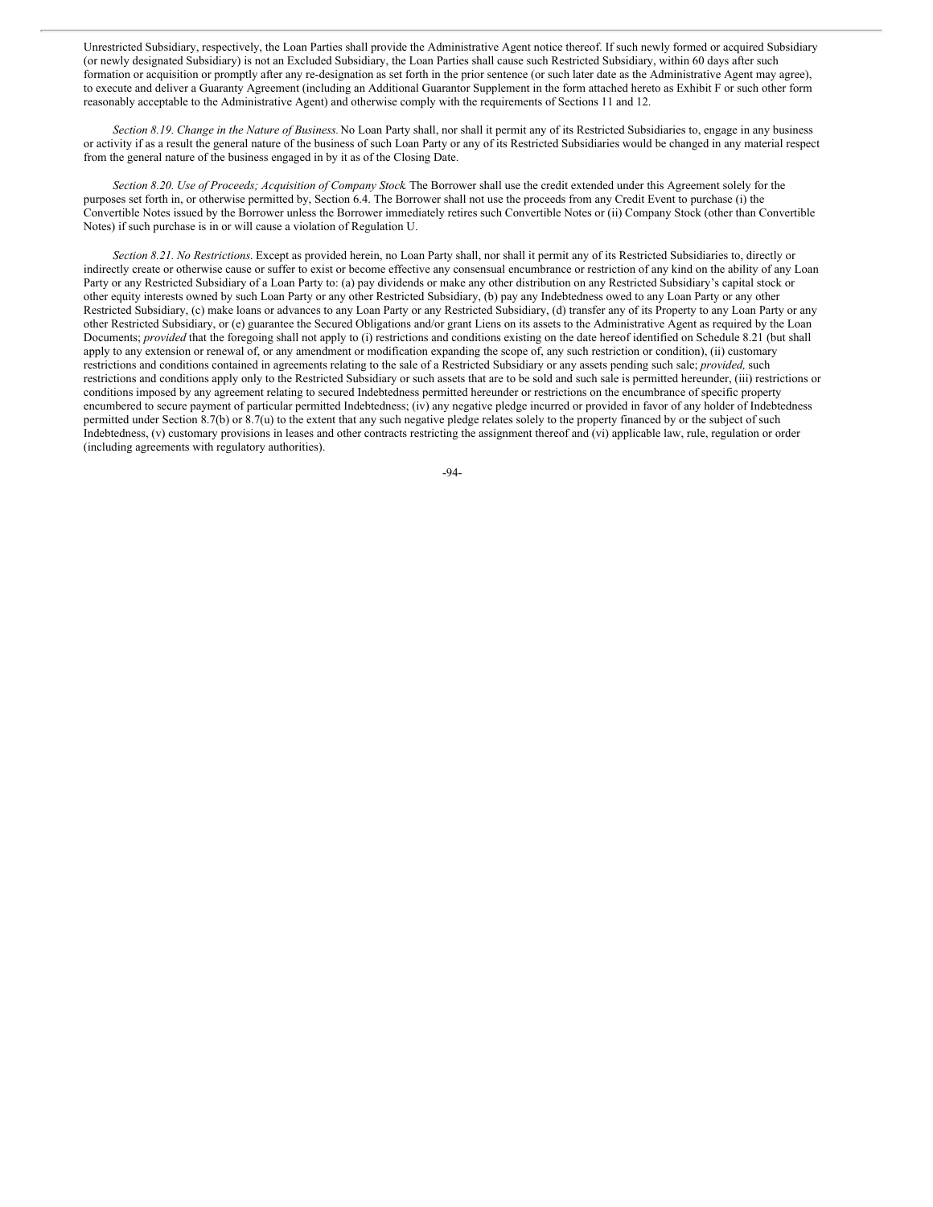Unrestricted Subsidiary, respectively, the Loan Parties shall provide the Administrative Agent notice thereof. If such newly formed or acquired Subsidiary (or newly designated Subsidiary) is not an Excluded Subsidiary, the Loan Parties shall cause such Restricted Subsidiary, within 60 days after such formation or acquisition or promptly after any re-designation as set forth in the prior sentence (or such later date as the Administrative Agent may agree), to execute and deliver a Guaranty Agreement (including an Additional Guarantor Supplement in the form attached hereto as Exhibit F or such other form reasonably acceptable to the Administrative Agent) and otherwise comply with the requirements of Sections 11 and 12.

*Section 8.19. Change in the Nature of Business.* No Loan Party shall, nor shall it permit any of its Restricted Subsidiaries to, engage in any business or activity if as a result the general nature of the business of such Loan Party or any of its Restricted Subsidiaries would be changed in any material respect from the general nature of the business engaged in by it as of the Closing Date.

*Section 8.20. Use of Proceeds; Acquisition of Company Stock.* The Borrower shall use the credit extended under this Agreement solely for the purposes set forth in, or otherwise permitted by, Section 6.4. The Borrower shall not use the proceeds from any Credit Event to purchase (i) the Convertible Notes issued by the Borrower unless the Borrower immediately retires such Convertible Notes or (ii) Company Stock (other than Convertible Notes) if such purchase is in or will cause a violation of Regulation U.

*Section 8.21. No Restrictions.* Except as provided herein, no Loan Party shall, nor shall it permit any of its Restricted Subsidiaries to, directly or indirectly create or otherwise cause or suffer to exist or become effective any consensual encumbrance or restriction of any kind on the ability of any Loan Party or any Restricted Subsidiary of a Loan Party to: (a) pay dividends or make any other distribution on any Restricted Subsidiary's capital stock or other equity interests owned by such Loan Party or any other Restricted Subsidiary, (b) pay any Indebtedness owed to any Loan Party or any other Restricted Subsidiary, (c) make loans or advances to any Loan Party or any Restricted Subsidiary, (d) transfer any of its Property to any Loan Party or any other Restricted Subsidiary, or (e) guarantee the Secured Obligations and/or grant Liens on its assets to the Administrative Agent as required by the Loan Documents; *provided* that the foregoing shall not apply to (i) restrictions and conditions existing on the date hereof identified on Schedule 8.21 (but shall apply to any extension or renewal of, or any amendment or modification expanding the scope of, any such restriction or condition), (ii) customary restrictions and conditions contained in agreements relating to the sale of a Restricted Subsidiary or any assets pending such sale; *provided,* such restrictions and conditions apply only to the Restricted Subsidiary or such assets that are to be sold and such sale is permitted hereunder, (iii) restrictions or conditions imposed by any agreement relating to secured Indebtedness permitted hereunder or restrictions on the encumbrance of specific property encumbered to secure payment of particular permitted Indebtedness; (iv) any negative pledge incurred or provided in favor of any holder of Indebtedness permitted under Section 8.7(b) or 8.7(u) to the extent that any such negative pledge relates solely to the property financed by or the subject of such Indebtedness, (v) customary provisions in leases and other contracts restricting the assignment thereof and (vi) applicable law, rule, regulation or order (including agreements with regulatory authorities).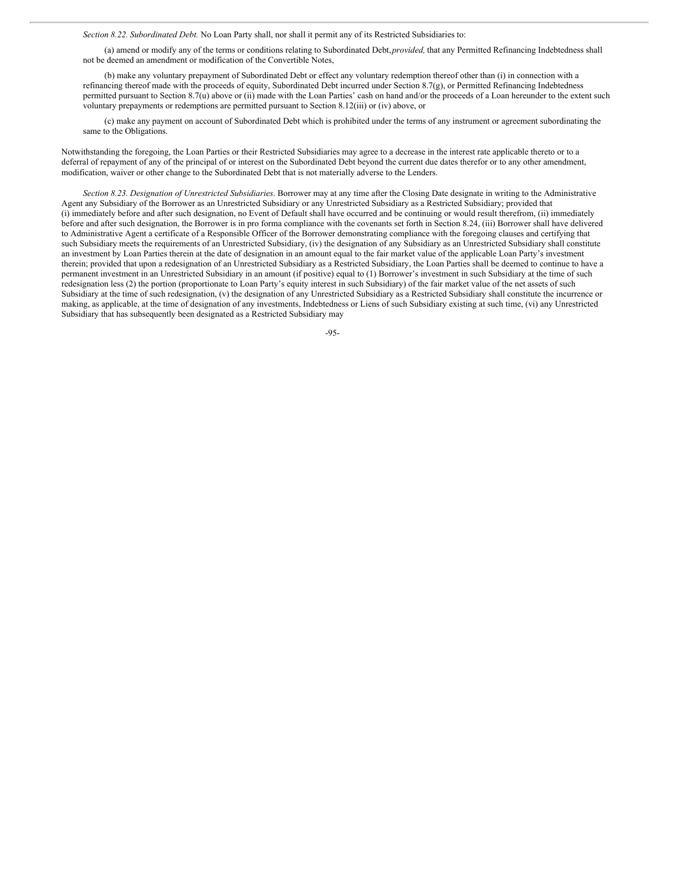*Section 8.22. Subordinated Debt.* No Loan Party shall, nor shall it permit any of its Restricted Subsidiaries to:

(a) amend or modify any of the terms or conditions relating to Subordinated Debt,*provided,* that any Permitted Refinancing Indebtedness shall not be deemed an amendment or modification of the Convertible Notes,

(b) make any voluntary prepayment of Subordinated Debt or effect any voluntary redemption thereof other than (i) in connection with a refinancing thereof made with the proceeds of equity, Subordinated Debt incurred under Section 8.7(g), or Permitted Refinancing Indebtedness permitted pursuant to Section 8.7(u) above or (ii) made with the Loan Parties' cash on hand and/or the proceeds of a Loan hereunder to the extent such voluntary prepayments or redemptions are permitted pursuant to Section 8.12(iii) or (iv) above, or

(c) make any payment on account of Subordinated Debt which is prohibited under the terms of any instrument or agreement subordinating the same to the Obligations.

Notwithstanding the foregoing, the Loan Parties or their Restricted Subsidiaries may agree to a decrease in the interest rate applicable thereto or to a deferral of repayment of any of the principal of or interest on the Subordinated Debt beyond the current due dates therefor or to any other amendment, modification, waiver or other change to the Subordinated Debt that is not materially adverse to the Lenders.

*Section 8.23. Designation of Unrestricted Subsidiaries*. Borrower may at any time after the Closing Date designate in writing to the Administrative Agent any Subsidiary of the Borrower as an Unrestricted Subsidiary or any Unrestricted Subsidiary as a Restricted Subsidiary; provided that (i) immediately before and after such designation, no Event of Default shall have occurred and be continuing or would result therefrom, (ii) immediately before and after such designation, the Borrower is in pro forma compliance with the covenants set forth in Section 8.24, (iii) Borrower shall have delivered to Administrative Agent a certificate of a Responsible Officer of the Borrower demonstrating compliance with the foregoing clauses and certifying that such Subsidiary meets the requirements of an Unrestricted Subsidiary, (iv) the designation of any Subsidiary as an Unrestricted Subsidiary shall constitute an investment by Loan Parties therein at the date of designation in an amount equal to the fair market value of the applicable Loan Party's investment therein; provided that upon a redesignation of an Unrestricted Subsidiary as a Restricted Subsidiary, the Loan Parties shall be deemed to continue to have a permanent investment in an Unrestricted Subsidiary in an amount (if positive) equal to (1) Borrower's investment in such Subsidiary at the time of such redesignation less (2) the portion (proportionate to Loan Party's equity interest in such Subsidiary) of the fair market value of the net assets of such Subsidiary at the time of such redesignation, (v) the designation of any Unrestricted Subsidiary as a Restricted Subsidiary shall constitute the incurrence or making, as applicable, at the time of designation of any investments, Indebtedness or Liens of such Subsidiary existing at such time, (vi) any Unrestricted Subsidiary that has subsequently been designated as a Restricted Subsidiary may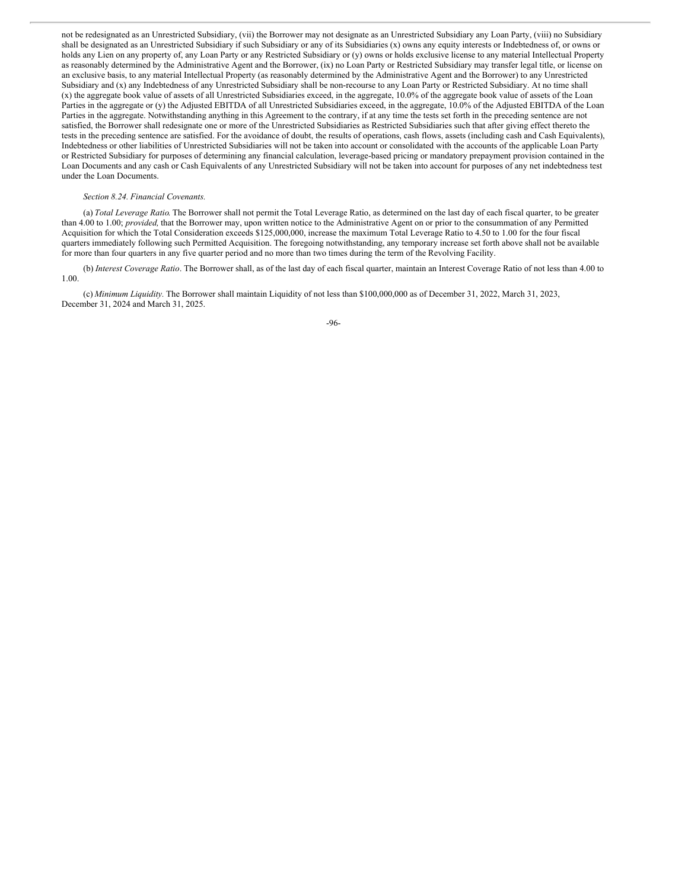not be redesignated as an Unrestricted Subsidiary, (vii) the Borrower may not designate as an Unrestricted Subsidiary any Loan Party, (viii) no Subsidiary shall be designated as an Unrestricted Subsidiary if such Subsidiary or any of its Subsidiaries (x) owns any equity interests or Indebtedness of, or owns or holds any Lien on any property of, any Loan Party or any Restricted Subsidiary or (y) owns or holds exclusive license to any material Intellectual Property as reasonably determined by the Administrative Agent and the Borrower, (ix) no Loan Party or Restricted Subsidiary may transfer legal title, or license on an exclusive basis, to any material Intellectual Property (as reasonably determined by the Administrative Agent and the Borrower) to any Unrestricted Subsidiary and (x) any Indebtedness of any Unrestricted Subsidiary shall be non-recourse to any Loan Party or Restricted Subsidiary. At no time shall (x) the aggregate book value of assets of all Unrestricted Subsidiaries exceed, in the aggregate, 10.0% of the aggregate book value of assets of the Loan Parties in the aggregate or (y) the Adjusted EBITDA of all Unrestricted Subsidiaries exceed, in the aggregate, 10.0% of the Adjusted EBITDA of the Loan Parties in the aggregate. Notwithstanding anything in this Agreement to the contrary, if at any time the tests set forth in the preceding sentence are not satisfied, the Borrower shall redesignate one or more of the Unrestricted Subsidiaries as Restricted Subsidiaries such that after giving effect thereto the tests in the preceding sentence are satisfied. For the avoidance of doubt, the results of operations, cash flows, assets (including cash and Cash Equivalents), Indebtedness or other liabilities of Unrestricted Subsidiaries will not be taken into account or consolidated with the accounts of the applicable Loan Party or Restricted Subsidiary for purposes of determining any financial calculation, leverage-based pricing or mandatory prepayment provision contained in the Loan Documents and any cash or Cash Equivalents of any Unrestricted Subsidiary will not be taken into account for purposes of any net indebtedness test under the Loan Documents.

*Section 8.24. Financial Covenants.*

(a) *Total Leverage Ratio.* The Borrower shall not permit the Total Leverage Ratio, as determined on the last day of each fiscal quarter, to be greater than 4.00 to 1.00; *provided,* that the Borrower may, upon written notice to the Administrative Agent on or prior to the consummation of any Permitted Acquisition for which the Total Consideration exceeds $125,000,000, increase the maximum Total Leverage Ratio to 4.50 to 1.00 for the four fiscal quarters immediately following such Permitted Acquisition. The foregoing notwithstanding, any temporary increase set forth above shall not be available for more than four quarters in any five quarter period and no more than two times during the term of the Revolving Facility.

(b) *Interest Coverage Ratio*. The Borrower shall, as of the last day of each fiscal quarter, maintain an Interest Coverage Ratio of not less than 4.00 to 1.00.

(c) *Minimum Liquidity.* The Borrower shall maintain Liquidity of not less than $100,000,000 as of December 31, 2022, March 31, 2023, December 31, 2024 and March 31, 2025.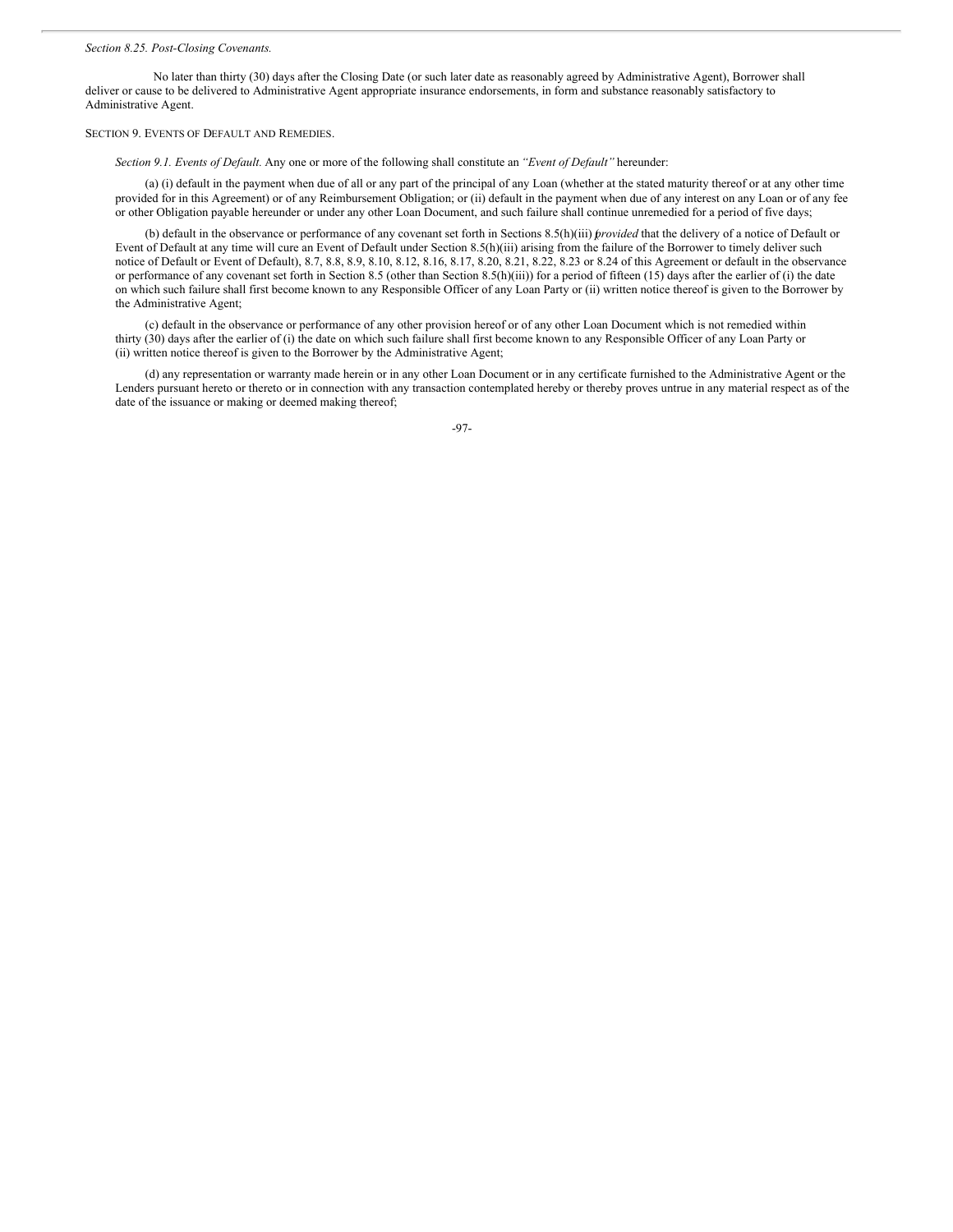*Section 8.25. Post-Closing Covenants.*

No later than thirty (30) days after the Closing Date (or such later date as reasonably agreed by Administrative Agent), Borrower shall deliver or cause to be delivered to Administrative Agent appropriate insurance endorsements, in form and substance reasonably satisfactory to Administrative Agent.

SECTION 9. EVENTS OF DEFAULT AND REMEDIES.

*Section 9.1. Events of Default.* Any one or more of the following shall constitute an *"Event of Default"* hereunder:

(a) (i) default in the payment when due of all or any part of the principal of any Loan (whether at the stated maturity thereof or at any other time provided for in this Agreement) or of any Reimbursement Obligation; or (ii) default in the payment when due of any interest on any Loan or of any fee or other Obligation payable hereunder or under any other Loan Document, and such failure shall continue unremedied for a period of five days;

(b) default in the observance or performance of any covenant set forth in Sections 8.5(h)(iii) (*provided* that the delivery of a notice of Default or Event of Default at any time will cure an Event of Default under Section 8.5(h)(iii) arising from the failure of the Borrower to timely deliver such notice of Default or Event of Default), 8.7, 8.8, 8.9, 8.10, 8.12, 8.16, 8.17, 8.20, 8.21, 8.22, 8.23 or 8.24 of this Agreement or default in the observance or performance of any covenant set forth in Section 8.5 (other than Section 8.5(h)(iii)) for a period of fifteen (15) days after the earlier of (i) the date on which such failure shall first become known to any Responsible Officer of any Loan Party or (ii) written notice thereof is given to the Borrower by the Administrative Agent;

(c) default in the observance or performance of any other provision hereof or of any other Loan Document which is not remedied within thirty (30) days after the earlier of (i) the date on which such failure shall first become known to any Responsible Officer of any Loan Party or (ii) written notice thereof is given to the Borrower by the Administrative Agent;

(d) any representation or warranty made herein or in any other Loan Document or in any certificate furnished to the Administrative Agent or the Lenders pursuant hereto or thereto or in connection with any transaction contemplated hereby or thereby proves untrue in any material respect as of the date of the issuance or making or deemed making thereof;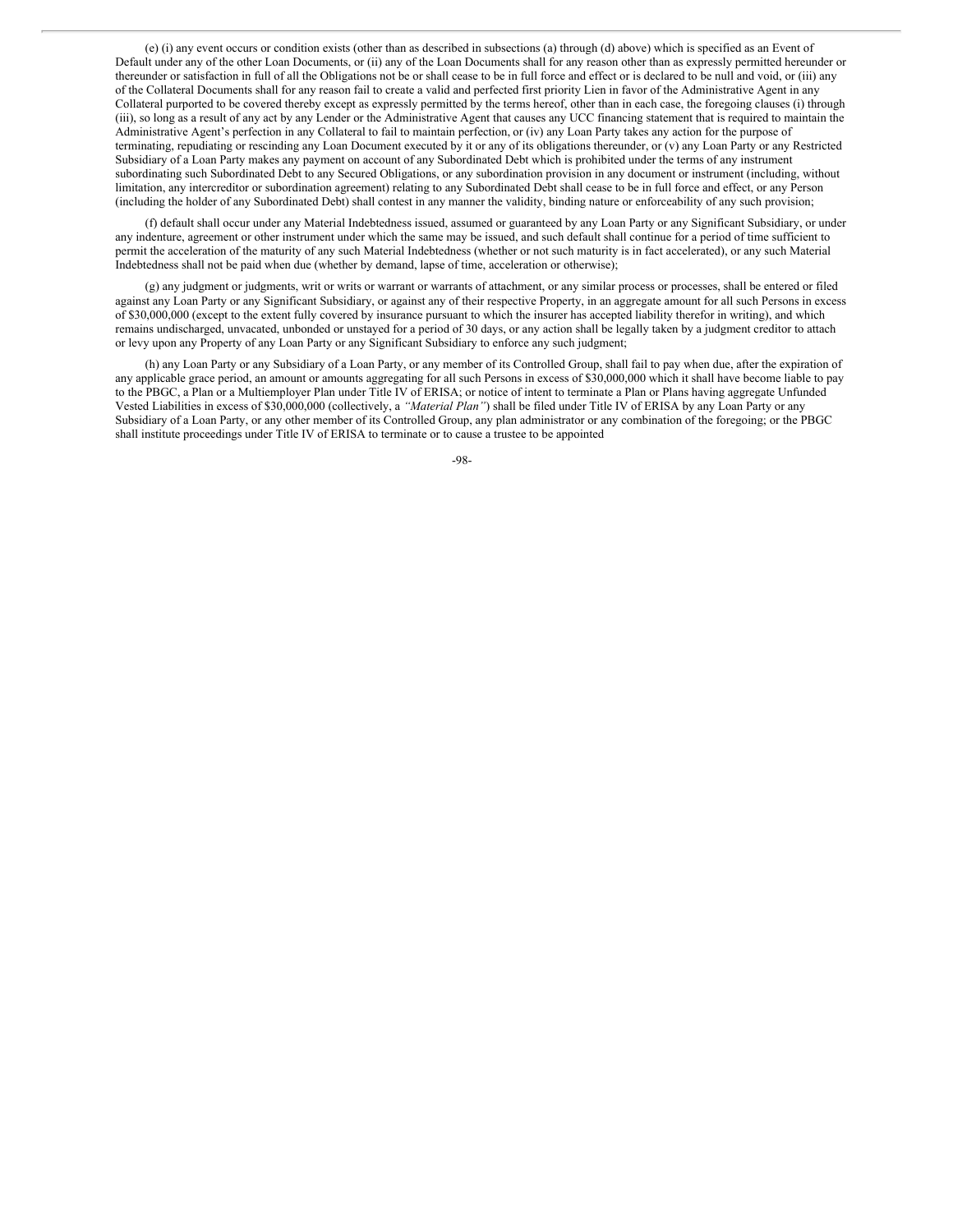(e) (i) any event occurs or condition exists (other than as described in subsections (a) through (d) above) which is specified as an Event of Default under any of the other Loan Documents, or (ii) any of the Loan Documents shall for any reason other than as expressly permitted hereunder or thereunder or satisfaction in full of all the Obligations not be or shall cease to be in full force and effect or is declared to be null and void, or (iii) any of the Collateral Documents shall for any reason fail to create a valid and perfected first priority Lien in favor of the Administrative Agent in any Collateral purported to be covered thereby except as expressly permitted by the terms hereof, other than in each case, the foregoing clauses (i) through (iii), so long as a result of any act by any Lender or the Administrative Agent that causes any UCC financing statement that is required to maintain the Administrative Agent's perfection in any Collateral to fail to maintain perfection, or (iv) any Loan Party takes any action for the purpose of terminating, repudiating or rescinding any Loan Document executed by it or any of its obligations thereunder, or (v) any Loan Party or any Restricted Subsidiary of a Loan Party makes any payment on account of any Subordinated Debt which is prohibited under the terms of any instrument subordinating such Subordinated Debt to any Secured Obligations, or any subordination provision in any document or instrument (including, without limitation, any intercreditor or subordination agreement) relating to any Subordinated Debt shall cease to be in full force and effect, or any Person (including the holder of any Subordinated Debt) shall contest in any manner the validity, binding nature or enforceability of any such provision;

(f) default shall occur under any Material Indebtedness issued, assumed or guaranteed by any Loan Party or any Significant Subsidiary, or under any indenture, agreement or other instrument under which the same may be issued, and such default shall continue for a period of time sufficient to permit the acceleration of the maturity of any such Material Indebtedness (whether or not such maturity is in fact accelerated), or any such Material Indebtedness shall not be paid when due (whether by demand, lapse of time, acceleration or otherwise);

(g) any judgment or judgments, writ or writs or warrant or warrants of attachment, or any similar process or processes, shall be entered or filed against any Loan Party or any Significant Subsidiary, or against any of their respective Property, in an aggregate amount for all such Persons in excess of $30,000,000 (except to the extent fully covered by insurance pursuant to which the insurer has accepted liability therefor in writing), and which remains undischarged, unvacated, unbonded or unstayed for a period of 30 days, or any action shall be legally taken by a judgment creditor to attach or levy upon any Property of any Loan Party or any Significant Subsidiary to enforce any such judgment;

(h) any Loan Party or any Subsidiary of a Loan Party, or any member of its Controlled Group, shall fail to pay when due, after the expiration of any applicable grace period, an amount or amounts aggregating for all such Persons in excess of $30,000,000 which it shall have become liable to pay to the PBGC, a Plan or a Multiemployer Plan under Title IV of ERISA; or notice of intent to terminate a Plan or Plans having aggregate Unfunded Vested Liabilities in excess of $30,000,000 (collectively, a *"Material Plan"*) shall be filed under Title IV of ERISA by any Loan Party or any Subsidiary of a Loan Party, or any other member of its Controlled Group, any plan administrator or any combination of the foregoing; or the PBGC shall institute proceedings under Title IV of ERISA to terminate or to cause a trustee to be appointed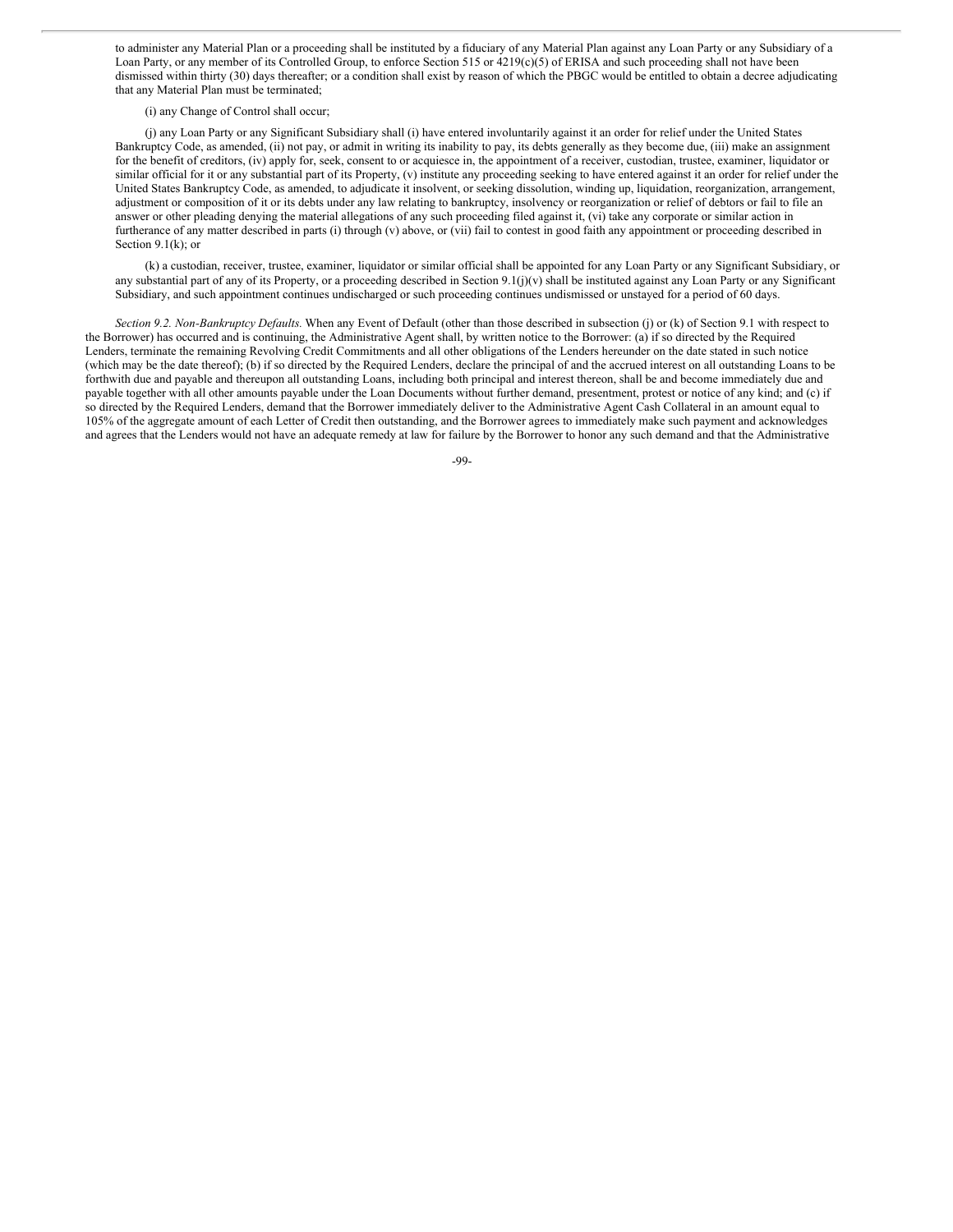to administer any Material Plan or a proceeding shall be instituted by a fiduciary of any Material Plan against any Loan Party or any Subsidiary of a Loan Party, or any member of its Controlled Group, to enforce Section 515 or 4219(c)(5) of ERISA and such proceeding shall not have been dismissed within thirty (30) days thereafter; or a condition shall exist by reason of which the PBGC would be entitled to obtain a decree adjudicating that any Material Plan must be terminated;

(i) any Change of Control shall occur;

(j) any Loan Party or any Significant Subsidiary shall (i) have entered involuntarily against it an order for relief under the United States Bankruptcy Code, as amended, (ii) not pay, or admit in writing its inability to pay, its debts generally as they become due, (iii) make an assignment for the benefit of creditors, (iv) apply for, seek, consent to or acquiesce in, the appointment of a receiver, custodian, trustee, examiner, liquidator or similar official for it or any substantial part of its Property, (v) institute any proceeding seeking to have entered against it an order for relief under the United States Bankruptcy Code, as amended, to adjudicate it insolvent, or seeking dissolution, winding up, liquidation, reorganization, arrangement, adjustment or composition of it or its debts under any law relating to bankruptcy, insolvency or reorganization or relief of debtors or fail to file an answer or other pleading denying the material allegations of any such proceeding filed against it, (vi) take any corporate or similar action in furtherance of any matter described in parts (i) through (v) above, or (vii) fail to contest in good faith any appointment or proceeding described in Section 9.1(k); or

(k) a custodian, receiver, trustee, examiner, liquidator or similar official shall be appointed for any Loan Party or any Significant Subsidiary, or any substantial part of any of its Property, or a proceeding described in Section 9.1(j)(v) shall be instituted against any Loan Party or any Significant Subsidiary, and such appointment continues undischarged or such proceeding continues undismissed or unstayed for a period of 60 days.

*Section 9.2. Non-Bankruptcy Defaults*. When any Event of Default (other than those described in subsection (j) or (k) of Section 9.1 with respect to the Borrower) has occurred and is continuing, the Administrative Agent shall, by written notice to the Borrower: (a) if so directed by the Required Lenders, terminate the remaining Revolving Credit Commitments and all other obligations of the Lenders hereunder on the date stated in such notice (which may be the date thereof); (b) if so directed by the Required Lenders, declare the principal of and the accrued interest on all outstanding Loans to be forthwith due and payable and thereupon all outstanding Loans, including both principal and interest thereon, shall be and become immediately due and payable together with all other amounts payable under the Loan Documents without further demand, presentment, protest or notice of any kind; and (c) if so directed by the Required Lenders, demand that the Borrower immediately deliver to the Administrative Agent Cash Collateral in an amount equal to 105% of the aggregate amount of each Letter of Credit then outstanding, and the Borrower agrees to immediately make such payment and acknowledges and agrees that the Lenders would not have an adequate remedy at law for failure by the Borrower to honor any such demand and that the Administrative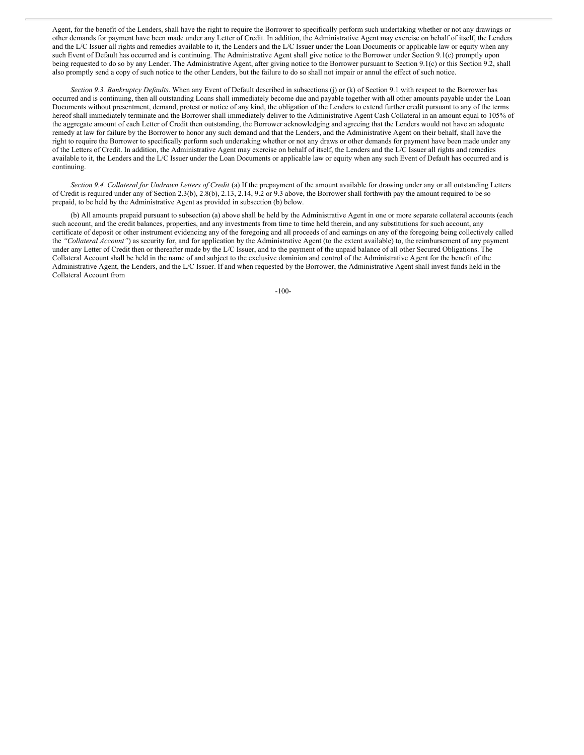Agent, for the benefit of the Lenders, shall have the right to require the Borrower to specifically perform such undertaking whether or not any drawings or other demands for payment have been made under any Letter of Credit. In addition, the Administrative Agent may exercise on behalf of itself, the Lenders and the L/C Issuer all rights and remedies available to it, the Lenders and the L/C Issuer under the Loan Documents or applicable law or equity when any such Event of Default has occurred and is continuing. The Administrative Agent shall give notice to the Borrower under Section 9.1(c) promptly upon being requested to do so by any Lender. The Administrative Agent, after giving notice to the Borrower pursuant to Section 9.1(c) or this Section 9.2, shall also promptly send a copy of such notice to the other Lenders, but the failure to do so shall not impair or annul the effect of such notice.

*Section 9.3. Bankruptcy Defaults*. When any Event of Default described in subsections (j) or (k) of Section 9.1 with respect to the Borrower has occurred and is continuing, then all outstanding Loans shall immediately become due and payable together with all other amounts payable under the Loan Documents without presentment, demand, protest or notice of any kind, the obligation of the Lenders to extend further credit pursuant to any of the terms hereof shall immediately terminate and the Borrower shall immediately deliver to the Administrative Agent Cash Collateral in an amount equal to 105% of the aggregate amount of each Letter of Credit then outstanding, the Borrower acknowledging and agreeing that the Lenders would not have an adequate remedy at law for failure by the Borrower to honor any such demand and that the Lenders, and the Administrative Agent on their behalf, shall have the right to require the Borrower to specifically perform such undertaking whether or not any draws or other demands for payment have been made under any of the Letters of Credit. In addition, the Administrative Agent may exercise on behalf of itself, the Lenders and the L/C Issuer all rights and remedies available to it, the Lenders and the L/C Issuer under the Loan Documents or applicable law or equity when any such Event of Default has occurred and is continuing.

*Section 9.4. Collateral for Undrawn Letters of Credit.* (a) If the prepayment of the amount available for drawing under any or all outstanding Letters of Credit is required under any of Section 2.3(b), 2.8(b), 2.13, 2.14, 9.2 or 9.3 above, the Borrower shall forthwith pay the amount required to be so prepaid, to be held by the Administrative Agent as provided in subsection (b) below.

(b) All amounts prepaid pursuant to subsection (a) above shall be held by the Administrative Agent in one or more separate collateral accounts (each such account, and the credit balances, properties, and any investments from time to time held therein, and any substitutions for such account, any certificate of deposit or other instrument evidencing any of the foregoing and all proceeds of and earnings on any of the foregoing being collectively called the *"Collateral Account"*) as security for, and for application by the Administrative Agent (to the extent available) to, the reimbursement of any payment under any Letter of Credit then or thereafter made by the L/C Issuer, and to the payment of the unpaid balance of all other Secured Obligations. The Collateral Account shall be held in the name of and subject to the exclusive dominion and control of the Administrative Agent for the benefit of the Administrative Agent, the Lenders, and the L/C Issuer. If and when requested by the Borrower, the Administrative Agent shall invest funds held in the Collateral Account from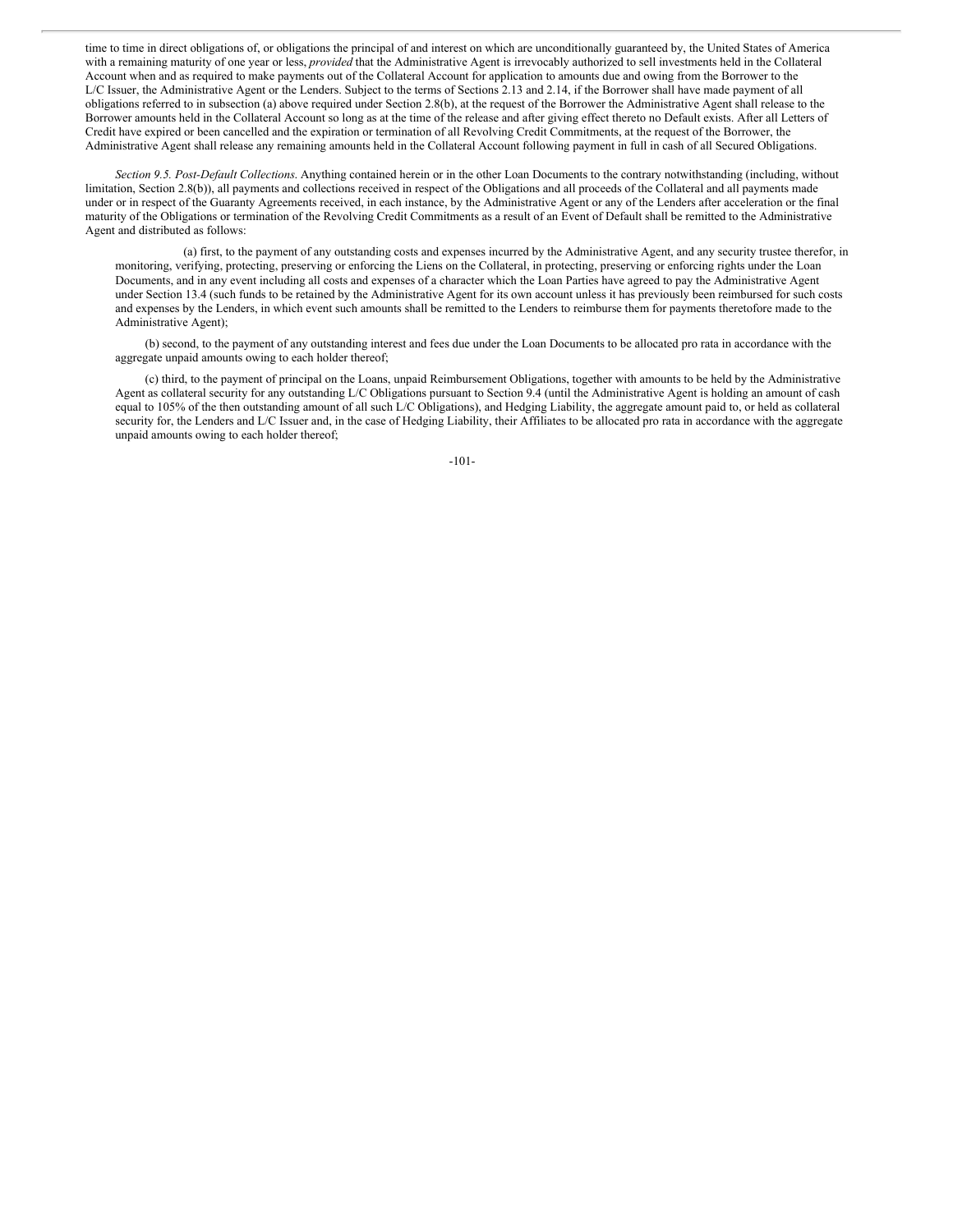time to time in direct obligations of, or obligations the principal of and interest on which are unconditionally guaranteed by, the United States of America with a remaining maturity of one year or less, *provided* that the Administrative Agent is irrevocably authorized to sell investments held in the Collateral Account when and as required to make payments out of the Collateral Account for application to amounts due and owing from the Borrower to the L/C Issuer, the Administrative Agent or the Lenders. Subject to the terms of Sections 2.13 and 2.14, if the Borrower shall have made payment of all obligations referred to in subsection (a) above required under Section 2.8(b), at the request of the Borrower the Administrative Agent shall release to the Borrower amounts held in the Collateral Account so long as at the time of the release and after giving effect thereto no Default exists. After all Letters of Credit have expired or been cancelled and the expiration or termination of all Revolving Credit Commitments, at the request of the Borrower, the Administrative Agent shall release any remaining amounts held in the Collateral Account following payment in full in cash of all Secured Obligations.

*Section 9.5. Post-Default Collections*. Anything contained herein or in the other Loan Documents to the contrary notwithstanding (including, without limitation, Section 2.8(b)), all payments and collections received in respect of the Obligations and all proceeds of the Collateral and all payments made under or in respect of the Guaranty Agreements received, in each instance, by the Administrative Agent or any of the Lenders after acceleration or the final maturity of the Obligations or termination of the Revolving Credit Commitments as a result of an Event of Default shall be remitted to the Administrative Agent and distributed as follows:

(a) first, to the payment of any outstanding costs and expenses incurred by the Administrative Agent, and any security trustee therefor, in monitoring, verifying, protecting, preserving or enforcing the Liens on the Collateral, in protecting, preserving or enforcing rights under the Loan Documents, and in any event including all costs and expenses of a character which the Loan Parties have agreed to pay the Administrative Agent under Section 13.4 (such funds to be retained by the Administrative Agent for its own account unless it has previously been reimbursed for such costs and expenses by the Lenders, in which event such amounts shall be remitted to the Lenders to reimburse them for payments theretofore made to the Administrative Agent);

(b) second, to the payment of any outstanding interest and fees due under the Loan Documents to be allocated pro rata in accordance with the aggregate unpaid amounts owing to each holder thereof;

(c) third, to the payment of principal on the Loans, unpaid Reimbursement Obligations, together with amounts to be held by the Administrative Agent as collateral security for any outstanding L/C Obligations pursuant to Section 9.4 (until the Administrative Agent is holding an amount of cash equal to 105% of the then outstanding amount of all such L/C Obligations), and Hedging Liability, the aggregate amount paid to, or held as collateral security for, the Lenders and L/C Issuer and, in the case of Hedging Liability, their Affiliates to be allocated pro rata in accordance with the aggregate unpaid amounts owing to each holder thereof;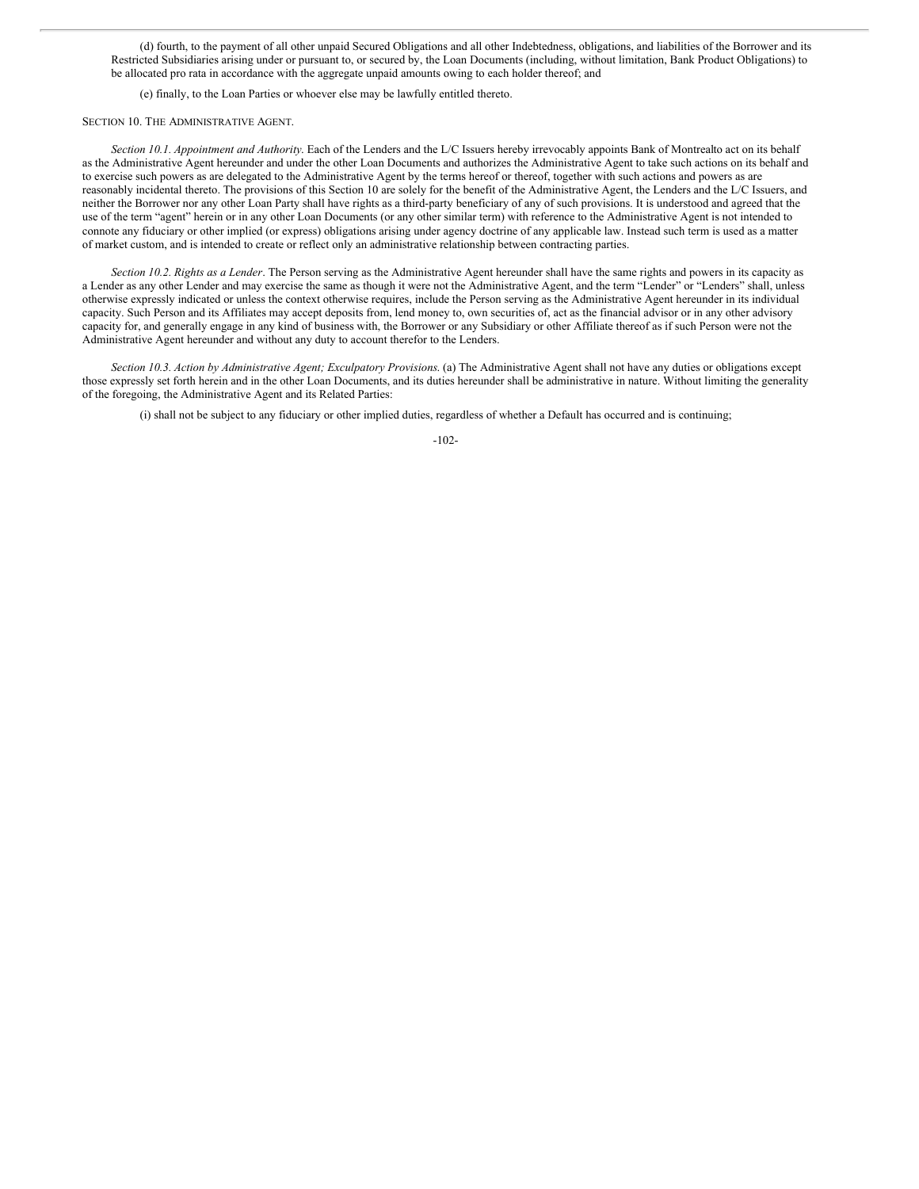(d) fourth, to the payment of all other unpaid Secured Obligations and all other Indebtedness, obligations, and liabilities of the Borrower and its Restricted Subsidiaries arising under or pursuant to, or secured by, the Loan Documents (including, without limitation, Bank Product Obligations) to be allocated pro rata in accordance with the aggregate unpaid amounts owing to each holder thereof; and

(e) finally, to the Loan Parties or whoever else may be lawfully entitled thereto.

SECTION 10. THE ADMINISTRATIVE AGENT.

*Section 10.1. Appointment and Authority.* Each of the Lenders and the L/C Issuers hereby irrevocably appoints Bank of Montrealto act on its behalf as the Administrative Agent hereunder and under the other Loan Documents and authorizes the Administrative Agent to take such actions on its behalf and to exercise such powers as are delegated to the Administrative Agent by the terms hereof or thereof, together with such actions and powers as are reasonably incidental thereto. The provisions of this Section 10 are solely for the benefit of the Administrative Agent, the Lenders and the L/C Issuers, and neither the Borrower nor any other Loan Party shall have rights as a third-party beneficiary of any of such provisions. It is understood and agreed that the use of the term "agent" herein or in any other Loan Documents (or any other similar term) with reference to the Administrative Agent is not intended to connote any fiduciary or other implied (or express) obligations arising under agency doctrine of any applicable law. Instead such term is used as a matter of market custom, and is intended to create or reflect only an administrative relationship between contracting parties.

*Section 10.2. Rights as a Lender*. The Person serving as the Administrative Agent hereunder shall have the same rights and powers in its capacity as a Lender as any other Lender and may exercise the same as though it were not the Administrative Agent, and the term "Lender" or "Lenders" shall, unless otherwise expressly indicated or unless the context otherwise requires, include the Person serving as the Administrative Agent hereunder in its individual capacity. Such Person and its Affiliates may accept deposits from, lend money to, own securities of, act as the financial advisor or in any other advisory capacity for, and generally engage in any kind of business with, the Borrower or any Subsidiary or other Affiliate thereof as if such Person were not the Administrative Agent hereunder and without any duty to account therefor to the Lenders.

*Section 10.3. Action by Administrative Agent; Exculpatory Provisions.* (a) The Administrative Agent shall not have any duties or obligations except those expressly set forth herein and in the other Loan Documents, and its duties hereunder shall be administrative in nature. Without limiting the generality of the foregoing, the Administrative Agent and its Related Parties:

(i) shall not be subject to any fiduciary or other implied duties, regardless of whether a Default has occurred and is continuing;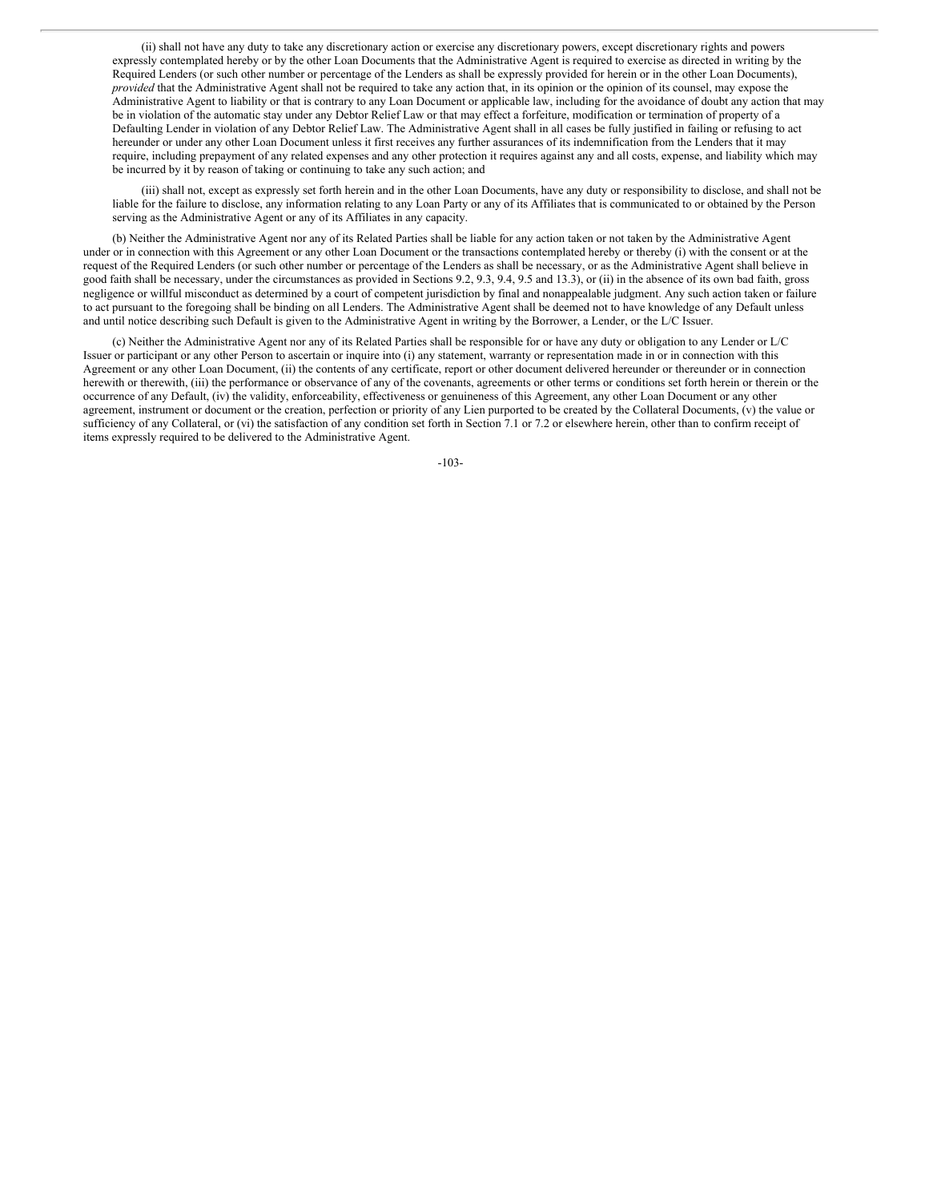(ii) shall not have any duty to take any discretionary action or exercise any discretionary powers, except discretionary rights and powers expressly contemplated hereby or by the other Loan Documents that the Administrative Agent is required to exercise as directed in writing by the Required Lenders (or such other number or percentage of the Lenders as shall be expressly provided for herein or in the other Loan Documents), *provided* that the Administrative Agent shall not be required to take any action that, in its opinion or the opinion of its counsel, may expose the Administrative Agent to liability or that is contrary to any Loan Document or applicable law, including for the avoidance of doubt any action that may be in violation of the automatic stay under any Debtor Relief Law or that may effect a forfeiture, modification or termination of property of a Defaulting Lender in violation of any Debtor Relief Law. The Administrative Agent shall in all cases be fully justified in failing or refusing to act hereunder or under any other Loan Document unless it first receives any further assurances of its indemnification from the Lenders that it may require, including prepayment of any related expenses and any other protection it requires against any and all costs, expense, and liability which may be incurred by it by reason of taking or continuing to take any such action; and

(iii) shall not, except as expressly set forth herein and in the other Loan Documents, have any duty or responsibility to disclose, and shall not be liable for the failure to disclose, any information relating to any Loan Party or any of its Affiliates that is communicated to or obtained by the Person serving as the Administrative Agent or any of its Affiliates in any capacity.

(b) Neither the Administrative Agent nor any of its Related Parties shall be liable for any action taken or not taken by the Administrative Agent under or in connection with this Agreement or any other Loan Document or the transactions contemplated hereby or thereby (i) with the consent or at the request of the Required Lenders (or such other number or percentage of the Lenders as shall be necessary, or as the Administrative Agent shall believe in good faith shall be necessary, under the circumstances as provided in Sections 9.2, 9.3, 9.4, 9.5 and 13.3), or (ii) in the absence of its own bad faith, gross negligence or willful misconduct as determined by a court of competent jurisdiction by final and nonappealable judgment. Any such action taken or failure to act pursuant to the foregoing shall be binding on all Lenders. The Administrative Agent shall be deemed not to have knowledge of any Default unless and until notice describing such Default is given to the Administrative Agent in writing by the Borrower, a Lender, or the L/C Issuer.

(c) Neither the Administrative Agent nor any of its Related Parties shall be responsible for or have any duty or obligation to any Lender or L/C Issuer or participant or any other Person to ascertain or inquire into (i) any statement, warranty or representation made in or in connection with this Agreement or any other Loan Document, (ii) the contents of any certificate, report or other document delivered hereunder or thereunder or in connection herewith or therewith, (iii) the performance or observance of any of the covenants, agreements or other terms or conditions set forth herein or therein or the occurrence of any Default, (iv) the validity, enforceability, effectiveness or genuineness of this Agreement, any other Loan Document or any other agreement, instrument or document or the creation, perfection or priority of any Lien purported to be created by the Collateral Documents, (v) the value or sufficiency of any Collateral, or (vi) the satisfaction of any condition set forth in Section 7.1 or 7.2 or elsewhere herein, other than to confirm receipt of items expressly required to be delivered to the Administrative Agent.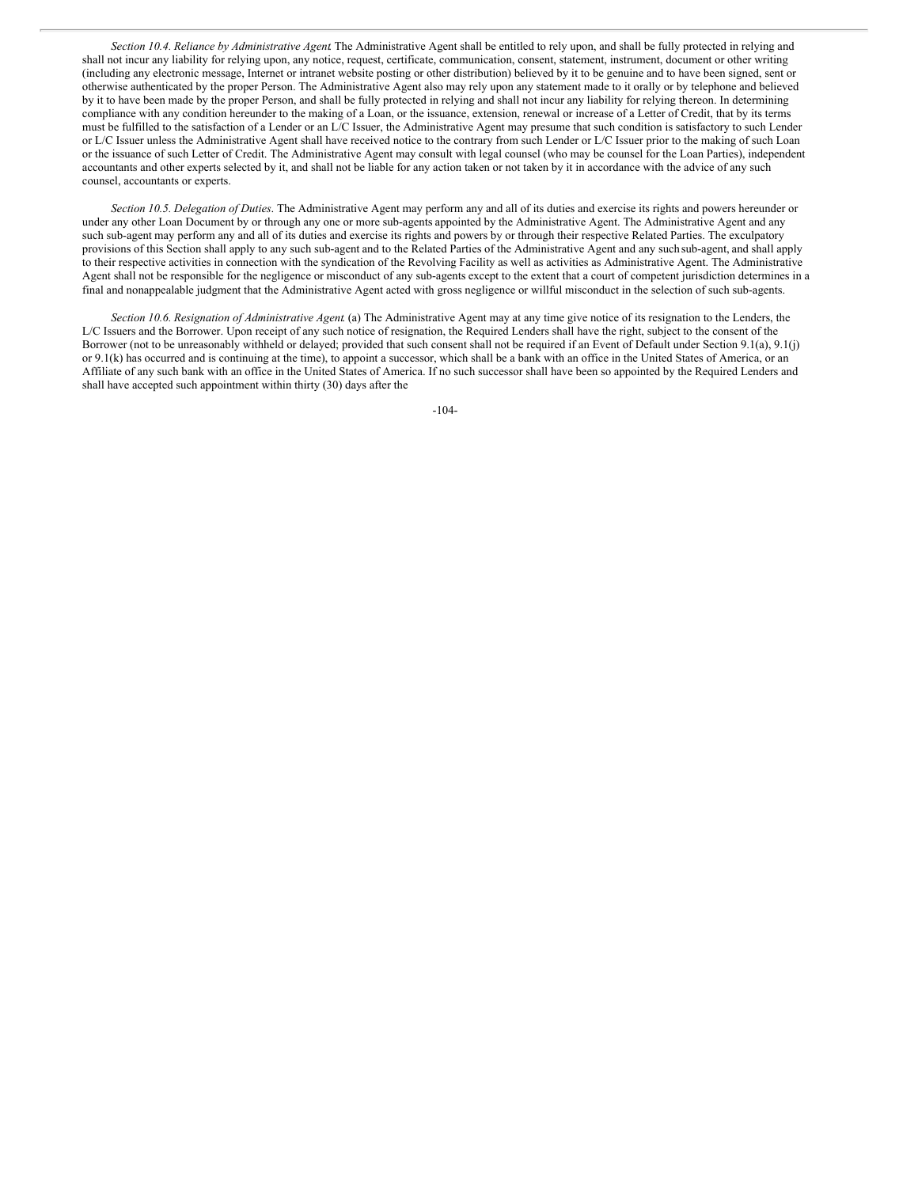*Section 10.4. Reliance by Administrative Agent*. The Administrative Agent shall be entitled to rely upon, and shall be fully protected in relying and shall not incur any liability for relying upon, any notice, request, certificate, communication, consent, statement, instrument, document or other writing (including any electronic message, Internet or intranet website posting or other distribution) believed by it to be genuine and to have been signed, sent or otherwise authenticated by the proper Person. The Administrative Agent also may rely upon any statement made to it orally or by telephone and believed by it to have been made by the proper Person, and shall be fully protected in relying and shall not incur any liability for relying thereon. In determining compliance with any condition hereunder to the making of a Loan, or the issuance, extension, renewal or increase of a Letter of Credit, that by its terms must be fulfilled to the satisfaction of a Lender or an L/C Issuer, the Administrative Agent may presume that such condition is satisfactory to such Lender or L/C Issuer unless the Administrative Agent shall have received notice to the contrary from such Lender or L/C Issuer prior to the making of such Loan or the issuance of such Letter of Credit. The Administrative Agent may consult with legal counsel (who may be counsel for the Loan Parties), independent accountants and other experts selected by it, and shall not be liable for any action taken or not taken by it in accordance with the advice of any such counsel, accountants or experts.

*Section 10.5. Delegation of Duties*. The Administrative Agent may perform any and all of its duties and exercise its rights and powers hereunder or under any other Loan Document by or through any one or more sub-agents appointed by the Administrative Agent. The Administrative Agent and any such sub-agent may perform any and all of its duties and exercise its rights and powers by or through their respective Related Parties. The exculpatory provisions of this Section shall apply to any such sub-agent and to the Related Parties of the Administrative Agent and any such sub-agent, and shall apply to their respective activities in connection with the syndication of the Revolving Facility as well as activities as Administrative Agent. The Administrative Agent shall not be responsible for the negligence or misconduct of any sub-agents except to the extent that a court of competent jurisdiction determines in a final and nonappealable judgment that the Administrative Agent acted with gross negligence or willful misconduct in the selection of such sub-agents.

*Section 10.6. Resignation of Administrative Agent*. (a) The Administrative Agent may at any time give notice of its resignation to the Lenders, the L/C Issuers and the Borrower. Upon receipt of any such notice of resignation, the Required Lenders shall have the right, subject to the consent of the Borrower (not to be unreasonably withheld or delayed; provided that such consent shall not be required if an Event of Default under Section 9.1(a), 9.1(j) or 9.1(k) has occurred and is continuing at the time), to appoint a successor, which shall be a bank with an office in the United States of America, or an Affiliate of any such bank with an office in the United States of America. If no such successor shall have been so appointed by the Required Lenders and shall have accepted such appointment within thirty (30) days after the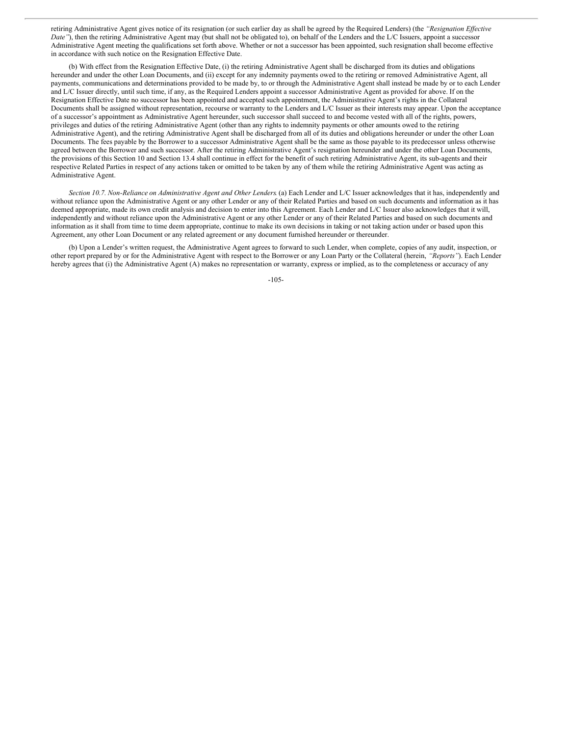retiring Administrative Agent gives notice of its resignation (or such earlier day as shall be agreed by the Required Lenders) (the *"Resignation Effective Date"*), then the retiring Administrative Agent may (but shall not be obligated to), on behalf of the Lenders and the L/C Issuers, appoint a successor Administrative Agent meeting the qualifications set forth above. Whether or not a successor has been appointed, such resignation shall become effective in accordance with such notice on the Resignation Effective Date.

(b) With effect from the Resignation Effective Date, (i) the retiring Administrative Agent shall be discharged from its duties and obligations hereunder and under the other Loan Documents, and (ii) except for any indemnity payments owed to the retiring or removed Administrative Agent, all payments, communications and determinations provided to be made by, to or through the Administrative Agent shall instead be made by or to each Lender and L/C Issuer directly, until such time, if any, as the Required Lenders appoint a successor Administrative Agent as provided for above. If on the Resignation Effective Date no successor has been appointed and accepted such appointment, the Administrative Agent's rights in the Collateral Documents shall be assigned without representation, recourse or warranty to the Lenders and L/C Issuer as their interests may appear. Upon the acceptance of a successor's appointment as Administrative Agent hereunder, such successor shall succeed to and become vested with all of the rights, powers, privileges and duties of the retiring Administrative Agent (other than any rights to indemnity payments or other amounts owed to the retiring Administrative Agent), and the retiring Administrative Agent shall be discharged from all of its duties and obligations hereunder or under the other Loan Documents. The fees payable by the Borrower to a successor Administrative Agent shall be the same as those payable to its predecessor unless otherwise agreed between the Borrower and such successor. After the retiring Administrative Agent's resignation hereunder and under the other Loan Documents, the provisions of this Section 10 and Section 13.4 shall continue in effect for the benefit of such retiring Administrative Agent, its sub-agents and their respective Related Parties in respect of any actions taken or omitted to be taken by any of them while the retiring Administrative Agent was acting as Administrative Agent.

*Section 10.7. Non-Reliance on Administrative Agent and Other Lenders*. (a) Each Lender and L/C Issuer acknowledges that it has, independently and without reliance upon the Administrative Agent or any other Lender or any of their Related Parties and based on such documents and information as it has deemed appropriate, made its own credit analysis and decision to enter into this Agreement. Each Lender and L/C Issuer also acknowledges that it will, independently and without reliance upon the Administrative Agent or any other Lender or any of their Related Parties and based on such documents and information as it shall from time to time deem appropriate, continue to make its own decisions in taking or not taking action under or based upon this Agreement, any other Loan Document or any related agreement or any document furnished hereunder or thereunder.

(b) Upon a Lender's written request, the Administrative Agent agrees to forward to such Lender, when complete, copies of any audit, inspection, or other report prepared by or for the Administrative Agent with respect to the Borrower or any Loan Party or the Collateral (herein, *"Reports"*). Each Lender hereby agrees that (i) the Administrative Agent (A) makes no representation or warranty, express or implied, as to the completeness or accuracy of any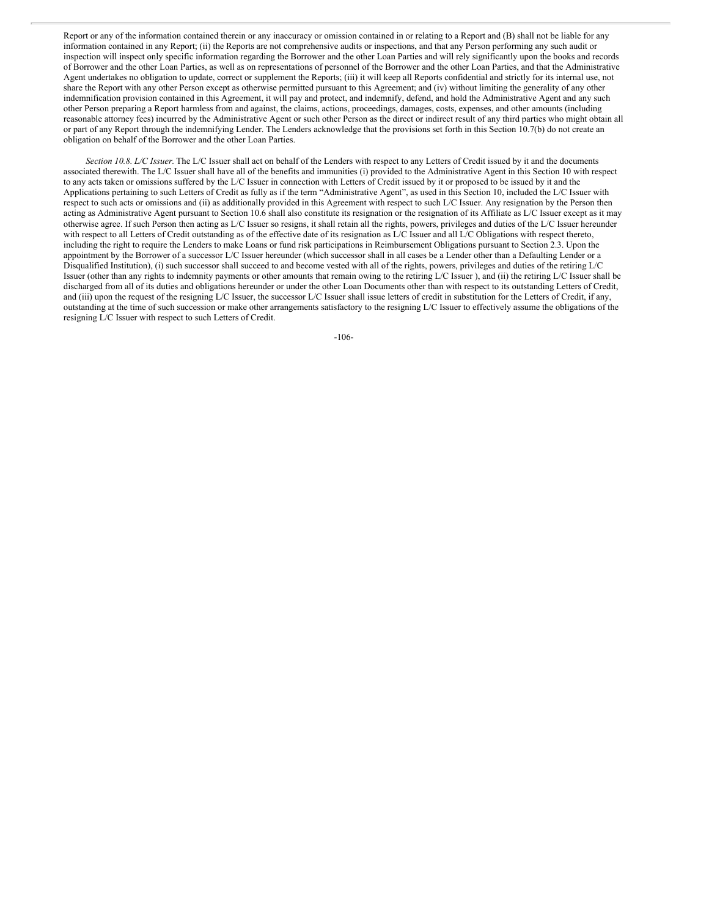Report or any of the information contained therein or any inaccuracy or omission contained in or relating to a Report and (B) shall not be liable for any information contained in any Report; (ii) the Reports are not comprehensive audits or inspections, and that any Person performing any such audit or inspection will inspect only specific information regarding the Borrower and the other Loan Parties and will rely significantly upon the books and records of Borrower and the other Loan Parties, as well as on representations of personnel of the Borrower and the other Loan Parties, and that the Administrative Agent undertakes no obligation to update, correct or supplement the Reports; (iii) it will keep all Reports confidential and strictly for its internal use, not share the Report with any other Person except as otherwise permitted pursuant to this Agreement; and (iv) without limiting the generality of any other indemnification provision contained in this Agreement, it will pay and protect, and indemnify, defend, and hold the Administrative Agent and any such other Person preparing a Report harmless from and against, the claims, actions, proceedings, damages, costs, expenses, and other amounts (including reasonable attorney fees) incurred by the Administrative Agent or such other Person as the direct or indirect result of any third parties who might obtain all or part of any Report through the indemnifying Lender. The Lenders acknowledge that the provisions set forth in this Section 10.7(b) do not create an obligation on behalf of the Borrower and the other Loan Parties.

*Section 10.8. L/C Issuer*. The L/C Issuer shall act on behalf of the Lenders with respect to any Letters of Credit issued by it and the documents associated therewith. The L/C Issuer shall have all of the benefits and immunities (i) provided to the Administrative Agent in this Section 10 with respect to any acts taken or omissions suffered by the L/C Issuer in connection with Letters of Credit issued by it or proposed to be issued by it and the Applications pertaining to such Letters of Credit as fully as if the term "Administrative Agent", as used in this Section 10, included the L/C Issuer with respect to such acts or omissions and (ii) as additionally provided in this Agreement with respect to such L/C Issuer. Any resignation by the Person then acting as Administrative Agent pursuant to Section 10.6 shall also constitute its resignation or the resignation of its Affiliate as L/C Issuer except as it may otherwise agree. If such Person then acting as L/C Issuer so resigns, it shall retain all the rights, powers, privileges and duties of the L/C Issuer hereunder with respect to all Letters of Credit outstanding as of the effective date of its resignation as L/C Issuer and all L/C Obligations with respect thereto, including the right to require the Lenders to make Loans or fund risk participations in Reimbursement Obligations pursuant to Section 2.3. Upon the appointment by the Borrower of a successor L/C Issuer hereunder (which successor shall in all cases be a Lender other than a Defaulting Lender or a Disqualified Institution), (i) such successor shall succeed to and become vested with all of the rights, powers, privileges and duties of the retiring L/C Issuer (other than any rights to indemnity payments or other amounts that remain owing to the retiring L/C Issuer ), and (ii) the retiring L/C Issuer shall be discharged from all of its duties and obligations hereunder or under the other Loan Documents other than with respect to its outstanding Letters of Credit, and (iii) upon the request of the resigning L/C Issuer, the successor L/C Issuer shall issue letters of credit in substitution for the Letters of Credit, if any, outstanding at the time of such succession or make other arrangements satisfactory to the resigning L/C Issuer to effectively assume the obligations of the resigning L/C Issuer with respect to such Letters of Credit.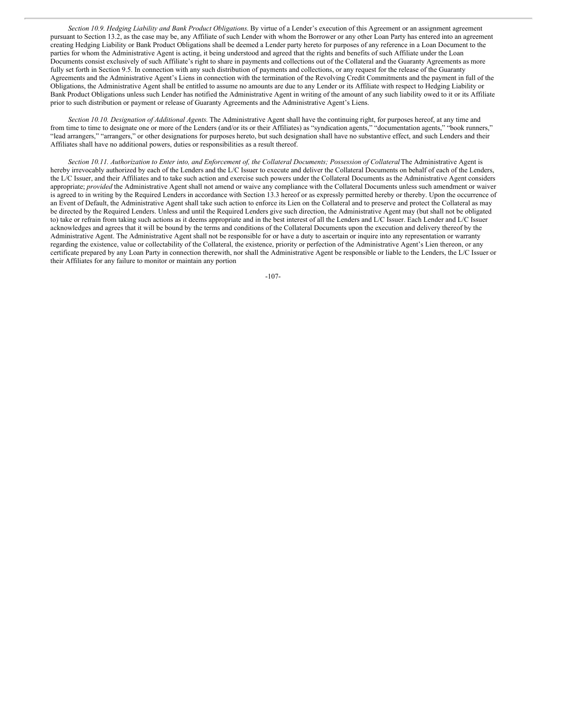*Section 10.9. Hedging Liability and Bank Product Obligations.* By virtue of a Lender's execution of this Agreement or an assignment agreement pursuant to Section 13.2, as the case may be, any Affiliate of such Lender with whom the Borrower or any other Loan Party has entered into an agreement creating Hedging Liability or Bank Product Obligations shall be deemed a Lender party hereto for purposes of any reference in a Loan Document to the parties for whom the Administrative Agent is acting, it being understood and agreed that the rights and benefits of such Affiliate under the Loan Documents consist exclusively of such Affiliate's right to share in payments and collections out of the Collateral and the Guaranty Agreements as more fully set forth in Section 9.5. In connection with any such distribution of payments and collections, or any request for the release of the Guaranty Agreements and the Administrative Agent's Liens in connection with the termination of the Revolving Credit Commitments and the payment in full of the Obligations, the Administrative Agent shall be entitled to assume no amounts are due to any Lender or its Affiliate with respect to Hedging Liability or Bank Product Obligations unless such Lender has notified the Administrative Agent in writing of the amount of any such liability owed to it or its Affiliate prior to such distribution or payment or release of Guaranty Agreements and the Administrative Agent's Liens.

*Section 10.10. Designation of Additional Agents.* The Administrative Agent shall have the continuing right, for purposes hereof, at any time and from time to time to designate one or more of the Lenders (and/or its or their Affiliates) as "syndication agents," "documentation agents," "book runners," "lead arrangers," "arrangers," or other designations for purposes hereto, but such designation shall have no substantive effect, and such Lenders and their Affiliates shall have no additional powers, duties or responsibilities as a result thereof.

*Section 10.11. Authorization to Enter into, and Enforcement of, the Collateral Documents; Possession of Collateral* The Administrative Agent is hereby irrevocably authorized by each of the Lenders and the L/C Issuer to execute and deliver the Collateral Documents on behalf of each of the Lenders, the L/C Issuer, and their Affiliates and to take such action and exercise such powers under the Collateral Documents as the Administrative Agent considers appropriate; *provided* the Administrative Agent shall not amend or waive any compliance with the Collateral Documents unless such amendment or waiver is agreed to in writing by the Required Lenders in accordance with Section 13.3 hereof or as expressly permitted hereby or thereby. Upon the occurrence of an Event of Default, the Administrative Agent shall take such action to enforce its Lien on the Collateral and to preserve and protect the Collateral as may be directed by the Required Lenders. Unless and until the Required Lenders give such direction, the Administrative Agent may (but shall not be obligated to) take or refrain from taking such actions as it deems appropriate and in the best interest of all the Lenders and L/C Issuer. Each Lender and L/C Issuer acknowledges and agrees that it will be bound by the terms and conditions of the Collateral Documents upon the execution and delivery thereof by the Administrative Agent. The Administrative Agent shall not be responsible for or have a duty to ascertain or inquire into any representation or warranty regarding the existence, value or collectability of the Collateral, the existence, priority or perfection of the Administrative Agent's Lien thereon, or any certificate prepared by any Loan Party in connection therewith, nor shall the Administrative Agent be responsible or liable to the Lenders, the L/C Issuer or their Affiliates for any failure to monitor or maintain any portion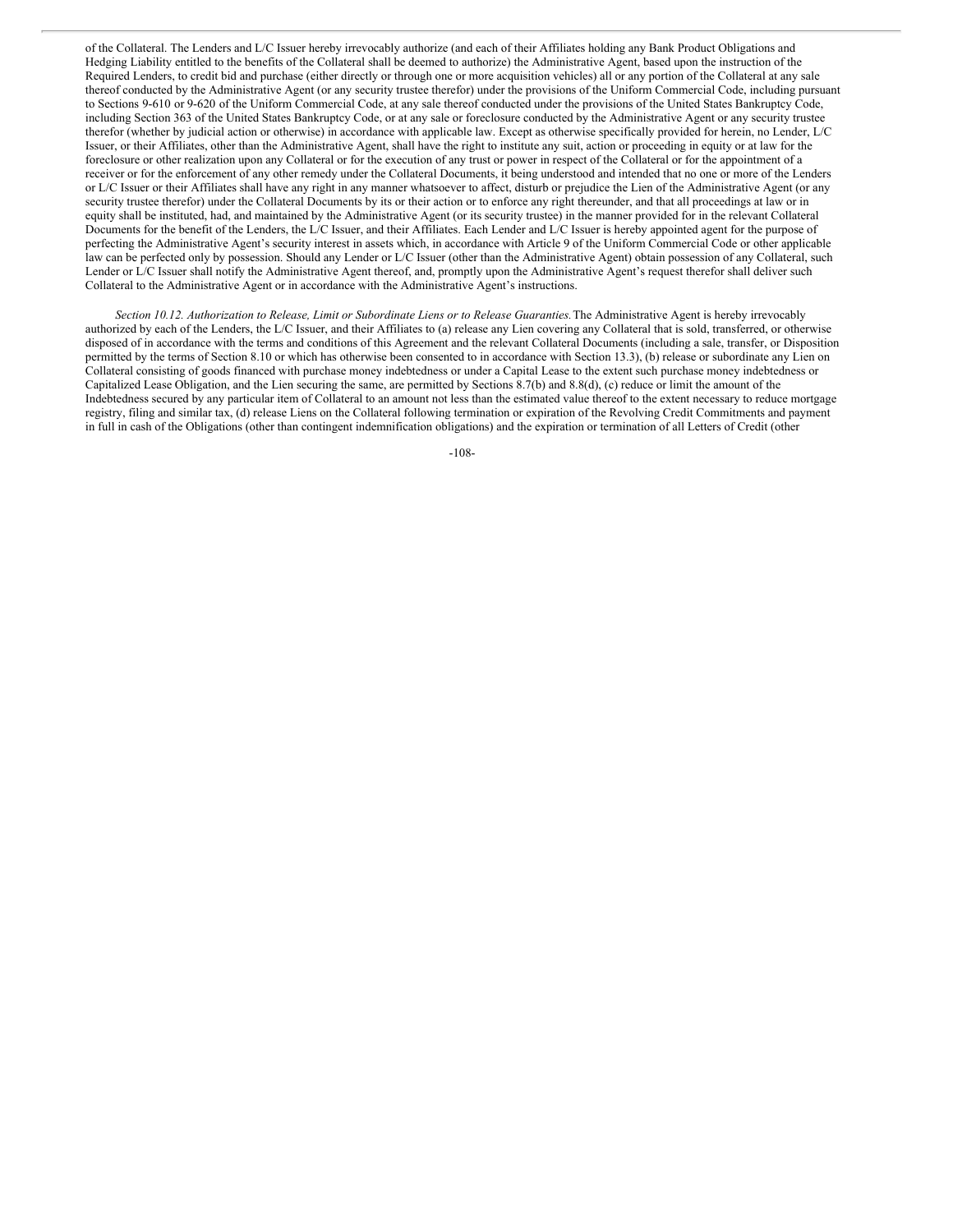of the Collateral. The Lenders and L/C Issuer hereby irrevocably authorize (and each of their Affiliates holding any Bank Product Obligations and Hedging Liability entitled to the benefits of the Collateral shall be deemed to authorize) the Administrative Agent, based upon the instruction of the Required Lenders, to credit bid and purchase (either directly or through one or more acquisition vehicles) all or any portion of the Collateral at any sale thereof conducted by the Administrative Agent (or any security trustee therefor) under the provisions of the Uniform Commercial Code, including pursuant to Sections 9-610 or 9-620 of the Uniform Commercial Code, at any sale thereof conducted under the provisions of the United States Bankruptcy Code, including Section 363 of the United States Bankruptcy Code, or at any sale or foreclosure conducted by the Administrative Agent or any security trustee therefor (whether by judicial action or otherwise) in accordance with applicable law. Except as otherwise specifically provided for herein, no Lender, L/C Issuer, or their Affiliates, other than the Administrative Agent, shall have the right to institute any suit, action or proceeding in equity or at law for the foreclosure or other realization upon any Collateral or for the execution of any trust or power in respect of the Collateral or for the appointment of a receiver or for the enforcement of any other remedy under the Collateral Documents, it being understood and intended that no one or more of the Lenders or L/C Issuer or their Affiliates shall have any right in any manner whatsoever to affect, disturb or prejudice the Lien of the Administrative Agent (or any security trustee therefor) under the Collateral Documents by its or their action or to enforce any right thereunder, and that all proceedings at law or in equity shall be instituted, had, and maintained by the Administrative Agent (or its security trustee) in the manner provided for in the relevant Collateral Documents for the benefit of the Lenders, the L/C Issuer, and their Affiliates. Each Lender and L/C Issuer is hereby appointed agent for the purpose of perfecting the Administrative Agent's security interest in assets which, in accordance with Article 9 of the Uniform Commercial Code or other applicable law can be perfected only by possession. Should any Lender or L/C Issuer (other than the Administrative Agent) obtain possession of any Collateral, such Lender or L/C Issuer shall notify the Administrative Agent thereof, and, promptly upon the Administrative Agent's request therefor shall deliver such Collateral to the Administrative Agent or in accordance with the Administrative Agent's instructions.

*Section 10.12. Authorization to Release, Limit or Subordinate Liens or to Release Guaranties.* The Administrative Agent is hereby irrevocably authorized by each of the Lenders, the L/C Issuer, and their Affiliates to (a) release any Lien covering any Collateral that is sold, transferred, or otherwise disposed of in accordance with the terms and conditions of this Agreement and the relevant Collateral Documents (including a sale, transfer, or Disposition permitted by the terms of Section 8.10 or which has otherwise been consented to in accordance with Section 13.3), (b) release or subordinate any Lien on Collateral consisting of goods financed with purchase money indebtedness or under a Capital Lease to the extent such purchase money indebtedness or Capitalized Lease Obligation, and the Lien securing the same, are permitted by Sections 8.7(b) and 8.8(d), (c) reduce or limit the amount of the Indebtedness secured by any particular item of Collateral to an amount not less than the estimated value thereof to the extent necessary to reduce mortgage registry, filing and similar tax, (d) release Liens on the Collateral following termination or expiration of the Revolving Credit Commitments and payment in full in cash of the Obligations (other than contingent indemnification obligations) and the expiration or termination of all Letters of Credit (other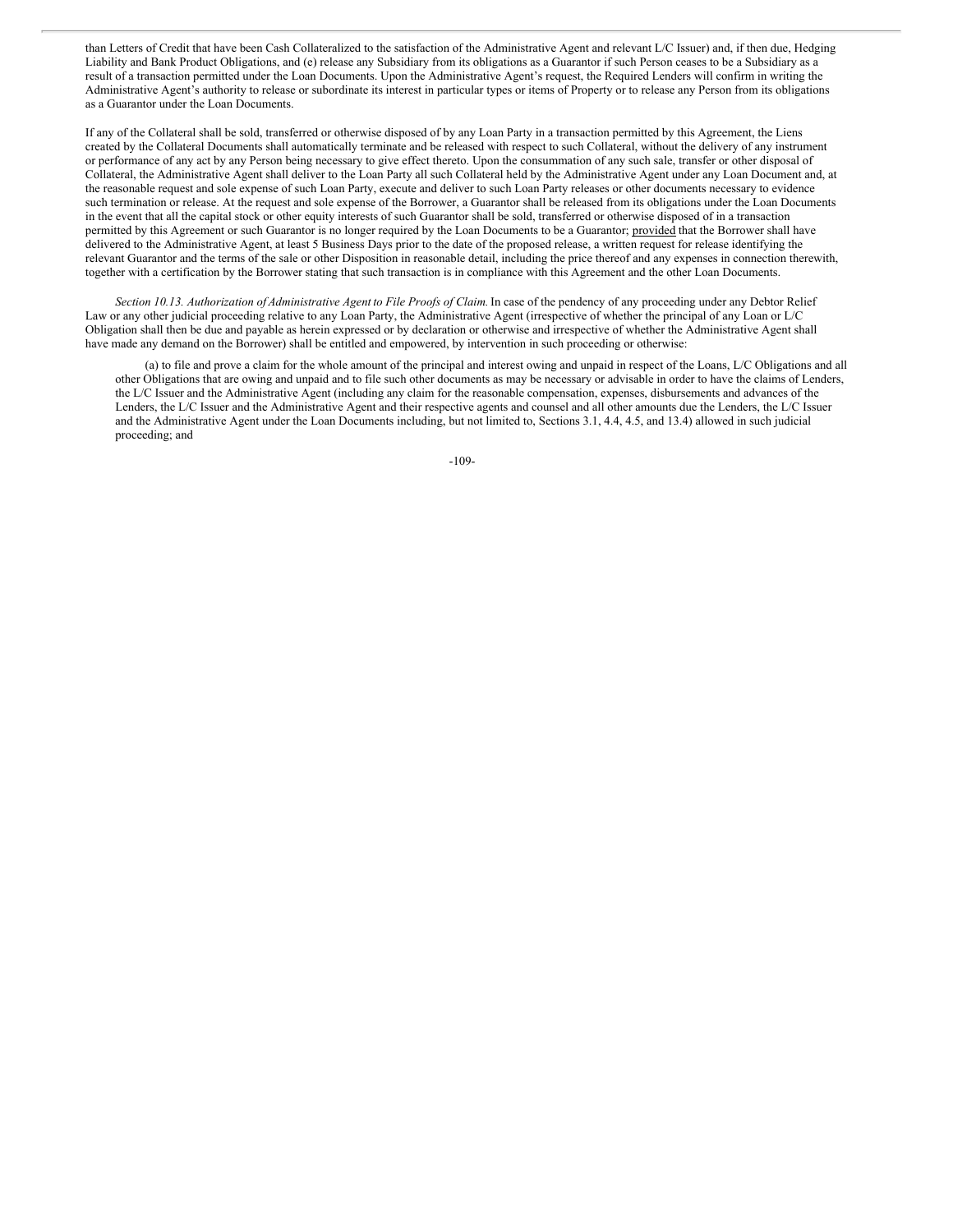than Letters of Credit that have been Cash Collateralized to the satisfaction of the Administrative Agent and relevant L/C Issuer) and, if then due, Hedging Liability and Bank Product Obligations, and (e) release any Subsidiary from its obligations as a Guarantor if such Person ceases to be a Subsidiary as a result of a transaction permitted under the Loan Documents. Upon the Administrative Agent's request, the Required Lenders will confirm in writing the Administrative Agent's authority to release or subordinate its interest in particular types or items of Property or to release any Person from its obligations as a Guarantor under the Loan Documents.

If any of the Collateral shall be sold, transferred or otherwise disposed of by any Loan Party in a transaction permitted by this Agreement, the Liens created by the Collateral Documents shall automatically terminate and be released with respect to such Collateral, without the delivery of any instrument or performance of any act by any Person being necessary to give effect thereto. Upon the consummation of any such sale, transfer or other disposal of Collateral, the Administrative Agent shall deliver to the Loan Party all such Collateral held by the Administrative Agent under any Loan Document and, at the reasonable request and sole expense of such Loan Party, execute and deliver to such Loan Party releases or other documents necessary to evidence such termination or release. At the request and sole expense of the Borrower, a Guarantor shall be released from its obligations under the Loan Documents in the event that all the capital stock or other equity interests of such Guarantor shall be sold, transferred or otherwise disposed of in a transaction permitted by this Agreement or such Guarantor is no longer required by the Loan Documents to be a Guarantor; provided that the Borrower shall have delivered to the Administrative Agent, at least 5 Business Days prior to the date of the proposed release, a written request for release identifying the relevant Guarantor and the terms of the sale or other Disposition in reasonable detail, including the price thereof and any expenses in connection therewith, together with a certification by the Borrower stating that such transaction is in compliance with this Agreement and the other Loan Documents.

*Section 10.13. Authorization of Administrative Agent to File Proofs of Claim.* In case of the pendency of any proceeding under any Debtor Relief Law or any other judicial proceeding relative to any Loan Party, the Administrative Agent (irrespective of whether the principal of any Loan or L/C Obligation shall then be due and payable as herein expressed or by declaration or otherwise and irrespective of whether the Administrative Agent shall have made any demand on the Borrower) shall be entitled and empowered, by intervention in such proceeding or otherwise:

(a) to file and prove a claim for the whole amount of the principal and interest owing and unpaid in respect of the Loans, L/C Obligations and all other Obligations that are owing and unpaid and to file such other documents as may be necessary or advisable in order to have the claims of Lenders, the L/C Issuer and the Administrative Agent (including any claim for the reasonable compensation, expenses, disbursements and advances of the Lenders, the L/C Issuer and the Administrative Agent and their respective agents and counsel and all other amounts due the Lenders, the L/C Issuer and the Administrative Agent under the Loan Documents including, but not limited to, Sections 3.1, 4.4, 4.5, and 13.4) allowed in such judicial proceeding; and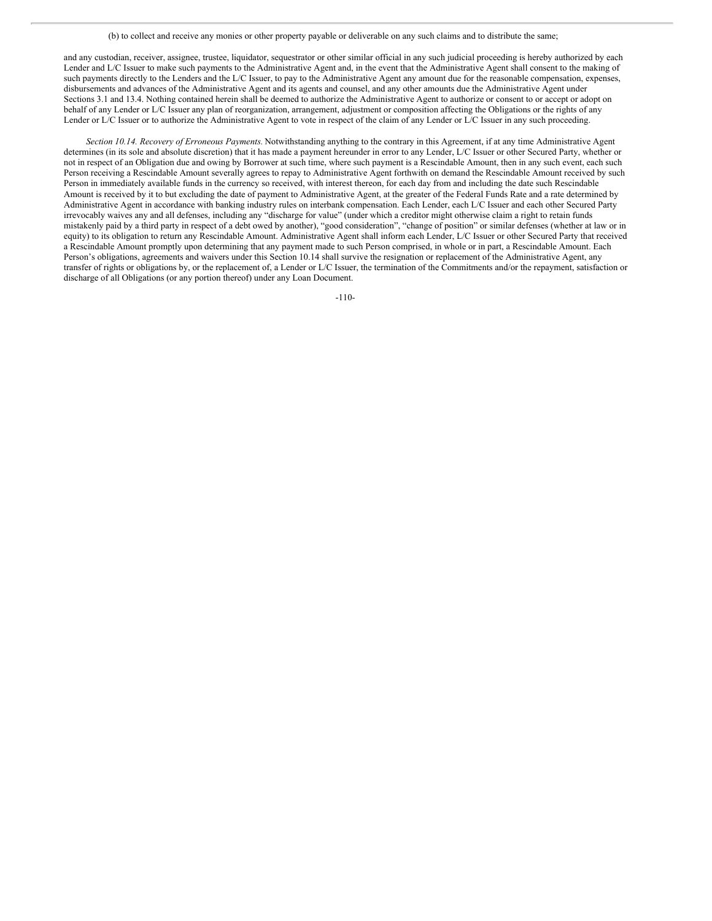(b) to collect and receive any monies or other property payable or deliverable on any such claims and to distribute the same;

and any custodian, receiver, assignee, trustee, liquidator, sequestrator or other similar official in any such judicial proceeding is hereby authorized by each Lender and L/C Issuer to make such payments to the Administrative Agent and, in the event that the Administrative Agent shall consent to the making of such payments directly to the Lenders and the L/C Issuer, to pay to the Administrative Agent any amount due for the reasonable compensation, expenses, disbursements and advances of the Administrative Agent and its agents and counsel, and any other amounts due the Administrative Agent under Sections 3.1 and 13.4. Nothing contained herein shall be deemed to authorize the Administrative Agent to authorize or consent to or accept or adopt on behalf of any Lender or L/C Issuer any plan of reorganization, arrangement, adjustment or composition affecting the Obligations or the rights of any Lender or L/C Issuer or to authorize the Administrative Agent to vote in respect of the claim of any Lender or L/C Issuer in any such proceeding.

*Section 10.14. Recovery of Erroneous Payments.* Notwithstanding anything to the contrary in this Agreement, if at any time Administrative Agent determines (in its sole and absolute discretion) that it has made a payment hereunder in error to any Lender, L/C Issuer or other Secured Party, whether or not in respect of an Obligation due and owing by Borrower at such time, where such payment is a Rescindable Amount, then in any such event, each such Person receiving a Rescindable Amount severally agrees to repay to Administrative Agent forthwith on demand the Rescindable Amount received by such Person in immediately available funds in the currency so received, with interest thereon, for each day from and including the date such Rescindable Amount is received by it to but excluding the date of payment to Administrative Agent, at the greater of the Federal Funds Rate and a rate determined by Administrative Agent in accordance with banking industry rules on interbank compensation. Each Lender, each L/C Issuer and each other Secured Party irrevocably waives any and all defenses, including any "discharge for value" (under which a creditor might otherwise claim a right to retain funds mistakenly paid by a third party in respect of a debt owed by another), "good consideration", "change of position" or similar defenses (whether at law or in equity) to its obligation to return any Rescindable Amount. Administrative Agent shall inform each Lender, L/C Issuer or other Secured Party that received a Rescindable Amount promptly upon determining that any payment made to such Person comprised, in whole or in part, a Rescindable Amount. Each Person's obligations, agreements and waivers under this Section 10.14 shall survive the resignation or replacement of the Administrative Agent, any transfer of rights or obligations by, or the replacement of, a Lender or L/C Issuer, the termination of the Commitments and/or the repayment, satisfaction or discharge of all Obligations (or any portion thereof) under any Loan Document.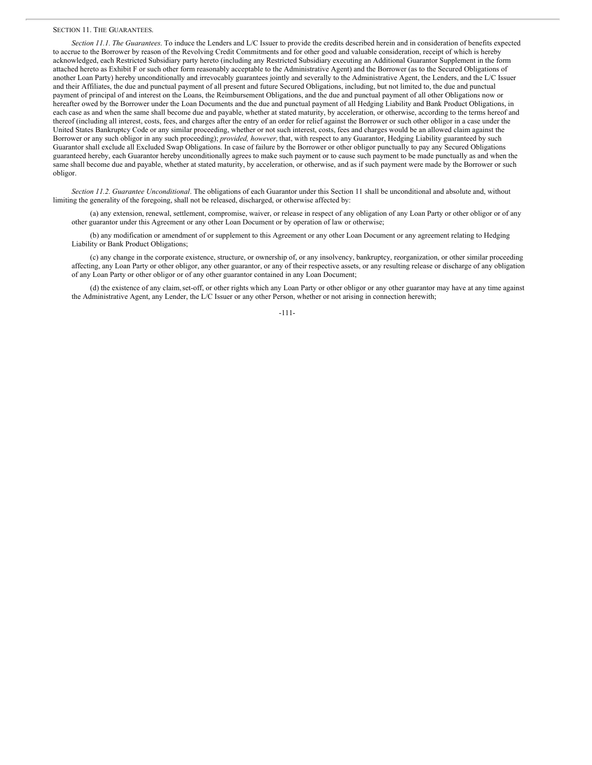SECTION 11. THE GUARANTEES.

*Section 11.1. The Guarantees.* To induce the Lenders and L/C Issuer to provide the credits described herein and in consideration of benefits expected to accrue to the Borrower by reason of the Revolving Credit Commitments and for other good and valuable consideration, receipt of which is hereby acknowledged, each Restricted Subsidiary party hereto (including any Restricted Subsidiary executing an Additional Guarantor Supplement in the form attached hereto as Exhibit F or such other form reasonably acceptable to the Administrative Agent) and the Borrower (as to the Secured Obligations of another Loan Party) hereby unconditionally and irrevocably guarantees jointly and severally to the Administrative Agent, the Lenders, and the L/C Issuer and their Affiliates, the due and punctual payment of all present and future Secured Obligations, including, but not limited to, the due and punctual payment of principal of and interest on the Loans, the Reimbursement Obligations, and the due and punctual payment of all other Obligations now or hereafter owed by the Borrower under the Loan Documents and the due and punctual payment of all Hedging Liability and Bank Product Obligations, in each case as and when the same shall become due and payable, whether at stated maturity, by acceleration, or otherwise, according to the terms hereof and thereof (including all interest, costs, fees, and charges after the entry of an order for relief against the Borrower or such other obligor in a case under the United States Bankruptcy Code or any similar proceeding, whether or not such interest, costs, fees and charges would be an allowed claim against the Borrower or any such obligor in any such proceeding); *provided, however,* that, with respect to any Guarantor, Hedging Liability guaranteed by such Guarantor shall exclude all Excluded Swap Obligations. In case of failure by the Borrower or other obligor punctually to pay any Secured Obligations guaranteed hereby, each Guarantor hereby unconditionally agrees to make such payment or to cause such payment to be made punctually as and when the same shall become due and payable, whether at stated maturity, by acceleration, or otherwise, and as if such payment were made by the Borrower or such obligor.

*Section 11.2. Guarantee Unconditional*. The obligations of each Guarantor under this Section 11 shall be unconditional and absolute and, without limiting the generality of the foregoing, shall not be released, discharged, or otherwise affected by:

(a) any extension, renewal, settlement, compromise, waiver, or release in respect of any obligation of any Loan Party or other obligor or of any other guarantor under this Agreement or any other Loan Document or by operation of law or otherwise;

(b) any modification or amendment of or supplement to this Agreement or any other Loan Document or any agreement relating to Hedging Liability or Bank Product Obligations;

(c) any change in the corporate existence, structure, or ownership of, or any insolvency, bankruptcy, reorganization, or other similar proceeding affecting, any Loan Party or other obligor, any other guarantor, or any of their respective assets, or any resulting release or discharge of any obligation of any Loan Party or other obligor or of any other guarantor contained in any Loan Document;

(d) the existence of any claim, set-off, or other rights which any Loan Party or other obligor or any other guarantor may have at any time against the Administrative Agent, any Lender, the L/C Issuer or any other Person, whether or not arising in connection herewith;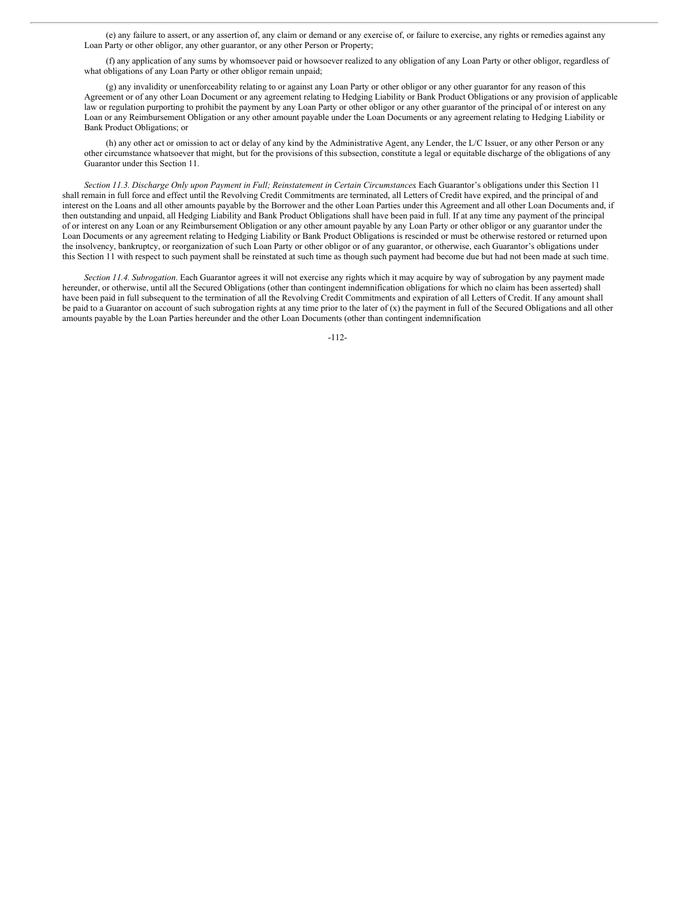(e) any failure to assert, or any assertion of, any claim or demand or any exercise of, or failure to exercise, any rights or remedies against any Loan Party or other obligor, any other guarantor, or any other Person or Property;

(f) any application of any sums by whomsoever paid or howsoever realized to any obligation of any Loan Party or other obligor, regardless of what obligations of any Loan Party or other obligor remain unpaid;

(g) any invalidity or unenforceability relating to or against any Loan Party or other obligor or any other guarantor for any reason of this Agreement or of any other Loan Document or any agreement relating to Hedging Liability or Bank Product Obligations or any provision of applicable law or regulation purporting to prohibit the payment by any Loan Party or other obligor or any other guarantor of the principal of or interest on any Loan or any Reimbursement Obligation or any other amount payable under the Loan Documents or any agreement relating to Hedging Liability or Bank Product Obligations; or

(h) any other act or omission to act or delay of any kind by the Administrative Agent, any Lender, the L/C Issuer, or any other Person or any other circumstance whatsoever that might, but for the provisions of this subsection, constitute a legal or equitable discharge of the obligations of any Guarantor under this Section 11.

*Section 11.3. Discharge Only upon Payment in Full; Reinstatement in Certain Circumstances*. Each Guarantor's obligations under this Section 11 shall remain in full force and effect until the Revolving Credit Commitments are terminated, all Letters of Credit have expired, and the principal of and interest on the Loans and all other amounts payable by the Borrower and the other Loan Parties under this Agreement and all other Loan Documents and, if then outstanding and unpaid, all Hedging Liability and Bank Product Obligations shall have been paid in full. If at any time any payment of the principal of or interest on any Loan or any Reimbursement Obligation or any other amount payable by any Loan Party or other obligor or any guarantor under the Loan Documents or any agreement relating to Hedging Liability or Bank Product Obligations is rescinded or must be otherwise restored or returned upon the insolvency, bankruptcy, or reorganization of such Loan Party or other obligor or of any guarantor, or otherwise, each Guarantor's obligations under this Section 11 with respect to such payment shall be reinstated at such time as though such payment had become due but had not been made at such time.

*Section 11.4. Subrogation*. Each Guarantor agrees it will not exercise any rights which it may acquire by way of subrogation by any payment made hereunder, or otherwise, until all the Secured Obligations (other than contingent indemnification obligations for which no claim has been asserted) shall have been paid in full subsequent to the termination of all the Revolving Credit Commitments and expiration of all Letters of Credit. If any amount shall be paid to a Guarantor on account of such subrogation rights at any time prior to the later of (x) the payment in full of the Secured Obligations and all other amounts payable by the Loan Parties hereunder and the other Loan Documents (other than contingent indemnification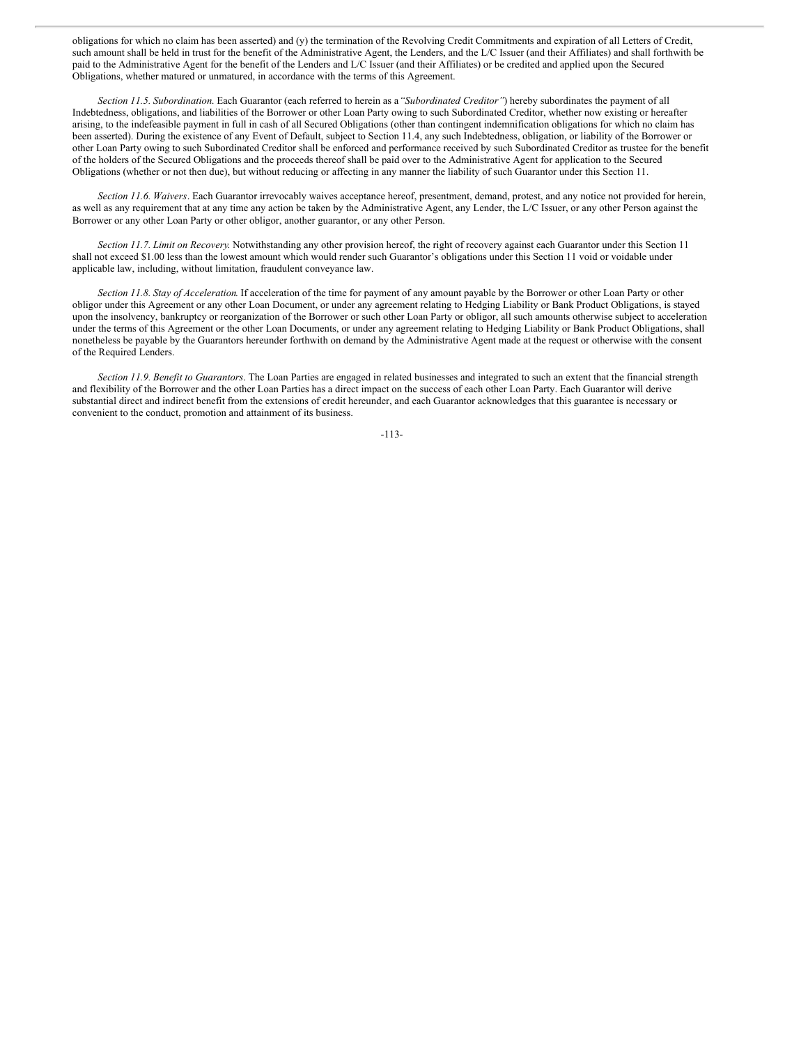obligations for which no claim has been asserted) and (y) the termination of the Revolving Credit Commitments and expiration of all Letters of Credit, such amount shall be held in trust for the benefit of the Administrative Agent, the Lenders, and the L/C Issuer (and their Affiliates) and shall forthwith be paid to the Administrative Agent for the benefit of the Lenders and L/C Issuer (and their Affiliates) or be credited and applied upon the Secured Obligations, whether matured or unmatured, in accordance with the terms of this Agreement.

*Section 11.5. Subordination.* Each Guarantor (each referred to herein as a *"Subordinated Creditor"*) hereby subordinates the payment of all Indebtedness, obligations, and liabilities of the Borrower or other Loan Party owing to such Subordinated Creditor, whether now existing or hereafter arising, to the indefeasible payment in full in cash of all Secured Obligations (other than contingent indemnification obligations for which no claim has been asserted). During the existence of any Event of Default, subject to Section 11.4, any such Indebtedness, obligation, or liability of the Borrower or other Loan Party owing to such Subordinated Creditor shall be enforced and performance received by such Subordinated Creditor as trustee for the benefit of the holders of the Secured Obligations and the proceeds thereof shall be paid over to the Administrative Agent for application to the Secured Obligations (whether or not then due), but without reducing or affecting in any manner the liability of such Guarantor under this Section 11.

*Section 11.6. Waivers*. Each Guarantor irrevocably waives acceptance hereof, presentment, demand, protest, and any notice not provided for herein, as well as any requirement that at any time any action be taken by the Administrative Agent, any Lender, the L/C Issuer, or any other Person against the Borrower or any other Loan Party or other obligor, another guarantor, or any other Person.

*Section 11.7. Limit on Recovery.* Notwithstanding any other provision hereof, the right of recovery against each Guarantor under this Section 11 shall not exceed $1.00 less than the lowest amount which would render such Guarantor's obligations under this Section 11 void or voidable under applicable law, including, without limitation, fraudulent conveyance law.

*Section 11.8. Stay of Acceleration.* If acceleration of the time for payment of any amount payable by the Borrower or other Loan Party or other obligor under this Agreement or any other Loan Document, or under any agreement relating to Hedging Liability or Bank Product Obligations, is stayed upon the insolvency, bankruptcy or reorganization of the Borrower or such other Loan Party or obligor, all such amounts otherwise subject to acceleration under the terms of this Agreement or the other Loan Documents, or under any agreement relating to Hedging Liability or Bank Product Obligations, shall nonetheless be payable by the Guarantors hereunder forthwith on demand by the Administrative Agent made at the request or otherwise with the consent of the Required Lenders.

*Section 11.9. Benefit to Guarantors*. The Loan Parties are engaged in related businesses and integrated to such an extent that the financial strength and flexibility of the Borrower and the other Loan Parties has a direct impact on the success of each other Loan Party. Each Guarantor will derive substantial direct and indirect benefit from the extensions of credit hereunder, and each Guarantor acknowledges that this guarantee is necessary or convenient to the conduct, promotion and attainment of its business.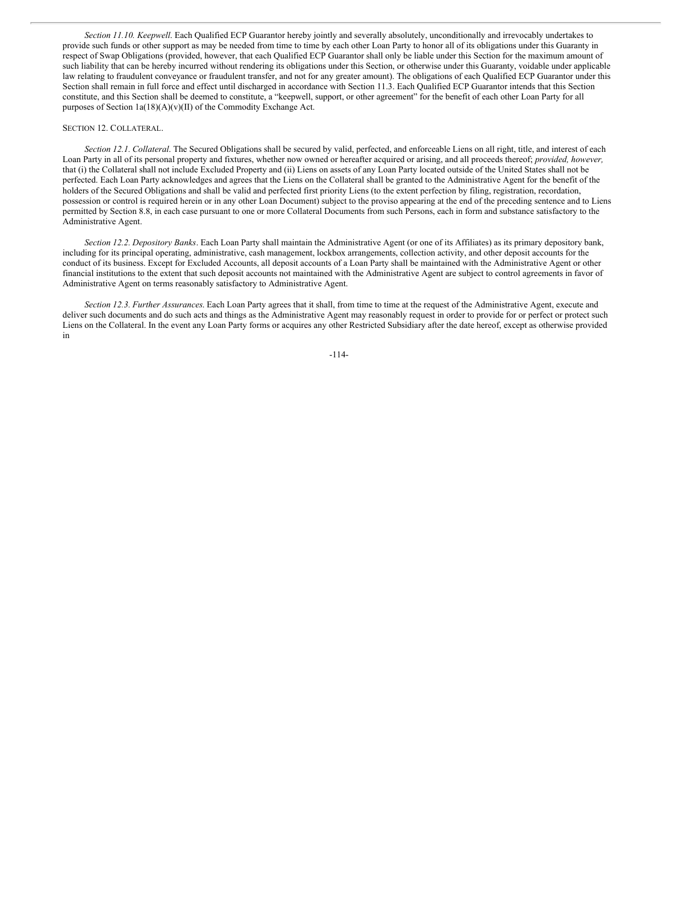*Section 11.10. Keepwell*. Each Qualified ECP Guarantor hereby jointly and severally absolutely, unconditionally and irrevocably undertakes to provide such funds or other support as may be needed from time to time by each other Loan Party to honor all of its obligations under this Guaranty in respect of Swap Obligations (provided, however, that each Qualified ECP Guarantor shall only be liable under this Section for the maximum amount of such liability that can be hereby incurred without rendering its obligations under this Section, or otherwise under this Guaranty, voidable under applicable law relating to fraudulent conveyance or fraudulent transfer, and not for any greater amount). The obligations of each Qualified ECP Guarantor under this Section shall remain in full force and effect until discharged in accordance with Section 11.3. Each Qualified ECP Guarantor intends that this Section constitute, and this Section shall be deemed to constitute, a "keepwell, support, or other agreement" for the benefit of each other Loan Party for all purposes of Section 1a(18)(A)(v)(II) of the Commodity Exchange Act.

SECTION 12. COLLATERAL.

*Section 12.1. Collateral.* The Secured Obligations shall be secured by valid, perfected, and enforceable Liens on all right, title, and interest of each Loan Party in all of its personal property and fixtures, whether now owned or hereafter acquired or arising, and all proceeds thereof; *provided, however,* that (i) the Collateral shall not include Excluded Property and (ii) Liens on assets of any Loan Party located outside of the United States shall not be perfected. Each Loan Party acknowledges and agrees that the Liens on the Collateral shall be granted to the Administrative Agent for the benefit of the holders of the Secured Obligations and shall be valid and perfected first priority Liens (to the extent perfection by filing, registration, recordation, possession or control is required herein or in any other Loan Document) subject to the proviso appearing at the end of the preceding sentence and to Liens permitted by Section 8.8, in each case pursuant to one or more Collateral Documents from such Persons, each in form and substance satisfactory to the Administrative Agent.

*Section 12.2. Depository Banks*. Each Loan Party shall maintain the Administrative Agent (or one of its Affiliates) as its primary depository bank, including for its principal operating, administrative, cash management, lockbox arrangements, collection activity, and other deposit accounts for the conduct of its business. Except for Excluded Accounts, all deposit accounts of a Loan Party shall be maintained with the Administrative Agent or other financial institutions to the extent that such deposit accounts not maintained with the Administrative Agent are subject to control agreements in favor of Administrative Agent on terms reasonably satisfactory to Administrative Agent.

*Section 12.3. Further Assurances*. Each Loan Party agrees that it shall, from time to time at the request of the Administrative Agent, execute and deliver such documents and do such acts and things as the Administrative Agent may reasonably request in order to provide for or perfect or protect such Liens on the Collateral. In the event any Loan Party forms or acquires any other Restricted Subsidiary after the date hereof, except as otherwise provided in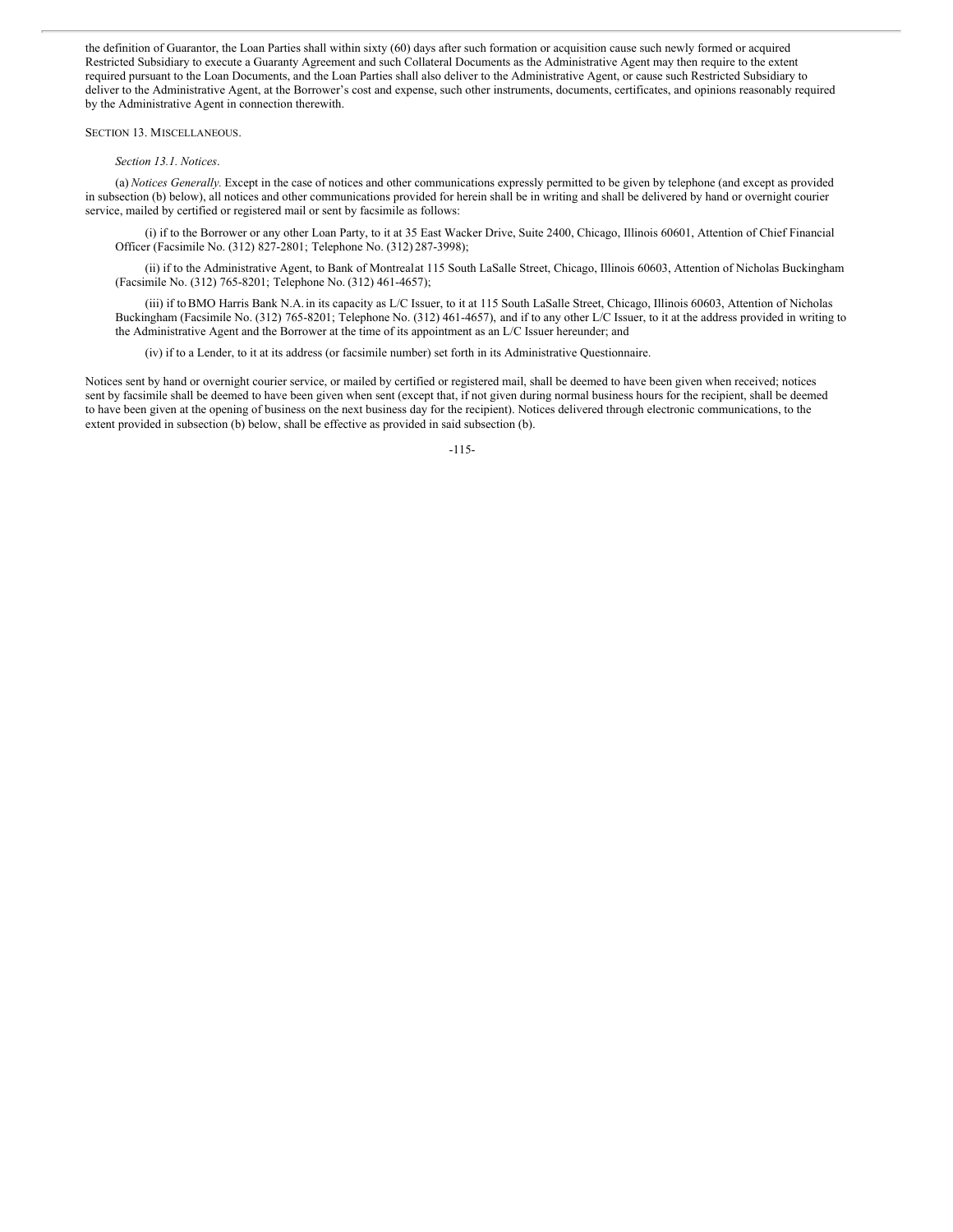the definition of Guarantor, the Loan Parties shall within sixty (60) days after such formation or acquisition cause such newly formed or acquired Restricted Subsidiary to execute a Guaranty Agreement and such Collateral Documents as the Administrative Agent may then require to the extent required pursuant to the Loan Documents, and the Loan Parties shall also deliver to the Administrative Agent, or cause such Restricted Subsidiary to deliver to the Administrative Agent, at the Borrower's cost and expense, such other instruments, documents, certificates, and opinions reasonably required by the Administrative Agent in connection therewith.

SECTION 13. MISCELLANEOUS.

*Section 13.1. Notices*.

(a) *Notices Generally.* Except in the case of notices and other communications expressly permitted to be given by telephone (and except as provided in subsection (b) below), all notices and other communications provided for herein shall be in writing and shall be delivered by hand or overnight courier service, mailed by certified or registered mail or sent by facsimile as follows:

(i) if to the Borrower or any other Loan Party, to it at 35 East Wacker Drive, Suite 2400, Chicago, Illinois 60601, Attention of Chief Financial Officer (Facsimile No. (312) 827-2801; Telephone No. (312) 287-3998);

(ii) if to the Administrative Agent, to Bank of Montreal at 115 South LaSalle Street, Chicago, Illinois 60603, Attention of Nicholas Buckingham (Facsimile No. (312) 765-8201; Telephone No. (312) 461-4657);

(iii) if to BMO Harris Bank N.A. in its capacity as L/C Issuer, to it at 115 South LaSalle Street, Chicago, Illinois 60603, Attention of Nicholas Buckingham (Facsimile No. (312) 765-8201; Telephone No. (312) 461-4657), and if to any other L/C Issuer, to it at the address provided in writing to the Administrative Agent and the Borrower at the time of its appointment as an L/C Issuer hereunder; and

(iv) if to a Lender, to it at its address (or facsimile number) set forth in its Administrative Questionnaire.

Notices sent by hand or overnight courier service, or mailed by certified or registered mail, shall be deemed to have been given when received; notices sent by facsimile shall be deemed to have been given when sent (except that, if not given during normal business hours for the recipient, shall be deemed to have been given at the opening of business on the next business day for the recipient). Notices delivered through electronic communications, to the extent provided in subsection (b) below, shall be effective as provided in said subsection (b).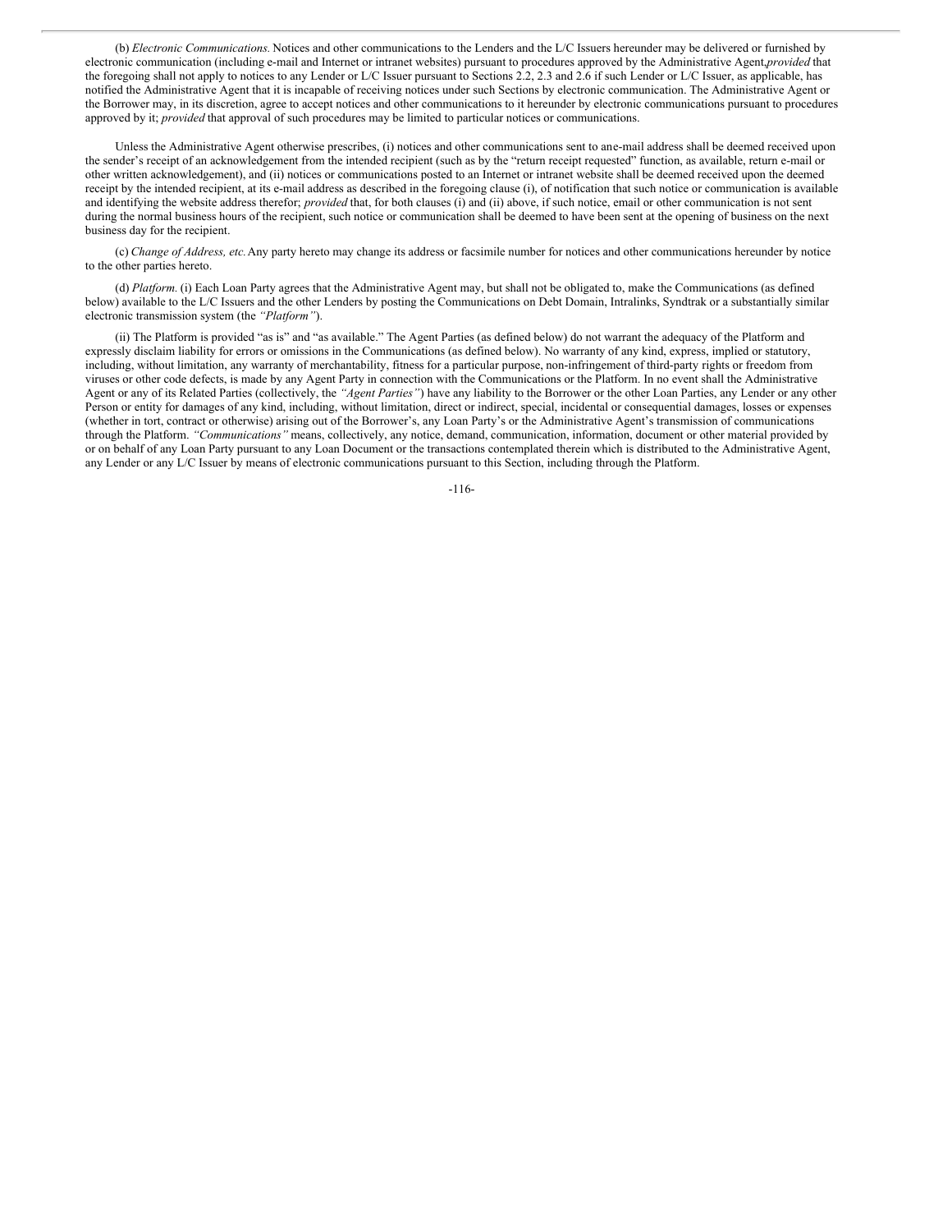(b) *Electronic Communications.* Notices and other communications to the Lenders and the L/C Issuers hereunder may be delivered or furnished by electronic communication (including e-mail and Internet or intranet websites) pursuant to procedures approved by the Administrative Agent,*provided* that the foregoing shall not apply to notices to any Lender or L/C Issuer pursuant to Sections 2.2, 2.3 and 2.6 if such Lender or L/C Issuer, as applicable, has notified the Administrative Agent that it is incapable of receiving notices under such Sections by electronic communication. The Administrative Agent or the Borrower may, in its discretion, agree to accept notices and other communications to it hereunder by electronic communications pursuant to procedures approved by it; *provided* that approval of such procedures may be limited to particular notices or communications.

Unless the Administrative Agent otherwise prescribes, (i) notices and other communications sent to ane-mail address shall be deemed received upon the sender's receipt of an acknowledgement from the intended recipient (such as by the "return receipt requested" function, as available, return e-mail or other written acknowledgement), and (ii) notices or communications posted to an Internet or intranet website shall be deemed received upon the deemed receipt by the intended recipient, at its e-mail address as described in the foregoing clause (i), of notification that such notice or communication is available and identifying the website address therefor; *provided* that, for both clauses (i) and (ii) above, if such notice, email or other communication is not sent during the normal business hours of the recipient, such notice or communication shall be deemed to have been sent at the opening of business on the next business day for the recipient.

(c) *Change of Address, etc.* Any party hereto may change its address or facsimile number for notices and other communications hereunder by notice to the other parties hereto.

(d) *Platform.* (i) Each Loan Party agrees that the Administrative Agent may, but shall not be obligated to, make the Communications (as defined below) available to the L/C Issuers and the other Lenders by posting the Communications on Debt Domain, Intralinks, Syndtrak or a substantially similar electronic transmission system (the *"Platform"*).

(ii) The Platform is provided "as is" and "as available." The Agent Parties (as defined below) do not warrant the adequacy of the Platform and expressly disclaim liability for errors or omissions in the Communications (as defined below). No warranty of any kind, express, implied or statutory, including, without limitation, any warranty of merchantability, fitness for a particular purpose, non-infringement of third-party rights or freedom from viruses or other code defects, is made by any Agent Party in connection with the Communications or the Platform. In no event shall the Administrative Agent or any of its Related Parties (collectively, the *"Agent Parties"*) have any liability to the Borrower or the other Loan Parties, any Lender or any other Person or entity for damages of any kind, including, without limitation, direct or indirect, special, incidental or consequential damages, losses or expenses (whether in tort, contract or otherwise) arising out of the Borrower's, any Loan Party's or the Administrative Agent's transmission of communications through the Platform. *"Communications"* means, collectively, any notice, demand, communication, information, document or other material provided by or on behalf of any Loan Party pursuant to any Loan Document or the transactions contemplated therein which is distributed to the Administrative Agent, any Lender or any L/C Issuer by means of electronic communications pursuant to this Section, including through the Platform.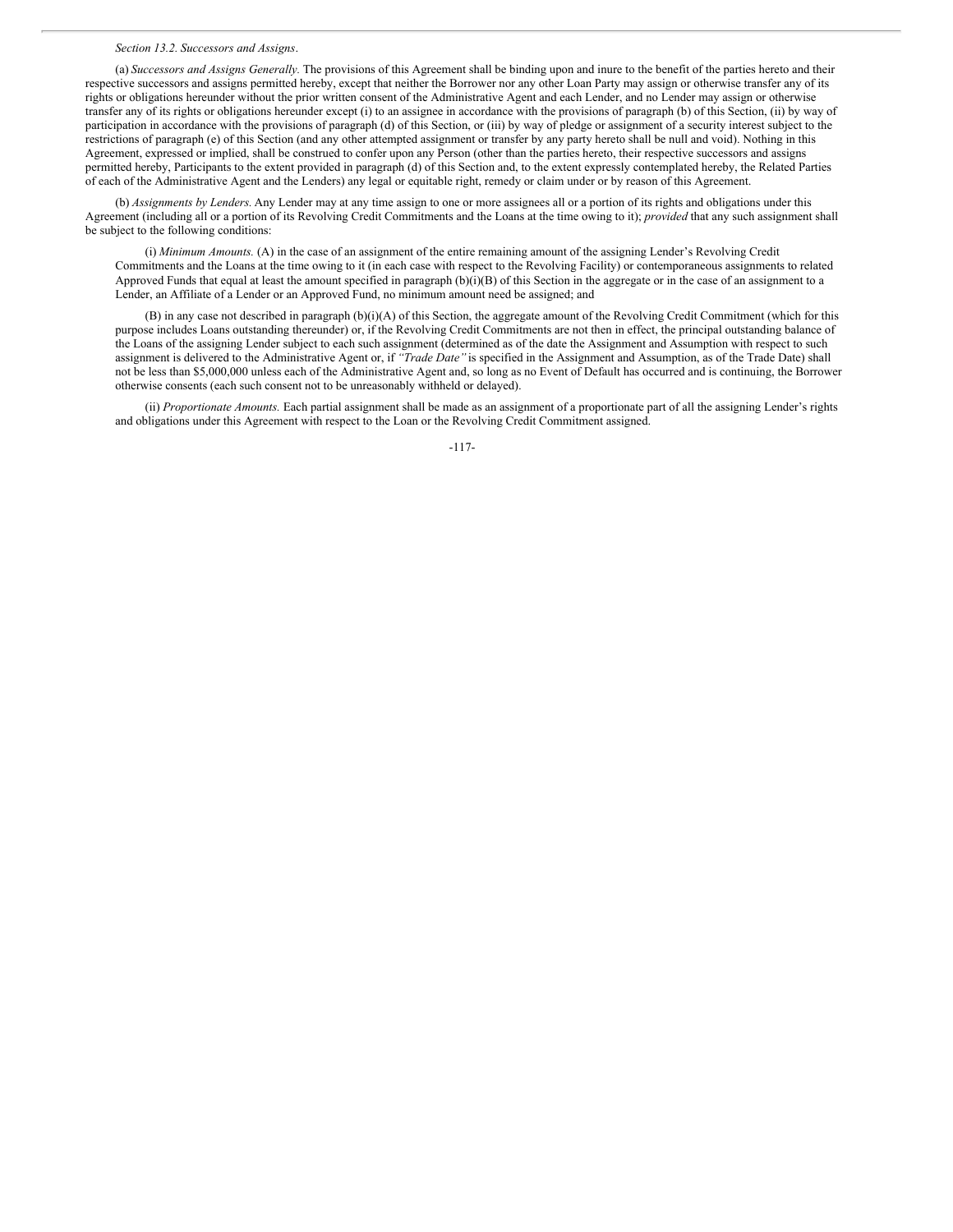*Section 13.2. Successors and Assigns*.

(a) *Successors and Assigns Generally.* The provisions of this Agreement shall be binding upon and inure to the benefit of the parties hereto and their respective successors and assigns permitted hereby, except that neither the Borrower nor any other Loan Party may assign or otherwise transfer any of its rights or obligations hereunder without the prior written consent of the Administrative Agent and each Lender, and no Lender may assign or otherwise transfer any of its rights or obligations hereunder except (i) to an assignee in accordance with the provisions of paragraph (b) of this Section, (ii) by way of participation in accordance with the provisions of paragraph (d) of this Section, or (iii) by way of pledge or assignment of a security interest subject to the restrictions of paragraph (e) of this Section (and any other attempted assignment or transfer by any party hereto shall be null and void). Nothing in this Agreement, expressed or implied, shall be construed to confer upon any Person (other than the parties hereto, their respective successors and assigns permitted hereby, Participants to the extent provided in paragraph (d) of this Section and, to the extent expressly contemplated hereby, the Related Parties of each of the Administrative Agent and the Lenders) any legal or equitable right, remedy or claim under or by reason of this Agreement.

(b) *Assignments by Lenders.* Any Lender may at any time assign to one or more assignees all or a portion of its rights and obligations under this Agreement (including all or a portion of its Revolving Credit Commitments and the Loans at the time owing to it); *provided* that any such assignment shall be subject to the following conditions:

(i) *Minimum Amounts.* (A) in the case of an assignment of the entire remaining amount of the assigning Lender's Revolving Credit Commitments and the Loans at the time owing to it (in each case with respect to the Revolving Facility) or contemporaneous assignments to related Approved Funds that equal at least the amount specified in paragraph (b)(i)(B) of this Section in the aggregate or in the case of an assignment to a Lender, an Affiliate of a Lender or an Approved Fund, no minimum amount need be assigned; and

(B) in any case not described in paragraph (b)(i)(A) of this Section, the aggregate amount of the Revolving Credit Commitment (which for this purpose includes Loans outstanding thereunder) or, if the Revolving Credit Commitments are not then in effect, the principal outstanding balance of the Loans of the assigning Lender subject to each such assignment (determined as of the date the Assignment and Assumption with respect to such assignment is delivered to the Administrative Agent or, if *"Trade Date"* is specified in the Assignment and Assumption, as of the Trade Date) shall not be less than $5,000,000 unless each of the Administrative Agent and, so long as no Event of Default has occurred and is continuing, the Borrower otherwise consents (each such consent not to be unreasonably withheld or delayed).

(ii) *Proportionate Amounts.* Each partial assignment shall be made as an assignment of a proportionate part of all the assigning Lender's rights and obligations under this Agreement with respect to the Loan or the Revolving Credit Commitment assigned.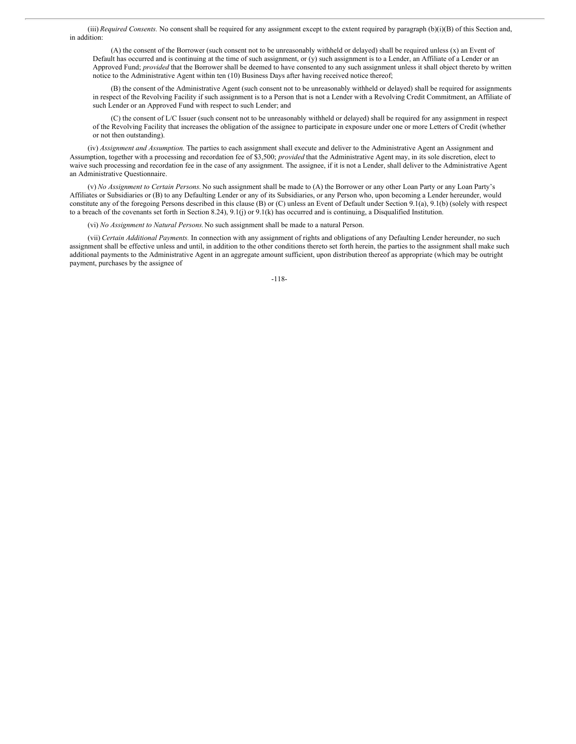(iii) *Required Consents.* No consent shall be required for any assignment except to the extent required by paragraph (b)(i)(B) of this Section and, in addition:

(A) the consent of the Borrower (such consent not to be unreasonably withheld or delayed) shall be required unless (x) an Event of Default has occurred and is continuing at the time of such assignment, or (y) such assignment is to a Lender, an Affiliate of a Lender or an Approved Fund; *provided* that the Borrower shall be deemed to have consented to any such assignment unless it shall object thereto by written notice to the Administrative Agent within ten (10) Business Days after having received notice thereof;

(B) the consent of the Administrative Agent (such consent not to be unreasonably withheld or delayed) shall be required for assignments in respect of the Revolving Facility if such assignment is to a Person that is not a Lender with a Revolving Credit Commitment, an Affiliate of such Lender or an Approved Fund with respect to such Lender; and

(C) the consent of L/C Issuer (such consent not to be unreasonably withheld or delayed) shall be required for any assignment in respect of the Revolving Facility that increases the obligation of the assignee to participate in exposure under one or more Letters of Credit (whether or not then outstanding).

(iv) *Assignment and Assumption.* The parties to each assignment shall execute and deliver to the Administrative Agent an Assignment and Assumption, together with a processing and recordation fee of $3,500; *provided* that the Administrative Agent may, in its sole discretion, elect to waive such processing and recordation fee in the case of any assignment. The assignee, if it is not a Lender, shall deliver to the Administrative Agent an Administrative Questionnaire.

(v) *No Assignment to Certain Persons.* No such assignment shall be made to (A) the Borrower or any other Loan Party or any Loan Party's Affiliates or Subsidiaries or (B) to any Defaulting Lender or any of its Subsidiaries, or any Person who, upon becoming a Lender hereunder, would constitute any of the foregoing Persons described in this clause (B) or (C) unless an Event of Default under Section 9.1(a), 9.1(b) (solely with respect to a breach of the covenants set forth in Section 8.24), 9.1(j) or 9.1(k) has occurred and is continuing, a Disqualified Institution.

(vi) *No Assignment to Natural Persons.* No such assignment shall be made to a natural Person.

(vii) *Certain Additional Payments.* In connection with any assignment of rights and obligations of any Defaulting Lender hereunder, no such assignment shall be effective unless and until, in addition to the other conditions thereto set forth herein, the parties to the assignment shall make such additional payments to the Administrative Agent in an aggregate amount sufficient, upon distribution thereof as appropriate (which may be outright payment, purchases by the assignee of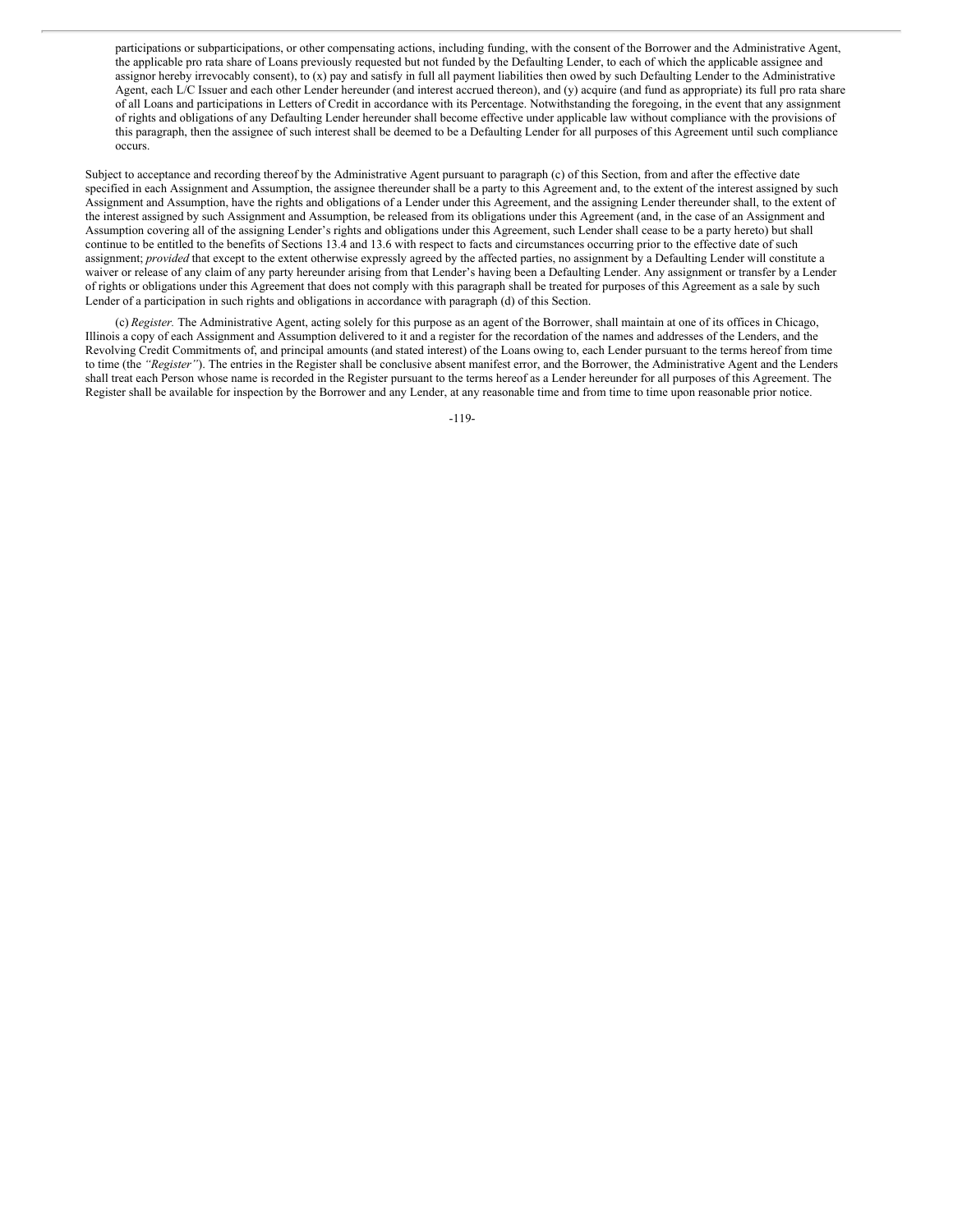participations or subparticipations, or other compensating actions, including funding, with the consent of the Borrower and the Administrative Agent, the applicable pro rata share of Loans previously requested but not funded by the Defaulting Lender, to each of which the applicable assignee and assignor hereby irrevocably consent), to (x) pay and satisfy in full all payment liabilities then owed by such Defaulting Lender to the Administrative Agent, each L/C Issuer and each other Lender hereunder (and interest accrued thereon), and (y) acquire (and fund as appropriate) its full pro rata share of all Loans and participations in Letters of Credit in accordance with its Percentage. Notwithstanding the foregoing, in the event that any assignment of rights and obligations of any Defaulting Lender hereunder shall become effective under applicable law without compliance with the provisions of this paragraph, then the assignee of such interest shall be deemed to be a Defaulting Lender for all purposes of this Agreement until such compliance occurs.

Subject to acceptance and recording thereof by the Administrative Agent pursuant to paragraph (c) of this Section, from and after the effective date specified in each Assignment and Assumption, the assignee thereunder shall be a party to this Agreement and, to the extent of the interest assigned by such Assignment and Assumption, have the rights and obligations of a Lender under this Agreement, and the assigning Lender thereunder shall, to the extent of the interest assigned by such Assignment and Assumption, be released from its obligations under this Agreement (and, in the case of an Assignment and Assumption covering all of the assigning Lender's rights and obligations under this Agreement, such Lender shall cease to be a party hereto) but shall continue to be entitled to the benefits of Sections 13.4 and 13.6 with respect to facts and circumstances occurring prior to the effective date of such assignment; *provided* that except to the extent otherwise expressly agreed by the affected parties, no assignment by a Defaulting Lender will constitute a waiver or release of any claim of any party hereunder arising from that Lender's having been a Defaulting Lender. Any assignment or transfer by a Lender of rights or obligations under this Agreement that does not comply with this paragraph shall be treated for purposes of this Agreement as a sale by such Lender of a participation in such rights and obligations in accordance with paragraph (d) of this Section.

(c) *Register.* The Administrative Agent, acting solely for this purpose as an agent of the Borrower, shall maintain at one of its offices in Chicago, Illinois a copy of each Assignment and Assumption delivered to it and a register for the recordation of the names and addresses of the Lenders, and the Revolving Credit Commitments of, and principal amounts (and stated interest) of the Loans owing to, each Lender pursuant to the terms hereof from time to time (the *"Register"*). The entries in the Register shall be conclusive absent manifest error, and the Borrower, the Administrative Agent and the Lenders shall treat each Person whose name is recorded in the Register pursuant to the terms hereof as a Lender hereunder for all purposes of this Agreement. The Register shall be available for inspection by the Borrower and any Lender, at any reasonable time and from time to time upon reasonable prior notice.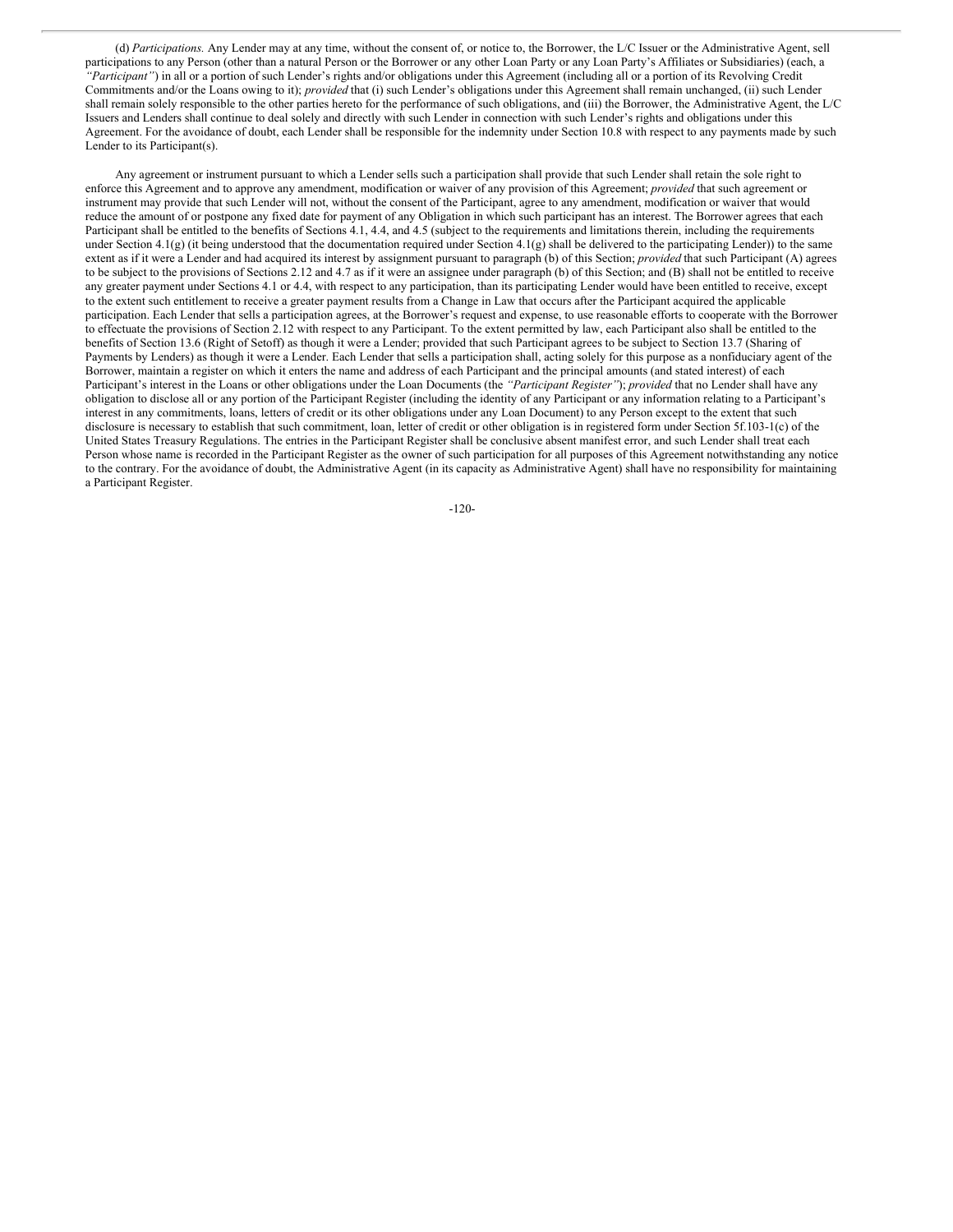(d) *Participations.* Any Lender may at any time, without the consent of, or notice to, the Borrower, the L/C Issuer or the Administrative Agent, sell participations to any Person (other than a natural Person or the Borrower or any other Loan Party or any Loan Party's Affiliates or Subsidiaries) (each, a *"Participant"*) in all or a portion of such Lender's rights and/or obligations under this Agreement (including all or a portion of its Revolving Credit Commitments and/or the Loans owing to it); *provided* that (i) such Lender's obligations under this Agreement shall remain unchanged, (ii) such Lender shall remain solely responsible to the other parties hereto for the performance of such obligations, and (iii) the Borrower, the Administrative Agent, the L/C Issuers and Lenders shall continue to deal solely and directly with such Lender in connection with such Lender's rights and obligations under this Agreement. For the avoidance of doubt, each Lender shall be responsible for the indemnity under Section 10.8 with respect to any payments made by such Lender to its Participant(s).

Any agreement or instrument pursuant to which a Lender sells such a participation shall provide that such Lender shall retain the sole right to enforce this Agreement and to approve any amendment, modification or waiver of any provision of this Agreement; *provided* that such agreement or instrument may provide that such Lender will not, without the consent of the Participant, agree to any amendment, modification or waiver that would reduce the amount of or postpone any fixed date for payment of any Obligation in which such participant has an interest. The Borrower agrees that each Participant shall be entitled to the benefits of Sections 4.1, 4.4, and 4.5 (subject to the requirements and limitations therein, including the requirements under Section 4.1(g) (it being understood that the documentation required under Section 4.1(g) shall be delivered to the participating Lender)) to the same extent as if it were a Lender and had acquired its interest by assignment pursuant to paragraph (b) of this Section; *provided* that such Participant (A) agrees to be subject to the provisions of Sections 2.12 and 4.7 as if it were an assignee under paragraph (b) of this Section; and (B) shall not be entitled to receive any greater payment under Sections 4.1 or 4.4, with respect to any participation, than its participating Lender would have been entitled to receive, except to the extent such entitlement to receive a greater payment results from a Change in Law that occurs after the Participant acquired the applicable participation. Each Lender that sells a participation agrees, at the Borrower's request and expense, to use reasonable efforts to cooperate with the Borrower to effectuate the provisions of Section 2.12 with respect to any Participant. To the extent permitted by law, each Participant also shall be entitled to the benefits of Section 13.6 (Right of Setoff) as though it were a Lender; provided that such Participant agrees to be subject to Section 13.7 (Sharing of Payments by Lenders) as though it were a Lender. Each Lender that sells a participation shall, acting solely for this purpose as a nonfiduciary agent of the Borrower, maintain a register on which it enters the name and address of each Participant and the principal amounts (and stated interest) of each Participant's interest in the Loans or other obligations under the Loan Documents (the *"Participant Register"*); *provided* that no Lender shall have any obligation to disclose all or any portion of the Participant Register (including the identity of any Participant or any information relating to a Participant's interest in any commitments, loans, letters of credit or its other obligations under any Loan Document) to any Person except to the extent that such disclosure is necessary to establish that such commitment, loan, letter of credit or other obligation is in registered form under Section 5f.103-1(c) of the United States Treasury Regulations. The entries in the Participant Register shall be conclusive absent manifest error, and such Lender shall treat each Person whose name is recorded in the Participant Register as the owner of such participation for all purposes of this Agreement notwithstanding any notice to the contrary. For the avoidance of doubt, the Administrative Agent (in its capacity as Administrative Agent) shall have no responsibility for maintaining a Participant Register.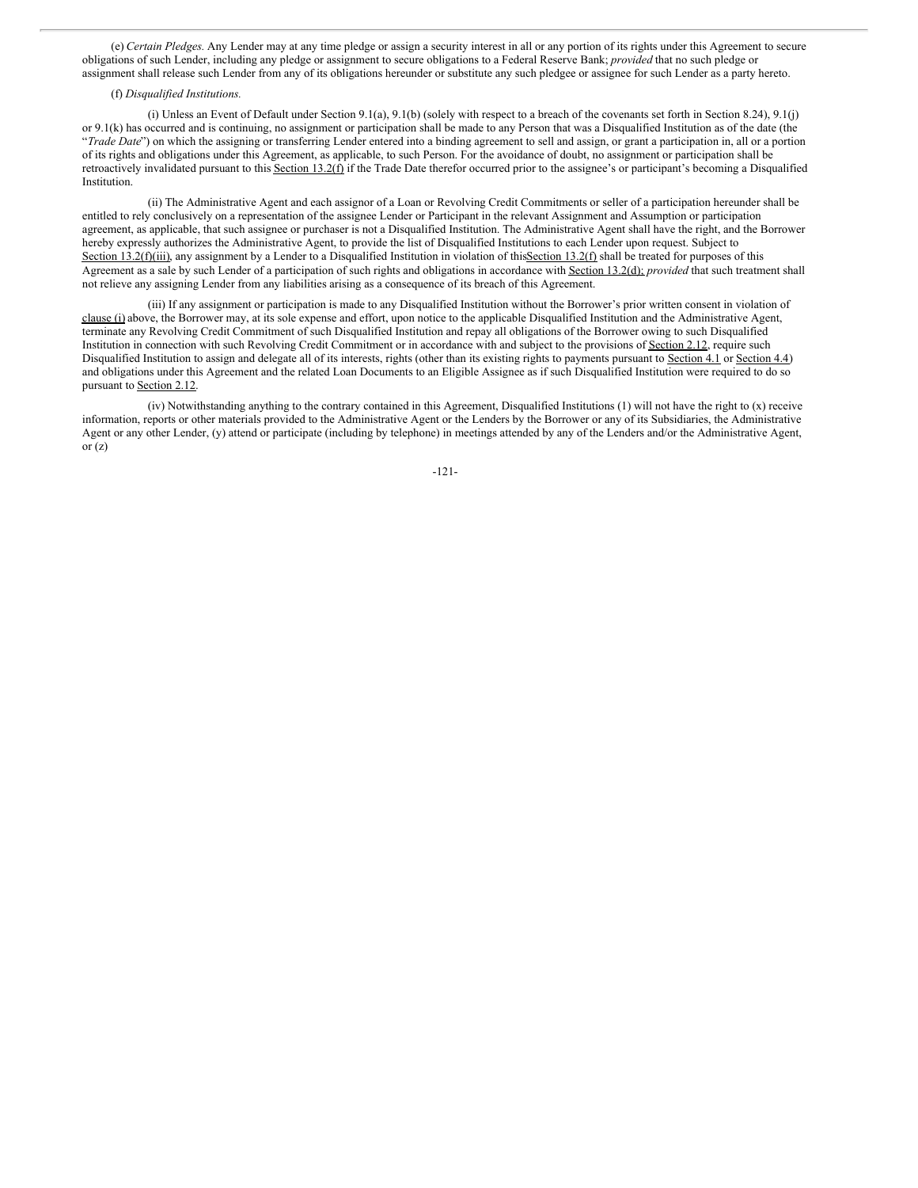(e) *Certain Pledges.* Any Lender may at any time pledge or assign a security interest in all or any portion of its rights under this Agreement to secure obligations of such Lender, including any pledge or assignment to secure obligations to a Federal Reserve Bank; *provided* that no such pledge or assignment shall release such Lender from any of its obligations hereunder or substitute any such pledgee or assignee for such Lender as a party hereto.

(f) *Disqualified Institutions.*

(i) Unless an Event of Default under Section 9.1(a), 9.1(b) (solely with respect to a breach of the covenants set forth in Section 8.24), 9.1(j) or 9.1(k) has occurred and is continuing, no assignment or participation shall be made to any Person that was a Disqualified Institution as of the date (the "*Trade Date*") on which the assigning or transferring Lender entered into a binding agreement to sell and assign, or grant a participation in, all or a portion of its rights and obligations under this Agreement, as applicable, to such Person. For the avoidance of doubt, no assignment or participation shall be retroactively invalidated pursuant to this Section 13.2(f) if the Trade Date therefor occurred prior to the assignee's or participant's becoming a Disqualified Institution.

(ii) The Administrative Agent and each assignor of a Loan or Revolving Credit Commitments or seller of a participation hereunder shall be entitled to rely conclusively on a representation of the assignee Lender or Participant in the relevant Assignment and Assumption or participation agreement, as applicable, that such assignee or purchaser is not a Disqualified Institution. The Administrative Agent shall have the right, and the Borrower hereby expressly authorizes the Administrative Agent, to provide the list of Disqualified Institutions to each Lender upon request. Subject to Section 13.2(f)(iii), any assignment by a Lender to a Disqualified Institution in violation of thisSection 13.2(f) shall be treated for purposes of this Agreement as a sale by such Lender of a participation of such rights and obligations in accordance with Section 13.2(d); *provided* that such treatment shall not relieve any assigning Lender from any liabilities arising as a consequence of its breach of this Agreement.

(iii) If any assignment or participation is made to any Disqualified Institution without the Borrower's prior written consent in violation of clause (i) above, the Borrower may, at its sole expense and effort, upon notice to the applicable Disqualified Institution and the Administrative Agent, terminate any Revolving Credit Commitment of such Disqualified Institution and repay all obligations of the Borrower owing to such Disqualified Institution in connection with such Revolving Credit Commitment or in accordance with and subject to the provisions of Section 2.12, require such Disqualified Institution to assign and delegate all of its interests, rights (other than its existing rights to payments pursuant to Section 4.1 or Section 4.4) and obligations under this Agreement and the related Loan Documents to an Eligible Assignee as if such Disqualified Institution were required to do so pursuant to Section 2.12.

(iv) Notwithstanding anything to the contrary contained in this Agreement, Disqualified Institutions (1) will not have the right to (x) receive information, reports or other materials provided to the Administrative Agent or the Lenders by the Borrower or any of its Subsidiaries, the Administrative Agent or any other Lender, (y) attend or participate (including by telephone) in meetings attended by any of the Lenders and/or the Administrative Agent, or (z)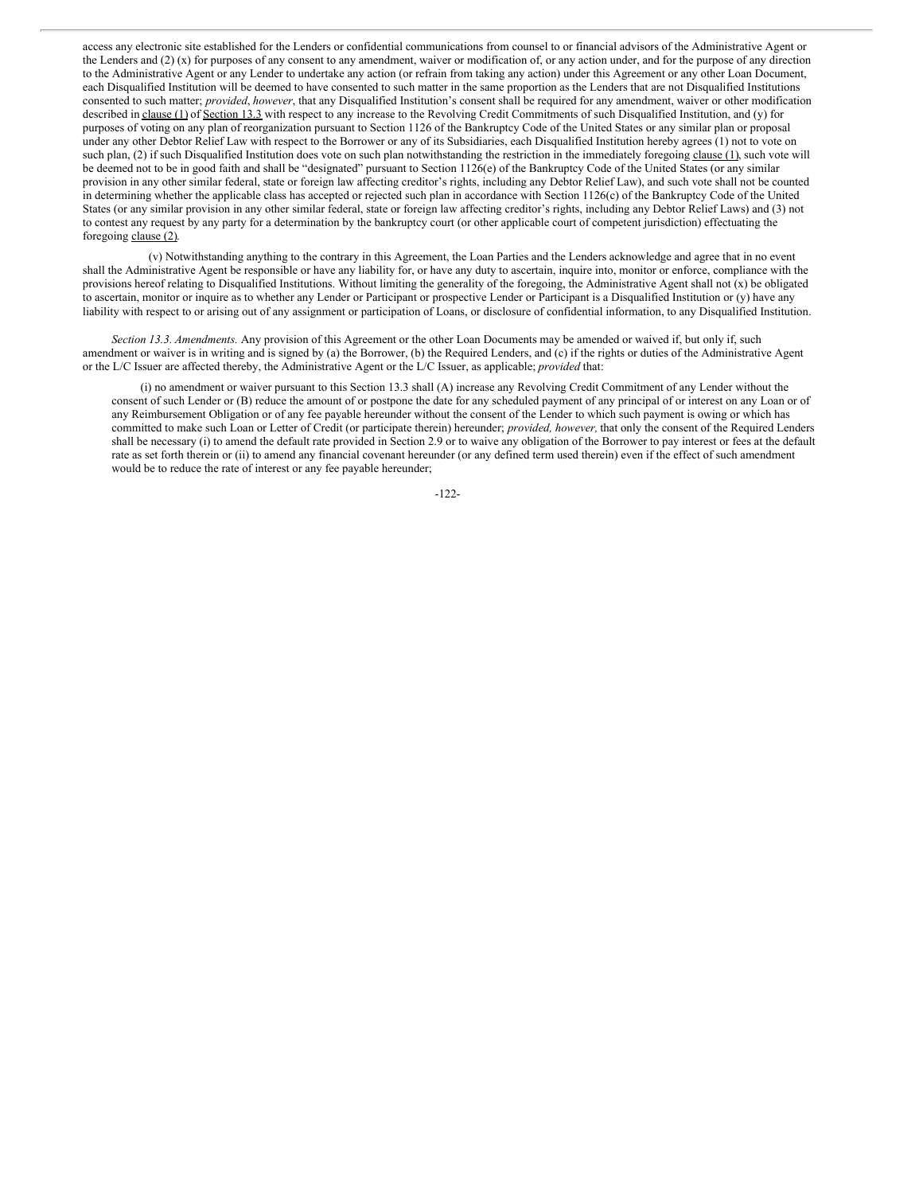access any electronic site established for the Lenders or confidential communications from counsel to or financial advisors of the Administrative Agent or the Lenders and (2) (x) for purposes of any consent to any amendment, waiver or modification of, or any action under, and for the purpose of any direction to the Administrative Agent or any Lender to undertake any action (or refrain from taking any action) under this Agreement or any other Loan Document, each Disqualified Institution will be deemed to have consented to such matter in the same proportion as the Lenders that are not Disqualified Institutions consented to such matter; *provided*, *however*, that any Disqualified Institution's consent shall be required for any amendment, waiver or other modification described in clause (1) of Section 13.3 with respect to any increase to the Revolving Credit Commitments of such Disqualified Institution, and (y) for purposes of voting on any plan of reorganization pursuant to Section 1126 of the Bankruptcy Code of the United States or any similar plan or proposal under any other Debtor Relief Law with respect to the Borrower or any of its Subsidiaries, each Disqualified Institution hereby agrees (1) not to vote on such plan, (2) if such Disqualified Institution does vote on such plan notwithstanding the restriction in the immediately foregoing clause (1), such vote will be deemed not to be in good faith and shall be "designated" pursuant to Section 1126(e) of the Bankruptcy Code of the United States (or any similar provision in any other similar federal, state or foreign law affecting creditor's rights, including any Debtor Relief Law), and such vote shall not be counted in determining whether the applicable class has accepted or rejected such plan in accordance with Section 1126(c) of the Bankruptcy Code of the United States (or any similar provision in any other similar federal, state or foreign law affecting creditor's rights, including any Debtor Relief Laws) and (3) not to contest any request by any party for a determination by the bankruptcy court (or other applicable court of competent jurisdiction) effectuating the foregoing clause (2).

(v) Notwithstanding anything to the contrary in this Agreement, the Loan Parties and the Lenders acknowledge and agree that in no event shall the Administrative Agent be responsible or have any liability for, or have any duty to ascertain, inquire into, monitor or enforce, compliance with the provisions hereof relating to Disqualified Institutions. Without limiting the generality of the foregoing, the Administrative Agent shall not (x) be obligated to ascertain, monitor or inquire as to whether any Lender or Participant or prospective Lender or Participant is a Disqualified Institution or (y) have any liability with respect to or arising out of any assignment or participation of Loans, or disclosure of confidential information, to any Disqualified Institution.

*Section 13.3. Amendments.* Any provision of this Agreement or the other Loan Documents may be amended or waived if, but only if, such amendment or waiver is in writing and is signed by (a) the Borrower, (b) the Required Lenders, and (c) if the rights or duties of the Administrative Agent or the L/C Issuer are affected thereby, the Administrative Agent or the L/C Issuer, as applicable; *provided* that:

(i) no amendment or waiver pursuant to this Section 13.3 shall (A) increase any Revolving Credit Commitment of any Lender without the consent of such Lender or (B) reduce the amount of or postpone the date for any scheduled payment of any principal of or interest on any Loan or of any Reimbursement Obligation or of any fee payable hereunder without the consent of the Lender to which such payment is owing or which has committed to make such Loan or Letter of Credit (or participate therein) hereunder; *provided, however,* that only the consent of the Required Lenders shall be necessary (i) to amend the default rate provided in Section 2.9 or to waive any obligation of the Borrower to pay interest or fees at the default rate as set forth therein or (ii) to amend any financial covenant hereunder (or any defined term used therein) even if the effect of such amendment would be to reduce the rate of interest or any fee payable hereunder;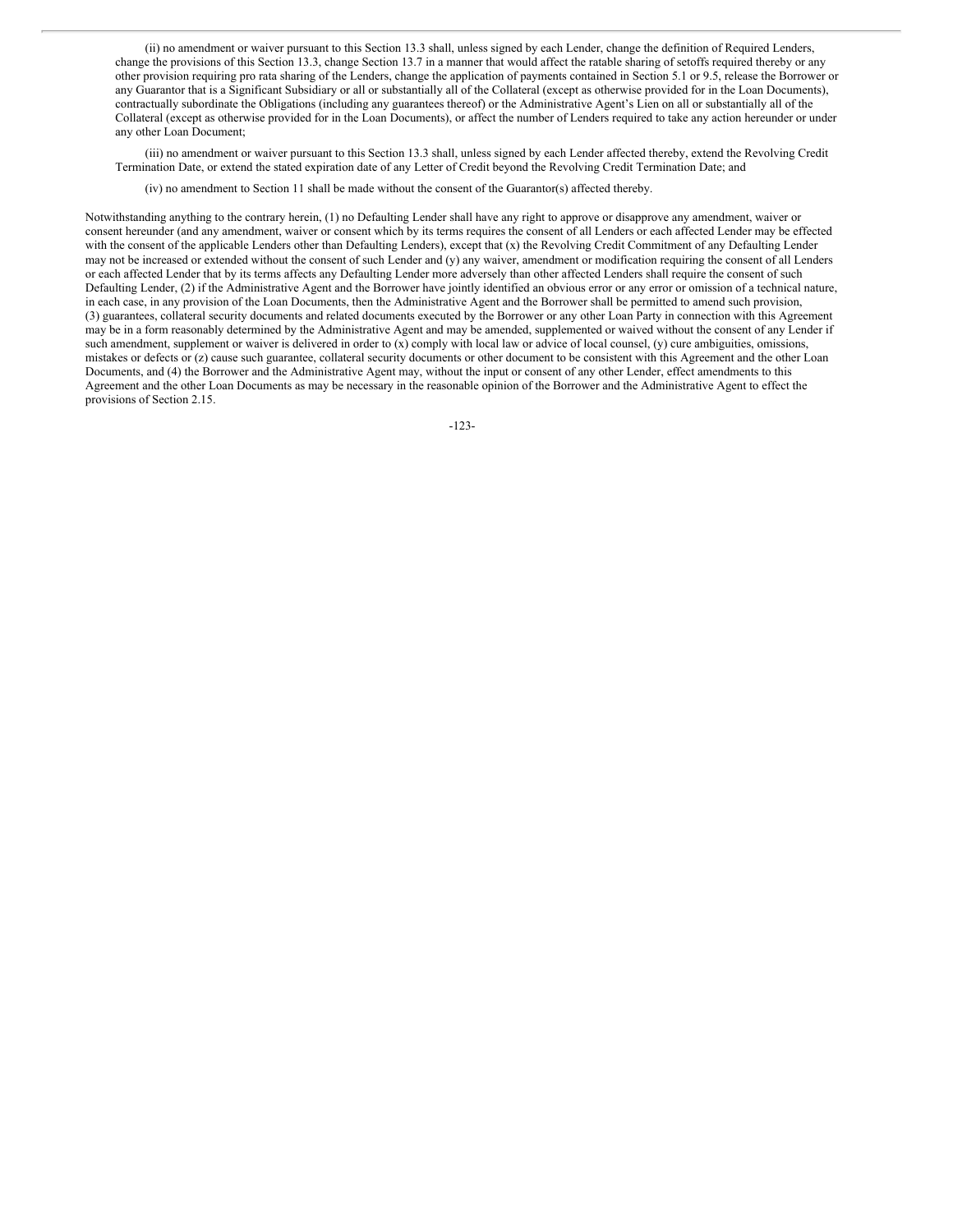(ii) no amendment or waiver pursuant to this Section 13.3 shall, unless signed by each Lender, change the definition of Required Lenders, change the provisions of this Section 13.3, change Section 13.7 in a manner that would affect the ratable sharing of setoffs required thereby or any other provision requiring pro rata sharing of the Lenders, change the application of payments contained in Section 5.1 or 9.5, release the Borrower or any Guarantor that is a Significant Subsidiary or all or substantially all of the Collateral (except as otherwise provided for in the Loan Documents), contractually subordinate the Obligations (including any guarantees thereof) or the Administrative Agent's Lien on all or substantially all of the Collateral (except as otherwise provided for in the Loan Documents), or affect the number of Lenders required to take any action hereunder or under any other Loan Document;

(iii) no amendment or waiver pursuant to this Section 13.3 shall, unless signed by each Lender affected thereby, extend the Revolving Credit Termination Date, or extend the stated expiration date of any Letter of Credit beyond the Revolving Credit Termination Date; and

(iv) no amendment to Section 11 shall be made without the consent of the Guarantor(s) affected thereby.

Notwithstanding anything to the contrary herein, (1) no Defaulting Lender shall have any right to approve or disapprove any amendment, waiver or consent hereunder (and any amendment, waiver or consent which by its terms requires the consent of all Lenders or each affected Lender may be effected with the consent of the applicable Lenders other than Defaulting Lenders), except that (x) the Revolving Credit Commitment of any Defaulting Lender may not be increased or extended without the consent of such Lender and (y) any waiver, amendment or modification requiring the consent of all Lenders or each affected Lender that by its terms affects any Defaulting Lender more adversely than other affected Lenders shall require the consent of such Defaulting Lender, (2) if the Administrative Agent and the Borrower have jointly identified an obvious error or any error or omission of a technical nature, in each case, in any provision of the Loan Documents, then the Administrative Agent and the Borrower shall be permitted to amend such provision, (3) guarantees, collateral security documents and related documents executed by the Borrower or any other Loan Party in connection with this Agreement may be in a form reasonably determined by the Administrative Agent and may be amended, supplemented or waived without the consent of any Lender if such amendment, supplement or waiver is delivered in order to (x) comply with local law or advice of local counsel, (y) cure ambiguities, omissions, mistakes or defects or (z) cause such guarantee, collateral security documents or other document to be consistent with this Agreement and the other Loan Documents, and (4) the Borrower and the Administrative Agent may, without the input or consent of any other Lender, effect amendments to this Agreement and the other Loan Documents as may be necessary in the reasonable opinion of the Borrower and the Administrative Agent to effect the provisions of Section 2.15.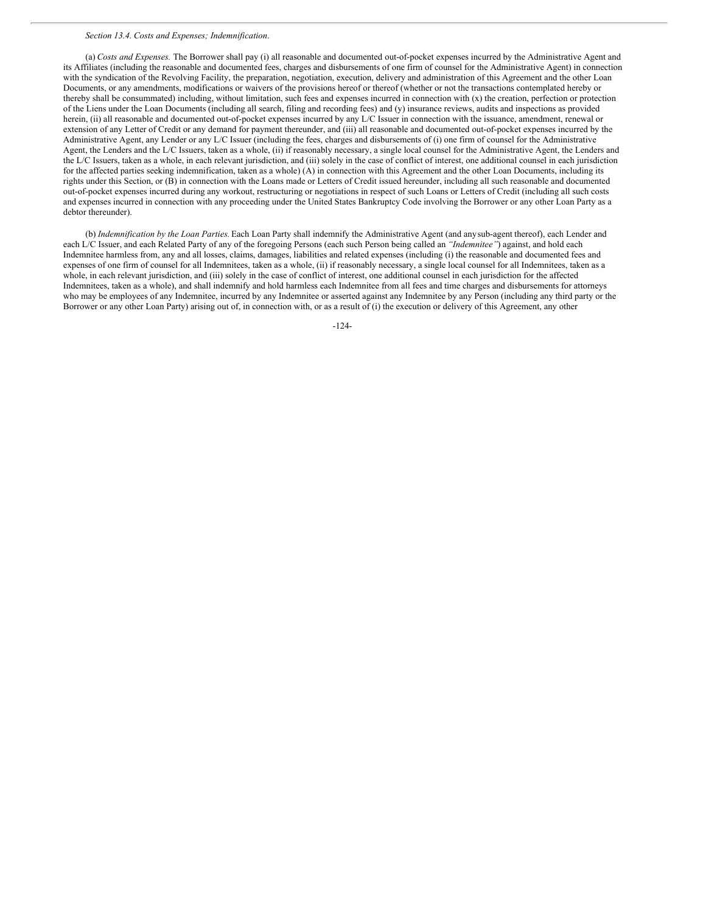*Section 13.4. Costs and Expenses; Indemnification*.

(a) *Costs and Expenses.* The Borrower shall pay (i) all reasonable and documented out-of-pocket expenses incurred by the Administrative Agent and its Affiliates (including the reasonable and documented fees, charges and disbursements of one firm of counsel for the Administrative Agent) in connection with the syndication of the Revolving Facility, the preparation, negotiation, execution, delivery and administration of this Agreement and the other Loan Documents, or any amendments, modifications or waivers of the provisions hereof or thereof (whether or not the transactions contemplated hereby or thereby shall be consummated) including, without limitation, such fees and expenses incurred in connection with (x) the creation, perfection or protection of the Liens under the Loan Documents (including all search, filing and recording fees) and (y) insurance reviews, audits and inspections as provided herein, (ii) all reasonable and documented out-of-pocket expenses incurred by any L/C Issuer in connection with the issuance, amendment, renewal or extension of any Letter of Credit or any demand for payment thereunder, and (iii) all reasonable and documented out-of-pocket expenses incurred by the Administrative Agent, any Lender or any L/C Issuer (including the fees, charges and disbursements of (i) one firm of counsel for the Administrative Agent, the Lenders and the L/C Issuers, taken as a whole, (ii) if reasonably necessary, a single local counsel for the Administrative Agent, the Lenders and the L/C Issuers, taken as a whole, in each relevant jurisdiction, and (iii) solely in the case of conflict of interest, one additional counsel in each jurisdiction for the affected parties seeking indemnification, taken as a whole) (A) in connection with this Agreement and the other Loan Documents, including its rights under this Section, or (B) in connection with the Loans made or Letters of Credit issued hereunder, including all such reasonable and documented out-of-pocket expenses incurred during any workout, restructuring or negotiations in respect of such Loans or Letters of Credit (including all such costs and expenses incurred in connection with any proceeding under the United States Bankruptcy Code involving the Borrower or any other Loan Party as a debtor thereunder).

(b) *Indemnification by the Loan Parties.* Each Loan Party shall indemnify the Administrative Agent (and any sub-agent thereof), each Lender and each L/C Issuer, and each Related Party of any of the foregoing Persons (each such Person being called an *"Indemnitee"*) against, and hold each Indemnitee harmless from, any and all losses, claims, damages, liabilities and related expenses (including (i) the reasonable and documented fees and expenses of one firm of counsel for all Indemnitees, taken as a whole, (ii) if reasonably necessary, a single local counsel for all Indemnitees, taken as a whole, in each relevant jurisdiction, and (iii) solely in the case of conflict of interest, one additional counsel in each jurisdiction for the affected Indemnitees, taken as a whole), and shall indemnify and hold harmless each Indemnitee from all fees and time charges and disbursements for attorneys who may be employees of any Indemnitee, incurred by any Indemnitee or asserted against any Indemnitee by any Person (including any third party or the Borrower or any other Loan Party) arising out of, in connection with, or as a result of (i) the execution or delivery of this Agreement, any other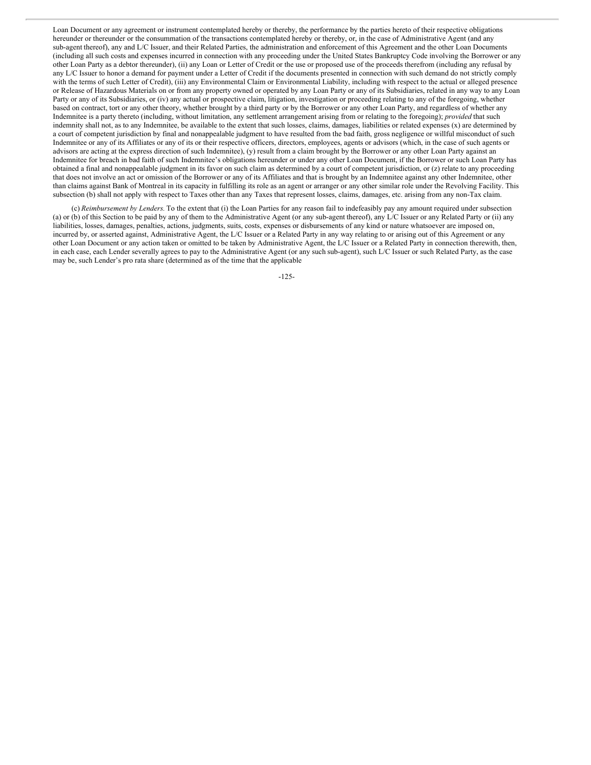Loan Document or any agreement or instrument contemplated hereby or thereby, the performance by the parties hereto of their respective obligations hereunder or thereunder or the consummation of the transactions contemplated hereby or thereby, or, in the case of Administrative Agent (and any sub-agent thereof), any and L/C Issuer, and their Related Parties, the administration and enforcement of this Agreement and the other Loan Documents (including all such costs and expenses incurred in connection with any proceeding under the United States Bankruptcy Code involving the Borrower or any other Loan Party as a debtor thereunder), (ii) any Loan or Letter of Credit or the use or proposed use of the proceeds therefrom (including any refusal by any L/C Issuer to honor a demand for payment under a Letter of Credit if the documents presented in connection with such demand do not strictly comply with the terms of such Letter of Credit), (iii) any Environmental Claim or Environmental Liability, including with respect to the actual or alleged presence or Release of Hazardous Materials on or from any property owned or operated by any Loan Party or any of its Subsidiaries, related in any way to any Loan Party or any of its Subsidiaries, or (iv) any actual or prospective claim, litigation, investigation or proceeding relating to any of the foregoing, whether based on contract, tort or any other theory, whether brought by a third party or by the Borrower or any other Loan Party, and regardless of whether any Indemnitee is a party thereto (including, without limitation, any settlement arrangement arising from or relating to the foregoing); *provided* that such indemnity shall not, as to any Indemnitee, be available to the extent that such losses, claims, damages, liabilities or related expenses (x) are determined by a court of competent jurisdiction by final and nonappealable judgment to have resulted from the bad faith, gross negligence or willful misconduct of such Indemnitee or any of its Affiliates or any of its or their respective officers, directors, employees, agents or advisors (which, in the case of such agents or advisors are acting at the express direction of such Indemnitee), (y) result from a claim brought by the Borrower or any other Loan Party against an Indemnitee for breach in bad faith of such Indemnitee's obligations hereunder or under any other Loan Document, if the Borrower or such Loan Party has obtained a final and nonappealable judgment in its favor on such claim as determined by a court of competent jurisdiction, or (z) relate to any proceeding that does not involve an act or omission of the Borrower or any of its Affiliates and that is brought by an Indemnitee against any other Indemnitee, other than claims against Bank of Montreal in its capacity in fulfilling its role as an agent or arranger or any other similar role under the Revolving Facility. This subsection (b) shall not apply with respect to Taxes other than any Taxes that represent losses, claims, damages, etc. arising from any non-Tax claim.

(c) *Reimbursement by Lenders.* To the extent that (i) the Loan Parties for any reason fail to indefeasibly pay any amount required under subsection (a) or (b) of this Section to be paid by any of them to the Administrative Agent (or any sub-agent thereof), any L/C Issuer or any Related Party or (ii) any liabilities, losses, damages, penalties, actions, judgments, suits, costs, expenses or disbursements of any kind or nature whatsoever are imposed on, incurred by, or asserted against, Administrative Agent, the L/C Issuer or a Related Party in any way relating to or arising out of this Agreement or any other Loan Document or any action taken or omitted to be taken by Administrative Agent, the L/C Issuer or a Related Party in connection therewith, then, in each case, each Lender severally agrees to pay to the Administrative Agent (or any such sub-agent), such L/C Issuer or such Related Party, as the case may be, such Lender's pro rata share (determined as of the time that the applicable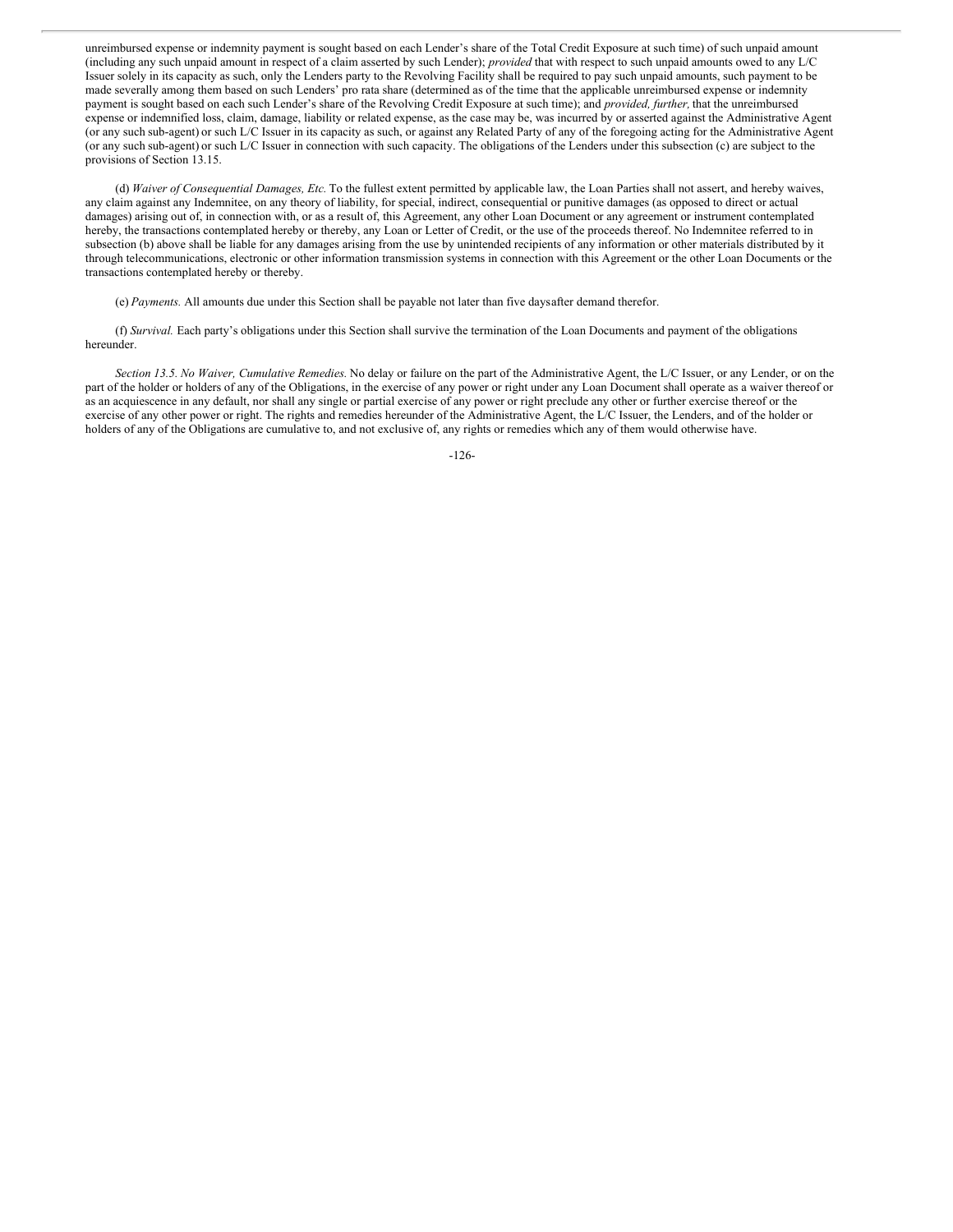unreimbursed expense or indemnity payment is sought based on each Lender's share of the Total Credit Exposure at such time) of such unpaid amount (including any such unpaid amount in respect of a claim asserted by such Lender); *provided* that with respect to such unpaid amounts owed to any L/C Issuer solely in its capacity as such, only the Lenders party to the Revolving Facility shall be required to pay such unpaid amounts, such payment to be made severally among them based on such Lenders' pro rata share (determined as of the time that the applicable unreimbursed expense or indemnity payment is sought based on each such Lender's share of the Revolving Credit Exposure at such time); and *provided, further,* that the unreimbursed expense or indemnified loss, claim, damage, liability or related expense, as the case may be, was incurred by or asserted against the Administrative Agent (or any such sub-agent) or such L/C Issuer in its capacity as such, or against any Related Party of any of the foregoing acting for the Administrative Agent (or any such sub-agent) or such L/C Issuer in connection with such capacity. The obligations of the Lenders under this subsection (c) are subject to the provisions of Section 13.15.

(d) *Waiver of Consequential Damages, Etc.* To the fullest extent permitted by applicable law, the Loan Parties shall not assert, and hereby waives, any claim against any Indemnitee, on any theory of liability, for special, indirect, consequential or punitive damages (as opposed to direct or actual damages) arising out of, in connection with, or as a result of, this Agreement, any other Loan Document or any agreement or instrument contemplated hereby, the transactions contemplated hereby or thereby, any Loan or Letter of Credit, or the use of the proceeds thereof. No Indemnitee referred to in subsection (b) above shall be liable for any damages arising from the use by unintended recipients of any information or other materials distributed by it through telecommunications, electronic or other information transmission systems in connection with this Agreement or the other Loan Documents or the transactions contemplated hereby or thereby.

(e) *Payments.* All amounts due under this Section shall be payable not later than five daysafter demand therefor.

(f) *Survival.* Each party's obligations under this Section shall survive the termination of the Loan Documents and payment of the obligations hereunder.

*Section 13.5. No Waiver, Cumulative Remedies.* No delay or failure on the part of the Administrative Agent, the L/C Issuer, or any Lender, or on the part of the holder or holders of any of the Obligations, in the exercise of any power or right under any Loan Document shall operate as a waiver thereof or as an acquiescence in any default, nor shall any single or partial exercise of any power or right preclude any other or further exercise thereof or the exercise of any other power or right. The rights and remedies hereunder of the Administrative Agent, the L/C Issuer, the Lenders, and of the holder or holders of any of the Obligations are cumulative to, and not exclusive of, any rights or remedies which any of them would otherwise have.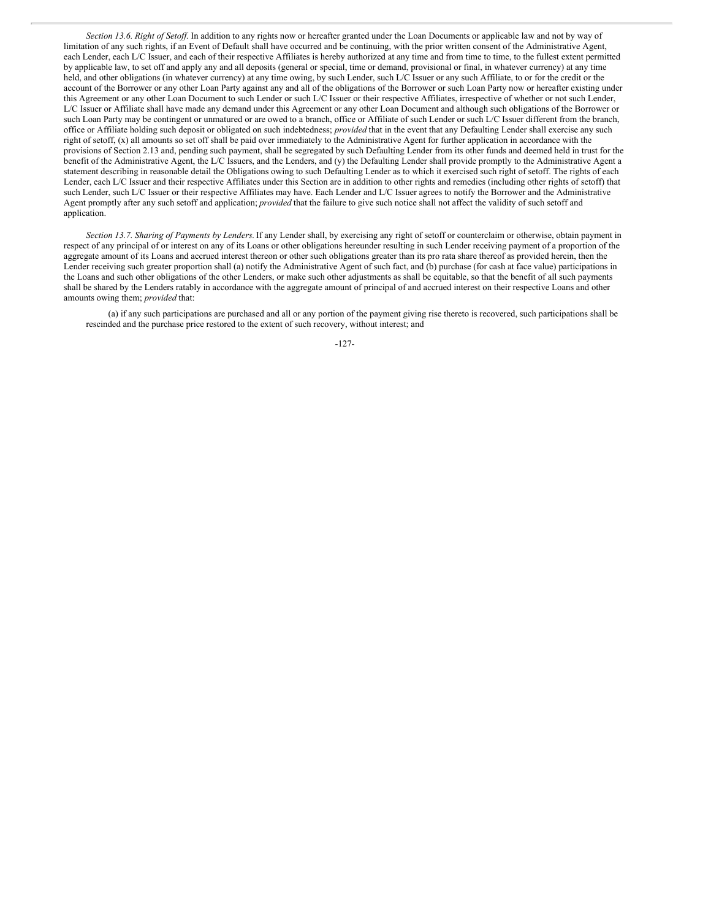*Section 13.6. Right of Setoff.* In addition to any rights now or hereafter granted under the Loan Documents or applicable law and not by way of limitation of any such rights, if an Event of Default shall have occurred and be continuing, with the prior written consent of the Administrative Agent, each Lender, each L/C Issuer, and each of their respective Affiliates is hereby authorized at any time and from time to time, to the fullest extent permitted by applicable law, to set off and apply any and all deposits (general or special, time or demand, provisional or final, in whatever currency) at any time held, and other obligations (in whatever currency) at any time owing, by such Lender, such L/C Issuer or any such Affiliate, to or for the credit or the account of the Borrower or any other Loan Party against any and all of the obligations of the Borrower or such Loan Party now or hereafter existing under this Agreement or any other Loan Document to such Lender or such L/C Issuer or their respective Affiliates, irrespective of whether or not such Lender, L/C Issuer or Affiliate shall have made any demand under this Agreement or any other Loan Document and although such obligations of the Borrower or such Loan Party may be contingent or unmatured or are owed to a branch, office or Affiliate of such Lender or such L/C Issuer different from the branch, office or Affiliate holding such deposit or obligated on such indebtedness; *provided* that in the event that any Defaulting Lender shall exercise any such right of setoff, (x) all amounts so set off shall be paid over immediately to the Administrative Agent for further application in accordance with the provisions of Section 2.13 and, pending such payment, shall be segregated by such Defaulting Lender from its other funds and deemed held in trust for the benefit of the Administrative Agent, the L/C Issuers, and the Lenders, and (y) the Defaulting Lender shall provide promptly to the Administrative Agent a statement describing in reasonable detail the Obligations owing to such Defaulting Lender as to which it exercised such right of setoff. The rights of each Lender, each L/C Issuer and their respective Affiliates under this Section are in addition to other rights and remedies (including other rights of setoff) that such Lender, such L/C Issuer or their respective Affiliates may have. Each Lender and L/C Issuer agrees to notify the Borrower and the Administrative Agent promptly after any such setoff and application; *provided* that the failure to give such notice shall not affect the validity of such setoff and application.

*Section 13.7. Sharing of Payments by Lenders.* If any Lender shall, by exercising any right of setoff or counterclaim or otherwise, obtain payment in respect of any principal of or interest on any of its Loans or other obligations hereunder resulting in such Lender receiving payment of a proportion of the aggregate amount of its Loans and accrued interest thereon or other such obligations greater than its pro rata share thereof as provided herein, then the Lender receiving such greater proportion shall (a) notify the Administrative Agent of such fact, and (b) purchase (for cash at face value) participations in the Loans and such other obligations of the other Lenders, or make such other adjustments as shall be equitable, so that the benefit of all such payments shall be shared by the Lenders ratably in accordance with the aggregate amount of principal of and accrued interest on their respective Loans and other amounts owing them; *provided* that:

(a) if any such participations are purchased and all or any portion of the payment giving rise thereto is recovered, such participations shall be rescinded and the purchase price restored to the extent of such recovery, without interest; and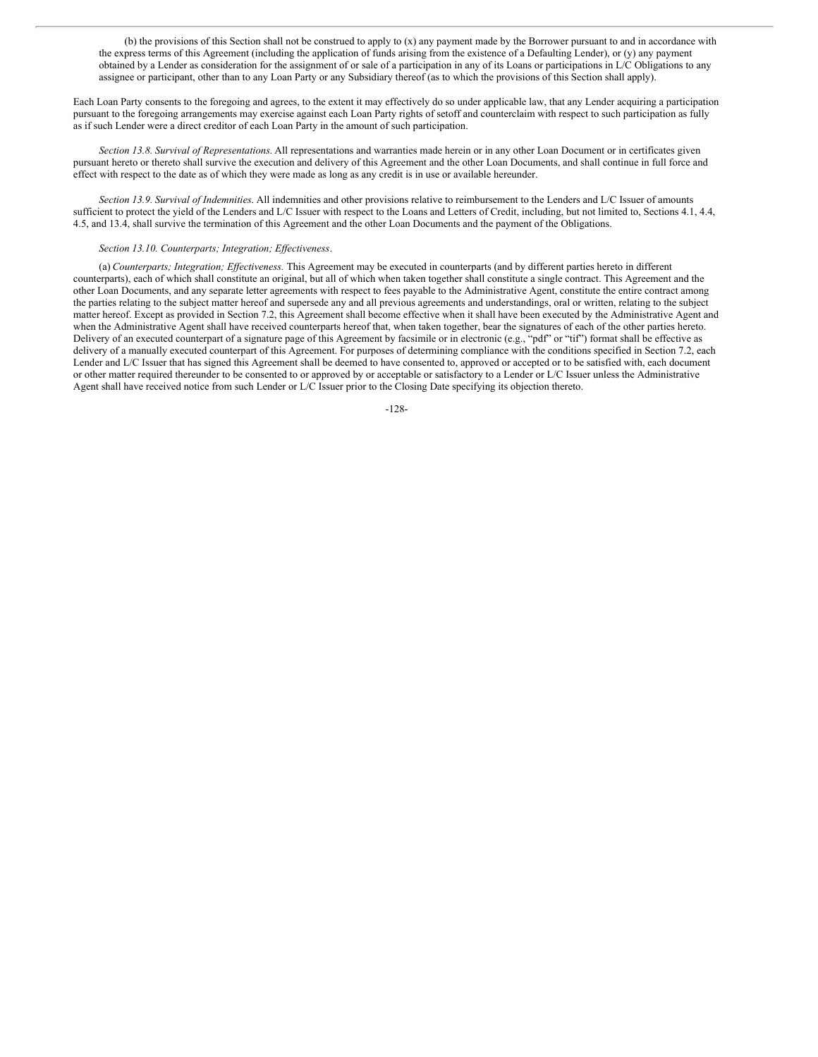(b) the provisions of this Section shall not be construed to apply to (x) any payment made by the Borrower pursuant to and in accordance with the express terms of this Agreement (including the application of funds arising from the existence of a Defaulting Lender), or (y) any payment obtained by a Lender as consideration for the assignment of or sale of a participation in any of its Loans or participations in L/C Obligations to any assignee or participant, other than to any Loan Party or any Subsidiary thereof (as to which the provisions of this Section shall apply).

Each Loan Party consents to the foregoing and agrees, to the extent it may effectively do so under applicable law, that any Lender acquiring a participation pursuant to the foregoing arrangements may exercise against each Loan Party rights of setoff and counterclaim with respect to such participation as fully as if such Lender were a direct creditor of each Loan Party in the amount of such participation.

*Section 13.8. Survival of Representations.* All representations and warranties made herein or in any other Loan Document or in certificates given pursuant hereto or thereto shall survive the execution and delivery of this Agreement and the other Loan Documents, and shall continue in full force and effect with respect to the date as of which they were made as long as any credit is in use or available hereunder.

*Section 13.9. Survival of Indemnities.* All indemnities and other provisions relative to reimbursement to the Lenders and L/C Issuer of amounts sufficient to protect the yield of the Lenders and L/C Issuer with respect to the Loans and Letters of Credit, including, but not limited to, Sections 4.1, 4.4, 4.5, and 13.4, shall survive the termination of this Agreement and the other Loan Documents and the payment of the Obligations.

*Section 13.10. Counterparts; Integration; Effectiveness*.

(a) *Counterparts; Integration; Effectiveness.* This Agreement may be executed in counterparts (and by different parties hereto in different counterparts), each of which shall constitute an original, but all of which when taken together shall constitute a single contract. This Agreement and the other Loan Documents, and any separate letter agreements with respect to fees payable to the Administrative Agent, constitute the entire contract among the parties relating to the subject matter hereof and supersede any and all previous agreements and understandings, oral or written, relating to the subject matter hereof. Except as provided in Section 7.2, this Agreement shall become effective when it shall have been executed by the Administrative Agent and when the Administrative Agent shall have received counterparts hereof that, when taken together, bear the signatures of each of the other parties hereto. Delivery of an executed counterpart of a signature page of this Agreement by facsimile or in electronic (e.g., "pdf" or "tif") format shall be effective as delivery of a manually executed counterpart of this Agreement. For purposes of determining compliance with the conditions specified in Section 7.2, each Lender and L/C Issuer that has signed this Agreement shall be deemed to have consented to, approved or accepted or to be satisfied with, each document or other matter required thereunder to be consented to or approved by or acceptable or satisfactory to a Lender or L/C Issuer unless the Administrative Agent shall have received notice from such Lender or L/C Issuer prior to the Closing Date specifying its objection thereto.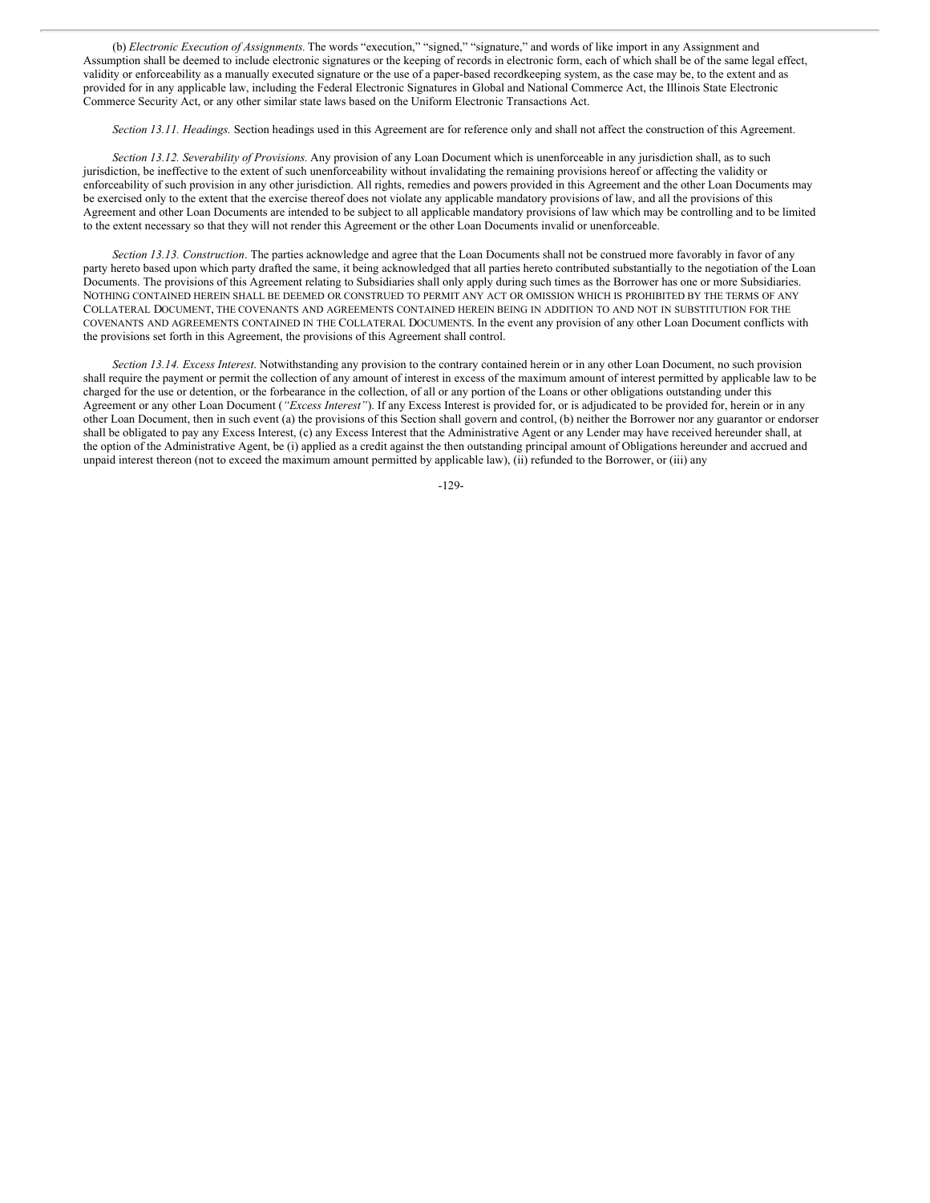(b) *Electronic Execution of Assignments.* The words "execution," "signed," "signature," and words of like import in any Assignment and Assumption shall be deemed to include electronic signatures or the keeping of records in electronic form, each of which shall be of the same legal effect, validity or enforceability as a manually executed signature or the use of a paper-based recordkeeping system, as the case may be, to the extent and as provided for in any applicable law, including the Federal Electronic Signatures in Global and National Commerce Act, the Illinois State Electronic Commerce Security Act, or any other similar state laws based on the Uniform Electronic Transactions Act.

*Section 13.11. Headings.* Section headings used in this Agreement are for reference only and shall not affect the construction of this Agreement.

*Section 13.12. Severability of Provisions.* Any provision of any Loan Document which is unenforceable in any jurisdiction shall, as to such jurisdiction, be ineffective to the extent of such unenforceability without invalidating the remaining provisions hereof or affecting the validity or enforceability of such provision in any other jurisdiction. All rights, remedies and powers provided in this Agreement and the other Loan Documents may be exercised only to the extent that the exercise thereof does not violate any applicable mandatory provisions of law, and all the provisions of this Agreement and other Loan Documents are intended to be subject to all applicable mandatory provisions of law which may be controlling and to be limited to the extent necessary so that they will not render this Agreement or the other Loan Documents invalid or unenforceable.

*Section 13.13. Construction*. The parties acknowledge and agree that the Loan Documents shall not be construed more favorably in favor of any party hereto based upon which party drafted the same, it being acknowledged that all parties hereto contributed substantially to the negotiation of the Loan Documents. The provisions of this Agreement relating to Subsidiaries shall only apply during such times as the Borrower has one or more Subsidiaries. NOTHING CONTAINED HEREIN SHALL BE DEEMED OR CONSTRUED TO PERMIT ANY ACT OR OMISSION WHICH IS PROHIBITED BY THE TERMS OF ANY COLLATERAL DOCUMENT, THE COVENANTS AND AGREEMENTS CONTAINED HEREIN BEING IN ADDITION TO AND NOT IN SUBSTITUTION FOR THE COVENANTS AND AGREEMENTS CONTAINED IN THE COLLATERAL DOCUMENTS. In the event any provision of any other Loan Document conflicts with the provisions set forth in this Agreement, the provisions of this Agreement shall control.

*Section 13.14. Excess Interest*. Notwithstanding any provision to the contrary contained herein or in any other Loan Document, no such provision shall require the payment or permit the collection of any amount of interest in excess of the maximum amount of interest permitted by applicable law to be charged for the use or detention, or the forbearance in the collection, of all or any portion of the Loans or other obligations outstanding under this Agreement or any other Loan Document (*"Excess Interest"*). If any Excess Interest is provided for, or is adjudicated to be provided for, herein or in any other Loan Document, then in such event (a) the provisions of this Section shall govern and control, (b) neither the Borrower nor any guarantor or endorser shall be obligated to pay any Excess Interest, (c) any Excess Interest that the Administrative Agent or any Lender may have received hereunder shall, at the option of the Administrative Agent, be (i) applied as a credit against the then outstanding principal amount of Obligations hereunder and accrued and unpaid interest thereon (not to exceed the maximum amount permitted by applicable law), (ii) refunded to the Borrower, or (iii) any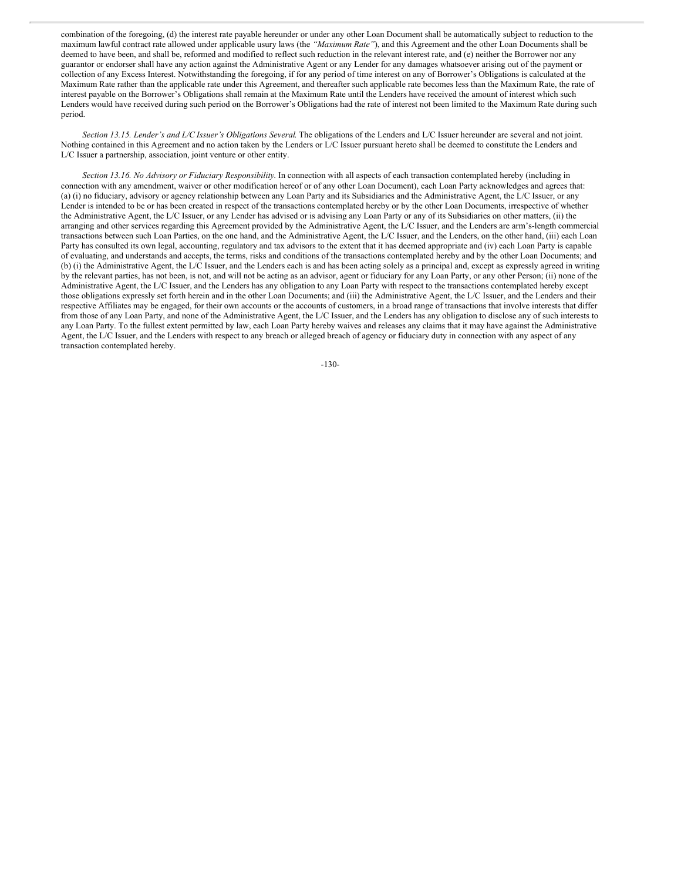combination of the foregoing, (d) the interest rate payable hereunder or under any other Loan Document shall be automatically subject to reduction to the maximum lawful contract rate allowed under applicable usury laws (the *"Maximum Rate"*), and this Agreement and the other Loan Documents shall be deemed to have been, and shall be, reformed and modified to reflect such reduction in the relevant interest rate, and (e) neither the Borrower nor any guarantor or endorser shall have any action against the Administrative Agent or any Lender for any damages whatsoever arising out of the payment or collection of any Excess Interest. Notwithstanding the foregoing, if for any period of time interest on any of Borrower's Obligations is calculated at the Maximum Rate rather than the applicable rate under this Agreement, and thereafter such applicable rate becomes less than the Maximum Rate, the rate of interest payable on the Borrower's Obligations shall remain at the Maximum Rate until the Lenders have received the amount of interest which such Lenders would have received during such period on the Borrower's Obligations had the rate of interest not been limited to the Maximum Rate during such period.

*Section 13.15. Lender's and L/C Issuer's Obligations Several.* The obligations of the Lenders and L/C Issuer hereunder are several and not joint. Nothing contained in this Agreement and no action taken by the Lenders or L/C Issuer pursuant hereto shall be deemed to constitute the Lenders and L/C Issuer a partnership, association, joint venture or other entity.

*Section 13.16. No Advisory or Fiduciary Responsibility.* In connection with all aspects of each transaction contemplated hereby (including in connection with any amendment, waiver or other modification hereof or of any other Loan Document), each Loan Party acknowledges and agrees that: (a) (i) no fiduciary, advisory or agency relationship between any Loan Party and its Subsidiaries and the Administrative Agent, the L/C Issuer, or any Lender is intended to be or has been created in respect of the transactions contemplated hereby or by the other Loan Documents, irrespective of whether the Administrative Agent, the L/C Issuer, or any Lender has advised or is advising any Loan Party or any of its Subsidiaries on other matters, (ii) the arranging and other services regarding this Agreement provided by the Administrative Agent, the L/C Issuer, and the Lenders are arm's-length commercial transactions between such Loan Parties, on the one hand, and the Administrative Agent, the L/C Issuer, and the Lenders, on the other hand, (iii) each Loan Party has consulted its own legal, accounting, regulatory and tax advisors to the extent that it has deemed appropriate and (iv) each Loan Party is capable of evaluating, and understands and accepts, the terms, risks and conditions of the transactions contemplated hereby and by the other Loan Documents; and (b) (i) the Administrative Agent, the L/C Issuer, and the Lenders each is and has been acting solely as a principal and, except as expressly agreed in writing by the relevant parties, has not been, is not, and will not be acting as an advisor, agent or fiduciary for any Loan Party, or any other Person; (ii) none of the Administrative Agent, the L/C Issuer, and the Lenders has any obligation to any Loan Party with respect to the transactions contemplated hereby except those obligations expressly set forth herein and in the other Loan Documents; and (iii) the Administrative Agent, the L/C Issuer, and the Lenders and their respective Affiliates may be engaged, for their own accounts or the accounts of customers, in a broad range of transactions that involve interests that differ from those of any Loan Party, and none of the Administrative Agent, the L/C Issuer, and the Lenders has any obligation to disclose any of such interests to any Loan Party. To the fullest extent permitted by law, each Loan Party hereby waives and releases any claims that it may have against the Administrative Agent, the L/C Issuer, and the Lenders with respect to any breach or alleged breach of agency or fiduciary duty in connection with any aspect of any transaction contemplated hereby.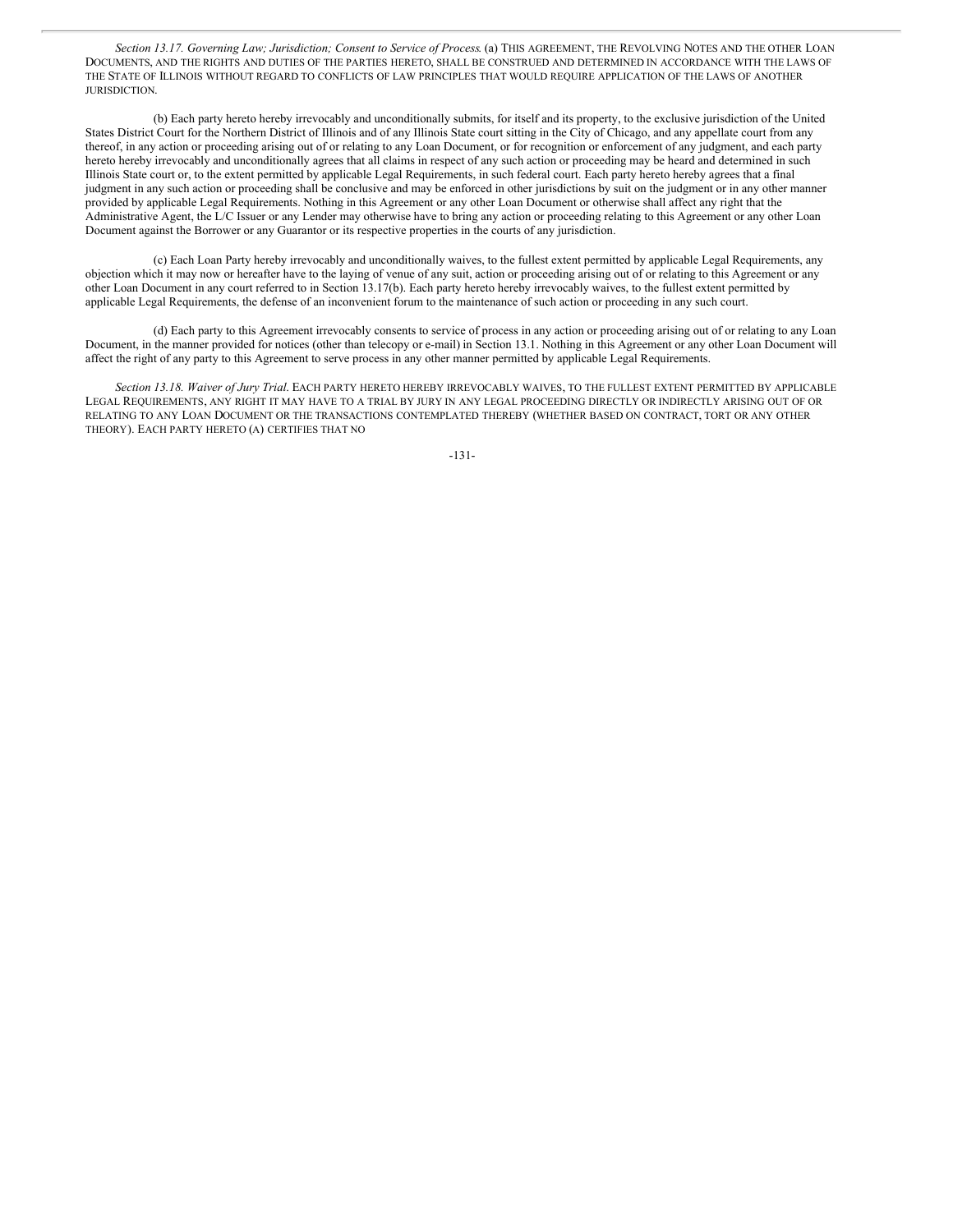*Section 13.17. Governing Law; Jurisdiction; Consent to Service of Process*. (a) THIS AGREEMENT, THE REVOLVING NOTES AND THE OTHER LOAN DOCUMENTS, AND THE RIGHTS AND DUTIES OF THE PARTIES HERETO, SHALL BE CONSTRUED AND DETERMINED IN ACCORDANCE WITH THE LAWS OF THE STATE OF ILLINOIS WITHOUT REGARD TO CONFLICTS OF LAW PRINCIPLES THAT WOULD REQUIRE APPLICATION OF THE LAWS OF ANOTHER JURISDICTION.

(b) Each party hereto hereby irrevocably and unconditionally submits, for itself and its property, to the exclusive jurisdiction of the United States District Court for the Northern District of Illinois and of any Illinois State court sitting in the City of Chicago, and any appellate court from any thereof, in any action or proceeding arising out of or relating to any Loan Document, or for recognition or enforcement of any judgment, and each party hereto hereby irrevocably and unconditionally agrees that all claims in respect of any such action or proceeding may be heard and determined in such Illinois State court or, to the extent permitted by applicable Legal Requirements, in such federal court. Each party hereto hereby agrees that a final judgment in any such action or proceeding shall be conclusive and may be enforced in other jurisdictions by suit on the judgment or in any other manner provided by applicable Legal Requirements. Nothing in this Agreement or any other Loan Document or otherwise shall affect any right that the Administrative Agent, the L/C Issuer or any Lender may otherwise have to bring any action or proceeding relating to this Agreement or any other Loan Document against the Borrower or any Guarantor or its respective properties in the courts of any jurisdiction.

(c) Each Loan Party hereby irrevocably and unconditionally waives, to the fullest extent permitted by applicable Legal Requirements, any objection which it may now or hereafter have to the laying of venue of any suit, action or proceeding arising out of or relating to this Agreement or any other Loan Document in any court referred to in Section 13.17(b). Each party hereto hereby irrevocably waives, to the fullest extent permitted by applicable Legal Requirements, the defense of an inconvenient forum to the maintenance of such action or proceeding in any such court.

(d) Each party to this Agreement irrevocably consents to service of process in any action or proceeding arising out of or relating to any Loan Document, in the manner provided for notices (other than telecopy or e-mail) in Section 13.1. Nothing in this Agreement or any other Loan Document will affect the right of any party to this Agreement to serve process in any other manner permitted by applicable Legal Requirements.

*Section 13.18. Waiver of Jury Trial*. EACH PARTY HERETO HEREBY IRREVOCABLY WAIVES, TO THE FULLEST EXTENT PERMITTED BY APPLICABLE LEGAL REQUIREMENTS, ANY RIGHT IT MAY HAVE TO A TRIAL BY JURY IN ANY LEGAL PROCEEDING DIRECTLY OR INDIRECTLY ARISING OUT OF OR RELATING TO ANY LOAN DOCUMENT OR THE TRANSACTIONS CONTEMPLATED THEREBY (WHETHER BASED ON CONTRACT, TORT OR ANY OTHER THEORY). EACH PARTY HERETO (A) CERTIFIES THAT NO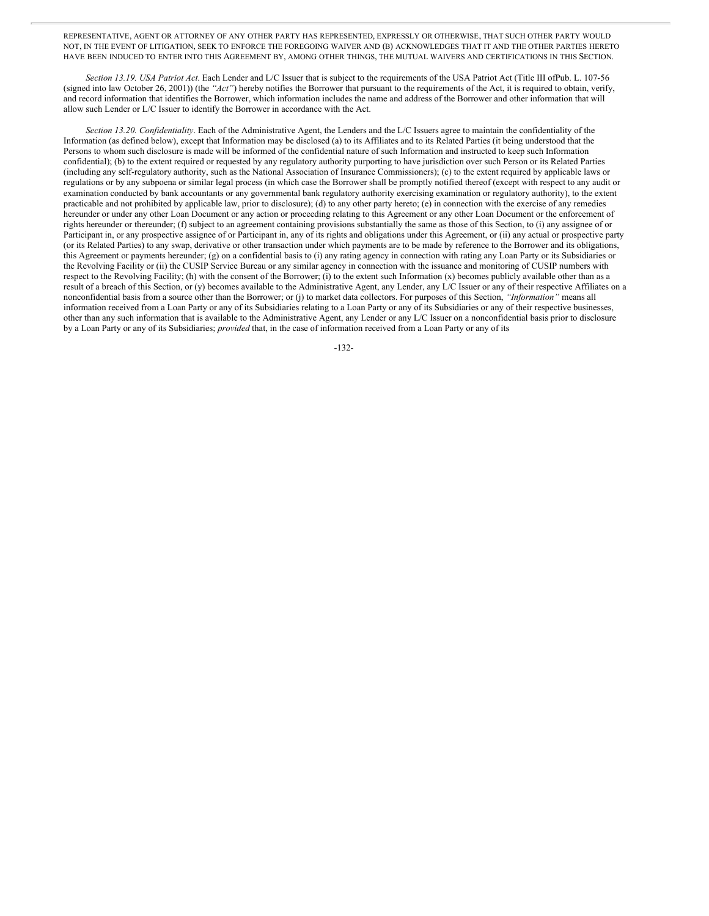REPRESENTATIVE, AGENT OR ATTORNEY OF ANY OTHER PARTY HAS REPRESENTED, EXPRESSLY OR OTHERWISE, THAT SUCH OTHER PARTY WOULD NOT, IN THE EVENT OF LITIGATION, SEEK TO ENFORCE THE FOREGOING WAIVER AND (B) ACKNOWLEDGES THAT IT AND THE OTHER PARTIES HERETO HAVE BEEN INDUCED TO ENTER INTO THIS AGREEMENT BY, AMONG OTHER THINGS, THE MUTUAL WAIVERS AND CERTIFICATIONS IN THIS SECTION.

*Section 13.19. USA Patriot Act*. Each Lender and L/C Issuer that is subject to the requirements of the USA Patriot Act (Title III ofPub. L. 107-56 (signed into law October 26, 2001)) (the *"Act"*) hereby notifies the Borrower that pursuant to the requirements of the Act, it is required to obtain, verify, and record information that identifies the Borrower, which information includes the name and address of the Borrower and other information that will allow such Lender or L/C Issuer to identify the Borrower in accordance with the Act.

*Section 13.20. Confidentiality*. Each of the Administrative Agent, the Lenders and the L/C Issuers agree to maintain the confidentiality of the Information (as defined below), except that Information may be disclosed (a) to its Affiliates and to its Related Parties (it being understood that the Persons to whom such disclosure is made will be informed of the confidential nature of such Information and instructed to keep such Information confidential); (b) to the extent required or requested by any regulatory authority purporting to have jurisdiction over such Person or its Related Parties (including any self-regulatory authority, such as the National Association of Insurance Commissioners); (c) to the extent required by applicable laws or regulations or by any subpoena or similar legal process (in which case the Borrower shall be promptly notified thereof (except with respect to any audit or examination conducted by bank accountants or any governmental bank regulatory authority exercising examination or regulatory authority), to the extent practicable and not prohibited by applicable law, prior to disclosure); (d) to any other party hereto; (e) in connection with the exercise of any remedies hereunder or under any other Loan Document or any action or proceeding relating to this Agreement or any other Loan Document or the enforcement of rights hereunder or thereunder; (f) subject to an agreement containing provisions substantially the same as those of this Section, to (i) any assignee of or Participant in, or any prospective assignee of or Participant in, any of its rights and obligations under this Agreement, or (ii) any actual or prospective party (or its Related Parties) to any swap, derivative or other transaction under which payments are to be made by reference to the Borrower and its obligations, this Agreement or payments hereunder; (g) on a confidential basis to (i) any rating agency in connection with rating any Loan Party or its Subsidiaries or the Revolving Facility or (ii) the CUSIP Service Bureau or any similar agency in connection with the issuance and monitoring of CUSIP numbers with respect to the Revolving Facility; (h) with the consent of the Borrower; (i) to the extent such Information (x) becomes publicly available other than as a result of a breach of this Section, or (y) becomes available to the Administrative Agent, any Lender, any L/C Issuer or any of their respective Affiliates on a nonconfidential basis from a source other than the Borrower; or (j) to market data collectors. For purposes of this Section, *"Information"* means all information received from a Loan Party or any of its Subsidiaries relating to a Loan Party or any of its Subsidiaries or any of their respective businesses, other than any such information that is available to the Administrative Agent, any Lender or any L/C Issuer on a nonconfidential basis prior to disclosure by a Loan Party or any of its Subsidiaries; *provided* that, in the case of information received from a Loan Party or any of its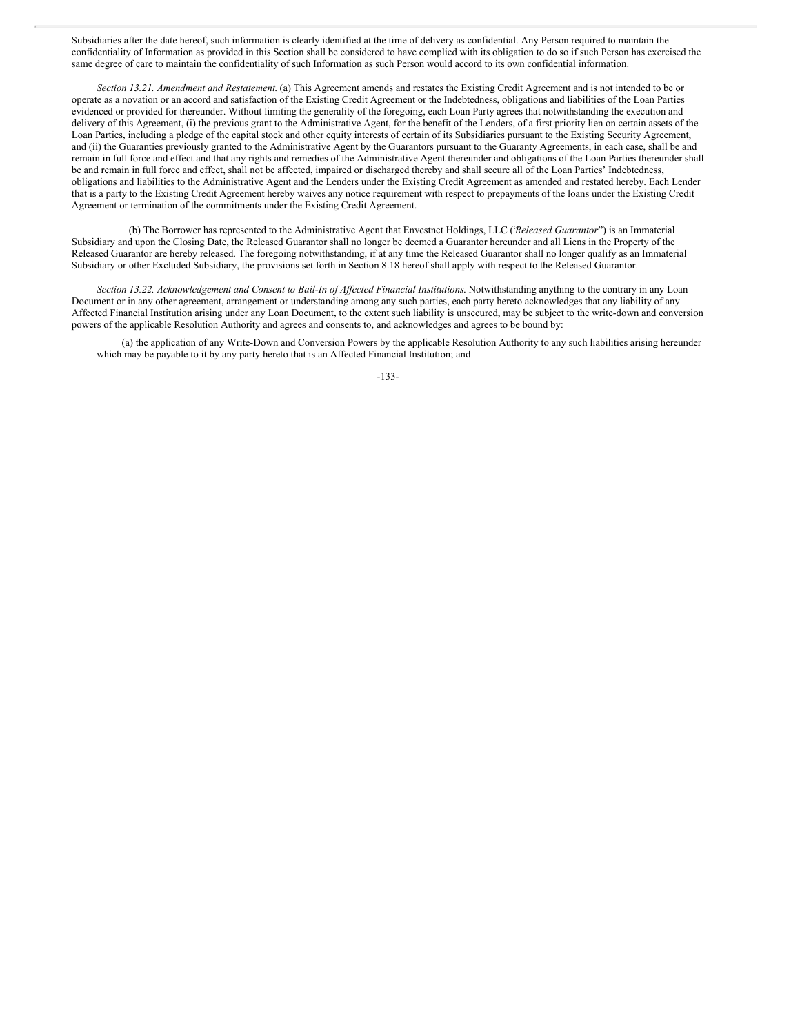Subsidiaries after the date hereof, such information is clearly identified at the time of delivery as confidential. Any Person required to maintain the confidentiality of Information as provided in this Section shall be considered to have complied with its obligation to do so if such Person has exercised the same degree of care to maintain the confidentiality of such Information as such Person would accord to its own confidential information.

*Section 13.21. Amendment and Restatement.* (a) This Agreement amends and restates the Existing Credit Agreement and is not intended to be or operate as a novation or an accord and satisfaction of the Existing Credit Agreement or the Indebtedness, obligations and liabilities of the Loan Parties evidenced or provided for thereunder. Without limiting the generality of the foregoing, each Loan Party agrees that notwithstanding the execution and delivery of this Agreement, (i) the previous grant to the Administrative Agent, for the benefit of the Lenders, of a first priority lien on certain assets of the Loan Parties, including a pledge of the capital stock and other equity interests of certain of its Subsidiaries pursuant to the Existing Security Agreement, and (ii) the Guaranties previously granted to the Administrative Agent by the Guarantors pursuant to the Guaranty Agreements, in each case, shall be and remain in full force and effect and that any rights and remedies of the Administrative Agent thereunder and obligations of the Loan Parties thereunder shall be and remain in full force and effect, shall not be affected, impaired or discharged thereby and shall secure all of the Loan Parties' Indebtedness, obligations and liabilities to the Administrative Agent and the Lenders under the Existing Credit Agreement as amended and restated hereby. Each Lender that is a party to the Existing Credit Agreement hereby waives any notice requirement with respect to prepayments of the loans under the Existing Credit Agreement or termination of the commitments under the Existing Credit Agreement.

(b) The Borrower has represented to the Administrative Agent that Envestnet Holdings, LLC ("*Released Guarantor*") is an Immaterial Subsidiary and upon the Closing Date, the Released Guarantor shall no longer be deemed a Guarantor hereunder and all Liens in the Property of the Released Guarantor are hereby released. The foregoing notwithstanding, if at any time the Released Guarantor shall no longer qualify as an Immaterial Subsidiary or other Excluded Subsidiary, the provisions set forth in Section 8.18 hereof shall apply with respect to the Released Guarantor.

*Section 13.22. Acknowledgement and Consent to Bail-In of Affected Financial Institutions.* Notwithstanding anything to the contrary in any Loan Document or in any other agreement, arrangement or understanding among any such parties, each party hereto acknowledges that any liability of any Affected Financial Institution arising under any Loan Document, to the extent such liability is unsecured, may be subject to the write-down and conversion powers of the applicable Resolution Authority and agrees and consents to, and acknowledges and agrees to be bound by:

(a) the application of any Write-Down and Conversion Powers by the applicable Resolution Authority to any such liabilities arising hereunder which may be payable to it by any party hereto that is an Affected Financial Institution; and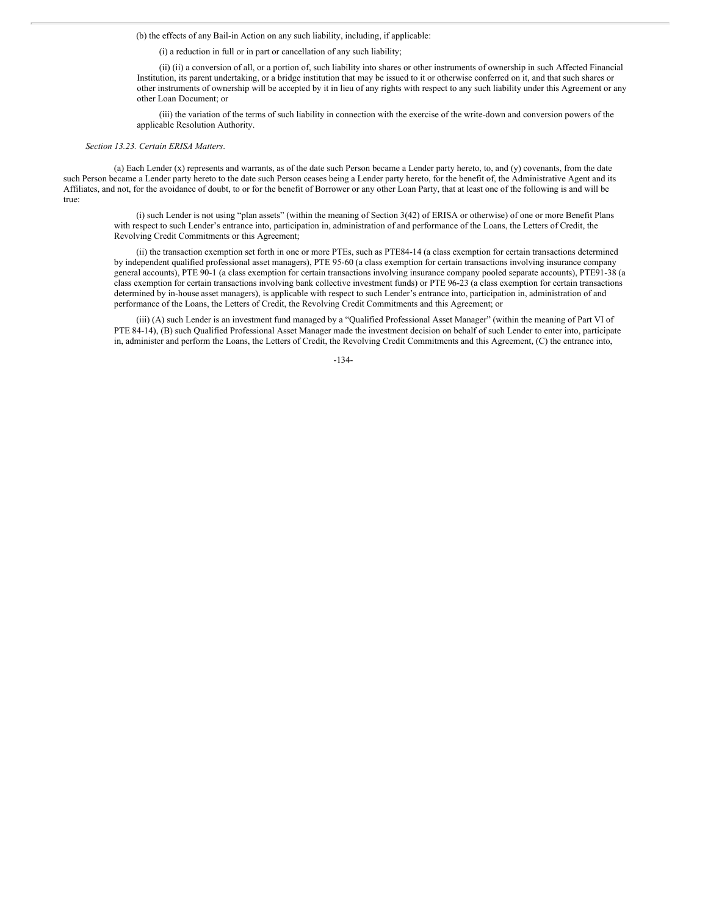(b) the effects of any Bail-in Action on any such liability, including, if applicable:

(i) a reduction in full or in part or cancellation of any such liability;

(ii) (ii) a conversion of all, or a portion of, such liability into shares or other instruments of ownership in such Affected Financial Institution, its parent undertaking, or a bridge institution that may be issued to it or otherwise conferred on it, and that such shares or other instruments of ownership will be accepted by it in lieu of any rights with respect to any such liability under this Agreement or any other Loan Document; or

(iii) the variation of the terms of such liability in connection with the exercise of the write-down and conversion powers of the applicable Resolution Authority.

*Section 13.23. Certain ERISA Matters*.

(a) Each Lender (x) represents and warrants, as of the date such Person became a Lender party hereto, to, and (y) covenants, from the date such Person became a Lender party hereto to the date such Person ceases being a Lender party hereto, for the benefit of, the Administrative Agent and its Affiliates, and not, for the avoidance of doubt, to or for the benefit of Borrower or any other Loan Party, that at least one of the following is and will be true:

(i) such Lender is not using "plan assets" (within the meaning of Section 3(42) of ERISA or otherwise) of one or more Benefit Plans with respect to such Lender's entrance into, participation in, administration of and performance of the Loans, the Letters of Credit, the Revolving Credit Commitments or this Agreement;

(ii) the transaction exemption set forth in one or more PTEs, such as PTE84-14 (a class exemption for certain transactions determined by independent qualified professional asset managers), PTE 95-60 (a class exemption for certain transactions involving insurance company general accounts), PTE 90-1 (a class exemption for certain transactions involving insurance company pooled separate accounts), PTE91-38 (a class exemption for certain transactions involving bank collective investment funds) or PTE 96-23 (a class exemption for certain transactions determined by in-house asset managers), is applicable with respect to such Lender's entrance into, participation in, administration of and performance of the Loans, the Letters of Credit, the Revolving Credit Commitments and this Agreement; or

(iii) (A) such Lender is an investment fund managed by a "Qualified Professional Asset Manager" (within the meaning of Part VI of PTE 84-14), (B) such Qualified Professional Asset Manager made the investment decision on behalf of such Lender to enter into, participate in, administer and perform the Loans, the Letters of Credit, the Revolving Credit Commitments and this Agreement, (C) the entrance into,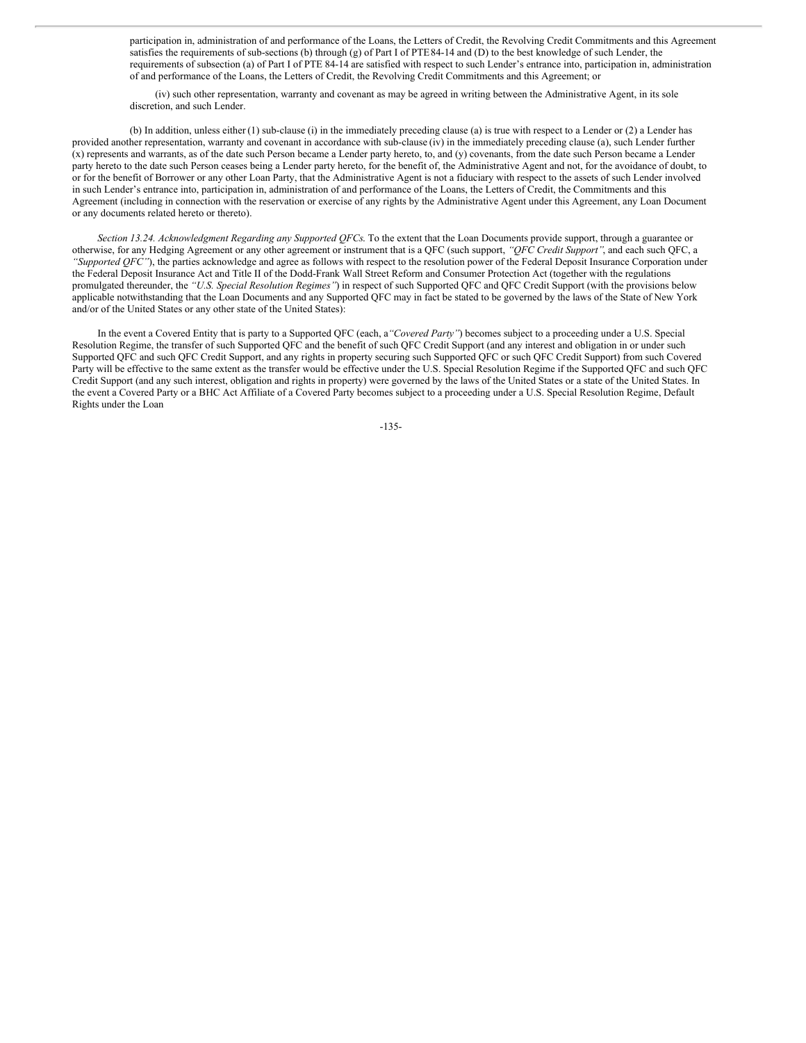participation in, administration of and performance of the Loans, the Letters of Credit, the Revolving Credit Commitments and this Agreement satisfies the requirements of sub-sections (b) through (g) of Part I of PTE 84-14 and (D) to the best knowledge of such Lender, the requirements of subsection (a) of Part I of PTE 84-14 are satisfied with respect to such Lender's entrance into, participation in, administration of and performance of the Loans, the Letters of Credit, the Revolving Credit Commitments and this Agreement; or

(iv) such other representation, warranty and covenant as may be agreed in writing between the Administrative Agent, in its sole discretion, and such Lender.

(b) In addition, unless either (1) sub-clause (i) in the immediately preceding clause (a) is true with respect to a Lender or (2) a Lender has provided another representation, warranty and covenant in accordance with sub-clause (iv) in the immediately preceding clause (a), such Lender further (x) represents and warrants, as of the date such Person became a Lender party hereto, to, and (y) covenants, from the date such Person became a Lender party hereto to the date such Person ceases being a Lender party hereto, for the benefit of, the Administrative Agent and not, for the avoidance of doubt, to or for the benefit of Borrower or any other Loan Party, that the Administrative Agent is not a fiduciary with respect to the assets of such Lender involved in such Lender's entrance into, participation in, administration of and performance of the Loans, the Letters of Credit, the Commitments and this Agreement (including in connection with the reservation or exercise of any rights by the Administrative Agent under this Agreement, any Loan Document or any documents related hereto or thereto).

*Section 13.24. Acknowledgment Regarding any Supported QFCs.* To the extent that the Loan Documents provide support, through a guarantee or otherwise, for any Hedging Agreement or any other agreement or instrument that is a QFC (such support, *"QFC Credit Support"*, and each such QFC, a *"Supported QFC"*), the parties acknowledge and agree as follows with respect to the resolution power of the Federal Deposit Insurance Corporation under the Federal Deposit Insurance Act and Title II of the Dodd-Frank Wall Street Reform and Consumer Protection Act (together with the regulations promulgated thereunder, the *"U.S. Special Resolution Regimes"*) in respect of such Supported QFC and QFC Credit Support (with the provisions below applicable notwithstanding that the Loan Documents and any Supported QFC may in fact be stated to be governed by the laws of the State of New York and/or of the United States or any other state of the United States):

In the event a Covered Entity that is party to a Supported QFC (each, a *"Covered Party"*) becomes subject to a proceeding under a U.S. Special Resolution Regime, the transfer of such Supported QFC and the benefit of such QFC Credit Support (and any interest and obligation in or under such Supported QFC and such QFC Credit Support, and any rights in property securing such Supported QFC or such QFC Credit Support) from such Covered Party will be effective to the same extent as the transfer would be effective under the U.S. Special Resolution Regime if the Supported QFC and such QFC Credit Support (and any such interest, obligation and rights in property) were governed by the laws of the United States or a state of the United States. In the event a Covered Party or a BHC Act Affiliate of a Covered Party becomes subject to a proceeding under a U.S. Special Resolution Regime, Default Rights under the Loan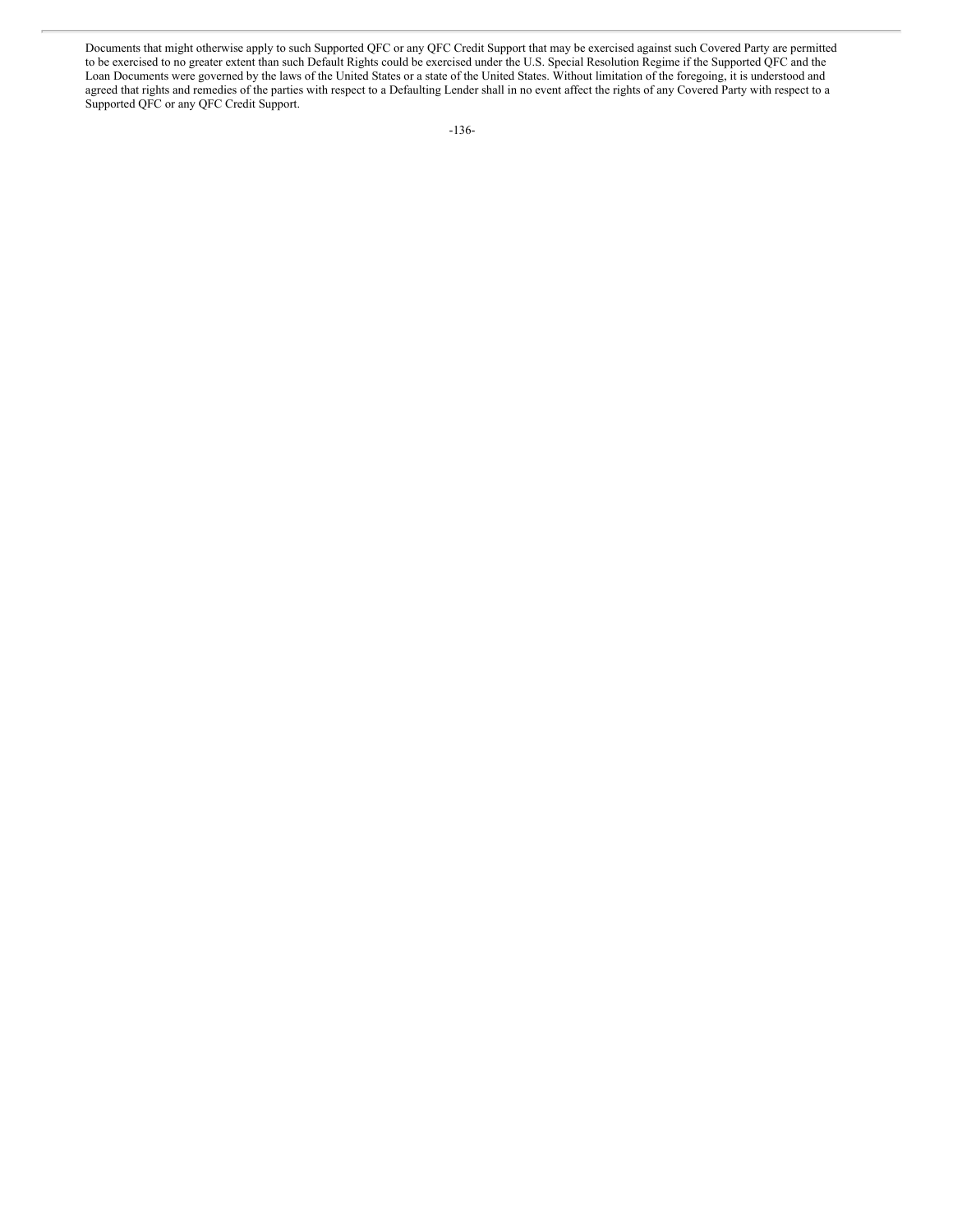Documents that might otherwise apply to such Supported QFC or any QFC Credit Support that may be exercised against such Covered Party are permitted to be exercised to no greater extent than such Default Rights could be exercised under the U.S. Special Resolution Regime if the Supported QFC and the Loan Documents were governed by the laws of the United States or a state of the United States. Without limitation of the foregoing, it is understood and agreed that rights and remedies of the parties with respect to a Defaulting Lender shall in no event affect the rights of any Covered Party with respect to a Supported QFC or any QFC Credit Support.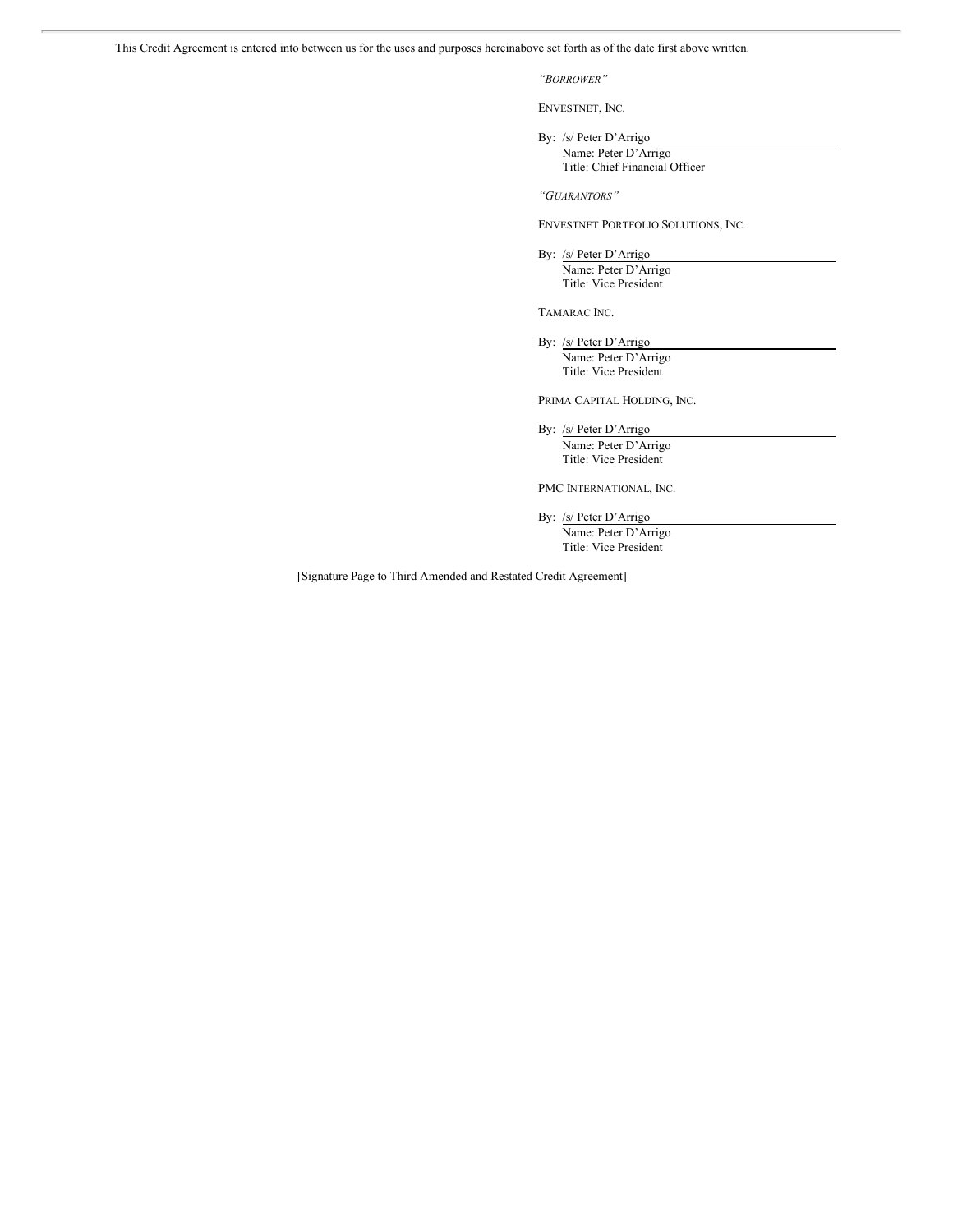This Credit Agreement is entered into between us for the uses and purposes hereinabove set forth as of the date first above written.

*"BORROWER"*

ENVESTNET, INC.

By: /s/ Peter D'Arrigo
Name: Peter D'Arrigo
Title: Chief Financial Officer

*"GUARANTORS"*

ENVESTNET PORTFOLIO SOLUTIONS, INC.

By: /s/ Peter D'Arrigo
Name: Peter D'Arrigo
Title: Vice President

TAMARAC INC.

By: /s/ Peter D'Arrigo
Name: Peter D'Arrigo
Title: Vice President

PRIMA CAPITAL HOLDING, INC.

By: /s/ Peter D'Arrigo
Name: Peter D'Arrigo
Title: Vice President

PMC INTERNATIONAL, INC.

By: /s/ Peter D'Arrigo
Name: Peter D'Arrigo
Title: Vice President

[Signature Page to Third Amended and Restated Credit Agreement]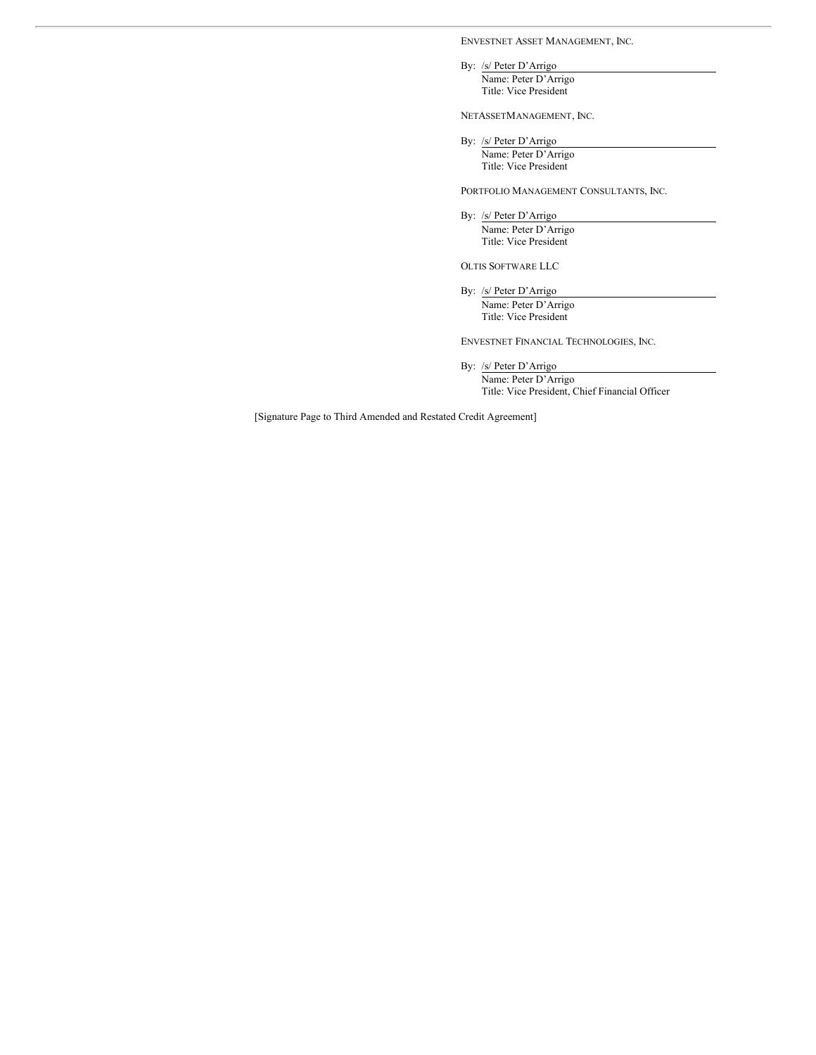ENVESTNET ASSET MANAGEMENT, INC.

By: /s/ Peter D'Arrigo  
Name: Peter D'Arrigo  
Title: Vice President

NETASSETMANAGEMENT, INC.

By: /s/ Peter D'Arrigo  
Name: Peter D'Arrigo  
Title: Vice President

PORTFOLIO MANAGEMENT CONSULTANTS, INC.

By: /s/ Peter D'Arrigo  
Name: Peter D'Arrigo  
Title: Vice President

OLTIS SOFTWARE LLC

By: /s/ Peter D'Arrigo  
Name: Peter D'Arrigo  
Title: Vice President

ENVESTNET FINANCIAL TECHNOLOGIES, INC.

By: /s/ Peter D'Arrigo  
Name: Peter D'Arrigo  
Title: Vice President, Chief Financial Officer

[Signature Page to Third Amended and Restated Credit Agreement]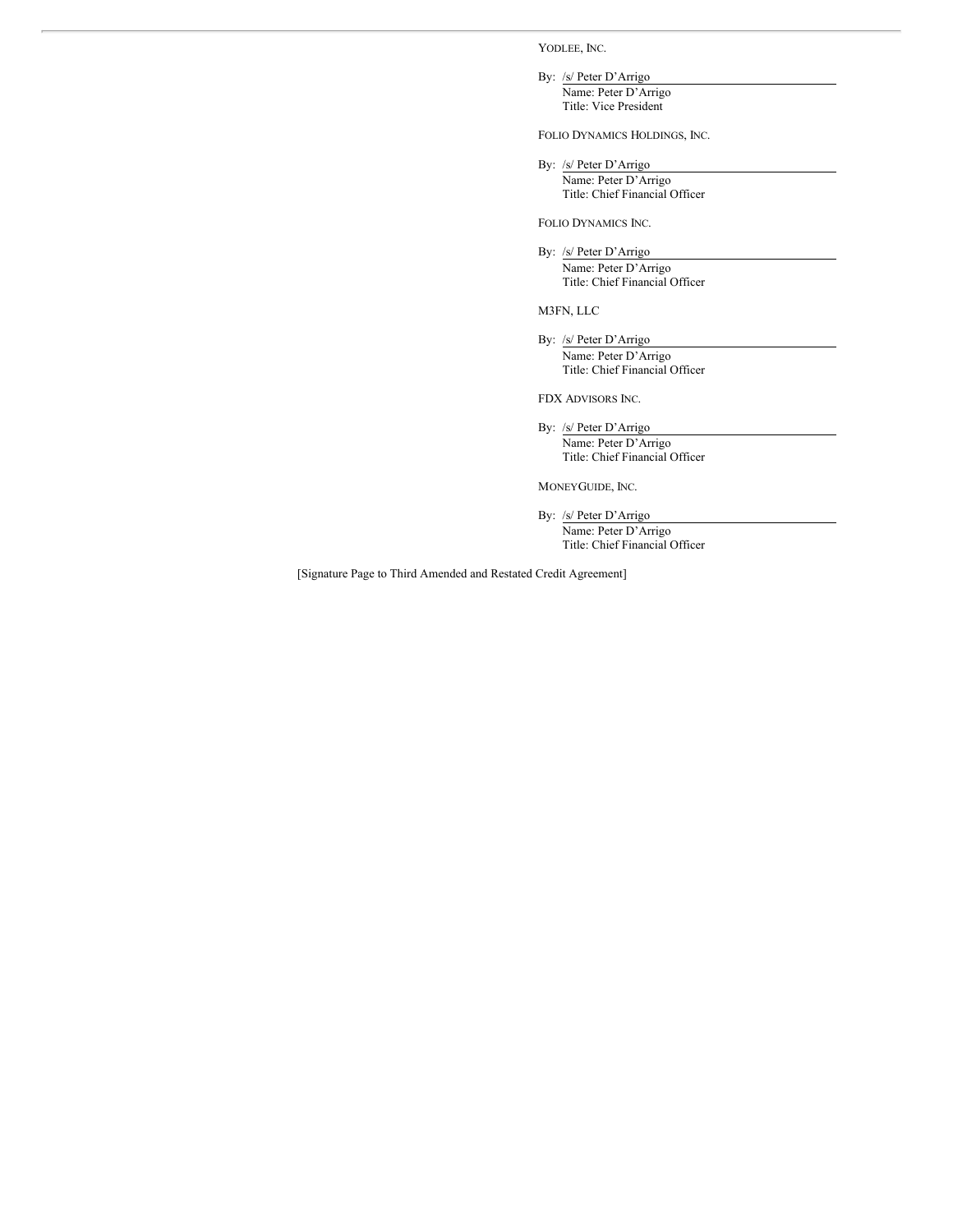YODLEE, INC.

By: /s/ Peter D'Arrigo  
Name: Peter D'Arrigo  
Title: Vice President

FOLIO DYNAMICS HOLDINGS, INC.

By: /s/ Peter D'Arrigo  
Name: Peter D'Arrigo  
Title: Chief Financial Officer

FOLIO DYNAMICS INC.

By: /s/ Peter D'Arrigo  
Name: Peter D'Arrigo  
Title: Chief Financial Officer

M3FN, LLC

By: /s/ Peter D'Arrigo  
Name: Peter D'Arrigo  
Title: Chief Financial Officer

FDX ADVISORS INC.

By: /s/ Peter D'Arrigo  
Name: Peter D'Arrigo  
Title: Chief Financial Officer

MONEYGUIDE, INC.

By: /s/ Peter D'Arrigo  
Name: Peter D'Arrigo  
Title: Chief Financial Officer

[Signature Page to Third Amended and Restated Credit Agreement]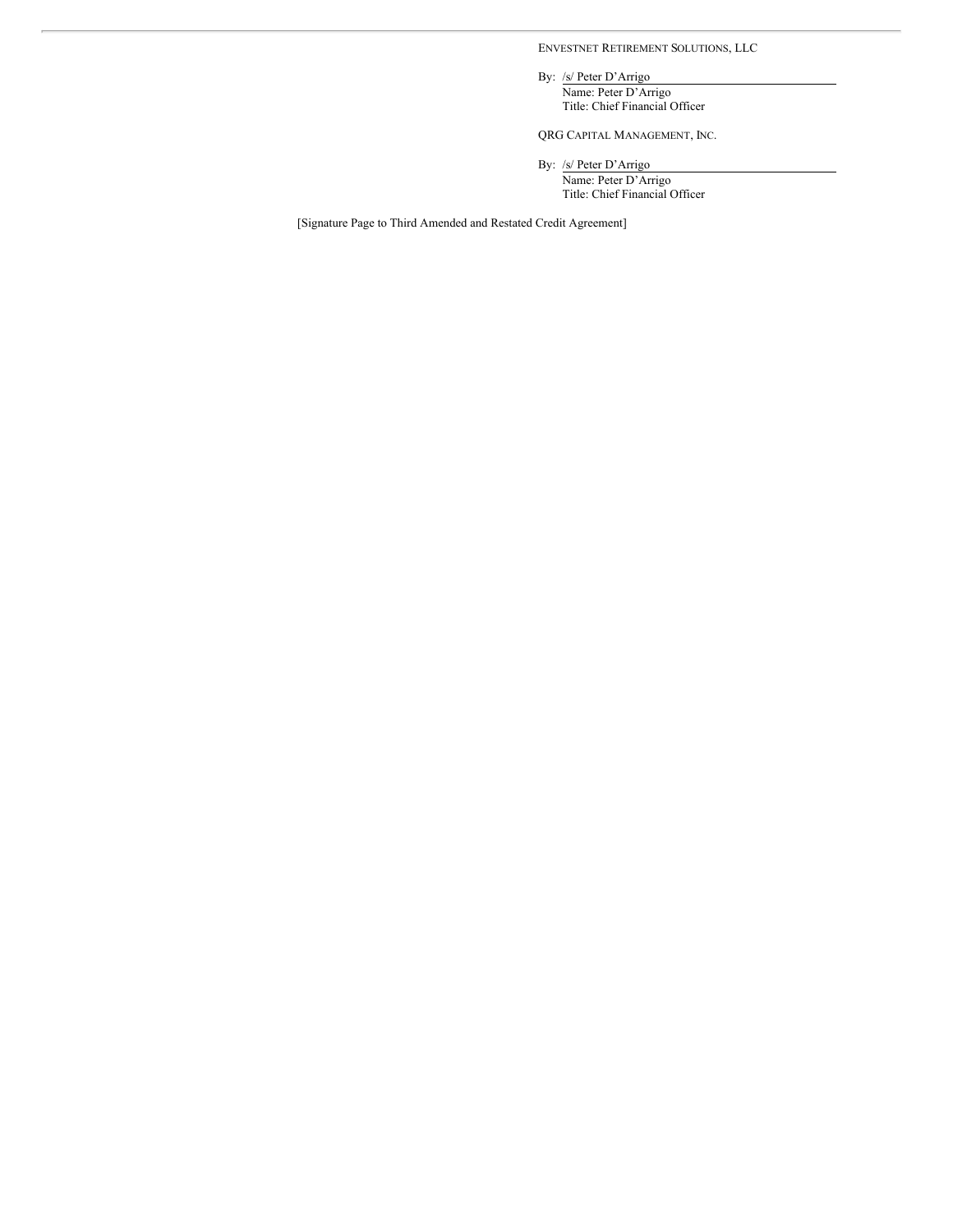ENVESTNET RETIREMENT SOLUTIONS, LLC

By: /s/ Peter D'Arrigo
Name: Peter D'Arrigo
Title: Chief Financial Officer

QRG CAPITAL MANAGEMENT, INC.

By: /s/ Peter D'Arrigo
Name: Peter D'Arrigo
Title: Chief Financial Officer

[Signature Page to Third Amended and Restated Credit Agreement]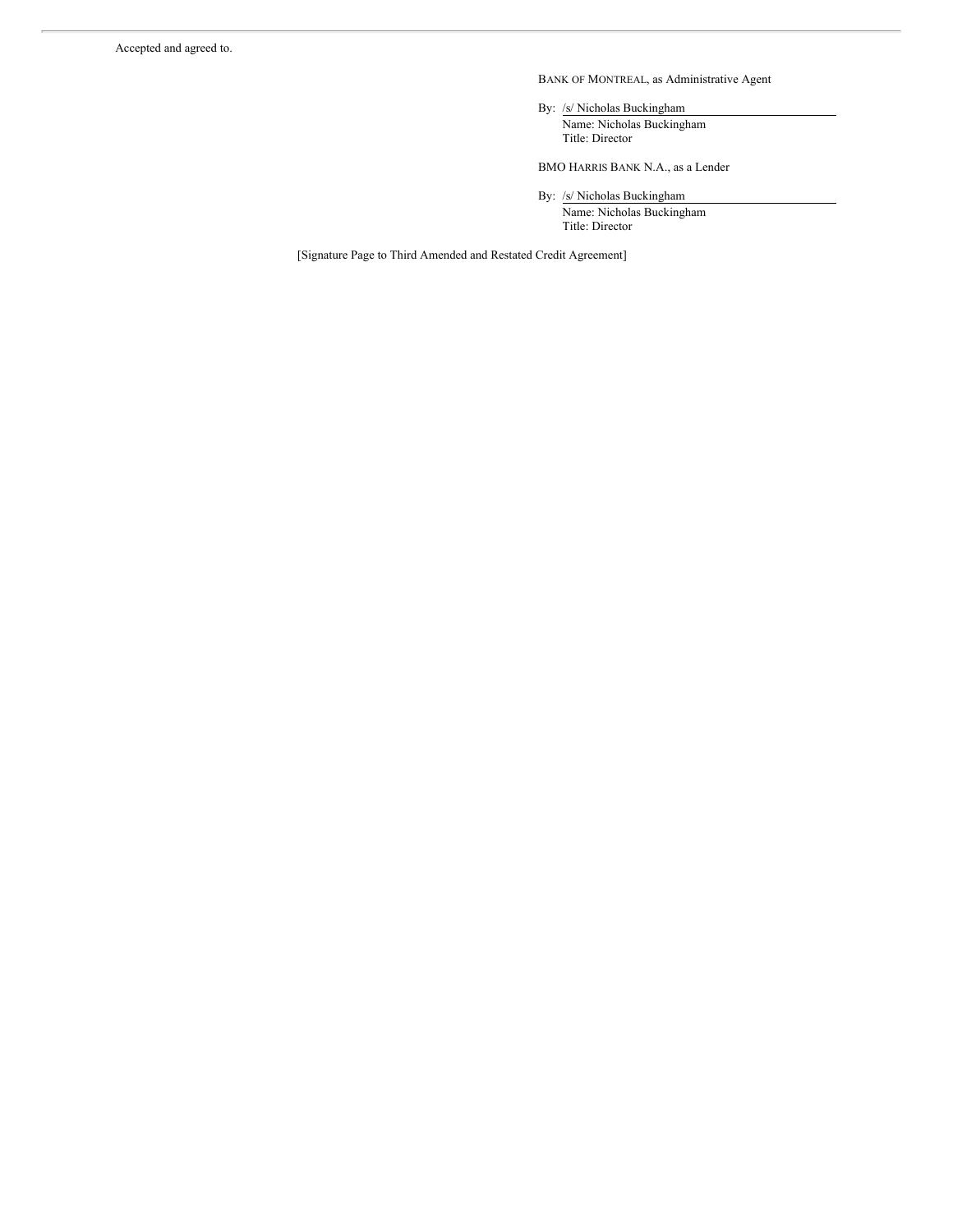Accepted and agreed to.

BANK OF MONTREAL, as Administrative Agent

By: /s/ Nicholas Buckingham
Name: Nicholas Buckingham
Title: Director

BMO HARRIS BANK N.A., as a Lender

By: /s/ Nicholas Buckingham
Name: Nicholas Buckingham
Title: Director

[Signature Page to Third Amended and Restated Credit Agreement]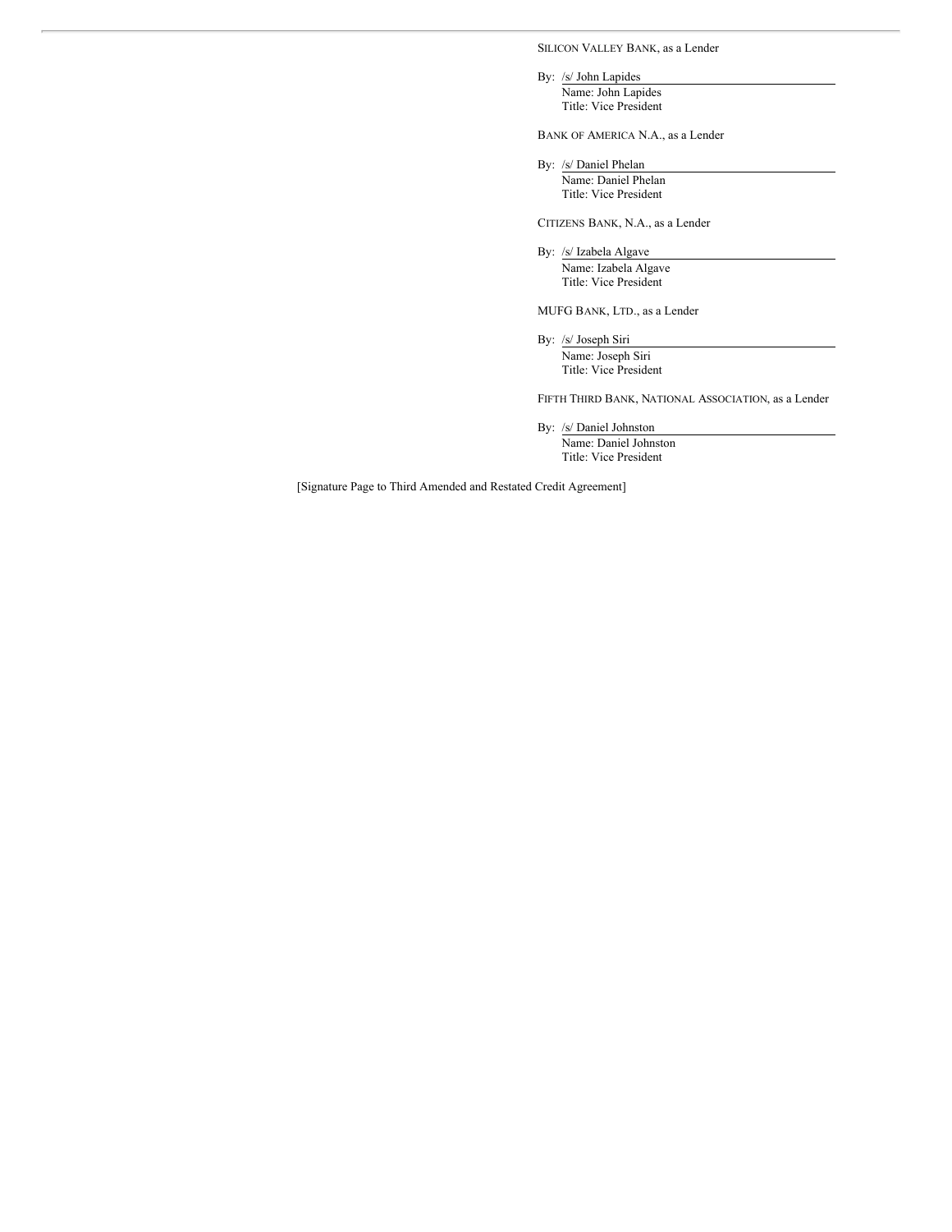SILICON VALLEY BANK, as a Lender

By: /s/ John Lapides  
Name: John Lapides  
Title: Vice President

BANK OF AMERICA N.A., as a Lender

By: /s/ Daniel Phelan  
Name: Daniel Phelan  
Title: Vice President

CITIZENS BANK, N.A., as a Lender

By: /s/ Izabela Algave  
Name: Izabela Algave  
Title: Vice President

MUFG BANK, LTD., as a Lender

By: /s/ Joseph Siri  
Name: Joseph Siri  
Title: Vice President

FIFTH THIRD BANK, NATIONAL ASSOCIATION, as a Lender

By: /s/ Daniel Johnston  
Name: Daniel Johnston  
Title: Vice President

[Signature Page to Third Amended and Restated Credit Agreement]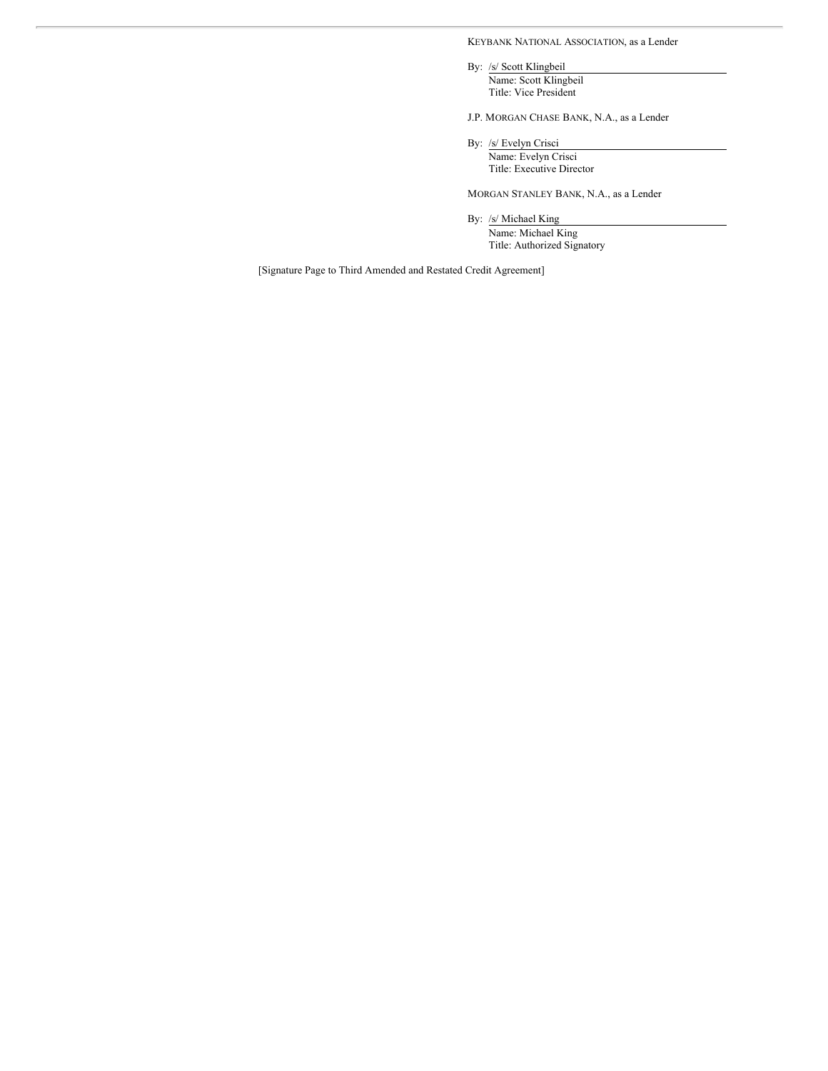KEYBANK NATIONAL ASSOCIATION, as a Lender

By: /s/ Scott Klingbeil
Name: Scott Klingbeil
Title: Vice President

J.P. MORGAN CHASE BANK, N.A., as a Lender

By: /s/ Evelyn Crisci
Name: Evelyn Crisci
Title: Executive Director

MORGAN STANLEY BANK, N.A., as a Lender

By: /s/ Michael King
Name: Michael King
Title: Authorized Signatory

[Signature Page to Third Amended and Restated Credit Agreement]